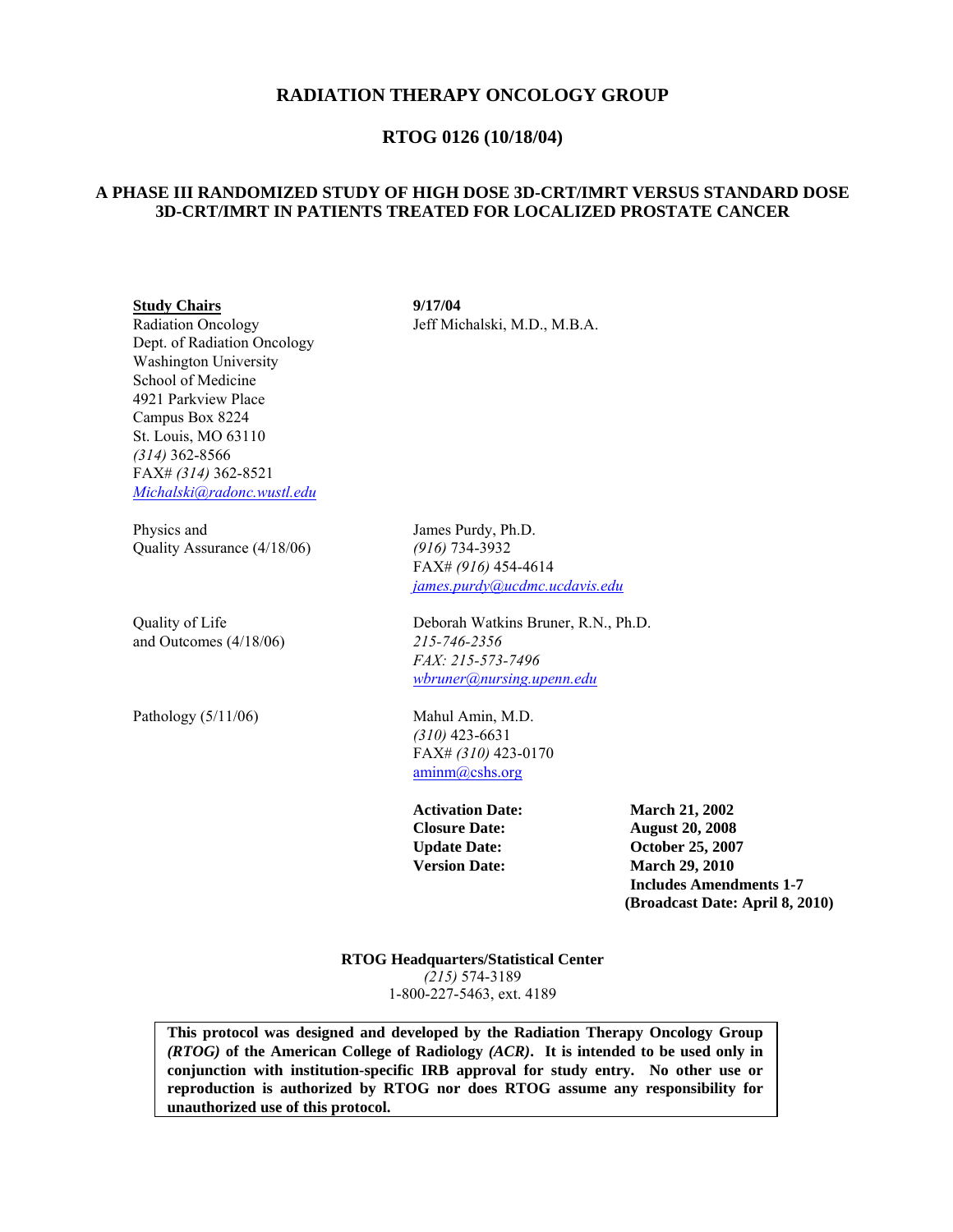# RADIATION THERAPY ONCOLOGY GROUP

## RTOG 0126 (10/18/04)

## A PHASE III RANDOMIZED STUDY OF HIGH DOSE 3D-CRT/IMRT VERSUS STANDARD DOSE 3D-CRT/IMRT IN PATIENTS TREATED FOR LOCALIZED PROSTATE CANCER

| | |
|---|---|
| **Study Chairs** | **9/17/04** |
| Radiation Oncology | Jeff Michalski, M.D., M.B.A. |
| Dept. of Radiation Oncology<br>Washington University<br>School of Medicine<br>4921 Parkview Place<br>Campus Box 8224<br>St. Louis, MO 63110<br>*(314)* 362-8566<br>FAX# *(314)* 362-8521<br>*Michalski@radonc.wustl.edu* | |
| Physics and Quality Assurance (4/18/06) | James Purdy, Ph.D.<br>*(916)* 734-3932<br>FAX# *(916)* 454-4614<br>*james.purdy@ucdmc.ucdavis.edu* |
| Quality of Life and Outcomes (4/18/06) | Deborah Watkins Bruner, R.N., Ph.D.<br>*215-746-2356*<br>*FAX: 215-573-7496*<br>*wbruner@nursing.upenn.edu* |
| Pathology (5/11/06) | Mahul Amin, M.D.<br>*(310)* 423-6631<br>FAX# *(310)* 423-0170<br>aminm@cshs.org |

| | |
|---|---|
| **Activation Date:** | **March 21, 2002** |
| **Closure Date:** | **August 20, 2008** |
| **Update Date:** | **October 25, 2007** |
| **Version Date:** | **March 29, 2010** |
| | **Includes Amendments 1-7** |
| | **(Broadcast Date: April 8, 2010)** |

**RTOG Headquarters/Statistical Center**
*(215)* 574-3189
1-800-227-5463, ext. 4189

**This protocol was designed and developed by the Radiation Therapy Oncology Group *(RTOG)* of the American College of Radiology *(ACR)*. It is intended to be used only in conjunction with institution-specific IRB approval for study entry. No other use or reproduction is authorized by RTOG nor does RTOG assume any responsibility for unauthorized use of this protocol.**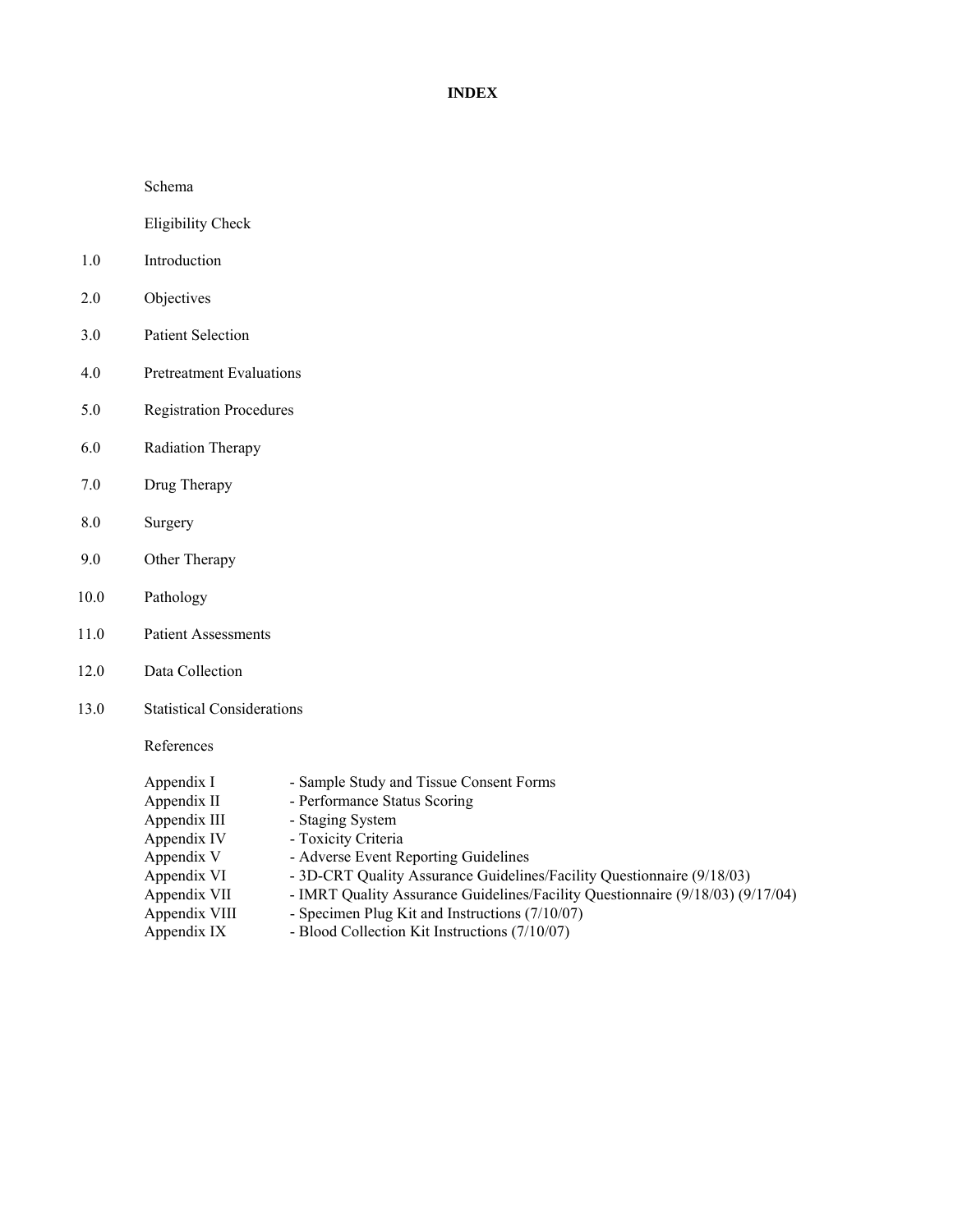# INDEX

Schema

Eligibility Check

1.0 Introduction

2.0 Objectives

3.0 Patient Selection

4.0 Pretreatment Evaluations

5.0 Registration Procedures

6.0 Radiation Therapy

7.0 Drug Therapy

8.0 Surgery

9.0 Other Therapy

10.0 Pathology

11.0 Patient Assessments

12.0 Data Collection

13.0 Statistical Considerations

References

Appendix I - Sample Study and Tissue Consent Forms
Appendix II - Performance Status Scoring
Appendix III - Staging System
Appendix IV - Toxicity Criteria
Appendix V - Adverse Event Reporting Guidelines
Appendix VI - 3D-CRT Quality Assurance Guidelines/Facility Questionnaire (9/18/03)
Appendix VII - IMRT Quality Assurance Guidelines/Facility Questionnaire (9/18/03) (9/17/04)
Appendix VIII - Specimen Plug Kit and Instructions (7/10/07)
Appendix IX - Blood Collection Kit Instructions (7/10/07)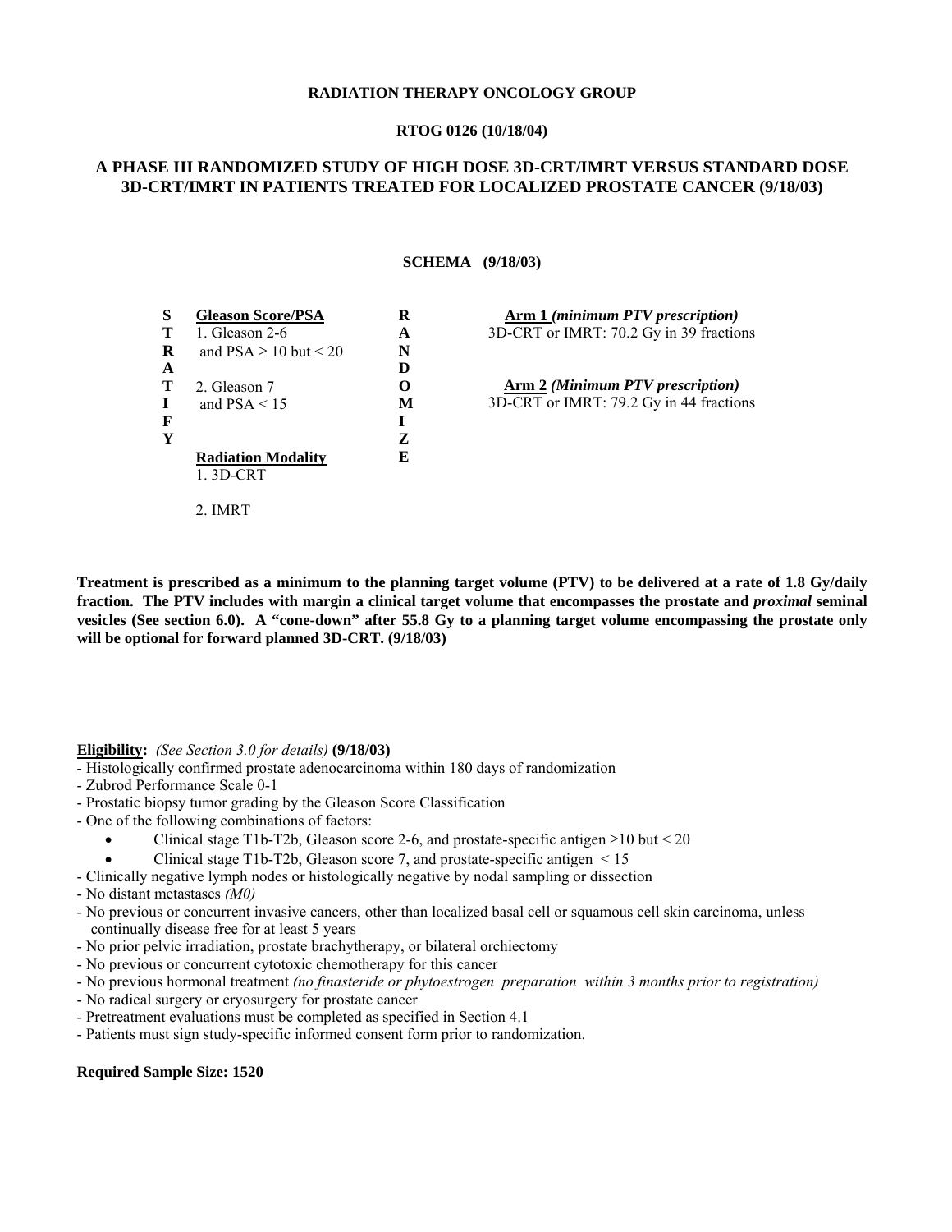**RADIATION THERAPY ONCOLOGY GROUP**

**RTOG 0126 (10/18/04)**

# A PHASE III RANDOMIZED STUDY OF HIGH DOSE 3D-CRT/IMRT VERSUS STANDARD DOSE 3D-CRT/IMRT IN PATIENTS TREATED FOR LOCALIZED PROSTATE CANCER (9/18/03)

## SCHEMA (9/18/03)

| STRATIFY | | RANDOMIZE | |
|---|---|---|---|
| | **Gleason Score/PSA** | | **Arm 1** *(minimum PTV prescription)* |
| | 1. Gleason 2-6 and PSA ≥ 10 but < 20 | | 3D-CRT or IMRT: 70.2 Gy in 39 fractions |
| | 2. Gleason 7 and PSA < 15 | | **Arm 2** *(Minimum PTV prescription)* |
| | | | 3D-CRT or IMRT: 79.2 Gy in 44 fractions |
| | **Radiation Modality** | | |
| | 1. 3D-CRT | | |
| | 2. IMRT | | |

**Treatment is prescribed as a minimum to the planning target volume (PTV) to be delivered at a rate of 1.8 Gy/daily fraction. The PTV includes with margin a clinical target volume that encompasses the prostate and *proximal* seminal vesicles (See section 6.0). A "cone-down" after 55.8 Gy to a planning target volume encompassing the prostate only will be optional for forward planned 3D-CRT. (9/18/03)**

**Eligibility:** *(See Section 3.0 for details)* **(9/18/03)**

- Histologically confirmed prostate adenocarcinoma within 180 days of randomization
- Zubrod Performance Scale 0-1
- Prostatic biopsy tumor grading by the Gleason Score Classification
- One of the following combinations of factors:
  - Clinical stage T1b-T2b, Gleason score 2-6, and prostate-specific antigen ≥10 but < 20
  - Clinical stage T1b-T2b, Gleason score 7, and prostate-specific antigen < 15
- Clinically negative lymph nodes or histologically negative by nodal sampling or dissection
- No distant metastases *(M0)*
- No previous or concurrent invasive cancers, other than localized basal cell or squamous cell skin carcinoma, unless continually disease free for at least 5 years
- No prior pelvic irradiation, prostate brachytherapy, or bilateral orchiectomy
- No previous or concurrent cytotoxic chemotherapy for this cancer
- No previous hormonal treatment *(no finasteride or phytoestrogen preparation within 3 months prior to registration)*
- No radical surgery or cryosurgery for prostate cancer
- Pretreatment evaluations must be completed as specified in Section 4.1
- Patients must sign study-specific informed consent form prior to randomization.

**Required Sample Size: 1520**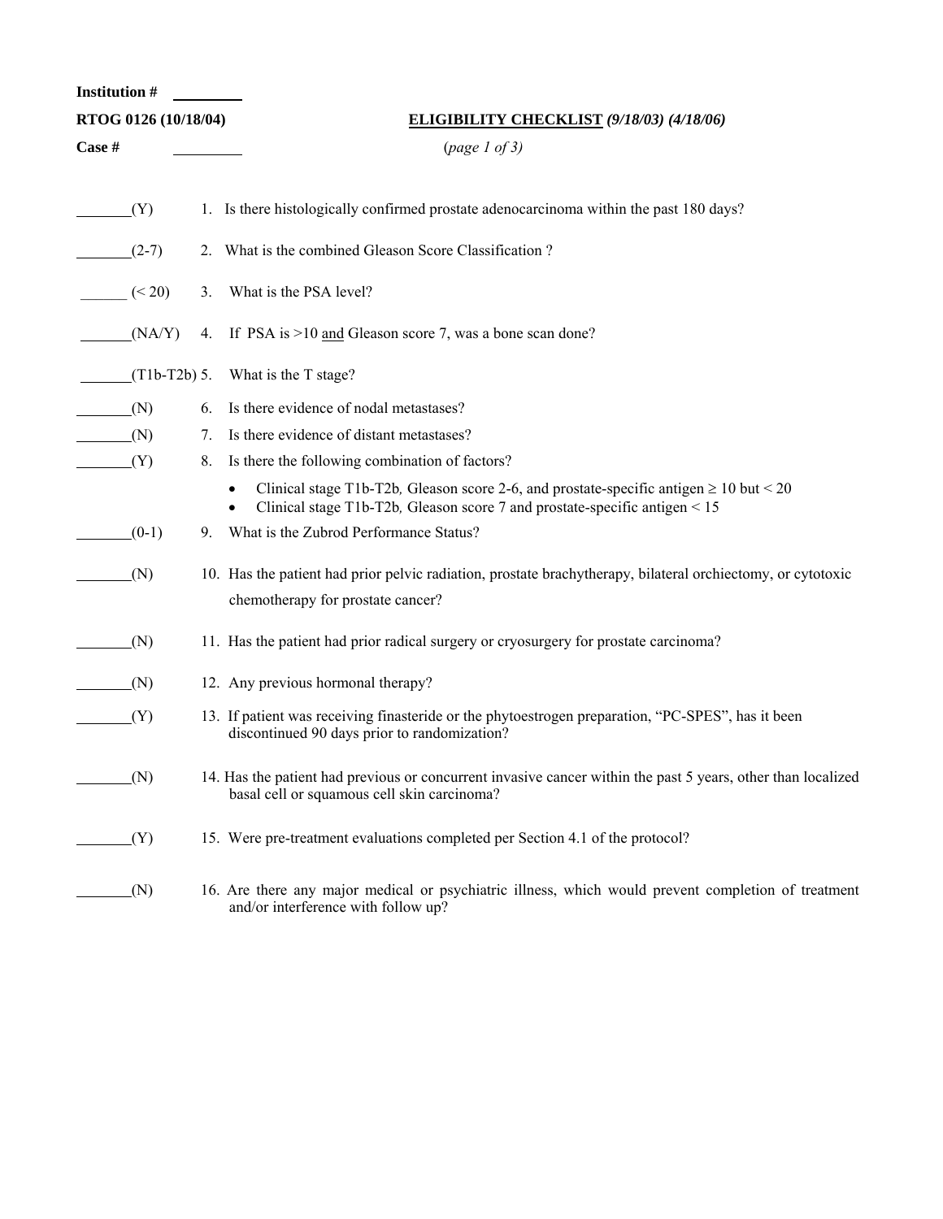**Institution #** \_\_\_\_\_\_\_\_\_

**RTOG 0126 (10/18/04)** **<u>ELIGIBILITY CHECKLIST</u>** ***(9/18/03) (4/18/06)***

**Case #** \_\_\_\_\_\_\_\_\_ (*page 1 of 3*)

\_\_\_\_\_\_\_(Y) 1. Is there histologically confirmed prostate adenocarcinoma within the past 180 days?

\_\_\_\_\_\_\_(2-7) 2. What is the combined Gleason Score Classification ?

\_\_\_\_\_\_ (< 20) 3. What is the PSA level?

\_\_\_\_\_\_\_(NA/Y) 4. If PSA is >10 <u>and</u> Gleason score 7, was a bone scan done?

\_\_\_\_\_\_\_(T1b-T2b) 5. What is the T stage?

\_\_\_\_\_\_\_(N) 6. Is there evidence of nodal metastases?

\_\_\_\_\_\_\_(N) 7. Is there evidence of distant metastases?

\_\_\_\_\_\_\_(Y) 8. Is there the following combination of factors?

- Clinical stage T1b-T2b*,* Gleason score 2-6, and prostate-specific antigen $\geq$ 10 but < 20
- Clinical stage T1b-T2b*,* Gleason score 7 and prostate-specific antigen < 15

\_\_\_\_\_\_\_(0-1) 9. What is the Zubrod Performance Status?

\_\_\_\_\_\_\_(N) 10. Has the patient had prior pelvic radiation, prostate brachytherapy, bilateral orchiectomy, or cytotoxic chemotherapy for prostate cancer?

\_\_\_\_\_\_\_(N) 11. Has the patient had prior radical surgery or cryosurgery for prostate carcinoma?

\_\_\_\_\_\_\_(N) 12. Any previous hormonal therapy?

\_\_\_\_\_\_\_(Y) 13. If patient was receiving finasteride or the phytoestrogen preparation, “PC-SPES”, has it been discontinued 90 days prior to randomization?

\_\_\_\_\_\_\_(N) 14. Has the patient had previous or concurrent invasive cancer within the past 5 years, other than localized basal cell or squamous cell skin carcinoma?

\_\_\_\_\_\_\_(Y) 15. Were pre-treatment evaluations completed per Section 4.1 of the protocol?

\_\_\_\_\_\_\_(N) 16. Are there any major medical or psychiatric illness, which would prevent completion of treatment and/or interference with follow up?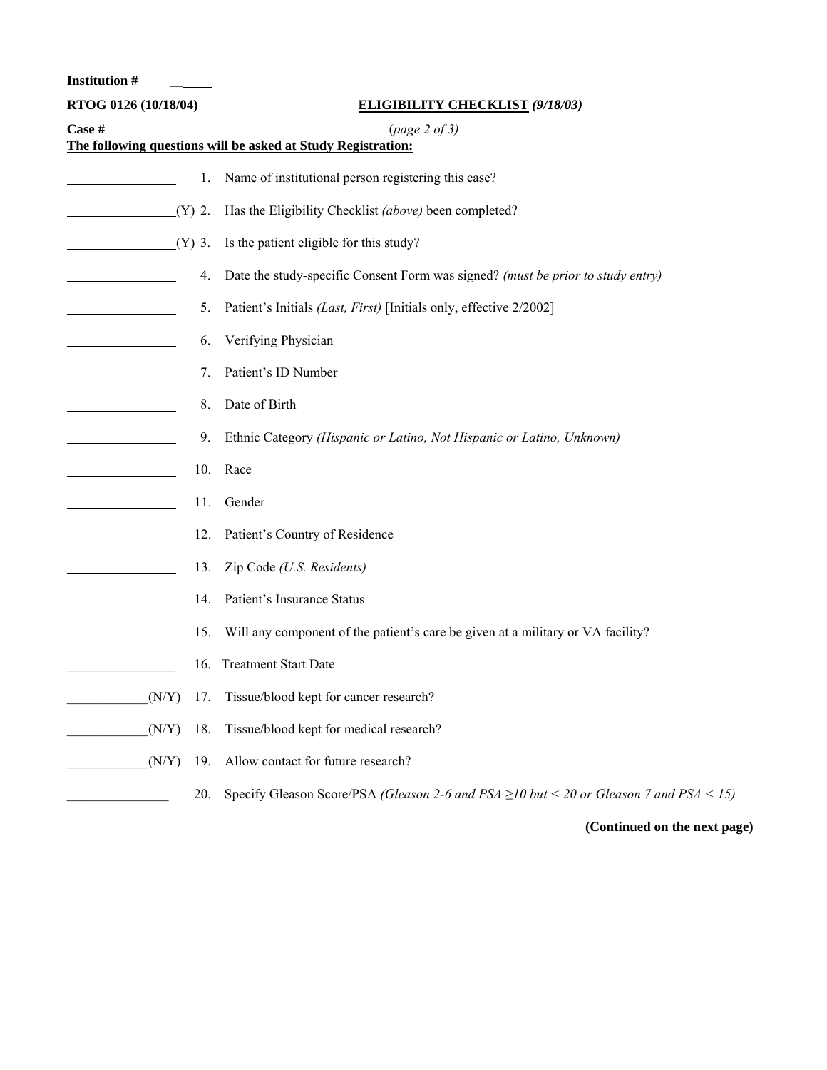**Institution #** ______

**RTOG 0126 (10/18/04)** **ELIGIBILITY CHECKLIST** ***(9/18/03)***

**Case #** ________ (*page 2 of 3*)

**The following questions will be asked at Study Registration:**

________________ 1. Name of institutional person registering this case?

________________(Y) 2. Has the Eligibility Checklist *(above)* been completed?

________________(Y) 3. Is the patient eligible for this study?

________________ 4. Date the study-specific Consent Form was signed? *(must be prior to study entry)*

________________ 5. Patient's Initials *(Last, First)* [Initials only, effective 2/2002]

________________ 6. Verifying Physician

________________ 7. Patient's ID Number

________________ 8. Date of Birth

________________ 9. Ethnic Category *(Hispanic or Latino, Not Hispanic or Latino, Unknown)*

________________ 10. Race

________________ 11. Gender

________________ 12. Patient's Country of Residence

________________ 13. Zip Code *(U.S. Residents)*

________________ 14. Patient's Insurance Status

________________ 15. Will any component of the patient's care be given at a military or VA facility?

________________ 16. Treatment Start Date

____________(N/Y) 17. Tissue/blood kept for cancer research?

____________(N/Y) 18. Tissue/blood kept for medical research?

____________(N/Y) 19. Allow contact for future research?

_______________ 20. Specify Gleason Score/PSA *(Gleason 2-6 and PSA ≥10 but < 20 or Gleason 7 and PSA < 15)*

**(Continued on the next page)**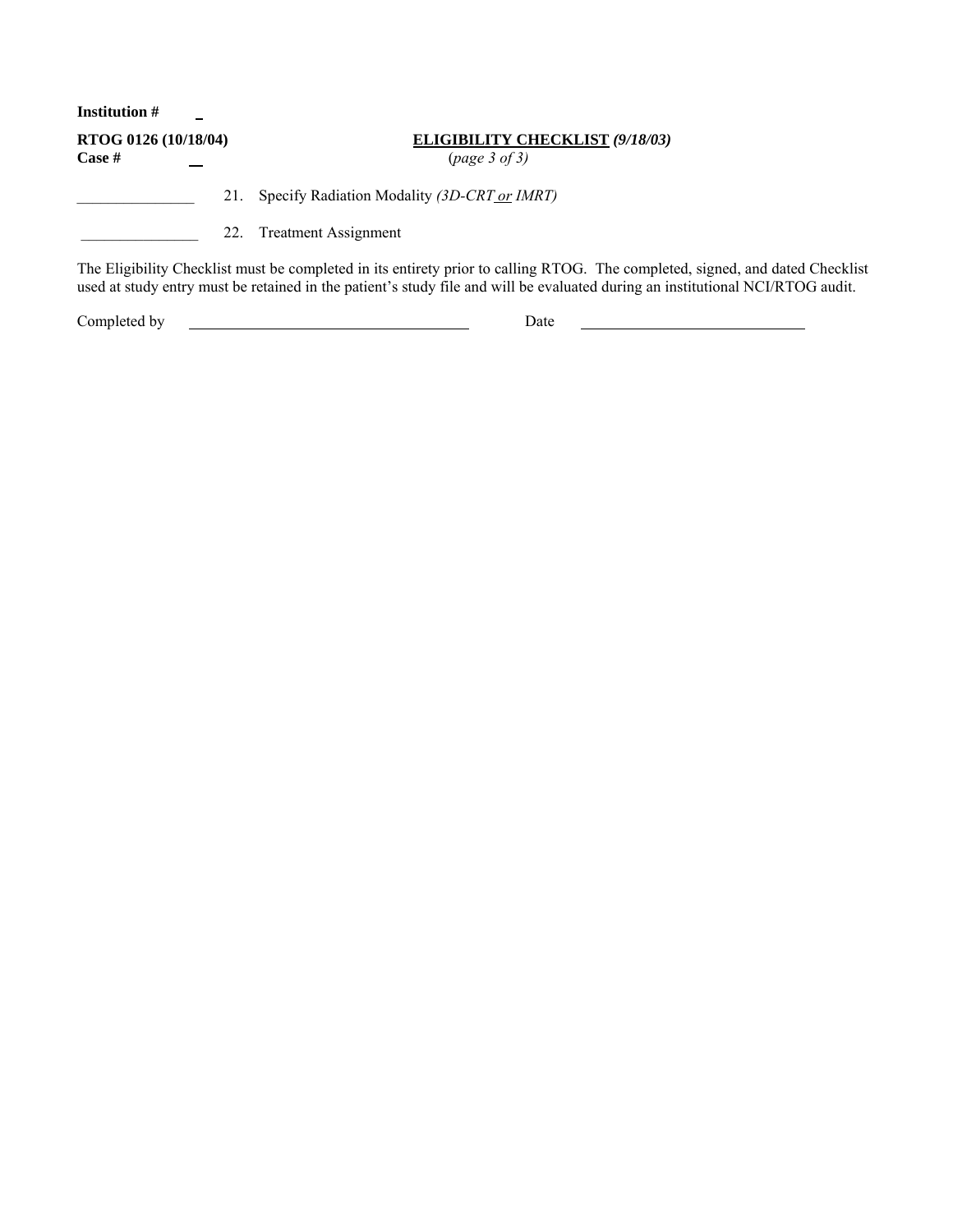**Institution #** _

**RTOG 0126 (10/18/04)** **<u>ELIGIBILITY CHECKLIST</u>** ***(9/18/03)***

**Case #** __ (*page 3 of 3*)

_______________ 21. Specify Radiation Modality *(3D-CRT <u>or</u> IMRT)*

_______________ 22. Treatment Assignment

The Eligibility Checklist must be completed in its entirety prior to calling RTOG. The completed, signed, and dated Checklist used at study entry must be retained in the patient's study file and will be evaluated during an institutional NCI/RTOG audit.

Completed by ____________________________ Date ________________________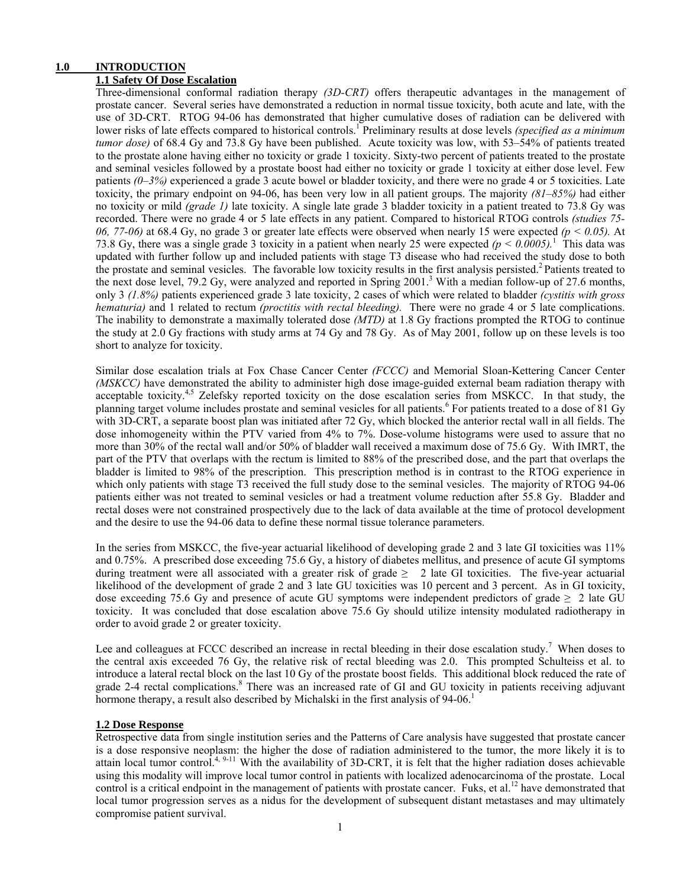## 1.0 INTRODUCTION

### 1.1 Safety Of Dose Escalation

Three-dimensional conformal radiation therapy *(3D-CRT)* offers therapeutic advantages in the management of prostate cancer. Several series have demonstrated a reduction in normal tissue toxicity, both acute and late, with the use of 3D-CRT. RTOG 94-06 has demonstrated that higher cumulative doses of radiation can be delivered with lower risks of late effects compared to historical controls.[1] Preliminary results at dose levels *(specified as a minimum tumor dose)* of 68.4 Gy and 73.8 Gy have been published. Acute toxicity was low, with 53–54% of patients treated to the prostate alone having either no toxicity or grade 1 toxicity. Sixty-two percent of patients treated to the prostate and seminal vesicles followed by a prostate boost had either no toxicity or grade 1 toxicity at either dose level. Few patients *(0–3%)* experienced a grade 3 acute bowel or bladder toxicity, and there were no grade 4 or 5 toxicities. Late toxicity, the primary endpoint on 94-06, has been very low in all patient groups. The majority *(81–85%)* had either no toxicity or mild *(grade 1)* late toxicity. A single late grade 3 bladder toxicity in a patient treated to 73.8 Gy was recorded. There were no grade 4 or 5 late effects in any patient. Compared to historical RTOG controls *(studies 75-06, 77-06)* at 68.4 Gy, no grade 3 or greater late effects were observed when nearly 15 were expected *($p < 0.05$).* At 73.8 Gy, there was a single grade 3 toxicity in a patient when nearly 25 were expected *($p < 0.0005$).*[1] This data was updated with further follow up and included patients with stage T3 disease who had received the study dose to both the prostate and seminal vesicles. The favorable low toxicity results in the first analysis persisted.[2] Patients treated to the next dose level, 79.2 Gy, were analyzed and reported in Spring 2001.[3] With a median follow-up of 27.6 months, only 3 *(1.8%)* patients experienced grade 3 late toxicity, 2 cases of which were related to bladder *(cystitis with gross hematuria)* and 1 related to rectum *(proctitis with rectal bleeding).* There were no grade 4 or 5 late complications. The inability to demonstrate a maximally tolerated dose *(MTD)* at 1.8 Gy fractions prompted the RTOG to continue the study at 2.0 Gy fractions with study arms at 74 Gy and 78 Gy. As of May 2001, follow up on these levels is too short to analyze for toxicity.

Similar dose escalation trials at Fox Chase Cancer Center *(FCCC)* and Memorial Sloan-Kettering Cancer Center *(MSKCC)* have demonstrated the ability to administer high dose image-guided external beam radiation therapy with acceptable toxicity.[4,5] Zelefsky reported toxicity on the dose escalation series from MSKCC. In that study, the planning target volume includes prostate and seminal vesicles for all patients.[6] For patients treated to a dose of 81 Gy with 3D-CRT, a separate boost plan was initiated after 72 Gy, which blocked the anterior rectal wall in all fields. The dose inhomogeneity within the PTV varied from 4% to 7%. Dose-volume histograms were used to assure that no more than 30% of the rectal wall and/or 50% of bladder wall received a maximum dose of 75.6 Gy. With IMRT, the part of the PTV that overlaps with the rectum is limited to 88% of the prescribed dose, and the part that overlaps the bladder is limited to 98% of the prescription. This prescription method is in contrast to the RTOG experience in which only patients with stage T3 received the full study dose to the seminal vesicles. The majority of RTOG 94-06 patients either was not treated to seminal vesicles or had a treatment volume reduction after 55.8 Gy. Bladder and rectal doses were not constrained prospectively due to the lack of data available at the time of protocol development and the desire to use the 94-06 data to define these normal tissue tolerance parameters.

In the series from MSKCC, the five-year actuarial likelihood of developing grade 2 and 3 late GI toxicities was 11% and 0.75%. A prescribed dose exceeding 75.6 Gy, a history of diabetes mellitus, and presence of acute GI symptoms during treatment were all associated with a greater risk of grade $\geq$ 2 late GI toxicities. The five-year actuarial likelihood of the development of grade 2 and 3 late GU toxicities was 10 percent and 3 percent. As in GI toxicity, dose exceeding 75.6 Gy and presence of acute GU symptoms were independent predictors of grade $\geq$ 2 late GU toxicity. It was concluded that dose escalation above 75.6 Gy should utilize intensity modulated radiotherapy in order to avoid grade 2 or greater toxicity.

Lee and colleagues at FCCC described an increase in rectal bleeding in their dose escalation study.[7] When doses to the central axis exceeded 76 Gy, the relative risk of rectal bleeding was 2.0. This prompted Schulteiss et al. to introduce a lateral rectal block on the last 10 Gy of the prostate boost fields. This additional block reduced the rate of grade 2-4 rectal complications.[8] There was an increased rate of GI and GU toxicity in patients receiving adjuvant hormone therapy, a result also described by Michalski in the first analysis of 94-06.[1]

### 1.2 Dose Response

Retrospective data from single institution series and the Patterns of Care analysis have suggested that prostate cancer is a dose responsive neoplasm: the higher the dose of radiation administered to the tumor, the more likely it is to attain local tumor control.[4, 9-11] With the availability of 3D-CRT, it is felt that the higher radiation doses achievable using this modality will improve local tumor control in patients with localized adenocarcinoma of the prostate. Local control is a critical endpoint in the management of patients with prostate cancer. Fuks, et al.[12] have demonstrated that local tumor progression serves as a nidus for the development of subsequent distant metastases and may ultimately compromise patient survival.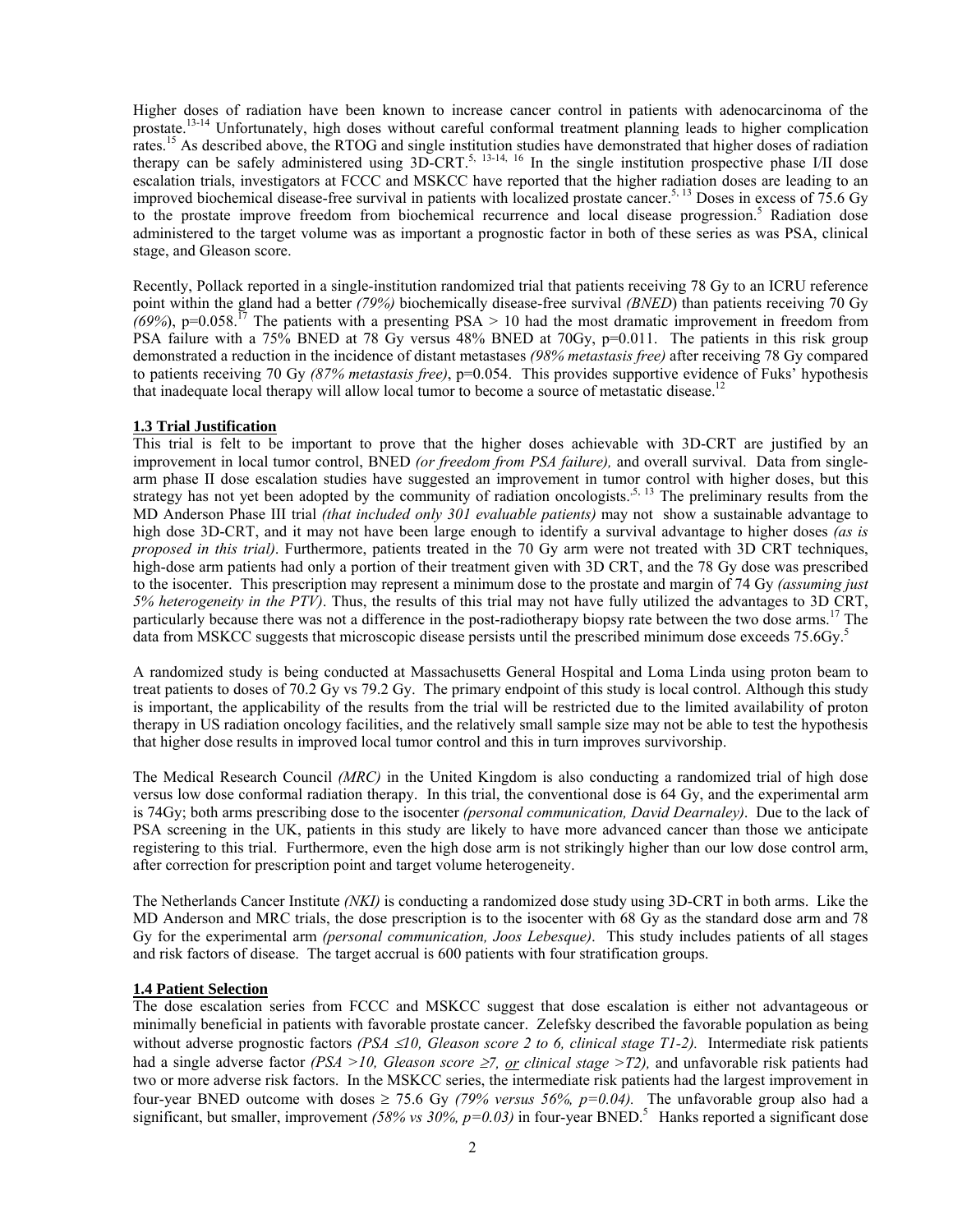Higher doses of radiation have been known to increase cancer control in patients with adenocarcinoma of the prostate.[13-14] Unfortunately, high doses without careful conformal treatment planning leads to higher complication rates.[15] As described above, the RTOG and single institution studies have demonstrated that higher doses of radiation therapy can be safely administered using 3D-CRT.[5, 13-14, 16] In the single institution prospective phase I/II dose escalation trials, investigators at FCCC and MSKCC have reported that the higher radiation doses are leading to an improved biochemical disease-free survival in patients with localized prostate cancer.[5, 13] Doses in excess of 75.6 Gy to the prostate improve freedom from biochemical recurrence and local disease progression.[5] Radiation dose administered to the target volume was as important a prognostic factor in both of these series as was PSA, clinical stage, and Gleason score.

Recently, Pollack reported in a single-institution randomized trial that patients receiving 78 Gy to an ICRU reference point within the gland had a better *(79%)* biochemically disease-free survival *(BNED*) than patients receiving 70 Gy *(69%*), p=0.058.[17] The patients with a presenting PSA > 10 had the most dramatic improvement in freedom from PSA failure with a 75% BNED at 78 Gy versus 48% BNED at 70Gy, p=0.011. The patients in this risk group demonstrated a reduction in the incidence of distant metastases *(98% metastasis free)* after receiving 78 Gy compared to patients receiving 70 Gy *(87% metastasis free)*, p=0.054. This provides supportive evidence of Fuks' hypothesis that inadequate local therapy will allow local tumor to become a source of metastatic disease.[12]

### 1.3 Trial Justification

This trial is felt to be important to prove that the higher doses achievable with 3D-CRT are justified by an improvement in local tumor control, BNED *(or freedom from PSA failure),* and overall survival. Data from single-arm phase II dose escalation studies have suggested an improvement in tumor control with higher doses, but this strategy has not yet been adopted by the community of radiation oncologists.[5, 13] The preliminary results from the MD Anderson Phase III trial *(that included only 301 evaluable patients)* may not show a sustainable advantage to high dose 3D-CRT, and it may not have been large enough to identify a survival advantage to higher doses *(as is proposed in this trial)*. Furthermore, patients treated in the 70 Gy arm were not treated with 3D CRT techniques, high-dose arm patients had only a portion of their treatment given with 3D CRT, and the 78 Gy dose was prescribed to the isocenter. This prescription may represent a minimum dose to the prostate and margin of 74 Gy *(assuming just 5% heterogeneity in the PTV)*. Thus, the results of this trial may not have fully utilized the advantages to 3D CRT, particularly because there was not a difference in the post-radiotherapy biopsy rate between the two dose arms.[17] The data from MSKCC suggests that microscopic disease persists until the prescribed minimum dose exceeds 75.6Gy.[5]

A randomized study is being conducted at Massachusetts General Hospital and Loma Linda using proton beam to treat patients to doses of 70.2 Gy vs 79.2 Gy. The primary endpoint of this study is local control. Although this study is important, the applicability of the results from the trial will be restricted due to the limited availability of proton therapy in US radiation oncology facilities, and the relatively small sample size may not be able to test the hypothesis that higher dose results in improved local tumor control and this in turn improves survivorship.

The Medical Research Council *(MRC)* in the United Kingdom is also conducting a randomized trial of high dose versus low dose conformal radiation therapy. In this trial, the conventional dose is 64 Gy, and the experimental arm is 74Gy; both arms prescribing dose to the isocenter *(personal communication, David Dearnaley)*. Due to the lack of PSA screening in the UK, patients in this study are likely to have more advanced cancer than those we anticipate registering to this trial. Furthermore, even the high dose arm is not strikingly higher than our low dose control arm, after correction for prescription point and target volume heterogeneity.

The Netherlands Cancer Institute *(NKI)* is conducting a randomized dose study using 3D-CRT in both arms. Like the MD Anderson and MRC trials, the dose prescription is to the isocenter with 68 Gy as the standard dose arm and 78 Gy for the experimental arm *(personal communication, Joos Lebesque)*. This study includes patients of all stages and risk factors of disease. The target accrual is 600 patients with four stratification groups.

### 1.4 Patient Selection

The dose escalation series from FCCC and MSKCC suggest that dose escalation is either not advantageous or minimally beneficial in patients with favorable prostate cancer. Zelefsky described the favorable population as being without adverse prognostic factors *(PSA ≤10, Gleason score 2 to 6, clinical stage T1-2).* Intermediate risk patients had a single adverse factor *(PSA >10, Gleason score ≥7, or clinical stage >T2),* and unfavorable risk patients had two or more adverse risk factors. In the MSKCC series, the intermediate risk patients had the largest improvement in four-year BNED outcome with doses ≥ 75.6 Gy *(79% versus 56%, p=0.04).* The unfavorable group also had a significant, but smaller, improvement *(58% vs 30%, p=0.03)* in four-year BNED.[5] Hanks reported a significant dose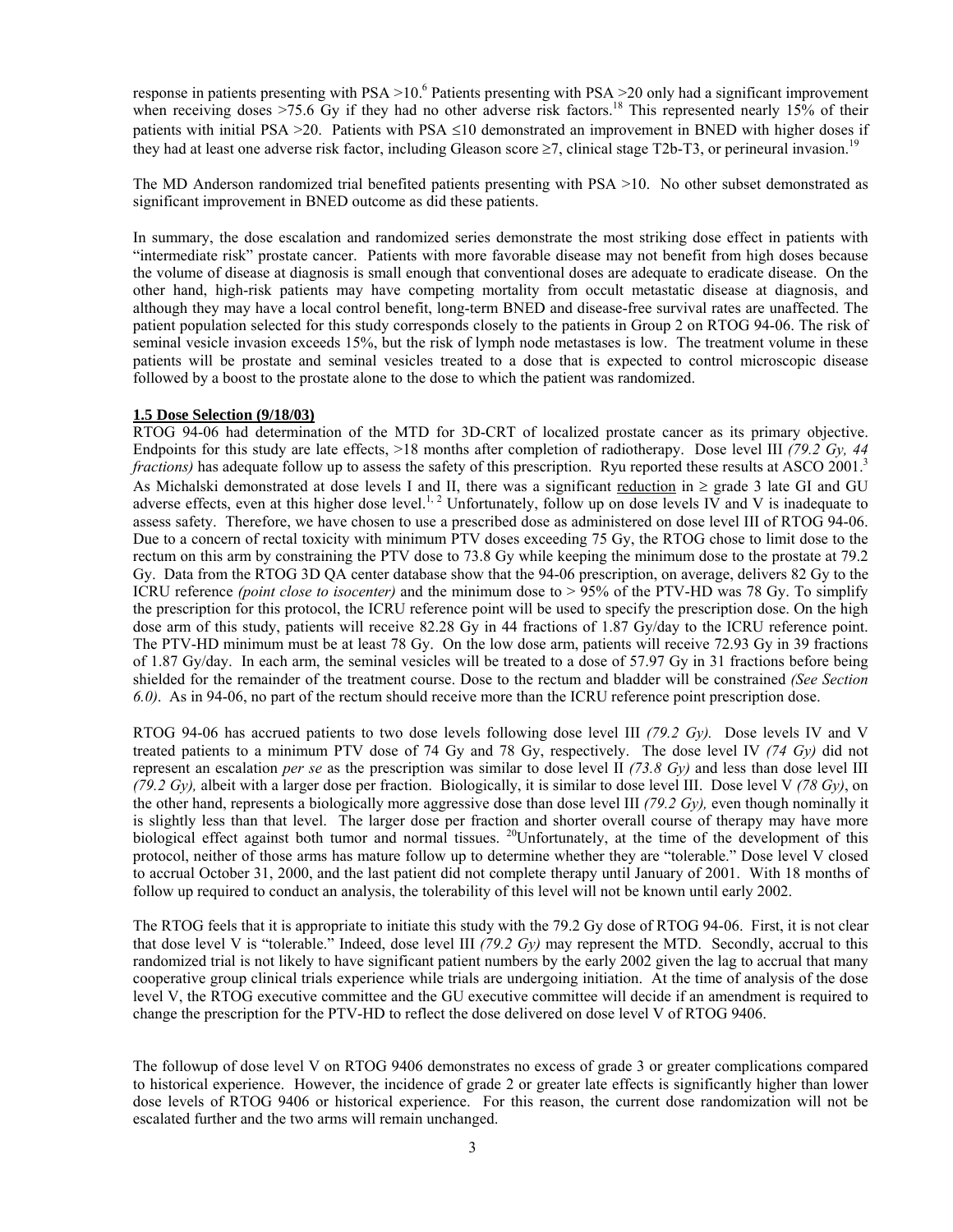response in patients presenting with PSA >10.[6] Patients presenting with PSA >20 only had a significant improvement when receiving doses >75.6 Gy if they had no other adverse risk factors.[18] This represented nearly 15% of their patients with initial PSA >20. Patients with PSA ≤10 demonstrated an improvement in BNED with higher doses if they had at least one adverse risk factor, including Gleason score ≥7, clinical stage T2b-T3, or perineural invasion.[19]

The MD Anderson randomized trial benefited patients presenting with PSA >10. No other subset demonstrated as significant improvement in BNED outcome as did these patients.

In summary, the dose escalation and randomized series demonstrate the most striking dose effect in patients with "intermediate risk" prostate cancer. Patients with more favorable disease may not benefit from high doses because the volume of disease at diagnosis is small enough that conventional doses are adequate to eradicate disease. On the other hand, high-risk patients may have competing mortality from occult metastatic disease at diagnosis, and although they may have a local control benefit, long-term BNED and disease-free survival rates are unaffected. The patient population selected for this study corresponds closely to the patients in Group 2 on RTOG 94-06. The risk of seminal vesicle invasion exceeds 15%, but the risk of lymph node metastases is low. The treatment volume in these patients will be prostate and seminal vesicles treated to a dose that is expected to control microscopic disease followed by a boost to the prostate alone to the dose to which the patient was randomized.

**1.5 Dose Selection (9/18/03)**

RTOG 94-06 had determination of the MTD for 3D-CRT of localized prostate cancer as its primary objective. Endpoints for this study are late effects, >18 months after completion of radiotherapy. Dose level III *(79.2 Gy, 44 fractions)* has adequate follow up to assess the safety of this prescription. Ryu reported these results at ASCO 2001.[3] As Michalski demonstrated at dose levels I and II, there was a significant reduction in ≥ grade 3 late GI and GU adverse effects, even at this higher dose level.[1, 2] Unfortunately, follow up on dose levels IV and V is inadequate to assess safety. Therefore, we have chosen to use a prescribed dose as administered on dose level III of RTOG 94-06. Due to a concern of rectal toxicity with minimum PTV doses exceeding 75 Gy, the RTOG chose to limit dose to the rectum on this arm by constraining the PTV dose to 73.8 Gy while keeping the minimum dose to the prostate at 79.2 Gy. Data from the RTOG 3D QA center database show that the 94-06 prescription, on average, delivers 82 Gy to the ICRU reference *(point close to isocenter)* and the minimum dose to > 95% of the PTV-HD was 78 Gy. To simplify the prescription for this protocol, the ICRU reference point will be used to specify the prescription dose. On the high dose arm of this study, patients will receive 82.28 Gy in 44 fractions of 1.87 Gy/day to the ICRU reference point. The PTV-HD minimum must be at least 78 Gy. On the low dose arm, patients will receive 72.93 Gy in 39 fractions of 1.87 Gy/day. In each arm, the seminal vesicles will be treated to a dose of 57.97 Gy in 31 fractions before being shielded for the remainder of the treatment course. Dose to the rectum and bladder will be constrained *(See Section 6.0)*. As in 94-06, no part of the rectum should receive more than the ICRU reference point prescription dose.

RTOG 94-06 has accrued patients to two dose levels following dose level III *(79.2 Gy).* Dose levels IV and V treated patients to a minimum PTV dose of 74 Gy and 78 Gy, respectively. The dose level IV *(74 Gy)* did not represent an escalation *per se* as the prescription was similar to dose level II *(73.8 Gy)* and less than dose level III *(79.2 Gy),* albeit with a larger dose per fraction. Biologically, it is similar to dose level III. Dose level V *(78 Gy)*, on the other hand, represents a biologically more aggressive dose than dose level III *(79.2 Gy),* even though nominally it is slightly less than that level. The larger dose per fraction and shorter overall course of therapy may have more biological effect against both tumor and normal tissues. [20]Unfortunately, at the time of the development of this protocol, neither of those arms has mature follow up to determine whether they are "tolerable." Dose level V closed to accrual October 31, 2000, and the last patient did not complete therapy until January of 2001. With 18 months of follow up required to conduct an analysis, the tolerability of this level will not be known until early 2002.

The RTOG feels that it is appropriate to initiate this study with the 79.2 Gy dose of RTOG 94-06. First, it is not clear that dose level V is "tolerable." Indeed, dose level III *(79.2 Gy)* may represent the MTD. Secondly, accrual to this randomized trial is not likely to have significant patient numbers by the early 2002 given the lag to accrual that many cooperative group clinical trials experience while trials are undergoing initiation. At the time of analysis of the dose level V, the RTOG executive committee and the GU executive committee will decide if an amendment is required to change the prescription for the PTV-HD to reflect the dose delivered on dose level V of RTOG 9406.

The followup of dose level V on RTOG 9406 demonstrates no excess of grade 3 or greater complications compared to historical experience. However, the incidence of grade 2 or greater late effects is significantly higher than lower dose levels of RTOG 9406 or historical experience. For this reason, the current dose randomization will not be escalated further and the two arms will remain unchanged.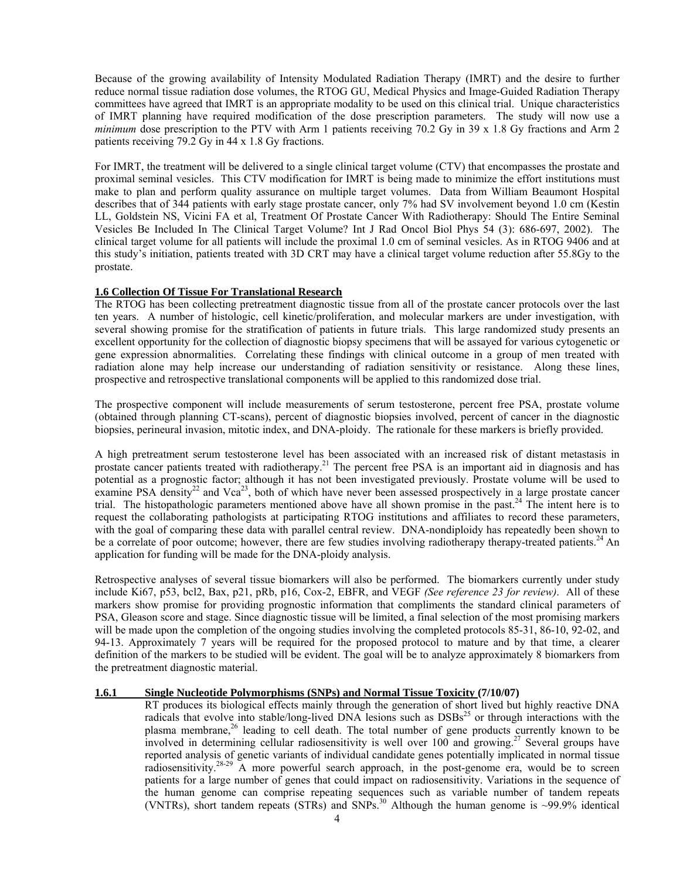Because of the growing availability of Intensity Modulated Radiation Therapy (IMRT) and the desire to further reduce normal tissue radiation dose volumes, the RTOG GU, Medical Physics and Image-Guided Radiation Therapy committees have agreed that IMRT is an appropriate modality to be used on this clinical trial. Unique characteristics of IMRT planning have required modification of the dose prescription parameters. The study will now use a *minimum* dose prescription to the PTV with Arm 1 patients receiving 70.2 Gy in 39 x 1.8 Gy fractions and Arm 2 patients receiving 79.2 Gy in 44 x 1.8 Gy fractions.

For IMRT, the treatment will be delivered to a single clinical target volume (CTV) that encompasses the prostate and proximal seminal vesicles. This CTV modification for IMRT is being made to minimize the effort institutions must make to plan and perform quality assurance on multiple target volumes. Data from William Beaumont Hospital describes that of 344 patients with early stage prostate cancer, only 7% had SV involvement beyond 1.0 cm (Kestin LL, Goldstein NS, Vicini FA et al, Treatment Of Prostate Cancer With Radiotherapy: Should The Entire Seminal Vesicles Be Included In The Clinical Target Volume? Int J Rad Oncol Biol Phys 54 (3): 686-697, 2002). The clinical target volume for all patients will include the proximal 1.0 cm of seminal vesicles. As in RTOG 9406 and at this study's initiation, patients treated with 3D CRT may have a clinical target volume reduction after 55.8Gy to the prostate.

## 1.6 Collection Of Tissue For Translational Research

The RTOG has been collecting pretreatment diagnostic tissue from all of the prostate cancer protocols over the last ten years. A number of histologic, cell kinetic/proliferation, and molecular markers are under investigation, with several showing promise for the stratification of patients in future trials. This large randomized study presents an excellent opportunity for the collection of diagnostic biopsy specimens that will be assayed for various cytogenetic or gene expression abnormalities. Correlating these findings with clinical outcome in a group of men treated with radiation alone may help increase our understanding of radiation sensitivity or resistance. Along these lines, prospective and retrospective translational components will be applied to this randomized dose trial.

The prospective component will include measurements of serum testosterone, percent free PSA, prostate volume (obtained through planning CT-scans), percent of diagnostic biopsies involved, percent of cancer in the diagnostic biopsies, perineural invasion, mitotic index, and DNA-ploidy. The rationale for these markers is briefly provided.

A high pretreatment serum testosterone level has been associated with an increased risk of distant metastasis in prostate cancer patients treated with radiotherapy.[21] The percent free PSA is an important aid in diagnosis and has potential as a prognostic factor; although it has not been investigated previously. Prostate volume will be used to examine PSA density[22] and Vca[23], both of which have never been assessed prospectively in a large prostate cancer trial. The histopathologic parameters mentioned above have all shown promise in the past.[24] The intent here is to request the collaborating pathologists at participating RTOG institutions and affiliates to record these parameters, with the goal of comparing these data with parallel central review. DNA-nondiploidy has repeatedly been shown to be a correlate of poor outcome; however, there are few studies involving radiotherapy therapy-treated patients.[24] An application for funding will be made for the DNA-ploidy analysis.

Retrospective analyses of several tissue biomarkers will also be performed. The biomarkers currently under study include Ki67, p53, bcl2, Bax, p21, pRb, p16, Cox-2, EBFR, and VEGF *(See reference 23 for review)*. All of these markers show promise for providing prognostic information that compliments the standard clinical parameters of PSA, Gleason score and stage. Since diagnostic tissue will be limited, a final selection of the most promising markers will be made upon the completion of the ongoing studies involving the completed protocols 85-31, 86-10, 92-02, and 94-13. Approximately 7 years will be required for the proposed protocol to mature and by that time, a clearer definition of the markers to be studied will be evident. The goal will be to analyze approximately 8 biomarkers from the pretreatment diagnostic material.

### 1.6.1 Single Nucleotide Polymorphisms (SNPs) and Normal Tissue Toxicity (7/10/07)

RT produces its biological effects mainly through the generation of short lived but highly reactive DNA radicals that evolve into stable/long-lived DNA lesions such as DSBs[25] or through interactions with the plasma membrane,[26] leading to cell death. The total number of gene products currently known to be involved in determining cellular radiosensitivity is well over 100 and growing.[27] Several groups have reported analysis of genetic variants of individual candidate genes potentially implicated in normal tissue radiosensitivity.[28-29] A more powerful search approach, in the post-genome era, would be to screen patients for a large number of genes that could impact on radiosensitivity. Variations in the sequence of the human genome can comprise repeating sequences such as variable number of tandem repeats (VNTRs), short tandem repeats (STRs) and SNPs.[30] Although the human genome is ~99.9% identical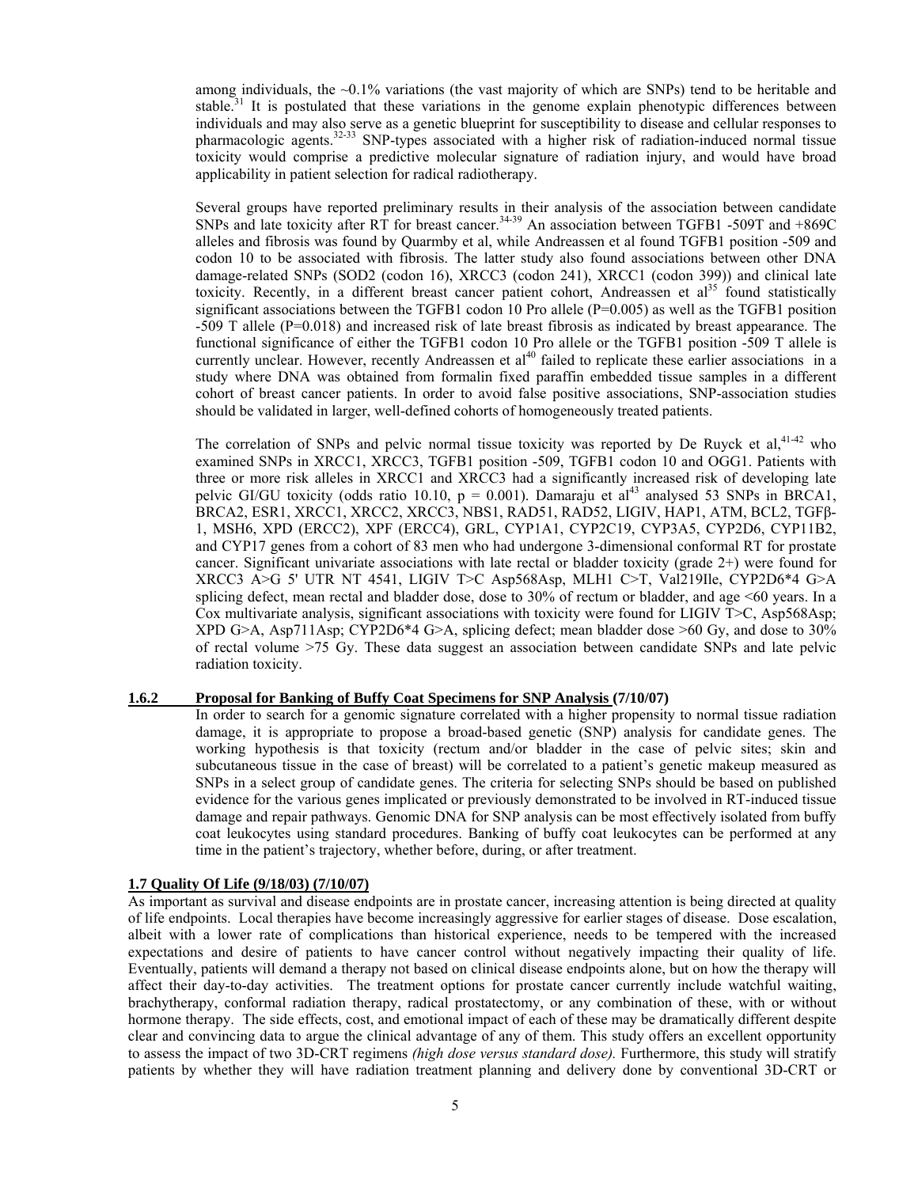among individuals, the ~0.1% variations (the vast majority of which are SNPs) tend to be heritable and stable.[31] It is postulated that these variations in the genome explain phenotypic differences between individuals and may also serve as a genetic blueprint for susceptibility to disease and cellular responses to pharmacologic agents.[32-33] SNP-types associated with a higher risk of radiation-induced normal tissue toxicity would comprise a predictive molecular signature of radiation injury, and would have broad applicability in patient selection for radical radiotherapy.

Several groups have reported preliminary results in their analysis of the association between candidate SNPs and late toxicity after RT for breast cancer.[34-39] An association between TGFB1 -509T and +869C alleles and fibrosis was found by Quarmby et al, while Andreassen et al found TGFB1 position -509 and codon 10 to be associated with fibrosis. The latter study also found associations between other DNA damage-related SNPs (SOD2 (codon 16), XRCC3 (codon 241), XRCC1 (codon 399)) and clinical late toxicity. Recently, in a different breast cancer patient cohort, Andreassen et al[35] found statistically significant associations between the TGFB1 codon 10 Pro allele (P=0.005) as well as the TGFB1 position -509 T allele (P=0.018) and increased risk of late breast fibrosis as indicated by breast appearance. The functional significance of either the TGFB1 codon 10 Pro allele or the TGFB1 position -509 T allele is currently unclear. However, recently Andreassen et al[40] failed to replicate these earlier associations in a study where DNA was obtained from formalin fixed paraffin embedded tissue samples in a different cohort of breast cancer patients. In order to avoid false positive associations, SNP-association studies should be validated in larger, well-defined cohorts of homogeneously treated patients.

The correlation of SNPs and pelvic normal tissue toxicity was reported by De Ruyck et al,[41-42] who examined SNPs in XRCC1, XRCC3, TGFB1 position -509, TGFB1 codon 10 and OGG1. Patients with three or more risk alleles in XRCC1 and XRCC3 had a significantly increased risk of developing late pelvic GI/GU toxicity (odds ratio 10.10, p = 0.001). Damaraju et al[43] analysed 53 SNPs in BRCA1, BRCA2, ESR1, XRCC1, XRCC2, XRCC3, NBS1, RAD51, RAD52, LIGIV, HAP1, ATM, BCL2, TGFβ-1, MSH6, XPD (ERCC2), XPF (ERCC4), GRL, CYP1A1, CYP2C19, CYP3A5, CYP2D6, CYP11B2, and CYP17 genes from a cohort of 83 men who had undergone 3-dimensional conformal RT for prostate cancer. Significant univariate associations with late rectal or bladder toxicity (grade 2+) were found for XRCC3 A>G 5' UTR NT 4541, LIGIV T>C Asp568Asp, MLH1 C>T, Val219Ile, CYP2D6*4 G>A splicing defect, mean rectal and bladder dose, dose to 30% of rectum or bladder, and age <60 years. In a Cox multivariate analysis, significant associations with toxicity were found for LIGIV T>C, Asp568Asp; XPD G>A, Asp711Asp; CYP2D6*4 G>A, splicing defect; mean bladder dose >60 Gy, and dose to 30% of rectal volume >75 Gy. These data suggest an association between candidate SNPs and late pelvic radiation toxicity.

### 1.6.2 Proposal for Banking of Buffy Coat Specimens for SNP Analysis (7/10/07)

In order to search for a genomic signature correlated with a higher propensity to normal tissue radiation damage, it is appropriate to propose a broad-based genetic (SNP) analysis for candidate genes. The working hypothesis is that toxicity (rectum and/or bladder in the case of pelvic sites; skin and subcutaneous tissue in the case of breast) will be correlated to a patient's genetic makeup measured as SNPs in a select group of candidate genes. The criteria for selecting SNPs should be based on published evidence for the various genes implicated or previously demonstrated to be involved in RT-induced tissue damage and repair pathways. Genomic DNA for SNP analysis can be most effectively isolated from buffy coat leukocytes using standard procedures. Banking of buffy coat leukocytes can be performed at any time in the patient's trajectory, whether before, during, or after treatment.

## 1.7 Quality Of Life (9/18/03) (7/10/07)

As important as survival and disease endpoints are in prostate cancer, increasing attention is being directed at quality of life endpoints. Local therapies have become increasingly aggressive for earlier stages of disease. Dose escalation, albeit with a lower rate of complications than historical experience, needs to be tempered with the increased expectations and desire of patients to have cancer control without negatively impacting their quality of life. Eventually, patients will demand a therapy not based on clinical disease endpoints alone, but on how the therapy will affect their day-to-day activities. The treatment options for prostate cancer currently include watchful waiting, brachytherapy, conformal radiation therapy, radical prostatectomy, or any combination of these, with or without hormone therapy. The side effects, cost, and emotional impact of each of these may be dramatically different despite clear and convincing data to argue the clinical advantage of any of them. This study offers an excellent opportunity to assess the impact of two 3D-CRT regimens *(high dose versus standard dose).* Furthermore, this study will stratify patients by whether they will have radiation treatment planning and delivery done by conventional 3D-CRT or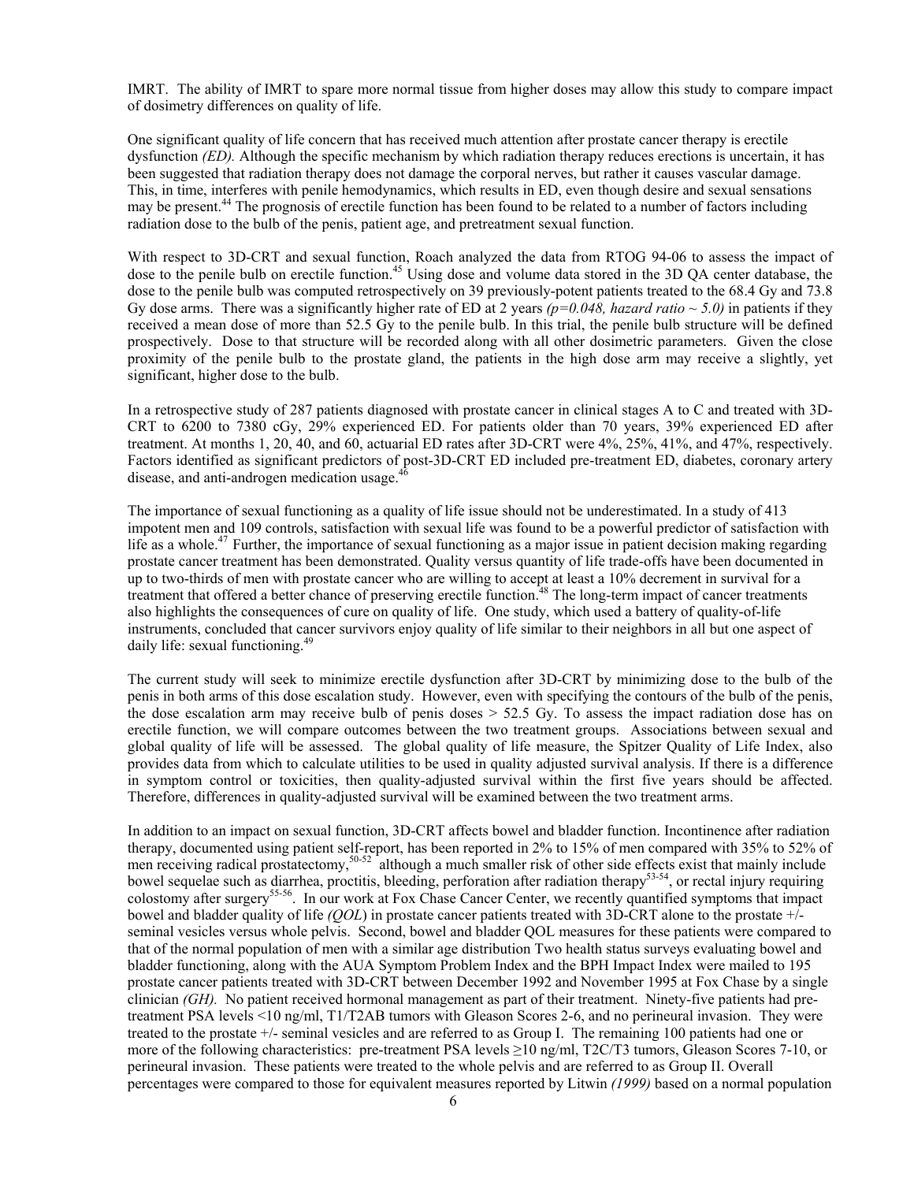IMRT. The ability of IMRT to spare more normal tissue from higher doses may allow this study to compare impact of dosimetry differences on quality of life.

One significant quality of life concern that has received much attention after prostate cancer therapy is erectile dysfunction *(ED).* Although the specific mechanism by which radiation therapy reduces erections is uncertain, it has been suggested that radiation therapy does not damage the corporal nerves, but rather it causes vascular damage. This, in time, interferes with penile hemodynamics, which results in ED, even though desire and sexual sensations may be present.[44] The prognosis of erectile function has been found to be related to a number of factors including radiation dose to the bulb of the penis, patient age, and pretreatment sexual function.

With respect to 3D-CRT and sexual function, Roach analyzed the data from RTOG 94-06 to assess the impact of dose to the penile bulb on erectile function.[45] Using dose and volume data stored in the 3D QA center database, the dose to the penile bulb was computed retrospectively on 39 previously-potent patients treated to the 68.4 Gy and 73.8 Gy dose arms. There was a significantly higher rate of ED at 2 years *($p=0.048$, hazard ratio ~ 5.0)* in patients if they received a mean dose of more than 52.5 Gy to the penile bulb. In this trial, the penile bulb structure will be defined prospectively. Dose to that structure will be recorded along with all other dosimetric parameters. Given the close proximity of the penile bulb to the prostate gland, the patients in the high dose arm may receive a slightly, yet significant, higher dose to the bulb.

In a retrospective study of 287 patients diagnosed with prostate cancer in clinical stages A to C and treated with 3D-CRT to 6200 to 7380 cGy, 29% experienced ED. For patients older than 70 years, 39% experienced ED after treatment. At months 1, 20, 40, and 60, actuarial ED rates after 3D-CRT were 4%, 25%, 41%, and 47%, respectively. Factors identified as significant predictors of post-3D-CRT ED included pre-treatment ED, diabetes, coronary artery disease, and anti-androgen medication usage.[46]

The importance of sexual functioning as a quality of life issue should not be underestimated. In a study of 413 impotent men and 109 controls, satisfaction with sexual life was found to be a powerful predictor of satisfaction with life as a whole.[47] Further, the importance of sexual functioning as a major issue in patient decision making regarding prostate cancer treatment has been demonstrated. Quality versus quantity of life trade-offs have been documented in up to two-thirds of men with prostate cancer who are willing to accept at least a 10% decrement in survival for a treatment that offered a better chance of preserving erectile function.[48] The long-term impact of cancer treatments also highlights the consequences of cure on quality of life. One study, which used a battery of quality-of-life instruments, concluded that cancer survivors enjoy quality of life similar to their neighbors in all but one aspect of daily life: sexual functioning.[49]

The current study will seek to minimize erectile dysfunction after 3D-CRT by minimizing dose to the bulb of the penis in both arms of this dose escalation study. However, even with specifying the contours of the bulb of the penis, the dose escalation arm may receive bulb of penis doses > 52.5 Gy. To assess the impact radiation dose has on erectile function, we will compare outcomes between the two treatment groups. Associations between sexual and global quality of life will be assessed. The global quality of life measure, the Spitzer Quality of Life Index, also provides data from which to calculate utilities to be used in quality adjusted survival analysis. If there is a difference in symptom control or toxicities, then quality-adjusted survival within the first five years should be affected. Therefore, differences in quality-adjusted survival will be examined between the two treatment arms.

In addition to an impact on sexual function, 3D-CRT affects bowel and bladder function. Incontinence after radiation therapy, documented using patient self-report, has been reported in 2% to 15% of men compared with 35% to 52% of men receiving radical prostatectomy,[50-52] although a much smaller risk of other side effects exist that mainly include bowel sequelae such as diarrhea, proctitis, bleeding, perforation after radiation therapy[53-54], or rectal injury requiring colostomy after surgery[55-56]. In our work at Fox Chase Cancer Center, we recently quantified symptoms that impact bowel and bladder quality of life *(QOL*) in prostate cancer patients treated with 3D-CRT alone to the prostate +/- seminal vesicles versus whole pelvis. Second, bowel and bladder QOL measures for these patients were compared to that of the normal population of men with a similar age distribution Two health status surveys evaluating bowel and bladder functioning, along with the AUA Symptom Problem Index and the BPH Impact Index were mailed to 195 prostate cancer patients treated with 3D-CRT between December 1992 and November 1995 at Fox Chase by a single clinician *(GH).* No patient received hormonal management as part of their treatment. Ninety-five patients had pre-treatment PSA levels <10 ng/ml, T1/T2AB tumors with Gleason Scores 2-6, and no perineural invasion. They were treated to the prostate +/- seminal vesicles and are referred to as Group I. The remaining 100 patients had one or more of the following characteristics: pre-treatment PSA levels ≥10 ng/ml, T2C/T3 tumors, Gleason Scores 7-10, or perineural invasion. These patients were treated to the whole pelvis and are referred to as Group II. Overall percentages were compared to those for equivalent measures reported by Litwin *(1999)* based on a normal population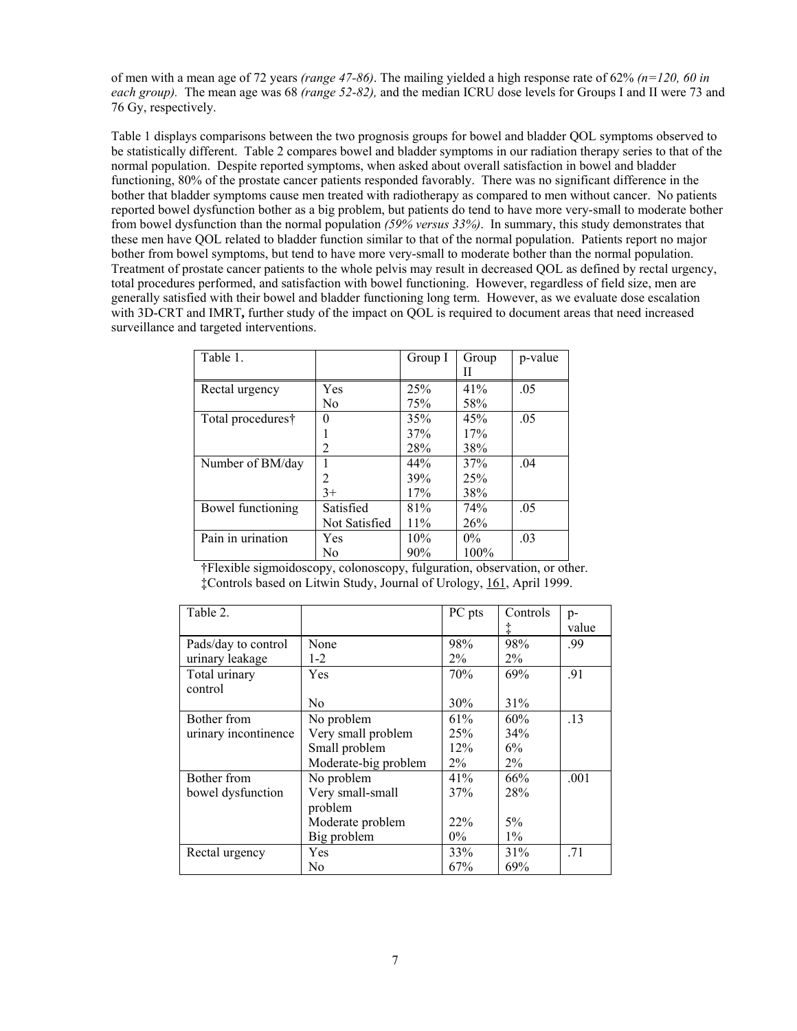of men with a mean age of 72 years *(range 47-86)*. The mailing yielded a high response rate of 62% *(n=120, 60 in each group).* The mean age was 68 *(range 52-82),* and the median ICRU dose levels for Groups I and II were 73 and 76 Gy, respectively.

Table 1 displays comparisons between the two prognosis groups for bowel and bladder QOL symptoms observed to be statistically different. Table 2 compares bowel and bladder symptoms in our radiation therapy series to that of the normal population. Despite reported symptoms, when asked about overall satisfaction in bowel and bladder functioning, 80% of the prostate cancer patients responded favorably. There was no significant difference in the bother that bladder symptoms cause men treated with radiotherapy as compared to men without cancer. No patients reported bowel dysfunction bother as a big problem, but patients do tend to have more very-small to moderate bother from bowel dysfunction than the normal population *(59% versus 33%)*. In summary, this study demonstrates that these men have QOL related to bladder function similar to that of the normal population. Patients report no major bother from bowel symptoms, but tend to have more very-small to moderate bother than the normal population. Treatment of prostate cancer patients to the whole pelvis may result in decreased QOL as defined by rectal urgency, total procedures performed, and satisfaction with bowel functioning. However, regardless of field size, men are generally satisfied with their bowel and bladder functioning long term. However, as we evaluate dose escalation with 3D-CRT and IMRT**,** further study of the impact on QOL is required to document areas that need increased surveillance and targeted interventions.

| Table 1. | | Group I | Group II | p-value |
|---|---|---|---|---|
| Rectal urgency | Yes | 25% | 41% | .05 |
| | No | 75% | 58% | |
| Total procedures† | 0 | 35% | 45% | .05 |
| | 1 | 37% | 17% | |
| | 2 | 28% | 38% | |
| Number of BM/day | 1 | 44% | 37% | .04 |
| | 2 | 39% | 25% | |
| | 3+ | 17% | 38% | |
| Bowel functioning | Satisfied | 81% | 74% | .05 |
| | Not Satisfied | 11% | 26% | |
| Pain in urination | Yes | 10% | 0% | .03 |
| | No | 90% | 100% | |

†Flexible sigmoidoscopy, colonoscopy, fulguration, observation, or other.
‡Controls based on Litwin Study, Journal of Urology, 161, April 1999.

| Table 2. | | PC pts | Controls ‡ | p-value |
|---|---|---|---|---|
| Pads/day to control urinary leakage | None | 98% | 98% | .99 |
| | 1-2 | 2% | 2% | |
| Total urinary control | Yes | 70% | 69% | .91 |
| | No | 30% | 31% | |
| Bother from urinary incontinence | No problem | 61% | 60% | .13 |
| | Very small problem | 25% | 34% | |
| | Small problem | 12% | 6% | |
| | Moderate-big problem | 2% | 2% | |
| Bother from bowel dysfunction | No problem | 41% | 66% | .001 |
| | Very small-small problem | 37% | 28% | |
| | Moderate problem | 22% | 5% | |
| | Big problem | 0% | 1% | |
| Rectal urgency | Yes | 33% | 31% | .71 |
| | No | 67% | 69% | |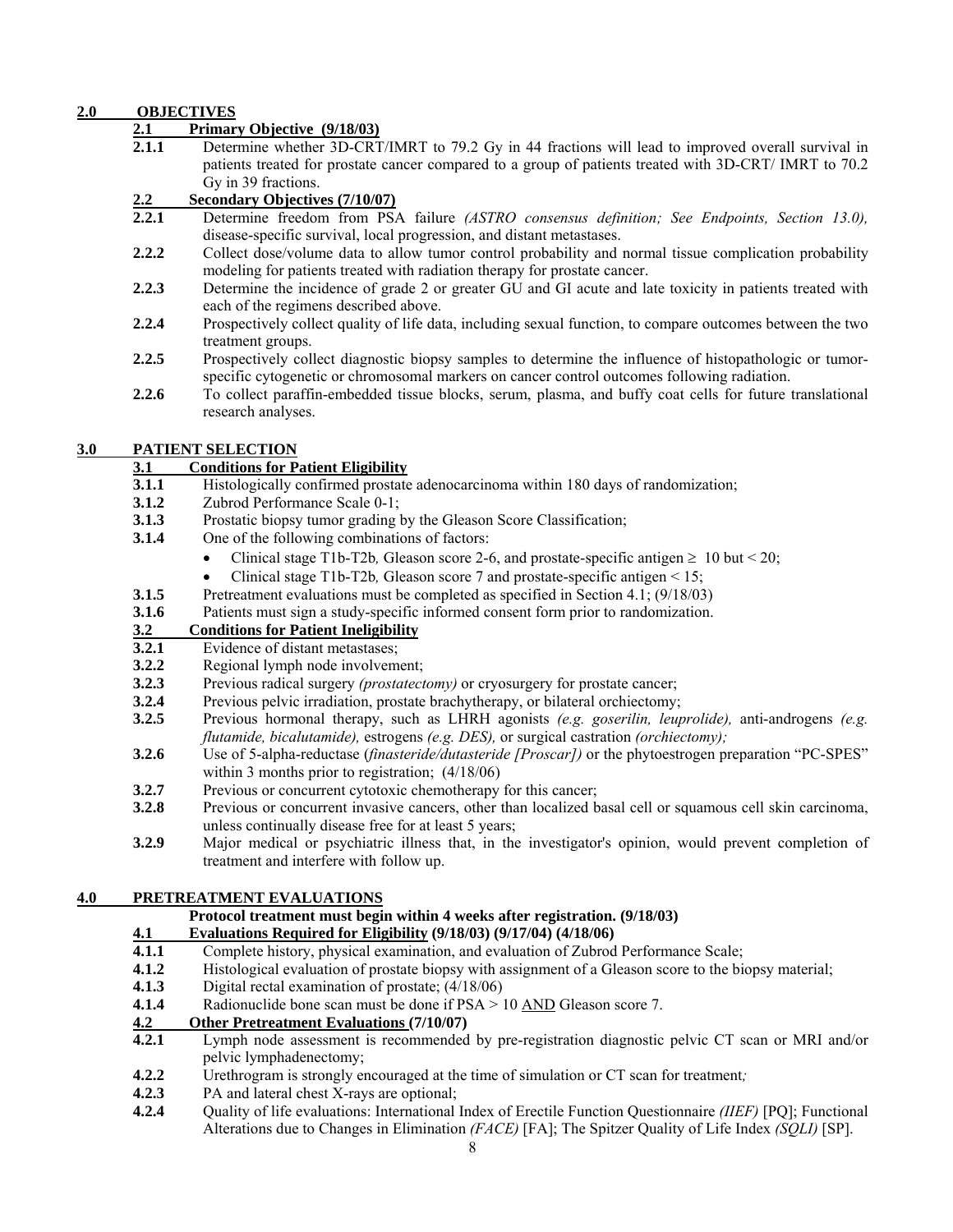## 2.0 OBJECTIVES

### 2.1 Primary Objective (9/18/03)

**2.1.1** Determine whether 3D-CRT/IMRT to 79.2 Gy in 44 fractions will lead to improved overall survival in patients treated for prostate cancer compared to a group of patients treated with 3D-CRT/ IMRT to 70.2 Gy in 39 fractions.

### 2.2 Secondary Objectives (7/10/07)

**2.2.1** Determine freedom from PSA failure *(ASTRO consensus definition; See Endpoints, Section 13.0),* disease-specific survival, local progression, and distant metastases.

**2.2.2** Collect dose/volume data to allow tumor control probability and normal tissue complication probability modeling for patients treated with radiation therapy for prostate cancer.

**2.2.3** Determine the incidence of grade 2 or greater GU and GI acute and late toxicity in patients treated with each of the regimens described above.

**2.2.4** Prospectively collect quality of life data, including sexual function, to compare outcomes between the two treatment groups.

**2.2.5** Prospectively collect diagnostic biopsy samples to determine the influence of histopathologic or tumor-specific cytogenetic or chromosomal markers on cancer control outcomes following radiation.

**2.2.6** To collect paraffin-embedded tissue blocks, serum, plasma, and buffy coat cells for future translational research analyses.

## 3.0 PATIENT SELECTION

### 3.1 Conditions for Patient Eligibility

**3.1.1** Histologically confirmed prostate adenocarcinoma within 180 days of randomization;

**3.1.2** Zubrod Performance Scale 0-1;

**3.1.3** Prostatic biopsy tumor grading by the Gleason Score Classification;

**3.1.4** One of the following combinations of factors:

- Clinical stage T1b-T2b*,* Gleason score 2-6, and prostate-specific antigen ≥ 10 but < 20;
- Clinical stage T1b-T2b*,* Gleason score 7 and prostate-specific antigen < 15;

**3.1.5** Pretreatment evaluations must be completed as specified in Section 4.1; (9/18/03)

**3.1.6** Patients must sign a study-specific informed consent form prior to randomization.

### 3.2 Conditions for Patient Ineligibility

**3.2.1** Evidence of distant metastases;

**3.2.2** Regional lymph node involvement;

**3.2.3** Previous radical surgery *(prostatectomy)* or cryosurgery for prostate cancer;

**3.2.4** Previous pelvic irradiation, prostate brachytherapy, or bilateral orchiectomy;

**3.2.5** Previous hormonal therapy, such as LHRH agonists *(e.g. goserilin, leuprolide),* anti-androgens *(e.g. flutamide, bicalutamide),* estrogens *(e.g. DES),* or surgical castration *(orchiectomy);*

**3.2.6** Use of 5-alpha-reductase (*finasteride/dutasteride [Proscar])* or the phytoestrogen preparation "PC-SPES" within 3 months prior to registration; (4/18/06)

**3.2.7** Previous or concurrent cytotoxic chemotherapy for this cancer;

**3.2.8** Previous or concurrent invasive cancers, other than localized basal cell or squamous cell skin carcinoma, unless continually disease free for at least 5 years;

**3.2.9** Major medical or psychiatric illness that, in the investigator's opinion, would prevent completion of treatment and interfere with follow up.

## 4.0 PRETREATMENT EVALUATIONS

**Protocol treatment must begin within 4 weeks after registration. (9/18/03)**

### 4.1 Evaluations Required for Eligibility (9/18/03) (9/17/04) (4/18/06)

**4.1.1** Complete history, physical examination, and evaluation of Zubrod Performance Scale;

**4.1.2** Histological evaluation of prostate biopsy with assignment of a Gleason score to the biopsy material;

**4.1.3** Digital rectal examination of prostate; (4/18/06)

**4.1.4** Radionuclide bone scan must be done if PSA > 10 AND Gleason score 7.

### 4.2 Other Pretreatment Evaluations (7/10/07)

**4.2.1** Lymph node assessment is recommended by pre-registration diagnostic pelvic CT scan or MRI and/or pelvic lymphadenectomy;

**4.2.2** Urethrogram is strongly encouraged at the time of simulation or CT scan for treatment*;*

**4.2.3** PA and lateral chest X-rays are optional;

**4.2.4** Quality of life evaluations: International Index of Erectile Function Questionnaire *(IIEF)* [PQ]; Functional Alterations due to Changes in Elimination *(FACE)* [FA]; The Spitzer Quality of Life Index *(SQLI)* [SP].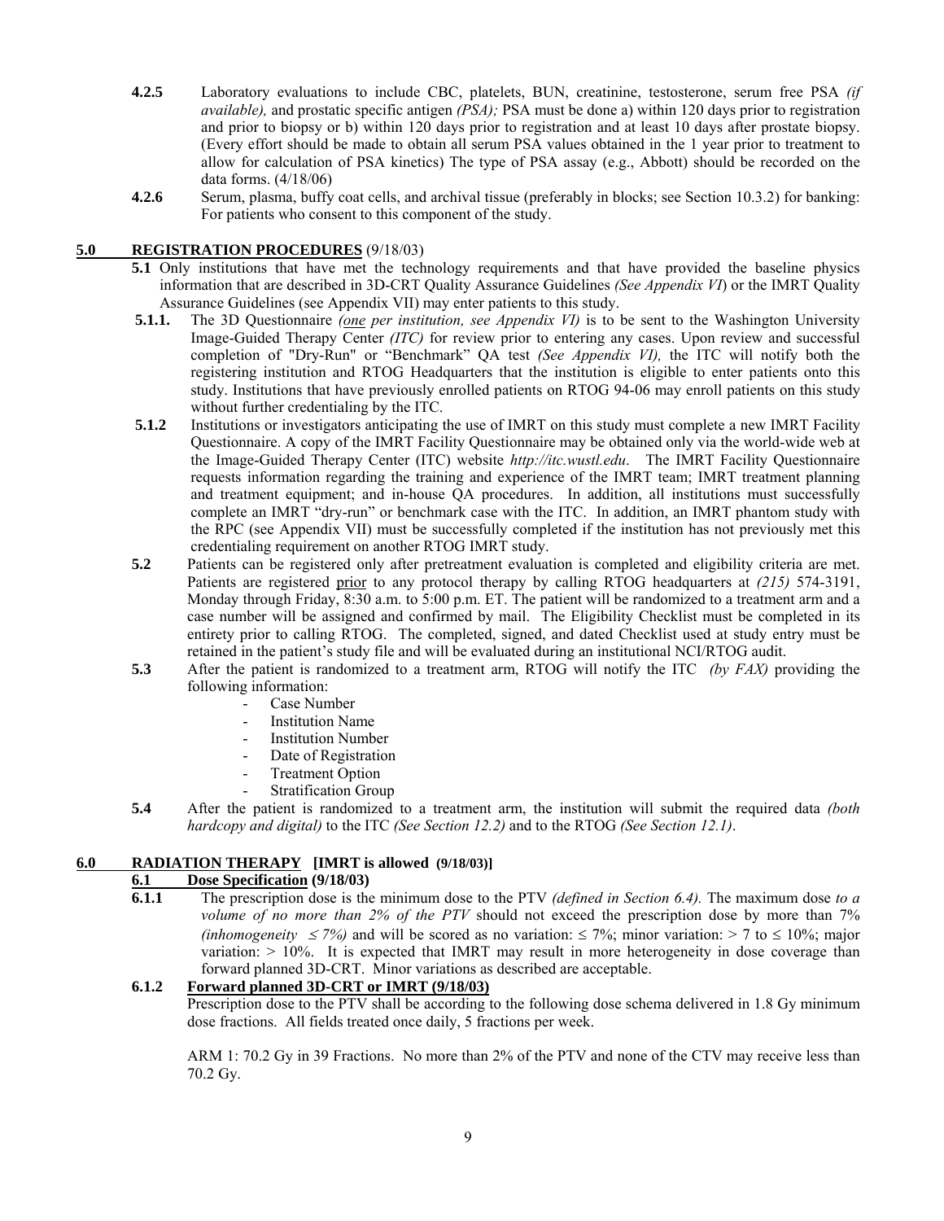**4.2.5** Laboratory evaluations to include CBC, platelets, BUN, creatinine, testosterone, serum free PSA *(if available),* and prostatic specific antigen *(PSA);* PSA must be done a) within 120 days prior to registration and prior to biopsy or b) within 120 days prior to registration and at least 10 days after prostate biopsy. (Every effort should be made to obtain all serum PSA values obtained in the 1 year prior to treatment to allow for calculation of PSA kinetics) The type of PSA assay (e.g., Abbott) should be recorded on the data forms. (4/18/06)

**4.2.6** Serum, plasma, buffy coat cells, and archival tissue (preferably in blocks; see Section 10.3.2) for banking: For patients who consent to this component of the study.

## 5.0 REGISTRATION PROCEDURES (9/18/03)

**5.1** Only institutions that have met the technology requirements and that have provided the baseline physics information that are described in 3D-CRT Quality Assurance Guidelines *(See Appendix VI*) or the IMRT Quality Assurance Guidelines (see Appendix VII) may enter patients to this study.

**5.1.1.** The 3D Questionnaire *(one per institution, see Appendix VI)* is to be sent to the Washington University Image-Guided Therapy Center *(ITC)* for review prior to entering any cases. Upon review and successful completion of "Dry-Run" or "Benchmark" QA test *(See Appendix VI),* the ITC will notify both the registering institution and RTOG Headquarters that the institution is eligible to enter patients onto this study. Institutions that have previously enrolled patients on RTOG 94-06 may enroll patients on this study without further credentialing by the ITC.

**5.1.2** Institutions or investigators anticipating the use of IMRT on this study must complete a new IMRT Facility Questionnaire. A copy of the IMRT Facility Questionnaire may be obtained only via the world-wide web at the Image-Guided Therapy Center (ITC) website *http://itc.wustl.edu*. The IMRT Facility Questionnaire requests information regarding the training and experience of the IMRT team; IMRT treatment planning and treatment equipment; and in-house QA procedures. In addition, all institutions must successfully complete an IMRT "dry-run" or benchmark case with the ITC. In addition, an IMRT phantom study with the RPC (see Appendix VII) must be successfully completed if the institution has not previously met this credentialing requirement on another RTOG IMRT study.

**5.2** Patients can be registered only after pretreatment evaluation is completed and eligibility criteria are met. Patients are registered prior to any protocol therapy by calling RTOG headquarters at *(215)* 574-3191, Monday through Friday, 8:30 a.m. to 5:00 p.m. ET. The patient will be randomized to a treatment arm and a case number will be assigned and confirmed by mail. The Eligibility Checklist must be completed in its entirety prior to calling RTOG. The completed, signed, and dated Checklist used at study entry must be retained in the patient's study file and will be evaluated during an institutional NCI/RTOG audit.

**5.3** After the patient is randomized to a treatment arm, RTOG will notify the ITC *(by FAX)* providing the following information:

- Case Number
- Institution Name
- Institution Number
- Date of Registration
- Treatment Option
- Stratification Group

**5.4** After the patient is randomized to a treatment arm, the institution will submit the required data *(both hardcopy and digital)* to the ITC *(See Section 12.2)* and to the RTOG *(See Section 12.1)*.

## 6.0 RADIATION THERAPY [IMRT is allowed (9/18/03)]

### 6.1 Dose Specification (9/18/03)

**6.1.1** The prescription dose is the minimum dose to the PTV *(defined in Section 6.4).* The maximum dose *to a volume of no more than 2% of the PTV* should not exceed the prescription dose by more than 7% *(inhomogeneity $\leq 7\%$)* and will be scored as no variation: $\leq 7\%$; minor variation: $> 7$ to $\leq 10\%$; major variation: $> 10\%$. It is expected that IMRT may result in more heterogeneity in dose coverage than forward planned 3D-CRT. Minor variations as described are acceptable.

### 6.1.2 Forward planned 3D-CRT or IMRT (9/18/03)

Prescription dose to the PTV shall be according to the following dose schema delivered in 1.8 Gy minimum dose fractions. All fields treated once daily, 5 fractions per week.

ARM 1: 70.2 Gy in 39 Fractions. No more than 2% of the PTV and none of the CTV may receive less than 70.2 Gy.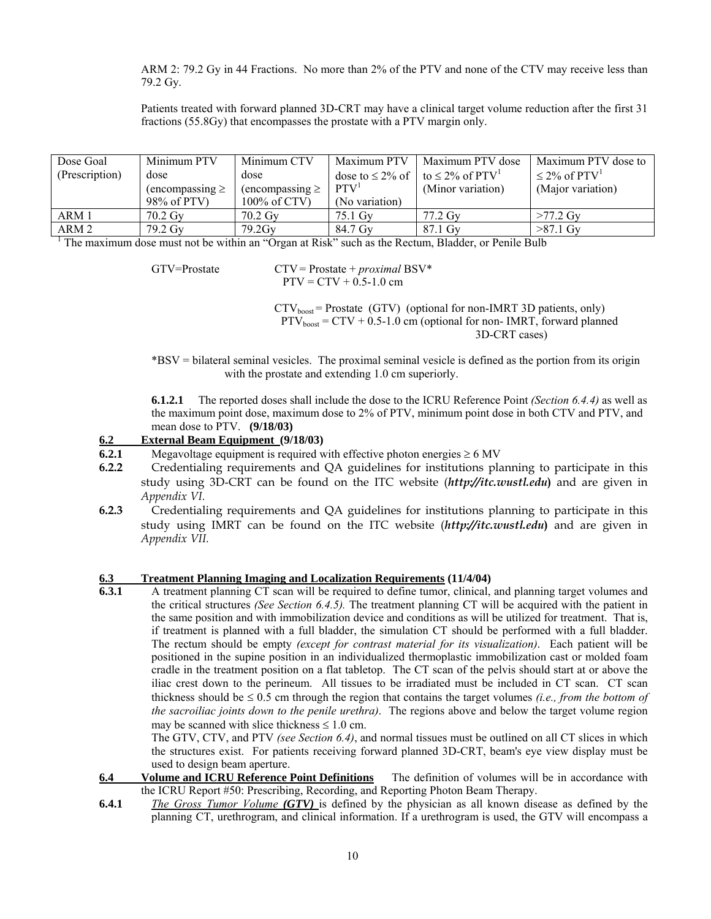ARM 2: 79.2 Gy in 44 Fractions. No more than 2% of the PTV and none of the CTV may receive less than 79.2 Gy.

Patients treated with forward planned 3D-CRT may have a clinical target volume reduction after the first 31 fractions (55.8Gy) that encompasses the prostate with a PTV margin only.

| Dose Goal (Prescription) | Minimum PTV dose (encompassing ≥ 98% of PTV) | Minimum CTV dose (encompassing ≥ 100% of CTV) | Maximum PTV dose to ≤ 2% of PTV[1] (No variation) | Maximum PTV dose to ≤ 2% of PTV[1] (Minor variation) | Maximum PTV dose to ≤ 2% of PTV[1] (Major variation) |
|---|---|---|---|---|---|
| ARM 1 | 70.2 Gy | 70.2 Gy | 75.1 Gy | 77.2 Gy | >77.2 Gy |
| ARM 2 | 79.2 Gy | 79.2Gy | 84.7 Gy | 87.1 Gy | >87.1 Gy |

[1] The maximum dose must not be within an "Organ at Risk" such as the Rectum, Bladder, or Penile Bulb

GTV=Prostate CTV = Prostate + *proximal* BSV*
PTV = CTV + 0.5-1.0 cm

$CTV_{boost}$ = Prostate (GTV) (optional for non-IMRT 3D patients, only)
$PTV_{boost}$ = CTV + 0.5-1.0 cm (optional for non- IMRT, forward planned 3D-CRT cases)

*BSV = bilateral seminal vesicles. The proximal seminal vesicle is defined as the portion from its origin with the prostate and extending 1.0 cm superiorly.

**6.1.2.1** The reported doses shall include the dose to the ICRU Reference Point *(Section 6.4.4)* as well as the maximum point dose, maximum dose to 2% of PTV, minimum point dose in both CTV and PTV, and mean dose to PTV. **(9/18/03)**

## 6.2 External Beam Equipment (9/18/03)

**6.2.1** Megavoltage equipment is required with effective photon energies ≥ 6 MV

**6.2.2** Credentialing requirements and QA guidelines for institutions planning to participate in this study using 3D-CRT can be found on the ITC website (***http://itc.wustl.edu***) and are given in *Appendix VI.*

**6.2.3** Credentialing requirements and QA guidelines for institutions planning to participate in this study using IMRT can be found on the ITC website (***http://itc.wustl.edu***) and are given in *Appendix VII.*

## 6.3 Treatment Planning Imaging and Localization Requirements (11/4/04)

**6.3.1** A treatment planning CT scan will be required to define tumor, clinical, and planning target volumes and the critical structures *(See Section 6.4.5).* The treatment planning CT will be acquired with the patient in the same position and with immobilization device and conditions as will be utilized for treatment. That is, if treatment is planned with a full bladder, the simulation CT should be performed with a full bladder. The rectum should be empty *(except for contrast material for its visualization)*. Each patient will be positioned in the supine position in an individualized thermoplastic immobilization cast or molded foam cradle in the treatment position on a flat tabletop. The CT scan of the pelvis should start at or above the iliac crest down to the perineum. All tissues to be irradiated must be included in CT scan. CT scan thickness should be ≤ 0.5 cm through the region that contains the target volumes *(i.e., from the bottom of the sacroiliac joints down to the penile urethra)*. The regions above and below the target volume region may be scanned with slice thickness ≤ 1.0 cm.

The GTV, CTV, and PTV *(see Section 6.4)*, and normal tissues must be outlined on all CT slices in which the structures exist. For patients receiving forward planned 3D-CRT, beam's eye view display must be used to design beam aperture.

## 6.4 Volume and ICRU Reference Point Definitions

The definition of volumes will be in accordance with the ICRU Report #50: Prescribing, Recording, and Reporting Photon Beam Therapy.

**6.4.1** *The Gross Tumor Volume **(GTV)*** is defined by the physician as all known disease as defined by the planning CT, urethrogram, and clinical information. If a urethrogram is used, the GTV will encompass a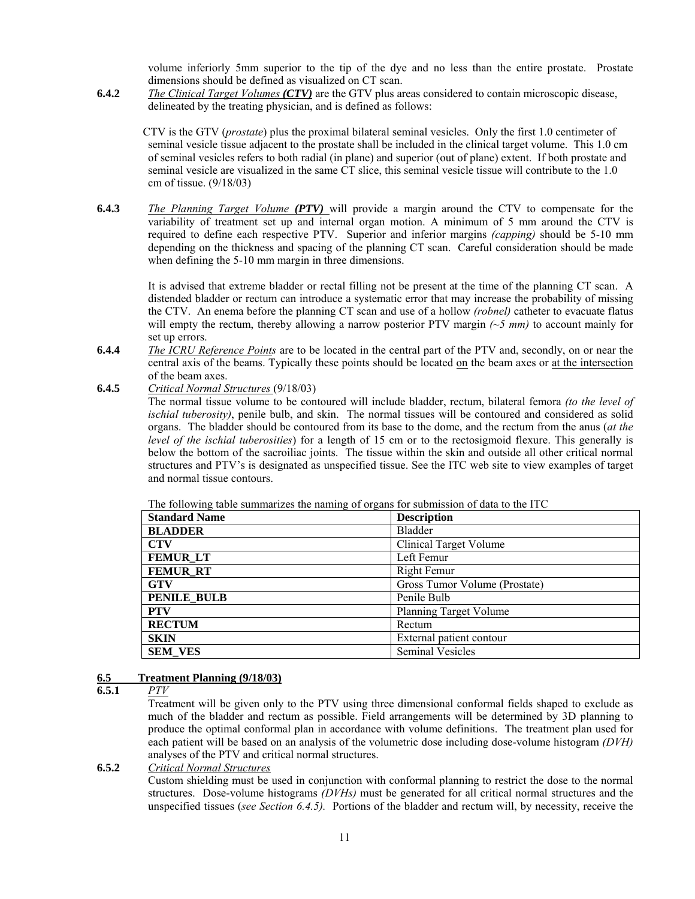volume inferiorly 5mm superior to the tip of the dye and no less than the entire prostate. Prostate dimensions should be defined as visualized on CT scan.

**6.4.2** *The Clinical Target Volumes* ***(CTV)*** are the GTV plus areas considered to contain microscopic disease, delineated by the treating physician, and is defined as follows:

CTV is the GTV (*prostate*) plus the proximal bilateral seminal vesicles. Only the first 1.0 centimeter of seminal vesicle tissue adjacent to the prostate shall be included in the clinical target volume. This 1.0 cm of seminal vesicles refers to both radial (in plane) and superior (out of plane) extent. If both prostate and seminal vesicle are visualized in the same CT slice, this seminal vesicle tissue will contribute to the 1.0 cm of tissue. (9/18/03)

**6.4.3** *The Planning Target Volume* ***(PTV)*** will provide a margin around the CTV to compensate for the variability of treatment set up and internal organ motion. A minimum of 5 mm around the CTV is required to define each respective PTV. Superior and inferior margins *(capping)* should be 5-10 mm depending on the thickness and spacing of the planning CT scan. Careful consideration should be made when defining the 5-10 mm margin in three dimensions.

It is advised that extreme bladder or rectal filling not be present at the time of the planning CT scan. A distended bladder or rectum can introduce a systematic error that may increase the probability of missing the CTV. An enema before the planning CT scan and use of a hollow *(robnel)* catheter to evacuate flatus will empty the rectum, thereby allowing a narrow posterior PTV margin *(~5 mm)* to account mainly for set up errors.

**6.4.4** *The ICRU Reference Points* are to be located in the central part of the PTV and, secondly, on or near the central axis of the beams. Typically these points should be located on the beam axes or at the intersection of the beam axes.

**6.4.5** *Critical Normal Structures* (9/18/03)

The normal tissue volume to be contoured will include bladder, rectum, bilateral femora *(to the level of ischial tuberosity)*, penile bulb, and skin. The normal tissues will be contoured and considered as solid organs. The bladder should be contoured from its base to the dome, and the rectum from the anus (*at the level of the ischial tuberosities*) for a length of 15 cm or to the rectosigmoid flexure. This generally is below the bottom of the sacroiliac joints. The tissue within the skin and outside all other critical normal structures and PTV's is designated as unspecified tissue. See the ITC web site to view examples of target and normal tissue contours.

The following table summarizes the naming of organs for submission of data to the ITC

| Standard Name | Description |
|---|---|
| **BLADDER** | Bladder |
| **CTV** | Clinical Target Volume |
| **FEMUR_LT** | Left Femur |
| **FEMUR_RT** | Right Femur |
| **GTV** | Gross Tumor Volume (Prostate) |
| **PENILE_BULB** | Penile Bulb |
| **PTV** | Planning Target Volume |
| **RECTUM** | Rectum |
| **SKIN** | External patient contour |
| **SEM_VES** | Seminal Vesicles |

## 6.5 Treatment Planning (9/18/03)

**6.5.1** *PTV*

Treatment will be given only to the PTV using three dimensional conformal fields shaped to exclude as much of the bladder and rectum as possible. Field arrangements will be determined by 3D planning to produce the optimal conformal plan in accordance with volume definitions. The treatment plan used for each patient will be based on an analysis of the volumetric dose including dose-volume histogram *(DVH)* analyses of the PTV and critical normal structures.

**6.5.2** *Critical Normal Structures*

Custom shielding must be used in conjunction with conformal planning to restrict the dose to the normal structures. Dose-volume histograms *(DVHs)* must be generated for all critical normal structures and the unspecified tissues (*see Section 6.4.5).* Portions of the bladder and rectum will, by necessity, receive the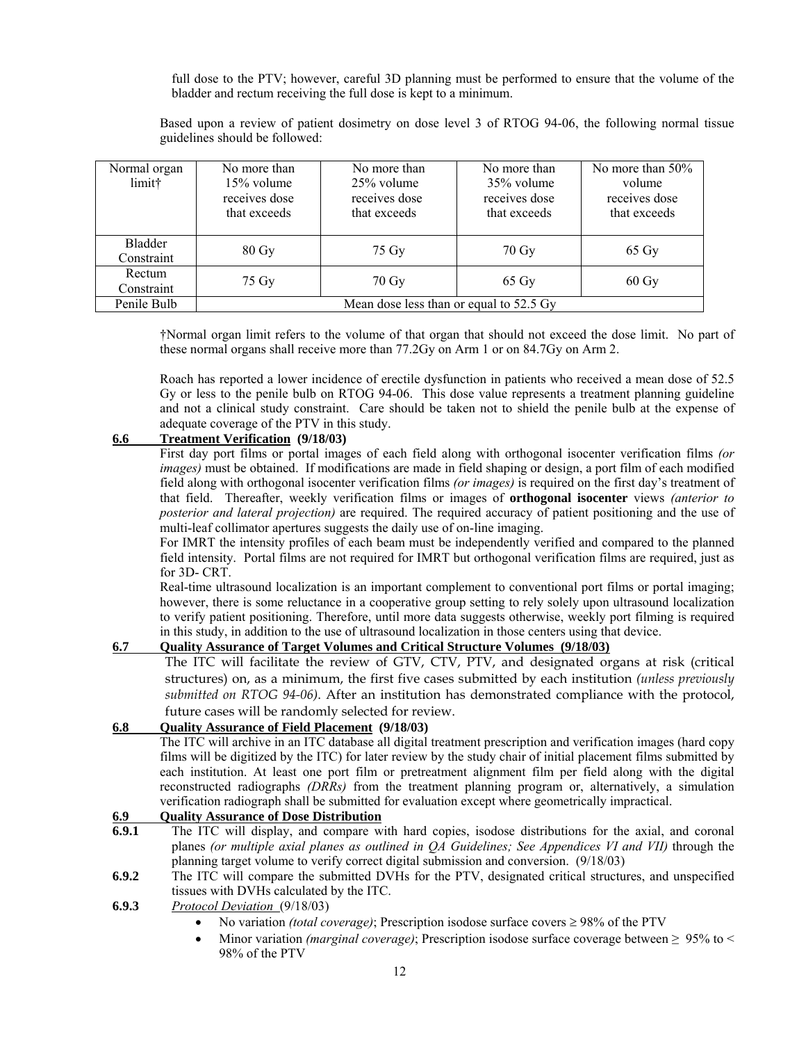full dose to the PTV; however, careful 3D planning must be performed to ensure that the volume of the bladder and rectum receiving the full dose is kept to a minimum.

Based upon a review of patient dosimetry on dose level 3 of RTOG 94-06, the following normal tissue guidelines should be followed:

| Normal organ limit† | No more than 15% volume receives dose that exceeds | No more than 25% volume receives dose that exceeds | No more than 35% volume receives dose that exceeds | No more than 50% volume receives dose that exceeds |
|---|---|---|---|---|
| Bladder Constraint | 80 Gy | 75 Gy | 70 Gy | 65 Gy |
| Rectum Constraint | 75 Gy | 70 Gy | 65 Gy | 60 Gy |
| Penile Bulb | Mean dose less than or equal to 52.5 Gy | | | |

†Normal organ limit refers to the volume of that organ that should not exceed the dose limit. No part of these normal organs shall receive more than 77.2Gy on Arm 1 or on 84.7Gy on Arm 2.

Roach has reported a lower incidence of erectile dysfunction in patients who received a mean dose of 52.5 Gy or less to the penile bulb on RTOG 94-06. This dose value represents a treatment planning guideline and not a clinical study constraint. Care should be taken not to shield the penile bulb at the expense of adequate coverage of the PTV in this study.

## 6.6 Treatment Verification (9/18/03)

First day port films or portal images of each field along with orthogonal isocenter verification films *(or images)* must be obtained. If modifications are made in field shaping or design, a port film of each modified field along with orthogonal isocenter verification films *(or images)* is required on the first day's treatment of that field. Thereafter, weekly verification films or images of **orthogonal isocenter** views *(anterior to posterior and lateral projection)* are required. The required accuracy of patient positioning and the use of multi-leaf collimator apertures suggests the daily use of on-line imaging.

For IMRT the intensity profiles of each beam must be independently verified and compared to the planned field intensity. Portal films are not required for IMRT but orthogonal verification films are required, just as for 3D- CRT.

Real-time ultrasound localization is an important complement to conventional port films or portal imaging; however, there is some reluctance in a cooperative group setting to rely solely upon ultrasound localization to verify patient positioning. Therefore, until more data suggests otherwise, weekly port filming is required in this study, in addition to the use of ultrasound localization in those centers using that device.

## 6.7 Quality Assurance of Target Volumes and Critical Structure Volumes (9/18/03)

The ITC will facilitate the review of GTV, CTV, PTV, and designated organs at risk (critical structures) on, as a minimum, the first five cases submitted by each institution *(unless previously submitted on RTOG 94-06)*. After an institution has demonstrated compliance with the protocol, future cases will be randomly selected for review.

## 6.8 Quality Assurance of Field Placement (9/18/03)

The ITC will archive in an ITC database all digital treatment prescription and verification images (hard copy films will be digitized by the ITC) for later review by the study chair of initial placement films submitted by each institution. At least one port film or pretreatment alignment film per field along with the digital reconstructed radiographs *(DRRs)* from the treatment planning program or, alternatively, a simulation verification radiograph shall be submitted for evaluation except where geometrically impractical.

## 6.9 Quality Assurance of Dose Distribution

**6.9.1** The ITC will display, and compare with hard copies, isodose distributions for the axial, and coronal planes *(or multiple axial planes as outlined in QA Guidelines; See Appendices VI and VII)* through the planning target volume to verify correct digital submission and conversion. (9/18/03)

**6.9.2** The ITC will compare the submitted DVHs for the PTV, designated critical structures, and unspecified tissues with DVHs calculated by the ITC.

**6.9.3** *Protocol Deviation* (9/18/03)

- No variation *(total coverage)*; Prescription isodose surface covers ≥ 98% of the PTV
- Minor variation *(marginal coverage)*; Prescription isodose surface coverage between ≥ 95% to < 98% of the PTV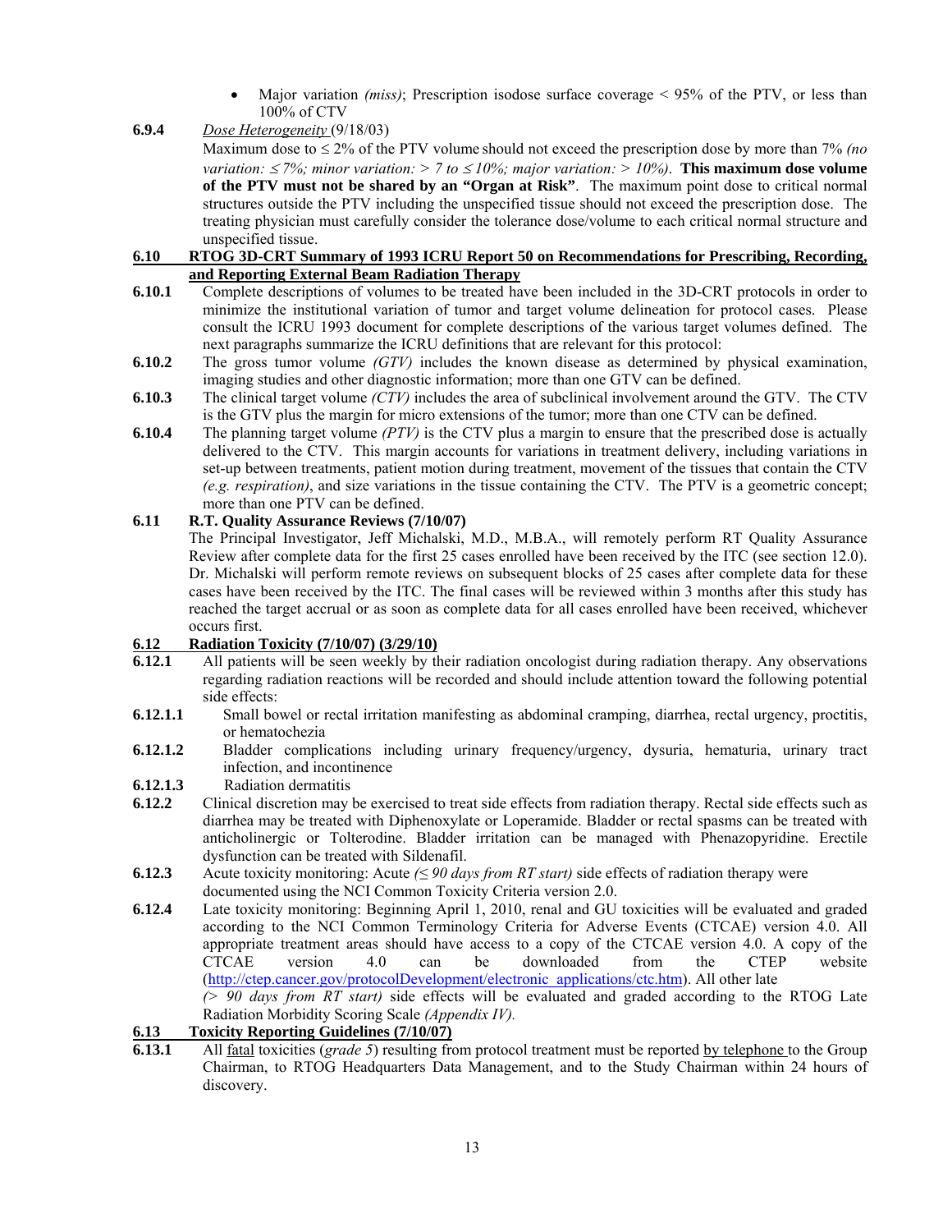- Major variation *(miss)*; Prescription isodose surface coverage < 95% of the PTV, or less than 100% of CTV

**6.9.4** *Dose Heterogeneity* (9/18/03)

Maximum dose to ≤ 2% of the PTV volume should not exceed the prescription dose by more than 7% *(no variation: ≤ 7%; minor variation: > 7 to ≤ 10%; major variation: > 10%)*. **This maximum dose volume of the PTV must not be shared by an "Organ at Risk"**. The maximum point dose to critical normal structures outside the PTV including the unspecified tissue should not exceed the prescription dose. The treating physician must carefully consider the tolerance dose/volume to each critical normal structure and unspecified tissue.

## 6.10 RTOG 3D-CRT Summary of 1993 ICRU Report 50 on Recommendations for Prescribing, Recording, and Reporting External Beam Radiation Therapy

**6.10.1** Complete descriptions of volumes to be treated have been included in the 3D-CRT protocols in order to minimize the institutional variation of tumor and target volume delineation for protocol cases. Please consult the ICRU 1993 document for complete descriptions of the various target volumes defined. The next paragraphs summarize the ICRU definitions that are relevant for this protocol:

**6.10.2** The gross tumor volume *(GTV)* includes the known disease as determined by physical examination, imaging studies and other diagnostic information; more than one GTV can be defined.

**6.10.3** The clinical target volume *(CTV)* includes the area of subclinical involvement around the GTV. The CTV is the GTV plus the margin for micro extensions of the tumor; more than one CTV can be defined.

**6.10.4** The planning target volume *(PTV)* is the CTV plus a margin to ensure that the prescribed dose is actually delivered to the CTV. This margin accounts for variations in treatment delivery, including variations in set-up between treatments, patient motion during treatment, movement of the tissues that contain the CTV *(e.g. respiration)*, and size variations in the tissue containing the CTV. The PTV is a geometric concept; more than one PTV can be defined.

## 6.11 R.T. Quality Assurance Reviews (7/10/07)

The Principal Investigator, Jeff Michalski, M.D., M.B.A., will remotely perform RT Quality Assurance Review after complete data for the first 25 cases enrolled have been received by the ITC (see section 12.0). Dr. Michalski will perform remote reviews on subsequent blocks of 25 cases after complete data for these cases have been received by the ITC. The final cases will be reviewed within 3 months after this study has reached the target accrual or as soon as complete data for all cases enrolled have been received, whichever occurs first.

## 6.12 Radiation Toxicity (7/10/07) (3/29/10)

**6.12.1** All patients will be seen weekly by their radiation oncologist during radiation therapy. Any observations regarding radiation reactions will be recorded and should include attention toward the following potential side effects:

**6.12.1.1** Small bowel or rectal irritation manifesting as abdominal cramping, diarrhea, rectal urgency, proctitis, or hematochezia

**6.12.1.2** Bladder complications including urinary frequency/urgency, dysuria, hematuria, urinary tract infection, and incontinence

**6.12.1.3** Radiation dermatitis

**6.12.2** Clinical discretion may be exercised to treat side effects from radiation therapy. Rectal side effects such as diarrhea may be treated with Diphenoxylate or Loperamide. Bladder or rectal spasms can be treated with anticholinergic or Tolterodine. Bladder irritation can be managed with Phenazopyridine. Erectile dysfunction can be treated with Sildenafil.

**6.12.3** Acute toxicity monitoring: Acute *(≤ 90 days from RT start)* side effects of radiation therapy were documented using the NCI Common Toxicity Criteria version 2.0.

**6.12.4** Late toxicity monitoring: Beginning April 1, 2010, renal and GU toxicities will be evaluated and graded according to the NCI Common Terminology Criteria for Adverse Events (CTCAE) version 4.0. All appropriate treatment areas should have access to a copy of the CTCAE version 4.0. A copy of the CTCAE version 4.0 can be downloaded from the CTEP website (http://ctep.cancer.gov/protocolDevelopment/electronic_applications/ctc.htm). All other late *(> 90 days from RT start)* side effects will be evaluated and graded according to the RTOG Late Radiation Morbidity Scoring Scale *(Appendix IV).*

## 6.13 Toxicity Reporting Guidelines (7/10/07)

**6.13.1** All fatal toxicities (*grade 5*) resulting from protocol treatment must be reported by telephone to the Group Chairman, to RTOG Headquarters Data Management, and to the Study Chairman within 24 hours of discovery.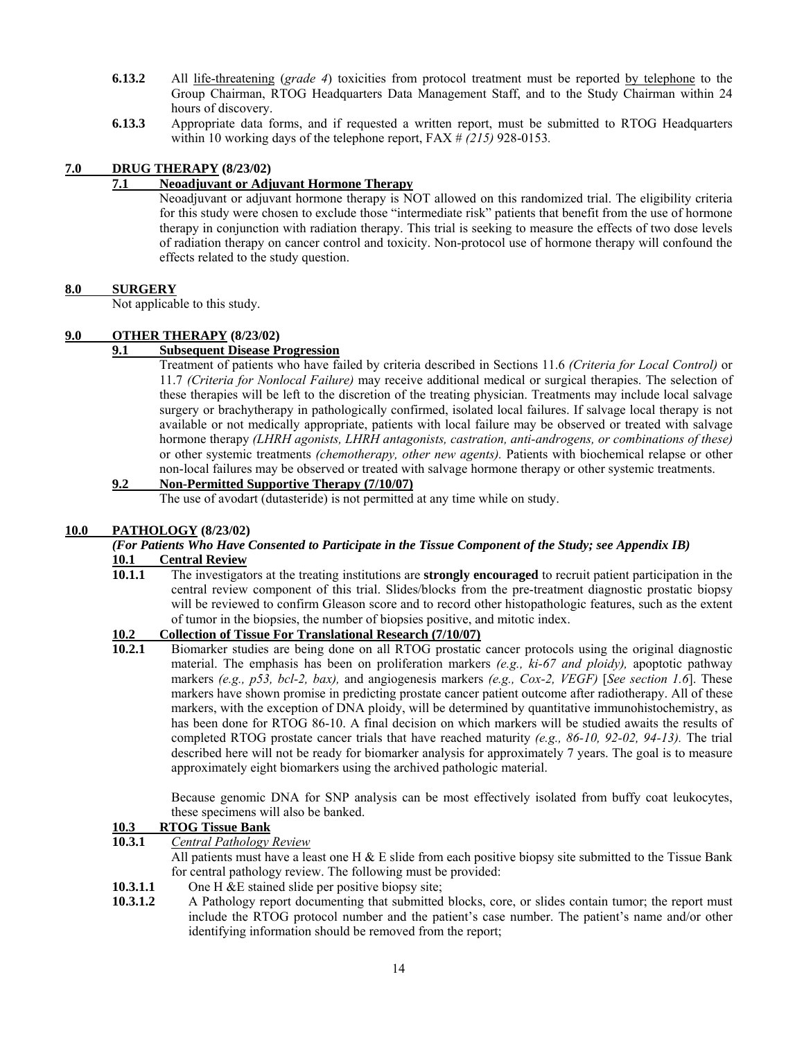**6.13.2** All <u>life-threatening</u> (*grade 4*) toxicities from protocol treatment must be reported <u>by telephone</u> to the Group Chairman, RTOG Headquarters Data Management Staff, and to the Study Chairman within 24 hours of discovery.

**6.13.3** Appropriate data forms, and if requested a written report, must be submitted to RTOG Headquarters within 10 working days of the telephone report, FAX # *(215)* 928-0153*.*

## 7.0 DRUG THERAPY (8/23/02)

### 7.1 Neoadjuvant or Adjuvant Hormone Therapy

Neoadjuvant or adjuvant hormone therapy is NOT allowed on this randomized trial. The eligibility criteria for this study were chosen to exclude those "intermediate risk" patients that benefit from the use of hormone therapy in conjunction with radiation therapy. This trial is seeking to measure the effects of two dose levels of radiation therapy on cancer control and toxicity. Non-protocol use of hormone therapy will confound the effects related to the study question.

## 8.0 SURGERY

Not applicable to this study.

## 9.0 OTHER THERAPY (8/23/02)

### 9.1 Subsequent Disease Progression

Treatment of patients who have failed by criteria described in Sections 11.6 *(Criteria for Local Control)* or 11.7 *(Criteria for Nonlocal Failure)* may receive additional medical or surgical therapies. The selection of these therapies will be left to the discretion of the treating physician. Treatments may include local salvage surgery or brachytherapy in pathologically confirmed, isolated local failures. If salvage local therapy is not available or not medically appropriate, patients with local failure may be observed or treated with salvage hormone therapy *(LHRH agonists, LHRH antagonists, castration, anti-androgens, or combinations of these)* or other systemic treatments *(chemotherapy, other new agents).* Patients with biochemical relapse or other non-local failures may be observed or treated with salvage hormone therapy or other systemic treatments.

### 9.2 Non-Permitted Supportive Therapy (7/10/07)

The use of avodart (dutasteride) is not permitted at any time while on study.

## 10.0 PATHOLOGY (8/23/02)

***(For Patients Who Have Consented to Participate in the Tissue Component of the Study; see Appendix IB)***

### 10.1 Central Review

**10.1.1** The investigators at the treating institutions are **strongly encouraged** to recruit patient participation in the central review component of this trial. Slides/blocks from the pre-treatment diagnostic prostatic biopsy will be reviewed to confirm Gleason score and to record other histopathologic features, such as the extent of tumor in the biopsies, the number of biopsies positive, and mitotic index.

### 10.2 Collection of Tissue For Translational Research (7/10/07)

**10.2.1** Biomarker studies are being done on all RTOG prostatic cancer protocols using the original diagnostic material. The emphasis has been on proliferation markers *(e.g., ki-67 and ploidy),* apoptotic pathway markers *(e.g., p53, bcl-2, bax),* and angiogenesis markers *(e.g., Cox-2, VEGF)* [*See section 1.6*]. These markers have shown promise in predicting prostate cancer patient outcome after radiotherapy. All of these markers, with the exception of DNA ploidy, will be determined by quantitative immunohistochemistry, as has been done for RTOG 86-10. A final decision on which markers will be studied awaits the results of completed RTOG prostate cancer trials that have reached maturity *(e.g., 86-10, 92-02, 94-13).* The trial described here will not be ready for biomarker analysis for approximately 7 years. The goal is to measure approximately eight biomarkers using the archived pathologic material.

Because genomic DNA for SNP analysis can be most effectively isolated from buffy coat leukocytes, these specimens will also be banked.

### 10.3 RTOG Tissue Bank

**10.3.1** *Central Pathology Review*

All patients must have a least one H & E slide from each positive biopsy site submitted to the Tissue Bank for central pathology review. The following must be provided:

**10.3.1.1** One H &E stained slide per positive biopsy site;

**10.3.1.2** A Pathology report documenting that submitted blocks, core, or slides contain tumor; the report must include the RTOG protocol number and the patient's case number. The patient's name and/or other identifying information should be removed from the report;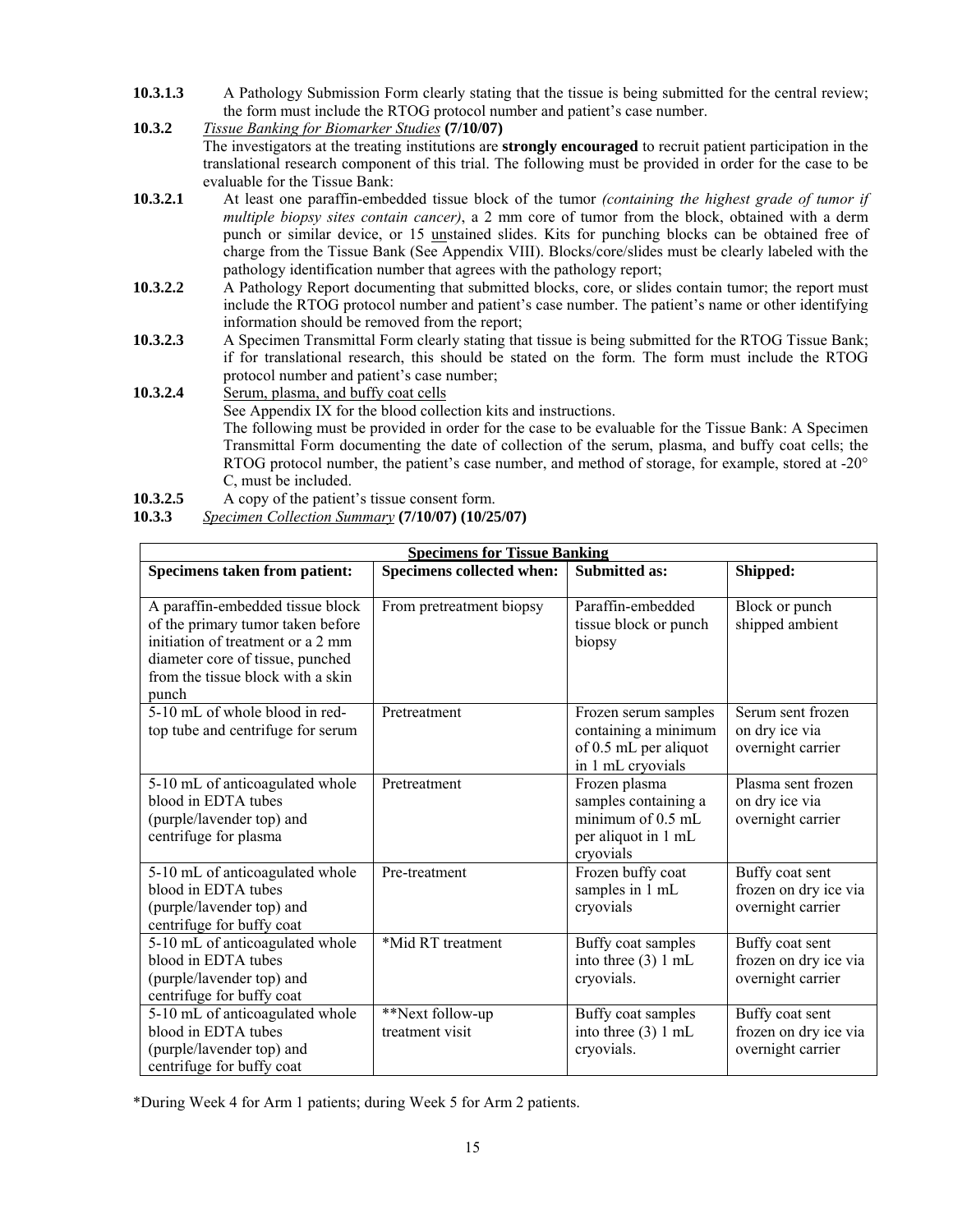**10.3.1.3** A Pathology Submission Form clearly stating that the tissue is being submitted for the central review; the form must include the RTOG protocol number and patient's case number.

**10.3.2** *Tissue Banking for Biomarker Studies* **(7/10/07)**

The investigators at the treating institutions are **strongly encouraged** to recruit patient participation in the translational research component of this trial. The following must be provided in order for the case to be evaluable for the Tissue Bank:

**10.3.2.1** At least one paraffin-embedded tissue block of the tumor *(containing the highest grade of tumor if multiple biopsy sites contain cancer)*, a 2 mm core of tumor from the block, obtained with a derm punch or similar device, or 15 unstained slides. Kits for punching blocks can be obtained free of charge from the Tissue Bank (See Appendix VIII). Blocks/core/slides must be clearly labeled with the pathology identification number that agrees with the pathology report;

**10.3.2.2** A Pathology Report documenting that submitted blocks, core, or slides contain tumor; the report must include the RTOG protocol number and patient's case number. The patient's name or other identifying information should be removed from the report;

**10.3.2.3** A Specimen Transmittal Form clearly stating that tissue is being submitted for the RTOG Tissue Bank; if for translational research, this should be stated on the form. The form must include the RTOG protocol number and patient's case number;

**10.3.2.4** Serum, plasma, and buffy coat cells

See Appendix IX for the blood collection kits and instructions.

The following must be provided in order for the case to be evaluable for the Tissue Bank: A Specimen Transmittal Form documenting the date of collection of the serum, plasma, and buffy coat cells; the RTOG protocol number, the patient's case number, and method of storage, for example, stored at -20° C, must be included.

**10.3.2.5** A copy of the patient's tissue consent form.

**10.3.3** *Specimen Collection Summary* **(7/10/07) (10/25/07)**

| **Specimens for Tissue Banking** | | | |
|---|---|---|---|
| **Specimens taken from patient:** | **Specimens collected when:** | **Submitted as:** | **Shipped:** |
| A paraffin-embedded tissue block of the primary tumor taken before initiation of treatment or a 2 mm diameter core of tissue, punched from the tissue block with a skin punch | From pretreatment biopsy | Paraffin-embedded tissue block or punch biopsy | Block or punch shipped ambient |
| 5-10 mL of whole blood in red-top tube and centrifuge for serum | Pretreatment | Frozen serum samples containing a minimum of 0.5 mL per aliquot in 1 mL cryovials | Serum sent frozen on dry ice via overnight carrier |
| 5-10 mL of anticoagulated whole blood in EDTA tubes (purple/lavender top) and centrifuge for plasma | Pretreatment | Frozen plasma samples containing a minimum of 0.5 mL per aliquot in 1 mL cryovials | Plasma sent frozen on dry ice via overnight carrier |
| 5-10 mL of anticoagulated whole blood in EDTA tubes (purple/lavender top) and centrifuge for buffy coat | Pre-treatment | Frozen buffy coat samples in 1 mL cryovials | Buffy coat sent frozen on dry ice via overnight carrier |
| 5-10 mL of anticoagulated whole blood in EDTA tubes (purple/lavender top) and centrifuge for buffy coat | *Mid RT treatment | Buffy coat samples into three (3) 1 mL cryovials. | Buffy coat sent frozen on dry ice via overnight carrier |
| 5-10 mL of anticoagulated whole blood in EDTA tubes (purple/lavender top) and centrifuge for buffy coat | **Next follow-up treatment visit | Buffy coat samples into three (3) 1 mL cryovials. | Buffy coat sent frozen on dry ice via overnight carrier |

*During Week 4 for Arm 1 patients; during Week 5 for Arm 2 patients.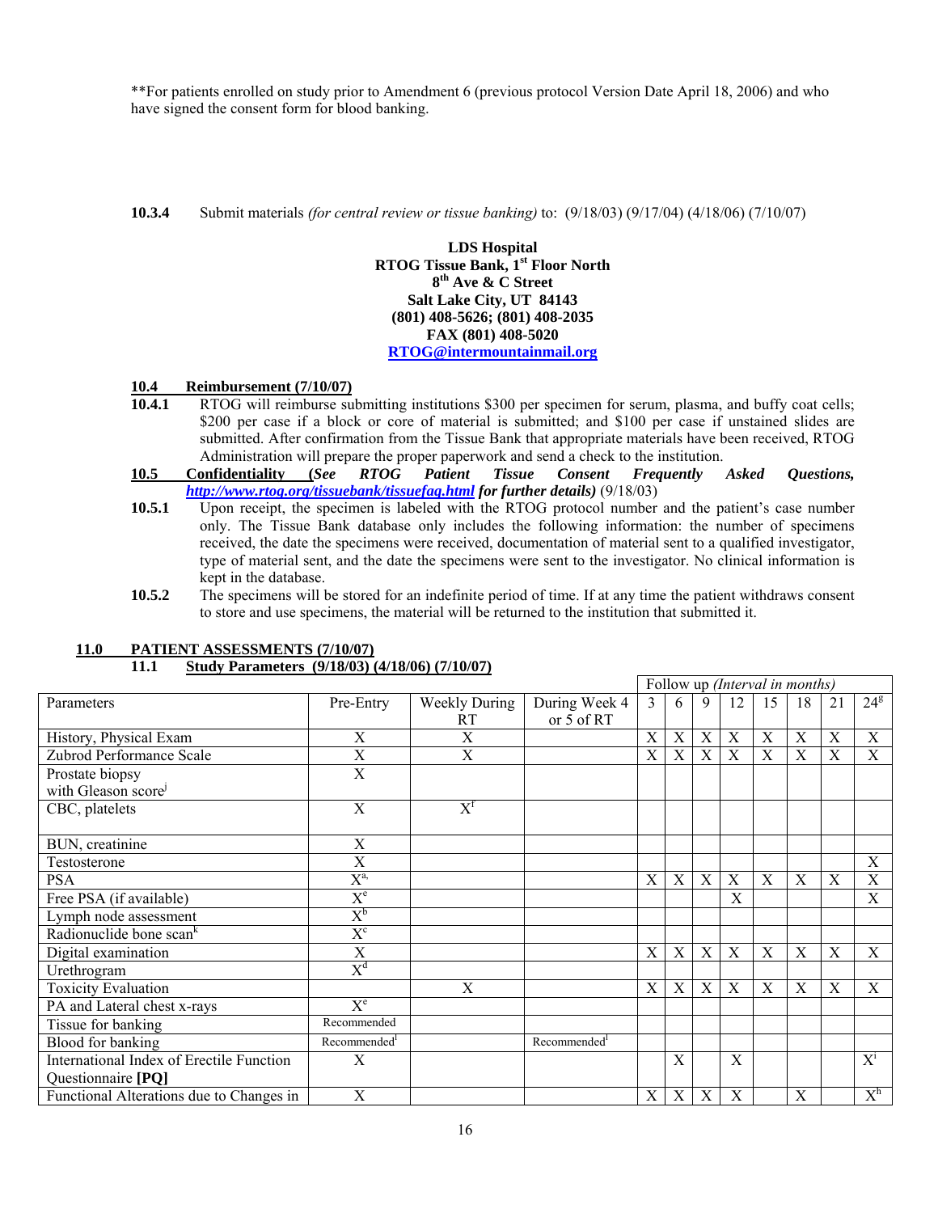**For patients enrolled on study prior to Amendment 6 (previous protocol Version Date April 18, 2006) and who have signed the consent form for blood banking.

**10.3.4** Submit materials *(for central review or tissue banking)* to: (9/18/03) (9/17/04) (4/18/06) (7/10/07)

**LDS Hospital**
**RTOG Tissue Bank, 1st Floor North**
**8th Ave & C Street**
**Salt Lake City, UT 84143**
**(801) 408-5626; (801) 408-2035**
**FAX (801) 408-5020**
**RTOG@intermountainmail.org**

## 10.4 Reimbursement (7/10/07)

**10.4.1** RTOG will reimburse submitting institutions $300 per specimen for serum, plasma, and buffy coat cells; $200 per case if a block or core of material is submitted; and $100 per case if unstained slides are submitted. After confirmation from the Tissue Bank that appropriate materials have been received, RTOG Administration will prepare the proper paperwork and send a check to the institution.

## 10.5 Confidentiality (*See RTOG Patient Tissue Consent Frequently Asked Questions, http://www.rtog.org/tissuebank/tissuefaq.html for further details)* (9/18/03)

**10.5.1** Upon receipt, the specimen is labeled with the RTOG protocol number and the patient's case number only. The Tissue Bank database only includes the following information: the number of specimens received, the date the specimens were received, documentation of material sent to a qualified investigator, type of material sent, and the date the specimens were sent to the investigator. No clinical information is kept in the database.

**10.5.2** The specimens will be stored for an indefinite period of time. If at any time the patient withdraws consent to store and use specimens, the material will be returned to the institution that submitted it.

# 11.0 PATIENT ASSESSMENTS (7/10/07)

## 11.1 Study Parameters (9/18/03) (4/18/06) (7/10/07)

| | | | | Follow up *(Interval in months)* | | | | | | | |
|---|---|---|---|---|---|---|---|---|---|---|---|
| Parameters | Pre-Entry | Weekly During RT | During Week 4 or 5 of RT | 3 | 6 | 9 | 12 | 15 | 18 | 21 | 24[g] |
| History, Physical Exam | X | X | | X | X | X | X | X | X | X | X |
| Zubrod Performance Scale | X | X | | X | X | X | X | X | X | X | X |
| Prostate biopsy with Gleason score[j] | X | | | | | | | | | | |
| CBC, platelets | X | X[f] | | | | | | | | | |
| BUN, creatinine | X | | | | | | | | | | |
| Testosterone | X | | | | | | | | | | X |
| PSA | X[a,] | | | X | X | X | X | X | X | X | X |
| Free PSA (if available) | X[e] | | | | | | X | | | | X |
| Lymph node assessment | X[b] | | | | | | | | | | |
| Radionuclide bone scan[k] | X[c] | | | | | | | | | | |
| Digital examination | X | | | X | X | X | X | X | X | X | X |
| Urethrogram | X[d] | | | | | | | | | | |
| Toxicity Evaluation | | X | | X | X | X | X | X | X | X | X |
| PA and Lateral chest x-rays | X[e] | | | | | | | | | | |
| Tissue for banking | Recommended | | | | | | | | | | |
| Blood for banking | Recommended[l] | | Recommended[l] | | | | | | | | |
| International Index of Erectile Function Questionnaire **[PQ]** | X | | | | X | | X | | | | X[i] |
| Functional Alterations due to Changes in | X | | | X | X | X | X | | X | | X[h] |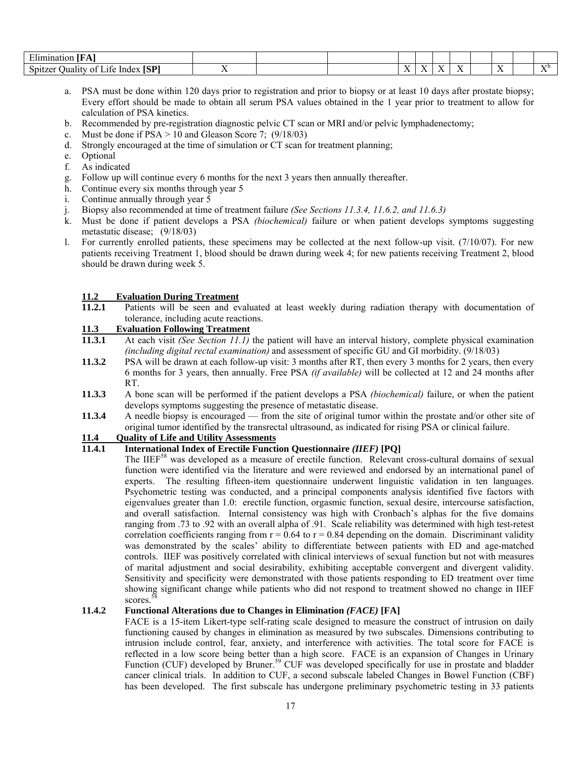| | | | | | | | | | | | |
|---|---|---|---|---|---|---|---|---|---|---|---|
| Elimination **[FA]** | | | | | | | | | | | |
| Spitzer Quality of Life Index **[SP]** | X | | | X | X | X | X | | X | | X[h] |

a. PSA must be done within 120 days prior to registration and prior to biopsy or at least 10 days after prostate biopsy; Every effort should be made to obtain all serum PSA values obtained in the 1 year prior to treatment to allow for calculation of PSA kinetics.
b. Recommended by pre-registration diagnostic pelvic CT scan or MRI and/or pelvic lymphadenectomy;
c. Must be done if PSA > 10 and Gleason Score 7; (9/18/03)
d. Strongly encouraged at the time of simulation or CT scan for treatment planning;
e. Optional
f. As indicated
g. Follow up will continue every 6 months for the next 3 years then annually thereafter.
h. Continue every six months through year 5
i. Continue annually through year 5
j. Biopsy also recommended at time of treatment failure *(See Sections 11.3.4, 11.6.2, and 11.6.3)*
k. Must be done if patient develops a PSA *(biochemical)* failure or when patient develops symptoms suggesting metastatic disease; (9/18/03)
l. For currently enrolled patients, these specimens may be collected at the next follow-up visit. (7/10/07). For new patients receiving Treatment 1, blood should be drawn during week 4; for new patients receiving Treatment 2, blood should be drawn during week 5.

## 11.2 Evaluation During Treatment

**11.2.1** Patients will be seen and evaluated at least weekly during radiation therapy with documentation of tolerance, including acute reactions.

## 11.3 Evaluation Following Treatment

**11.3.1** At each visit *(See Section 11.1)* the patient will have an interval history, complete physical examination *(including digital rectal examination)* and assessment of specific GU and GI morbidity. (9/18/03)

**11.3.2** PSA will be drawn at each follow-up visit: 3 months after RT, then every 3 months for 2 years, then every 6 months for 3 years, then annually. Free PSA *(if available)* will be collected at 12 and 24 months after RT.

**11.3.3** A bone scan will be performed if the patient develops a PSA *(biochemical)* failure, or when the patient develops symptoms suggesting the presence of metastatic disease.

**11.3.4** A needle biopsy is encouraged — from the site of original tumor within the prostate and/or other site of original tumor identified by the transrectal ultrasound, as indicated for rising PSA or clinical failure.

## 11.4 Quality of Life and Utility Assessments

### 11.4.1 International Index of Erectile Function Questionnaire *(IIEF)* [PQ]

The IIEF[58] was developed as a measure of erectile function. Relevant cross-cultural domains of sexual function were identified via the literature and were reviewed and endorsed by an international panel of experts. The resulting fifteen-item questionnaire underwent linguistic validation in ten languages. Psychometric testing was conducted, and a principal components analysis identified five factors with eigenvalues greater than 1.0: erectile function, orgasmic function, sexual desire, intercourse satisfaction, and overall satisfaction. Internal consistency was high with Cronbach's alphas for the five domains ranging from .73 to .92 with an overall alpha of .91. Scale reliability was determined with high test-retest correlation coefficients ranging from $r = 0.64$ to $r = 0.84$ depending on the domain. Discriminant validity was demonstrated by the scales' ability to differentiate between patients with ED and age-matched controls. IIEF was positively correlated with clinical interviews of sexual function but not with measures of marital adjustment and social desirability, exhibiting acceptable convergent and divergent validity. Sensitivity and specificity were demonstrated with those patients responding to ED treatment over time showing significant change while patients who did not respond to treatment showed no change in IIEF scores.[58]

### 11.4.2 Functional Alterations due to Changes in Elimination *(FACE)* [FA]

FACE is a 15-item Likert-type self-rating scale designed to measure the construct of intrusion on daily functioning caused by changes in elimination as measured by two subscales. Dimensions contributing to intrusion include control, fear, anxiety, and interference with activities. The total score for FACE is reflected in a low score being better than a high score. FACE is an expansion of Changes in Urinary Function (CUF) developed by Bruner.[59] CUF was developed specifically for use in prostate and bladder cancer clinical trials. In addition to CUF, a second subscale labeled Changes in Bowel Function (CBF) has been developed. The first subscale has undergone preliminary psychometric testing in 33 patients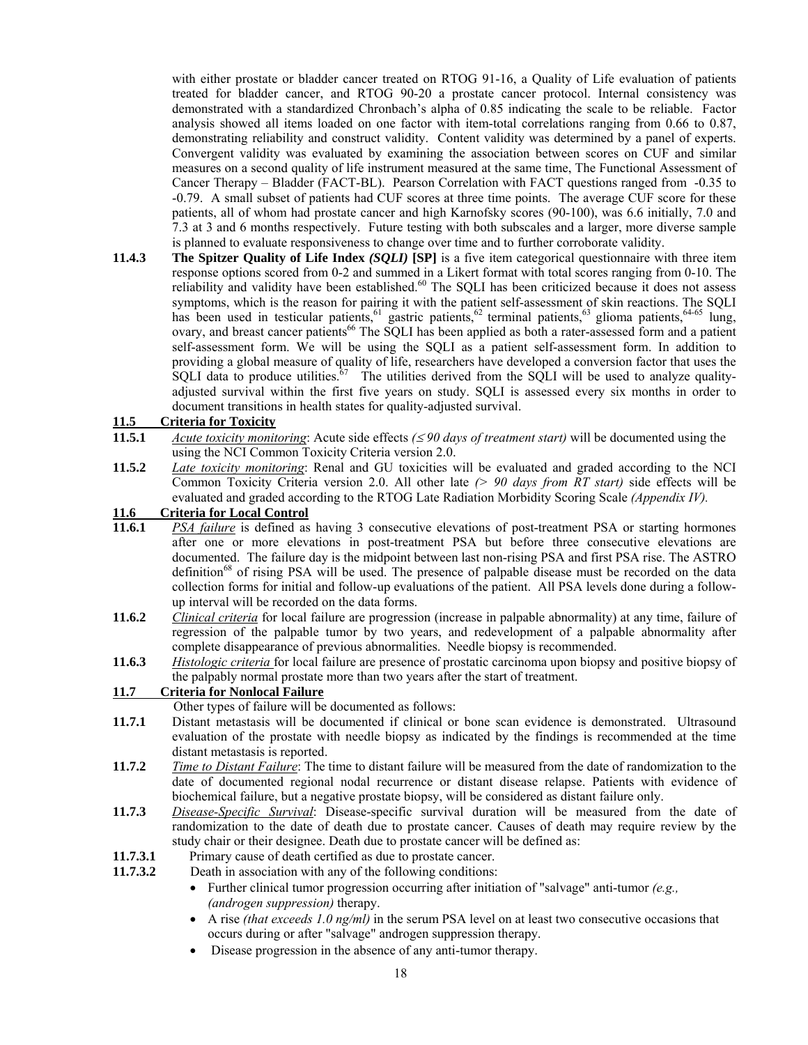with either prostate or bladder cancer treated on RTOG 91-16, a Quality of Life evaluation of patients treated for bladder cancer, and RTOG 90-20 a prostate cancer protocol. Internal consistency was demonstrated with a standardized Chronbach's alpha of 0.85 indicating the scale to be reliable. Factor analysis showed all items loaded on one factor with item-total correlations ranging from 0.66 to 0.87, demonstrating reliability and construct validity. Content validity was determined by a panel of experts. Convergent validity was evaluated by examining the association between scores on CUF and similar measures on a second quality of life instrument measured at the same time, The Functional Assessment of Cancer Therapy – Bladder (FACT-BL). Pearson Correlation with FACT questions ranged from -0.35 to -0.79. A small subset of patients had CUF scores at three time points. The average CUF score for these patients, all of whom had prostate cancer and high Karnofsky scores (90-100), was 6.6 initially, 7.0 and 7.3 at 3 and 6 months respectively. Future testing with both subscales and a larger, more diverse sample is planned to evaluate responsiveness to change over time and to further corroborate validity.

**11.4.3** **The Spitzer Quality of Life Index *(SQLI)* [SP]** is a five item categorical questionnaire with three item response options scored from 0-2 and summed in a Likert format with total scores ranging from 0-10. The reliability and validity have been established.[60] The SQLI has been criticized because it does not assess symptoms, which is the reason for pairing it with the patient self-assessment of skin reactions. The SQLI has been used in testicular patients,[61] gastric patients,[62] terminal patients,[63] glioma patients,[64-65] lung, ovary, and breast cancer patients[66] The SQLI has been applied as both a rater-assessed form and a patient self-assessment form. We will be using the SQLI as a patient self-assessment form. In addition to providing a global measure of quality of life, researchers have developed a conversion factor that uses the SQLI data to produce utilities.[67] The utilities derived from the SQLI will be used to analyze quality-adjusted survival within the first five years on study. SQLI is assessed every six months in order to document transitions in health states for quality-adjusted survival.

## 11.5 Criteria for Toxicity

**11.5.1** *Acute toxicity monitoring*: Acute side effects *(≤ 90 days of treatment start)* will be documented using the using the NCI Common Toxicity Criteria version 2.0.

**11.5.2** *Late toxicity monitoring*: Renal and GU toxicities will be evaluated and graded according to the NCI Common Toxicity Criteria version 2.0. All other late *(> 90 days from RT start)* side effects will be evaluated and graded according to the RTOG Late Radiation Morbidity Scoring Scale *(Appendix IV).*

## 11.6 Criteria for Local Control

**11.6.1** *PSA failure* is defined as having 3 consecutive elevations of post-treatment PSA or starting hormones after one or more elevations in post-treatment PSA but before three consecutive elevations are documented. The failure day is the midpoint between last non-rising PSA and first PSA rise. The ASTRO definition[68] of rising PSA will be used. The presence of palpable disease must be recorded on the data collection forms for initial and follow-up evaluations of the patient. All PSA levels done during a follow-up interval will be recorded on the data forms.

**11.6.2** *Clinical criteria* for local failure are progression (increase in palpable abnormality) at any time, failure of regression of the palpable tumor by two years, and redevelopment of a palpable abnormality after complete disappearance of previous abnormalities. Needle biopsy is recommended.

**11.6.3** *Histologic criteria* for local failure are presence of prostatic carcinoma upon biopsy and positive biopsy of the palpably normal prostate more than two years after the start of treatment.

## 11.7 Criteria for Nonlocal Failure

Other types of failure will be documented as follows:

**11.7.1** Distant metastasis will be documented if clinical or bone scan evidence is demonstrated. Ultrasound evaluation of the prostate with needle biopsy as indicated by the findings is recommended at the time distant metastasis is reported.

**11.7.2** *Time to Distant Failure*: The time to distant failure will be measured from the date of randomization to the date of documented regional nodal recurrence or distant disease relapse. Patients with evidence of biochemical failure, but a negative prostate biopsy, will be considered as distant failure only.

**11.7.3** *Disease-Specific Survival*: Disease-specific survival duration will be measured from the date of randomization to the date of death due to prostate cancer. Causes of death may require review by the study chair or their designee. Death due to prostate cancer will be defined as:

**11.7.3.1** Primary cause of death certified as due to prostate cancer.

**11.7.3.2** Death in association with any of the following conditions:

- Further clinical tumor progression occurring after initiation of "salvage" anti-tumor *(e.g., (androgen suppression)* therapy.
- A rise *(that exceeds 1.0 ng/ml)* in the serum PSA level on at least two consecutive occasions that occurs during or after "salvage" androgen suppression therapy.
- Disease progression in the absence of any anti-tumor therapy.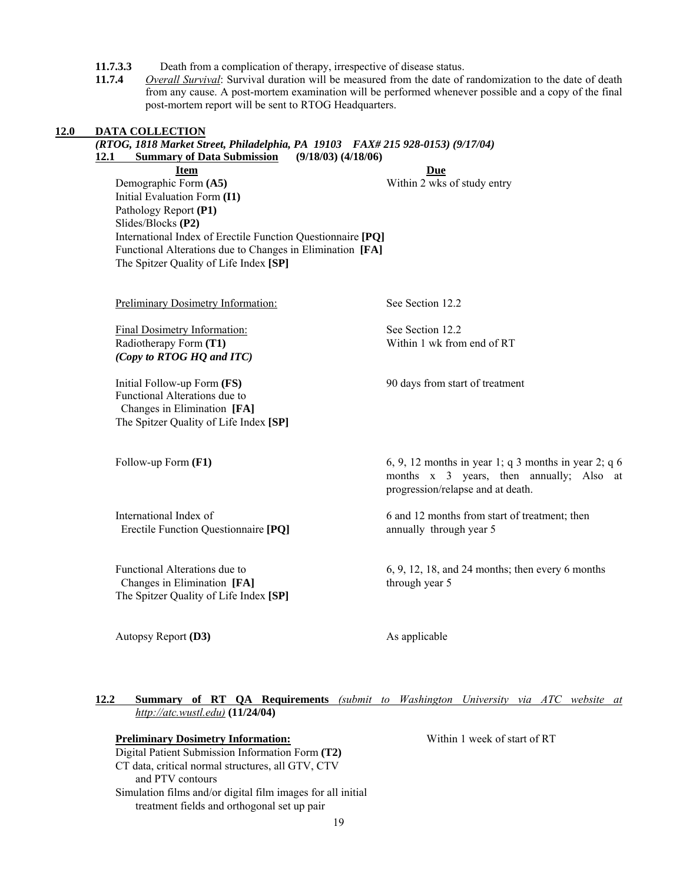**11.7.3.3** Death from a complication of therapy, irrespective of disease status.

**11.7.4** *Overall Survival*: Survival duration will be measured from the date of randomization to the date of death from any cause. A post-mortem examination will be performed whenever possible and a copy of the final post-mortem report will be sent to RTOG Headquarters.

## 12.0 DATA COLLECTION

*(RTOG, 1818 Market Street, Philadelphia, PA 19103 FAX# 215 928-0153) (9/17/04)*

### 12.1 Summary of Data Submission (9/18/03) (4/18/06)

| Item | Due |
|---|---|
| Demographic Form **(A5)**<br>Initial Evaluation Form **(I1)**<br>Pathology Report **(P1)**<br>Slides/Blocks **(P2)**<br>International Index of Erectile Function Questionnaire **[PQ]**<br>Functional Alterations due to Changes in Elimination **[FA]**<br>The Spitzer Quality of Life Index **[SP]** | Within 2 wks of study entry |
| Preliminary Dosimetry Information: | See Section 12.2 |
| Final Dosimetry Information:<br>Radiotherapy Form **(T1)**<br>***(Copy to RTOG HQ and ITC)*** | See Section 12.2<br>Within 1 wk from end of RT |
| Initial Follow-up Form **(FS)**<br>Functional Alterations due to Changes in Elimination **[FA]**<br>The Spitzer Quality of Life Index **[SP]** | 90 days from start of treatment |
| Follow-up Form **(F1)** | 6, 9, 12 months in year 1; q 3 months in year 2; q 6 months x 3 years, then annually; Also at progression/relapse and at death. |
| International Index of Erectile Function Questionnaire **[PQ]** | 6 and 12 months from start of treatment; then annually through year 5 |
| Functional Alterations due to Changes in Elimination **[FA]**<br>The Spitzer Quality of Life Index **[SP]** | 6, 9, 12, 18, and 24 months; then every 6 months through year 5 |
| Autopsy Report **(D3)** | As applicable |

### 12.2 Summary of RT QA Requirements *(submit to Washington University via ATC website at http://atc.wustl.edu)* (11/24/04)

**Preliminary Dosimetry Information:** Within 1 week of start of RT

Digital Patient Submission Information Form **(T2)**
CT data, critical normal structures, all GTV, CTV and PTV contours
Simulation films and/or digital film images for all initial treatment fields and orthogonal set up pair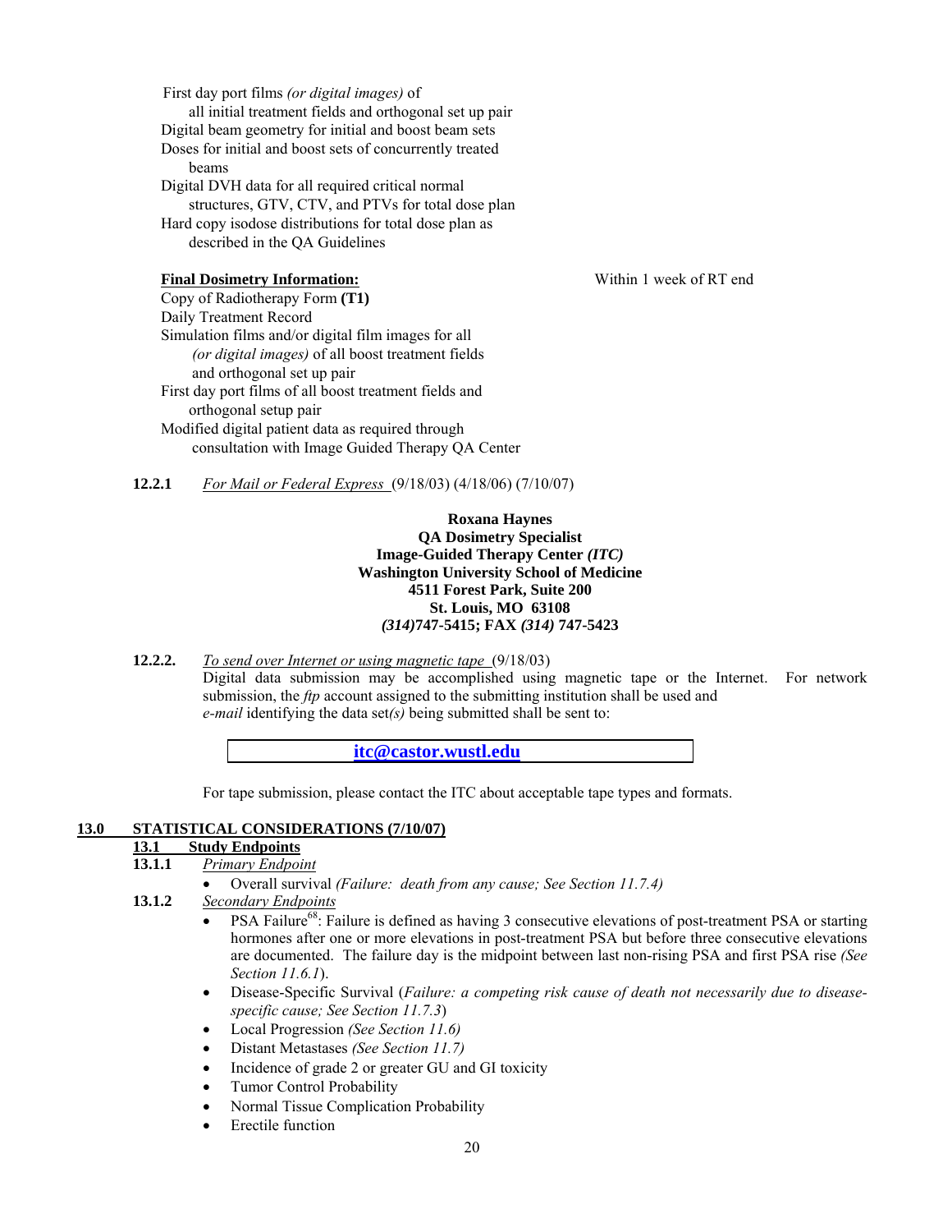First day port films *(or digital images)* of
all initial treatment fields and orthogonal set up pair
Digital beam geometry for initial and boost beam sets
Doses for initial and boost sets of concurrently treated
beams
Digital DVH data for all required critical normal
structures, GTV, CTV, and PTVs for total dose plan
Hard copy isodose distributions for total dose plan as
described in the QA Guidelines

**Final Dosimetry Information:** Within 1 week of RT end

Copy of Radiotherapy Form **(T1)**
Daily Treatment Record
Simulation films and/or digital film images for all
*(or digital images)* of all boost treatment fields
and orthogonal set up pair
First day port films of all boost treatment fields and
orthogonal setup pair
Modified digital patient data as required through
consultation with Image Guided Therapy QA Center

**12.2.1** *For Mail or Federal Express* (9/18/03) (4/18/06) (7/10/07)

**Roxana Haynes**
**QA Dosimetry Specialist**
**Image-Guided Therapy Center *(ITC)***
**Washington University School of Medicine**
**4511 Forest Park, Suite 200**
**St. Louis, MO 63108**
***(314)*747-5415; FAX *(314)* 747-5423**

**12.2.2.** *To send over Internet or using magnetic tape* (9/18/03)
Digital data submission may be accomplished using magnetic tape or the Internet. For network submission, the *ftp* account assigned to the submitting institution shall be used and *e-mail* identifying the data set*(s)* being submitted shall be sent to:

**itc@castor.wustl.edu**

For tape submission, please contact the ITC about acceptable tape types and formats.

## 13.0 STATISTICAL CONSIDERATIONS (7/10/07)

### 13.1 Study Endpoints

**13.1.1** *Primary Endpoint*

- Overall survival *(Failure: death from any cause; See Section 11.7.4)*

**13.1.2** *Secondary Endpoints*

- PSA Failure[68]: Failure is defined as having 3 consecutive elevations of post-treatment PSA or starting hormones after one or more elevations in post-treatment PSA but before three consecutive elevations are documented. The failure day is the midpoint between last non-rising PSA and first PSA rise *(See Section 11.6.1)*.
- Disease-Specific Survival (*Failure: a competing risk cause of death not necessarily due to disease-specific cause; See Section 11.7.3*)
- Local Progression *(See Section 11.6)*
- Distant Metastases *(See Section 11.7)*
- Incidence of grade 2 or greater GU and GI toxicity
- Tumor Control Probability
- Normal Tissue Complication Probability
- Erectile function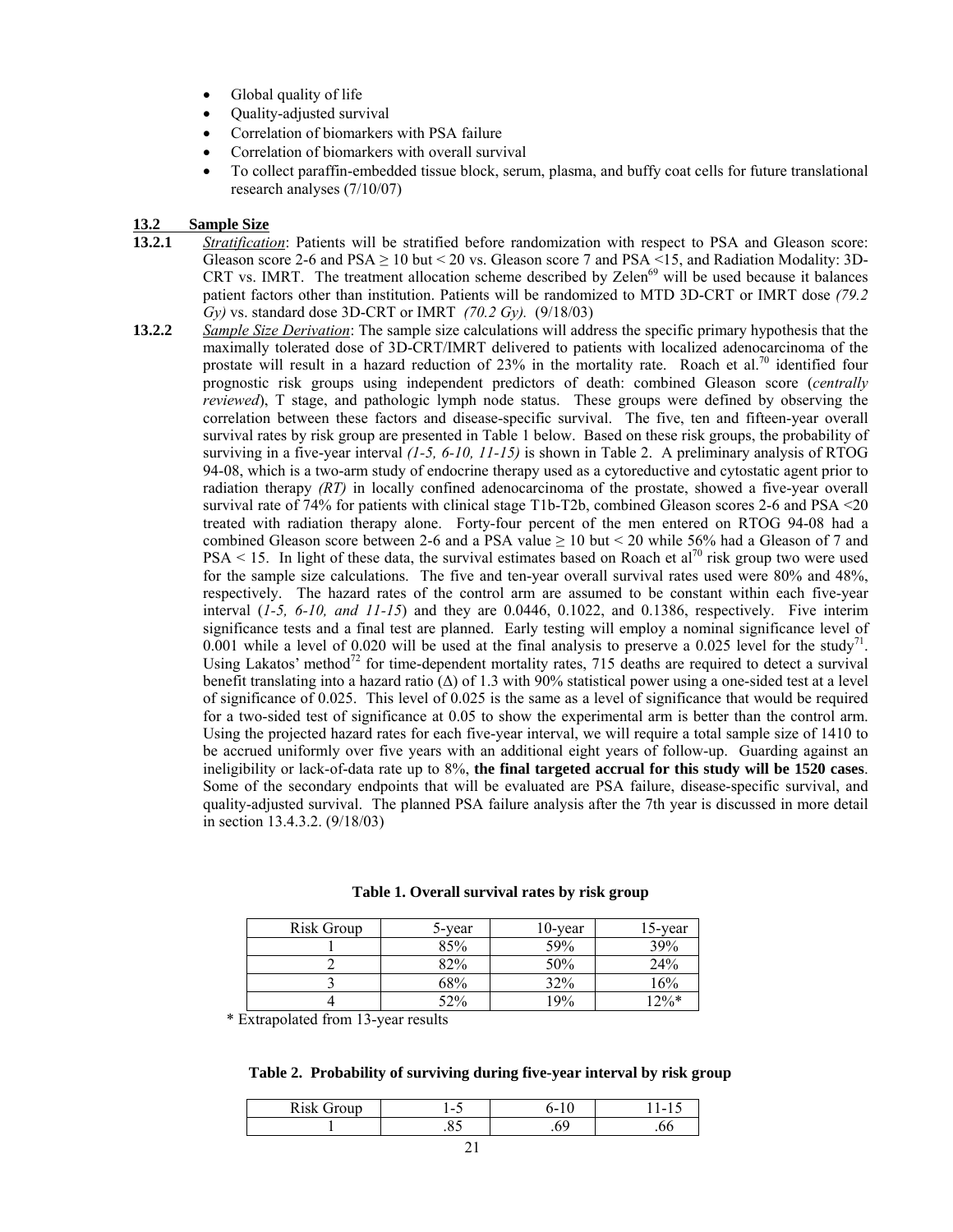- Global quality of life
- Quality-adjusted survival
- Correlation of biomarkers with PSA failure
- Correlation of biomarkers with overall survival
- To collect paraffin-embedded tissue block, serum, plasma, and buffy coat cells for future translational research analyses (7/10/07)

## 13.2 Sample Size

**13.2.1** *Stratification*: Patients will be stratified before randomization with respect to PSA and Gleason score: Gleason score 2-6 and PSA ≥ 10 but < 20 vs. Gleason score 7 and PSA <15, and Radiation Modality: 3D-CRT vs. IMRT. The treatment allocation scheme described by Zelen[69] will be used because it balances patient factors other than institution. Patients will be randomized to MTD 3D-CRT or IMRT dose *(79.2 Gy)* vs. standard dose 3D-CRT or IMRT *(70.2 Gy).* (9/18/03)

**13.2.2** *Sample Size Derivation*: The sample size calculations will address the specific primary hypothesis that the maximally tolerated dose of 3D-CRT/IMRT delivered to patients with localized adenocarcinoma of the prostate will result in a hazard reduction of 23% in the mortality rate. Roach et al.[70] identified four prognostic risk groups using independent predictors of death: combined Gleason score (*centrally reviewed*), T stage, and pathologic lymph node status. These groups were defined by observing the correlation between these factors and disease-specific survival. The five, ten and fifteen-year overall survival rates by risk group are presented in Table 1 below. Based on these risk groups, the probability of surviving in a five-year interval *(1-5, 6-10, 11-15)* is shown in Table 2. A preliminary analysis of RTOG 94-08, which is a two-arm study of endocrine therapy used as a cytoreductive and cytostatic agent prior to radiation therapy *(RT)* in locally confined adenocarcinoma of the prostate, showed a five-year overall survival rate of 74% for patients with clinical stage T1b-T2b, combined Gleason scores 2-6 and PSA <20 treated with radiation therapy alone. Forty-four percent of the men entered on RTOG 94-08 had a combined Gleason score between 2-6 and a PSA value ≥ 10 but < 20 while 56% had a Gleason of 7 and PSA < 15. In light of these data, the survival estimates based on Roach et al[70] risk group two were used for the sample size calculations. The five and ten-year overall survival rates used were 80% and 48%, respectively. The hazard rates of the control arm are assumed to be constant within each five-year interval (*1-5, 6-10, and 11-15*) and they are 0.0446, 0.1022, and 0.1386, respectively. Five interim significance tests and a final test are planned. Early testing will employ a nominal significance level of 0.001 while a level of 0.020 will be used at the final analysis to preserve a 0.025 level for the study[71]. Using Lakatos' method[72] for time-dependent mortality rates, 715 deaths are required to detect a survival benefit translating into a hazard ratio (Δ) of 1.3 with 90% statistical power using a one-sided test at a level of significance of 0.025. This level of 0.025 is the same as a level of significance that would be required for a two-sided test of significance at 0.05 to show the experimental arm is better than the control arm. Using the projected hazard rates for each five-year interval, we will require a total sample size of 1410 to be accrued uniformly over five years with an additional eight years of follow-up. Guarding against an ineligibility or lack-of-data rate up to 8%, **the final targeted accrual for this study will be 1520 cases**. Some of the secondary endpoints that will be evaluated are PSA failure, disease-specific survival, and quality-adjusted survival. The planned PSA failure analysis after the 7th year is discussed in more detail in section 13.4.3.2. (9/18/03)

**Table 1. Overall survival rates by risk group**

| Risk Group | 5-year | 10-year | 15-year |
|---|---|---|---|
| 1 | 85% | 59% | 39% |
| 2 | 82% | 50% | 24% |
| 3 | 68% | 32% | 16% |
| 4 | 52% | 19% | 12%* |

\* Extrapolated from 13-year results

**Table 2. Probability of surviving during five-year interval by risk group**

| Risk Group | 1-5 | 6-10 | 11-15 |
|---|---|---|---|
| 1 | .85 | .69 | .66 |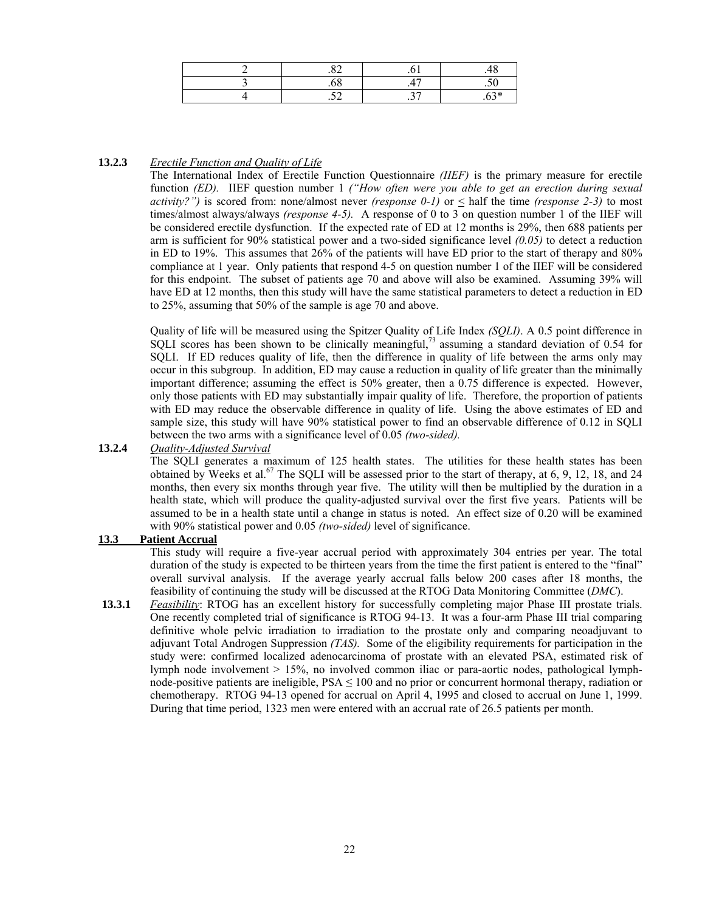| 2 | .82 | .61 | .48 |
|---|---|---|---|
| 3 | .68 | .47 | .50 |
| 4 | .52 | .37 | .63* |

**13.2.3** *Erectile Function and Quality of Life*

The International Index of Erectile Function Questionnaire *(IIEF)* is the primary measure for erectile function *(ED).* IIEF question number 1 *("How often were you able to get an erection during sexual activity?")* is scored from: none/almost never *(response 0-1)* or ≤ half the time *(response 2-3)* to most times/almost always/always *(response 4-5).* A response of 0 to 3 on question number 1 of the IIEF will be considered erectile dysfunction. If the expected rate of ED at 12 months is 29%, then 688 patients per arm is sufficient for 90% statistical power and a two-sided significance level *(0.05)* to detect a reduction in ED to 19%. This assumes that 26% of the patients will have ED prior to the start of therapy and 80% compliance at 1 year. Only patients that respond 4-5 on question number 1 of the IIEF will be considered for this endpoint. The subset of patients age 70 and above will also be examined. Assuming 39% will have ED at 12 months, then this study will have the same statistical parameters to detect a reduction in ED to 25%, assuming that 50% of the sample is age 70 and above.

Quality of life will be measured using the Spitzer Quality of Life Index *(SQLI)*. A 0.5 point difference in SQLI scores has been shown to be clinically meaningful,[73] assuming a standard deviation of 0.54 for SQLI. If ED reduces quality of life, then the difference in quality of life between the arms only may occur in this subgroup. In addition, ED may cause a reduction in quality of life greater than the minimally important difference; assuming the effect is 50% greater, then a 0.75 difference is expected. However, only those patients with ED may substantially impair quality of life. Therefore, the proportion of patients with ED may reduce the observable difference in quality of life. Using the above estimates of ED and sample size, this study will have 90% statistical power to find an observable difference of 0.12 in SQLI between the two arms with a significance level of 0.05 *(two-sided).*

**13.2.4** *Quality-Adjusted Survival*

The SQLI generates a maximum of 125 health states. The utilities for these health states has been obtained by Weeks et al.[67] The SQLI will be assessed prior to the start of therapy, at 6, 9, 12, 18, and 24 months, then every six months through year five. The utility will then be multiplied by the duration in a health state, which will produce the quality-adjusted survival over the first five years. Patients will be assumed to be in a health state until a change in status is noted. An effect size of 0.20 will be examined with 90% statistical power and 0.05 *(two-sided)* level of significance.

**13.3 Patient Accrual**

This study will require a five-year accrual period with approximately 304 entries per year. The total duration of the study is expected to be thirteen years from the time the first patient is entered to the "final" overall survival analysis. If the average yearly accrual falls below 200 cases after 18 months, the feasibility of continuing the study will be discussed at the RTOG Data Monitoring Committee (*DMC*).

**13.3.1** *Feasibility*: RTOG has an excellent history for successfully completing major Phase III prostate trials. One recently completed trial of significance is RTOG 94-13. It was a four-arm Phase III trial comparing definitive whole pelvic irradiation to irradiation to the prostate only and comparing neoadjuvant to adjuvant Total Androgen Suppression *(TAS).* Some of the eligibility requirements for participation in the study were: confirmed localized adenocarcinoma of prostate with an elevated PSA, estimated risk of lymph node involvement > 15%, no involved common iliac or para-aortic nodes, pathological lymph-node-positive patients are ineligible, PSA ≤ 100 and no prior or concurrent hormonal therapy, radiation or chemotherapy. RTOG 94-13 opened for accrual on April 4, 1995 and closed to accrual on June 1, 1999. During that time period, 1323 men were entered with an accrual rate of 26.5 patients per month.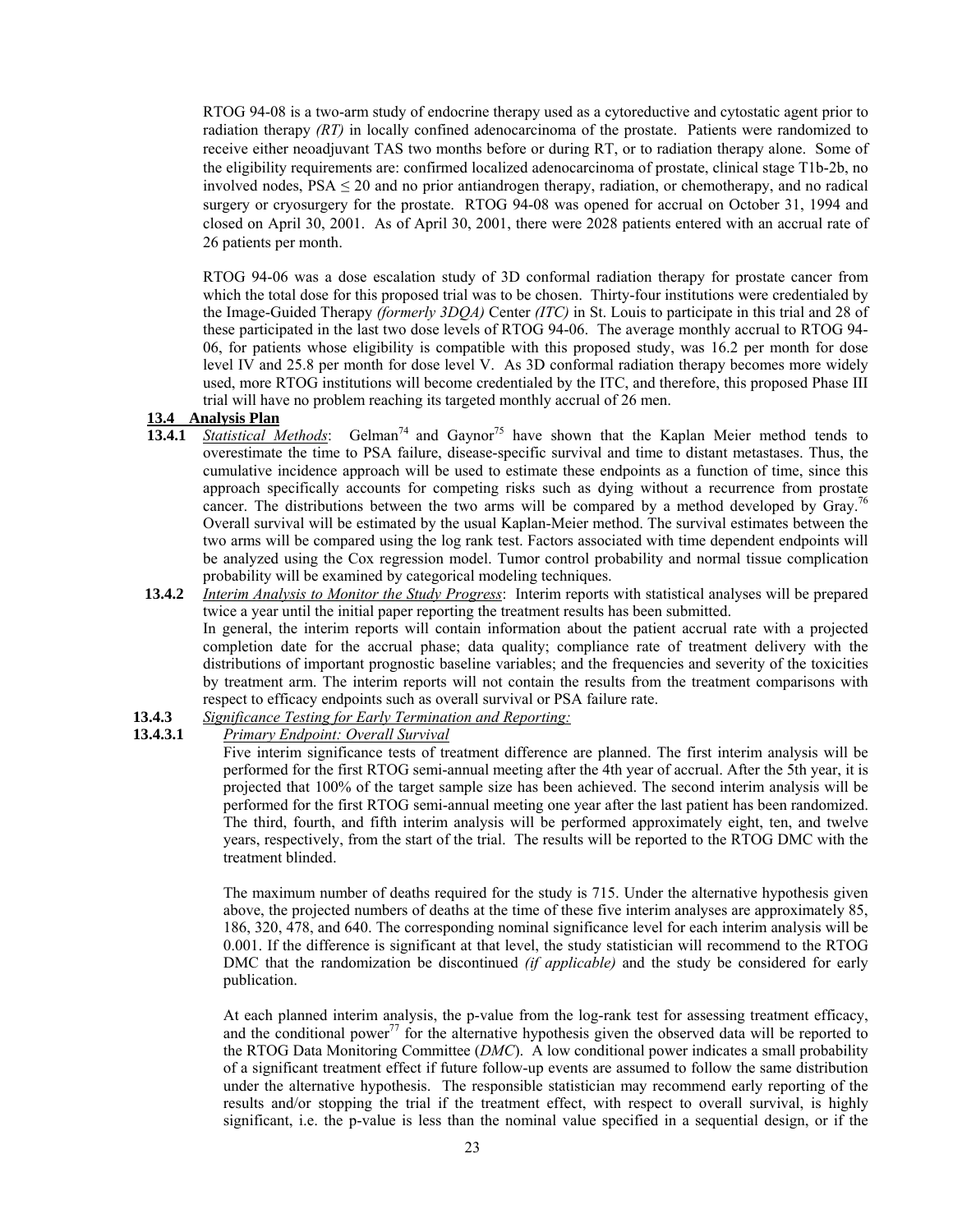RTOG 94-08 is a two-arm study of endocrine therapy used as a cytoreductive and cytostatic agent prior to radiation therapy *(RT)* in locally confined adenocarcinoma of the prostate. Patients were randomized to receive either neoadjuvant TAS two months before or during RT, or to radiation therapy alone. Some of the eligibility requirements are: confirmed localized adenocarcinoma of prostate, clinical stage T1b-2b, no involved nodes, PSA $\leq$ 20 and no prior antiandrogen therapy, radiation, or chemotherapy, and no radical surgery or cryosurgery for the prostate. RTOG 94-08 was opened for accrual on October 31, 1994 and closed on April 30, 2001. As of April 30, 2001, there were 2028 patients entered with an accrual rate of 26 patients per month.

RTOG 94-06 was a dose escalation study of 3D conformal radiation therapy for prostate cancer from which the total dose for this proposed trial was to be chosen. Thirty-four institutions were credentialed by the Image-Guided Therapy *(formerly 3DQA)* Center *(ITC)* in St. Louis to participate in this trial and 28 of these participated in the last two dose levels of RTOG 94-06. The average monthly accrual to RTOG 94-06, for patients whose eligibility is compatible with this proposed study, was 16.2 per month for dose level IV and 25.8 per month for dose level V. As 3D conformal radiation therapy becomes more widely used, more RTOG institutions will become credentialed by the ITC, and therefore, this proposed Phase III trial will have no problem reaching its targeted monthly accrual of 26 men.

## 13.4 Analysis Plan

**13.4.1** *Statistical Methods*: Gelman[74] and Gaynor[75] have shown that the Kaplan Meier method tends to overestimate the time to PSA failure, disease-specific survival and time to distant metastases. Thus, the cumulative incidence approach will be used to estimate these endpoints as a function of time, since this approach specifically accounts for competing risks such as dying without a recurrence from prostate cancer. The distributions between the two arms will be compared by a method developed by Gray.[76] Overall survival will be estimated by the usual Kaplan-Meier method. The survival estimates between the two arms will be compared using the log rank test. Factors associated with time dependent endpoints will be analyzed using the Cox regression model. Tumor control probability and normal tissue complication probability will be examined by categorical modeling techniques.

**13.4.2** *Interim Analysis to Monitor the Study Progress*: Interim reports with statistical analyses will be prepared twice a year until the initial paper reporting the treatment results has been submitted.
In general, the interim reports will contain information about the patient accrual rate with a projected completion date for the accrual phase; data quality; compliance rate of treatment delivery with the distributions of important prognostic baseline variables; and the frequencies and severity of the toxicities by treatment arm. The interim reports will not contain the results from the treatment comparisons with respect to efficacy endpoints such as overall survival or PSA failure rate.

**13.4.3** *Significance Testing for Early Termination and Reporting:*

**13.4.3.1** *Primary Endpoint: Overall Survival*

Five interim significance tests of treatment difference are planned. The first interim analysis will be performed for the first RTOG semi-annual meeting after the 4th year of accrual. After the 5th year, it is projected that 100% of the target sample size has been achieved. The second interim analysis will be performed for the first RTOG semi-annual meeting one year after the last patient has been randomized. The third, fourth, and fifth interim analysis will be performed approximately eight, ten, and twelve years, respectively, from the start of the trial. The results will be reported to the RTOG DMC with the treatment blinded.

The maximum number of deaths required for the study is 715. Under the alternative hypothesis given above, the projected numbers of deaths at the time of these five interim analyses are approximately 85, 186, 320, 478, and 640. The corresponding nominal significance level for each interim analysis will be 0.001. If the difference is significant at that level, the study statistician will recommend to the RTOG DMC that the randomization be discontinued *(if applicable)* and the study be considered for early publication.

At each planned interim analysis, the p-value from the log-rank test for assessing treatment efficacy, and the conditional power[77] for the alternative hypothesis given the observed data will be reported to the RTOG Data Monitoring Committee (*DMC*). A low conditional power indicates a small probability of a significant treatment effect if future follow-up events are assumed to follow the same distribution under the alternative hypothesis. The responsible statistician may recommend early reporting of the results and/or stopping the trial if the treatment effect, with respect to overall survival, is highly significant, i.e. the p-value is less than the nominal value specified in a sequential design, or if the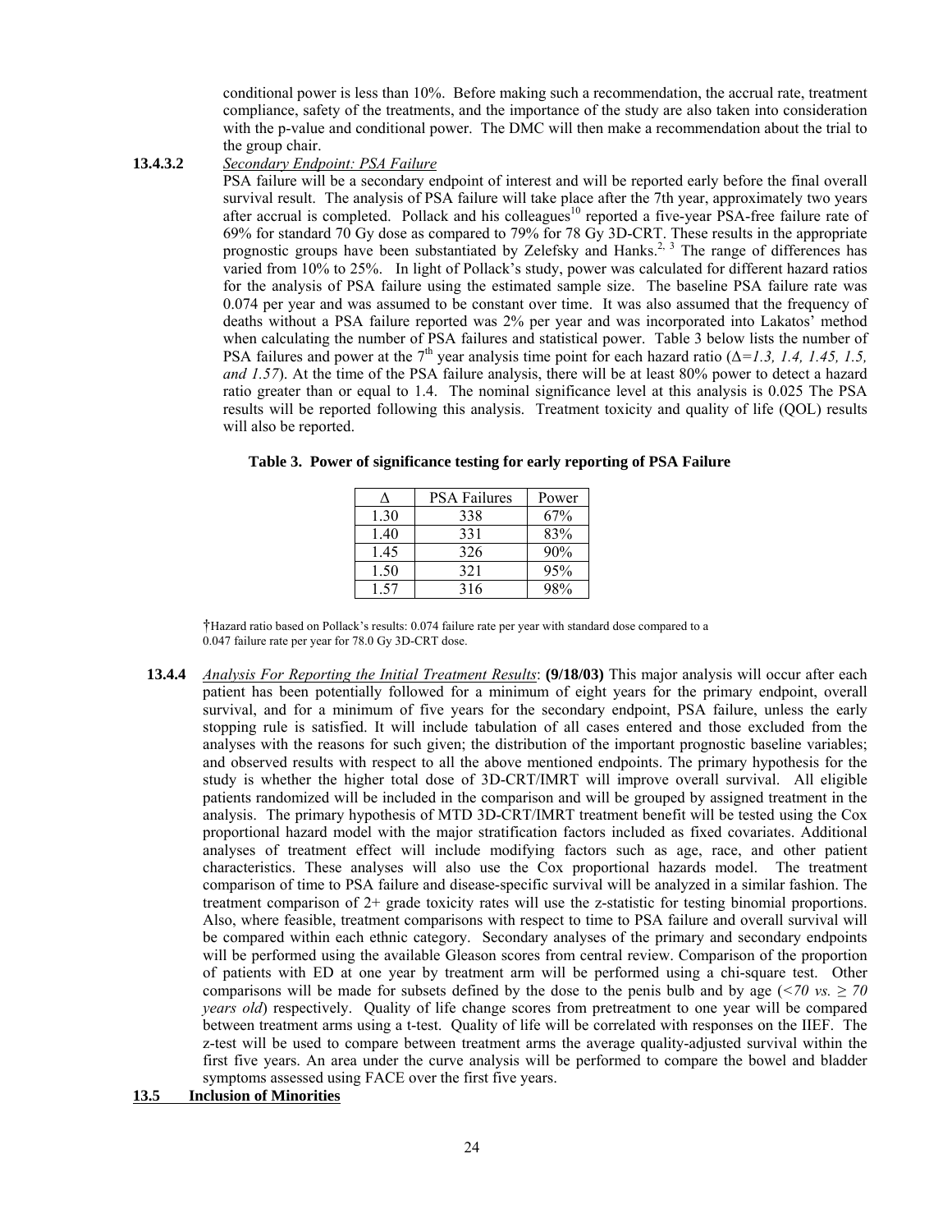conditional power is less than 10%. Before making such a recommendation, the accrual rate, treatment compliance, safety of the treatments, and the importance of the study are also taken into consideration with the p-value and conditional power. The DMC will then make a recommendation about the trial to the group chair.

**13.4.3.2** *Secondary Endpoint: PSA Failure*

PSA failure will be a secondary endpoint of interest and will be reported early before the final overall survival result. The analysis of PSA failure will take place after the 7th year, approximately two years after accrual is completed. Pollack and his colleagues[10] reported a five-year PSA-free failure rate of 69% for standard 70 Gy dose as compared to 79% for 78 Gy 3D-CRT. These results in the appropriate prognostic groups have been substantiated by Zelefsky and Hanks.[2, 3] The range of differences has varied from 10% to 25%. In light of Pollack's study, power was calculated for different hazard ratios for the analysis of PSA failure using the estimated sample size. The baseline PSA failure rate was 0.074 per year and was assumed to be constant over time. It was also assumed that the frequency of deaths without a PSA failure reported was 2% per year and was incorporated into Lakatos' method when calculating the number of PSA failures and statistical power. Table 3 below lists the number of PSA failures and power at the 7[th] year analysis time point for each hazard ratio ($\Delta$*=1.3, 1.4, 1.45, 1.5, and 1.57*). At the time of the PSA failure analysis, there will be at least 80% power to detect a hazard ratio greater than or equal to 1.4. The nominal significance level at this analysis is 0.025 The PSA results will be reported following this analysis. Treatment toxicity and quality of life (QOL) results will also be reported.

**Table 3. Power of significance testing for early reporting of PSA Failure**

| Δ | PSA Failures | Power |
|---|---|---|
| 1.30 | 338 | 67% |
| 1.40 | 331 | 83% |
| 1.45 | 326 | 90% |
| 1.50 | 321 | 95% |
| 1.57 | 316 | 98% |

†Hazard ratio based on Pollack's results: 0.074 failure rate per year with standard dose compared to a 0.047 failure rate per year for 78.0 Gy 3D-CRT dose.

**13.4.4** *Analysis For Reporting the Initial Treatment Results*: **(9/18/03)** This major analysis will occur after each patient has been potentially followed for a minimum of eight years for the primary endpoint, overall survival, and for a minimum of five years for the secondary endpoint, PSA failure, unless the early stopping rule is satisfied. It will include tabulation of all cases entered and those excluded from the analyses with the reasons for such given; the distribution of the important prognostic baseline variables; and observed results with respect to all the above mentioned endpoints. The primary hypothesis for the study is whether the higher total dose of 3D-CRT/IMRT will improve overall survival. All eligible patients randomized will be included in the comparison and will be grouped by assigned treatment in the analysis. The primary hypothesis of MTD 3D-CRT/IMRT treatment benefit will be tested using the Cox proportional hazard model with the major stratification factors included as fixed covariates. Additional analyses of treatment effect will include modifying factors such as age, race, and other patient characteristics. These analyses will also use the Cox proportional hazards model. The treatment comparison of time to PSA failure and disease-specific survival will be analyzed in a similar fashion. The treatment comparison of 2+ grade toxicity rates will use the z-statistic for testing binomial proportions. Also, where feasible, treatment comparisons with respect to time to PSA failure and overall survival will be compared within each ethnic category. Secondary analyses of the primary and secondary endpoints will be performed using the available Gleason scores from central review. Comparison of the proportion of patients with ED at one year by treatment arm will be performed using a chi-square test. Other comparisons will be made for subsets defined by the dose to the penis bulb and by age (*<70 vs. ≥ 70 years old*) respectively. Quality of life change scores from pretreatment to one year will be compared between treatment arms using a t-test. Quality of life will be correlated with responses on the IIEF. The z-test will be used to compare between treatment arms the average quality-adjusted survival within the first five years. An area under the curve analysis will be performed to compare the bowel and bladder symptoms assessed using FACE over the first five years.

## 13.5 Inclusion of Minorities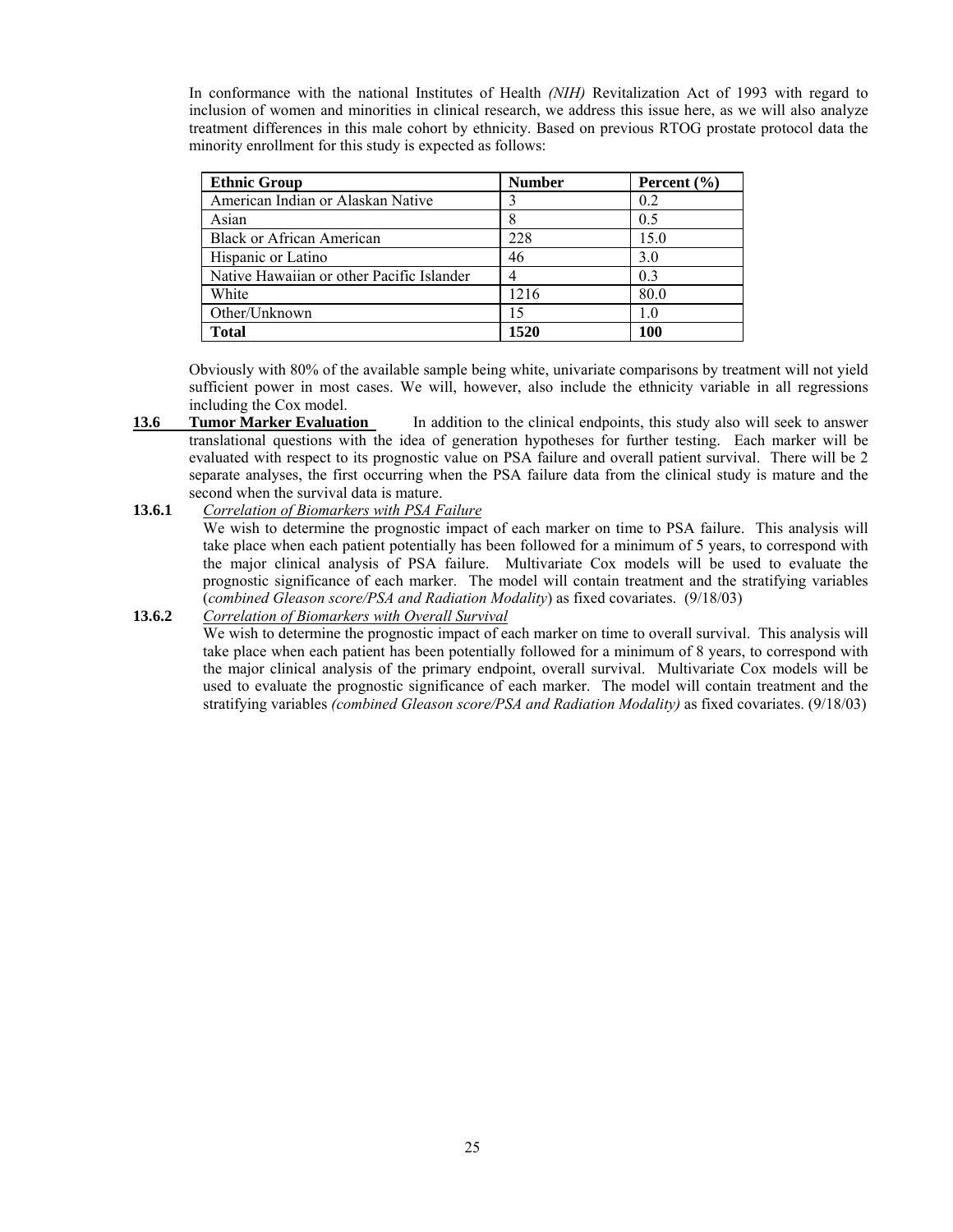In conformance with the national Institutes of Health *(NIH)* Revitalization Act of 1993 with regard to inclusion of women and minorities in clinical research, we address this issue here, as we will also analyze treatment differences in this male cohort by ethnicity. Based on previous RTOG prostate protocol data the minority enrollment for this study is expected as follows:

| **Ethnic Group** | **Number** | **Percent (%)** |
|---|---|---|
| American Indian or Alaskan Native | 3 | 0.2 |
| Asian | 8 | 0.5 |
| Black or African American | 228 | 15.0 |
| Hispanic or Latino | 46 | 3.0 |
| Native Hawaiian or other Pacific Islander | 4 | 0.3 |
| White | 1216 | 80.0 |
| Other/Unknown | 15 | 1.0 |
| **Total** | **1520** | **100** |

Obviously with 80% of the available sample being white, univariate comparisons by treatment will not yield sufficient power in most cases. We will, however, also include the ethnicity variable in all regressions including the Cox model.

**13.6 Tumor Marker Evaluation** In addition to the clinical endpoints, this study also will seek to answer translational questions with the idea of generation hypotheses for further testing. Each marker will be evaluated with respect to its prognostic value on PSA failure and overall patient survival. There will be 2 separate analyses, the first occurring when the PSA failure data from the clinical study is mature and the second when the survival data is mature.

**13.6.1** *Correlation of Biomarkers with PSA Failure*

We wish to determine the prognostic impact of each marker on time to PSA failure. This analysis will take place when each patient potentially has been followed for a minimum of 5 years, to correspond with the major clinical analysis of PSA failure. Multivariate Cox models will be used to evaluate the prognostic significance of each marker. The model will contain treatment and the stratifying variables (*combined Gleason score/PSA and Radiation Modality*) as fixed covariates. (9/18/03)

**13.6.2** *Correlation of Biomarkers with Overall Survival*

We wish to determine the prognostic impact of each marker on time to overall survival. This analysis will take place when each patient has been potentially followed for a minimum of 8 years, to correspond with the major clinical analysis of the primary endpoint, overall survival. Multivariate Cox models will be used to evaluate the prognostic significance of each marker. The model will contain treatment and the stratifying variables *(combined Gleason score/PSA and Radiation Modality)* as fixed covariates. (9/18/03)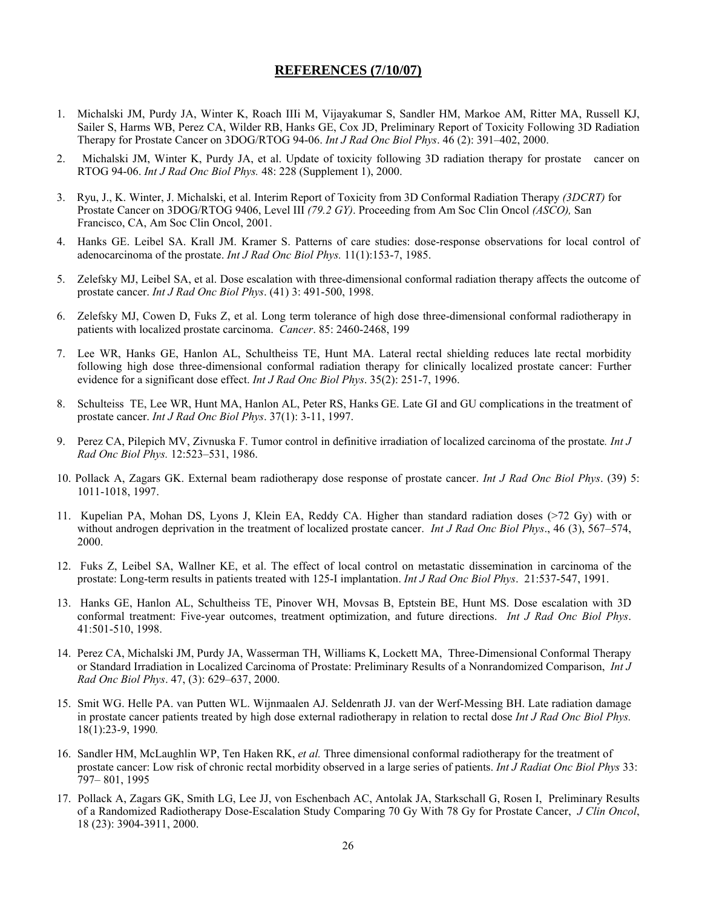## REFERENCES (7/10/07)

1. Michalski JM, Purdy JA, Winter K, Roach IIIi M, Vijayakumar S, Sandler HM, Markoe AM, Ritter MA, Russell KJ, Sailer S, Harms WB, Perez CA, Wilder RB, Hanks GE, Cox JD, Preliminary Report of Toxicity Following 3D Radiation Therapy for Prostate Cancer on 3DOG/RTOG 94-06. *Int J Rad Onc Biol Phys*. 46 (2): 391–402, 2000.
2. Michalski JM, Winter K, Purdy JA, et al. Update of toxicity following 3D radiation therapy for prostate cancer on RTOG 94-06. *Int J Rad Onc Biol Phys.* 48: 228 (Supplement 1), 2000.
3. Ryu, J., K. Winter, J. Michalski, et al. Interim Report of Toxicity from 3D Conformal Radiation Therapy *(3DCRT)* for Prostate Cancer on 3DOG/RTOG 9406, Level III *(79.2 GY)*. Proceeding from Am Soc Clin Oncol *(ASCO),* San Francisco, CA, Am Soc Clin Oncol, 2001.
4. Hanks GE. Leibel SA. Krall JM. Kramer S. Patterns of care studies: dose-response observations for local control of adenocarcinoma of the prostate. *Int J Rad Onc Biol Phys.* 11(1):153-7, 1985.
5. Zelefsky MJ, Leibel SA, et al. Dose escalation with three-dimensional conformal radiation therapy affects the outcome of prostate cancer. *Int J Rad Onc Biol Phys*. (41) 3: 491-500, 1998.
6. Zelefsky MJ, Cowen D, Fuks Z, et al. Long term tolerance of high dose three-dimensional conformal radiotherapy in patients with localized prostate carcinoma. *Cancer*. 85: 2460-2468, 199
7. Lee WR, Hanks GE, Hanlon AL, Schultheiss TE, Hunt MA. Lateral rectal shielding reduces late rectal morbidity following high dose three-dimensional conformal radiation therapy for clinically localized prostate cancer: Further evidence for a significant dose effect. *Int J Rad Onc Biol Phys*. 35(2): 251-7, 1996.
8. Schulteiss TE, Lee WR, Hunt MA, Hanlon AL, Peter RS, Hanks GE. Late GI and GU complications in the treatment of prostate cancer. *Int J Rad Onc Biol Phys*. 37(1): 3-11, 1997.
9. Perez CA, Pilepich MV, Zivnuska F. Tumor control in definitive irradiation of localized carcinoma of the prostate*. Int J Rad Onc Biol Phys.* 12:523–531, 1986.
10. Pollack A, Zagars GK. External beam radiotherapy dose response of prostate cancer. *Int J Rad Onc Biol Phys*. (39) 5: 1011-1018, 1997.
11. Kupelian PA, Mohan DS, Lyons J, Klein EA, Reddy CA. Higher than standard radiation doses (>72 Gy) with or without androgen deprivation in the treatment of localized prostate cancer. *Int J Rad Onc Biol Phys*., 46 (3), 567–574, 2000.
12. Fuks Z, Leibel SA, Wallner KE, et al. The effect of local control on metastatic dissemination in carcinoma of the prostate: Long-term results in patients treated with 125-I implantation. *Int J Rad Onc Biol Phys*. 21:537-547, 1991.
13. Hanks GE, Hanlon AL, Schultheiss TE, Pinover WH, Movsas B, Eptstein BE, Hunt MS. Dose escalation with 3D conformal treatment: Five-year outcomes, treatment optimization, and future directions. *Int J Rad Onc Biol Phys*. 41:501-510, 1998.
14. Perez CA, Michalski JM, Purdy JA, Wasserman TH, Williams K, Lockett MA, Three-Dimensional Conformal Therapy or Standard Irradiation in Localized Carcinoma of Prostate: Preliminary Results of a Nonrandomized Comparison, *Int J Rad Onc Biol Phys*. 47, (3): 629–637, 2000.
15. Smit WG. Helle PA. van Putten WL. Wijnmaalen AJ. Seldenrath JJ. van der Werf-Messing BH. Late radiation damage in prostate cancer patients treated by high dose external radiotherapy in relation to rectal dose *Int J Rad Onc Biol Phys.* 18(1):23-9, 1990*.*
16. Sandler HM, McLaughlin WP, Ten Haken RK, *et al.* Three dimensional conformal radiotherapy for the treatment of prostate cancer: Low risk of chronic rectal morbidity observed in a large series of patients. *Int J Radiat Onc Biol Phys* 33: 797– 801, 1995
17. Pollack A, Zagars GK, Smith LG, Lee JJ, von Eschenbach AC, Antolak JA, Starkschall G, Rosen I, Preliminary Results of a Randomized Radiotherapy Dose-Escalation Study Comparing 70 Gy With 78 Gy for Prostate Cancer, *J Clin Oncol*, 18 (23): 3904-3911, 2000.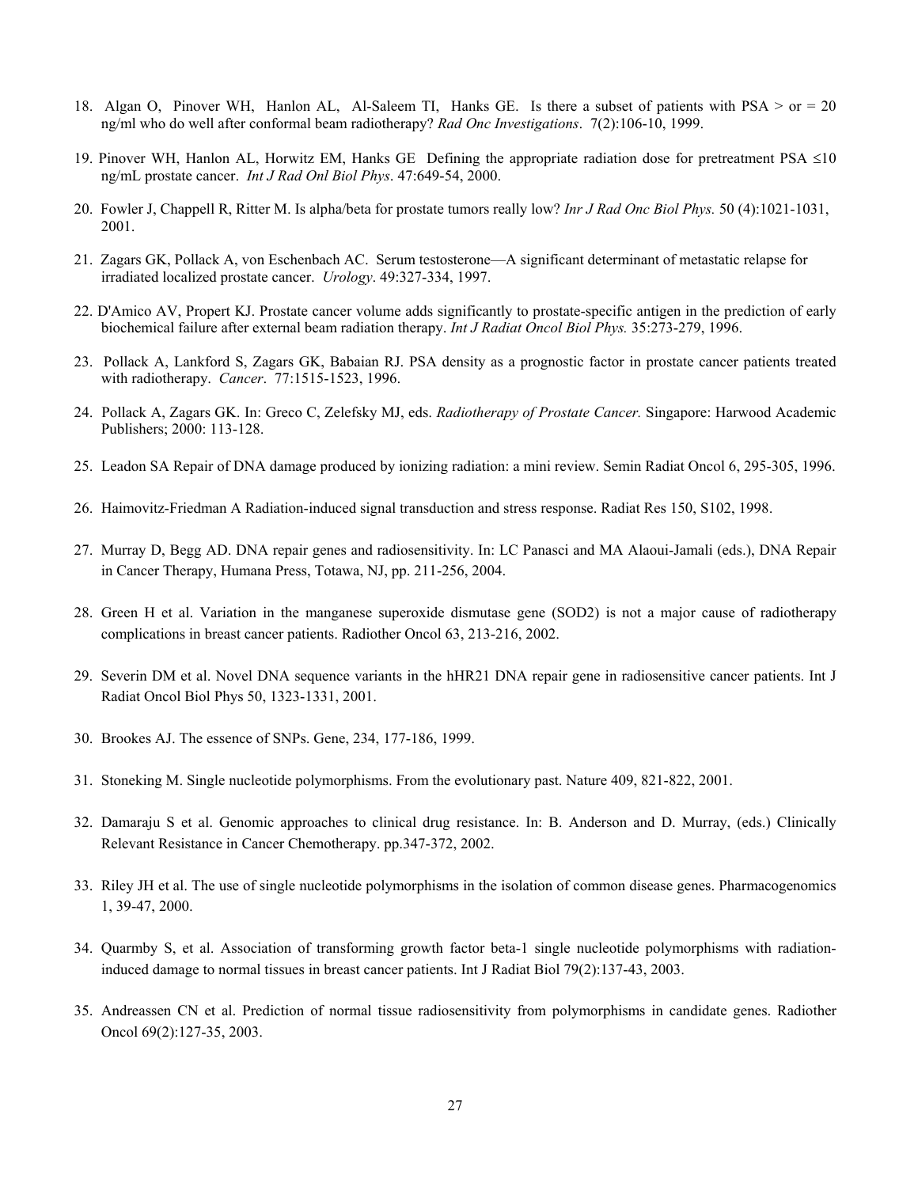18. Algan O, Pinover WH, Hanlon AL, Al-Saleem TI, Hanks GE. Is there a subset of patients with PSA > or = 20 ng/ml who do well after conformal beam radiotherapy? *Rad Onc Investigations*. 7(2):106-10, 1999.

19. Pinover WH, Hanlon AL, Horwitz EM, Hanks GE Defining the appropriate radiation dose for pretreatment PSA ≤10 ng/mL prostate cancer. *Int J Rad Onl Biol Phys*. 47:649-54, 2000.

20. Fowler J, Chappell R, Ritter M. Is alpha/beta for prostate tumors really low? *Inr J Rad Onc Biol Phys.* 50 (4):1021-1031, 2001.

21. Zagars GK, Pollack A, von Eschenbach AC. Serum testosterone—A significant determinant of metastatic relapse for irradiated localized prostate cancer. *Urology*. 49:327-334, 1997.

22. D'Amico AV, Propert KJ. Prostate cancer volume adds significantly to prostate-specific antigen in the prediction of early biochemical failure after external beam radiation therapy. *Int J Radiat Oncol Biol Phys.* 35:273-279, 1996.

23. Pollack A, Lankford S, Zagars GK, Babaian RJ. PSA density as a prognostic factor in prostate cancer patients treated with radiotherapy. *Cancer*. 77:1515-1523, 1996.

24. Pollack A, Zagars GK. In: Greco C, Zelefsky MJ, eds. *Radiotherapy of Prostate Cancer.* Singapore: Harwood Academic Publishers; 2000: 113-128.

25. Leadon SA Repair of DNA damage produced by ionizing radiation: a mini review. Semin Radiat Oncol 6, 295-305, 1996.

26. Haimovitz-Friedman A Radiation-induced signal transduction and stress response. Radiat Res 150, S102, 1998.

27. Murray D, Begg AD. DNA repair genes and radiosensitivity. In: LC Panasci and MA Alaoui-Jamali (eds.), DNA Repair in Cancer Therapy, Humana Press, Totawa, NJ, pp. 211-256, 2004.

28. Green H et al. Variation in the manganese superoxide dismutase gene (SOD2) is not a major cause of radiotherapy complications in breast cancer patients. Radiother Oncol 63, 213-216, 2002.

29. Severin DM et al. Novel DNA sequence variants in the hHR21 DNA repair gene in radiosensitive cancer patients. Int J Radiat Oncol Biol Phys 50, 1323-1331, 2001.

30. Brookes AJ. The essence of SNPs. Gene, 234, 177-186, 1999.

31. Stoneking M. Single nucleotide polymorphisms. From the evolutionary past. Nature 409, 821-822, 2001.

32. Damaraju S et al. Genomic approaches to clinical drug resistance. In: B. Anderson and D. Murray, (eds.) Clinically Relevant Resistance in Cancer Chemotherapy. pp.347-372, 2002.

33. Riley JH et al. The use of single nucleotide polymorphisms in the isolation of common disease genes. Pharmacogenomics 1, 39-47, 2000.

34. Quarmby S, et al. Association of transforming growth factor beta-1 single nucleotide polymorphisms with radiation-induced damage to normal tissues in breast cancer patients. Int J Radiat Biol 79(2):137-43, 2003.

35. Andreassen CN et al. Prediction of normal tissue radiosensitivity from polymorphisms in candidate genes. Radiother Oncol 69(2):127-35, 2003.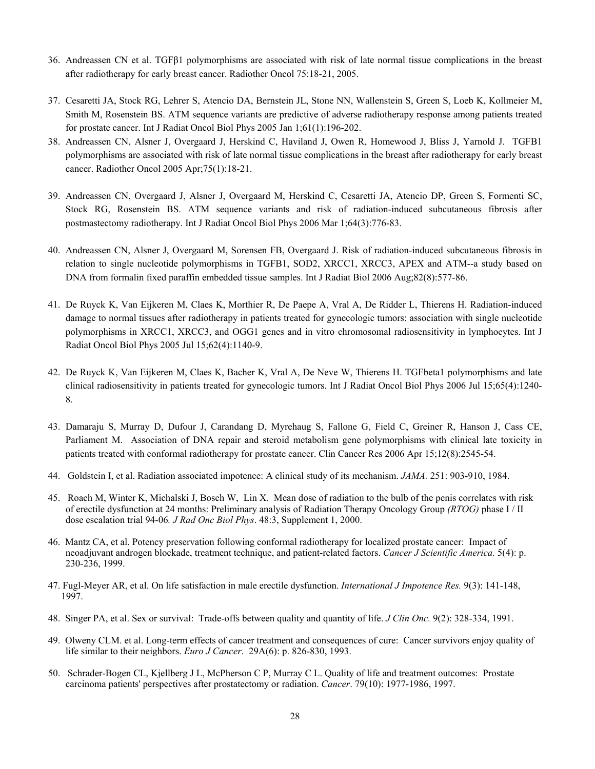36. Andreassen CN et al. TGFβ1 polymorphisms are associated with risk of late normal tissue complications in the breast after radiotherapy for early breast cancer. Radiother Oncol 75:18-21, 2005.

37. Cesaretti JA, Stock RG, Lehrer S, Atencio DA, Bernstein JL, Stone NN, Wallenstein S, Green S, Loeb K, Kollmeier M, Smith M, Rosenstein BS. ATM sequence variants are predictive of adverse radiotherapy response among patients treated for prostate cancer. Int J Radiat Oncol Biol Phys 2005 Jan 1;61(1):196-202.

38. Andreassen CN, Alsner J, Overgaard J, Herskind C, Haviland J, Owen R, Homewood J, Bliss J, Yarnold J. TGFB1 polymorphisms are associated with risk of late normal tissue complications in the breast after radiotherapy for early breast cancer. Radiother Oncol 2005 Apr;75(1):18-21.

39. Andreassen CN, Overgaard J, Alsner J, Overgaard M, Herskind C, Cesaretti JA, Atencio DP, Green S, Formenti SC, Stock RG, Rosenstein BS. ATM sequence variants and risk of radiation-induced subcutaneous fibrosis after postmastectomy radiotherapy. Int J Radiat Oncol Biol Phys 2006 Mar 1;64(3):776-83.

40. Andreassen CN, Alsner J, Overgaard M, Sorensen FB, Overgaard J. Risk of radiation-induced subcutaneous fibrosis in relation to single nucleotide polymorphisms in TGFB1, SOD2, XRCC1, XRCC3, APEX and ATM--a study based on DNA from formalin fixed paraffin embedded tissue samples. Int J Radiat Biol 2006 Aug;82(8):577-86.

41. De Ruyck K, Van Eijkeren M, Claes K, Morthier R, De Paepe A, Vral A, De Ridder L, Thierens H. Radiation-induced damage to normal tissues after radiotherapy in patients treated for gynecologic tumors: association with single nucleotide polymorphisms in XRCC1, XRCC3, and OGG1 genes and in vitro chromosomal radiosensitivity in lymphocytes. Int J Radiat Oncol Biol Phys 2005 Jul 15;62(4):1140-9.

42. De Ruyck K, Van Eijkeren M, Claes K, Bacher K, Vral A, De Neve W, Thierens H. TGFbeta1 polymorphisms and late clinical radiosensitivity in patients treated for gynecologic tumors. Int J Radiat Oncol Biol Phys 2006 Jul 15;65(4):1240-8.

43. Damaraju S, Murray D, Dufour J, Carandang D, Myrehaug S, Fallone G, Field C, Greiner R, Hanson J, Cass CE, Parliament M. Association of DNA repair and steroid metabolism gene polymorphisms with clinical late toxicity in patients treated with conformal radiotherapy for prostate cancer. Clin Cancer Res 2006 Apr 15;12(8):2545-54.

44. Goldstein I, et al. Radiation associated impotence: A clinical study of its mechanism. *JAMA.* 251: 903-910, 1984.

45. Roach M, Winter K, Michalski J, Bosch W, Lin X. Mean dose of radiation to the bulb of the penis correlates with risk of erectile dysfunction at 24 months: Preliminary analysis of Radiation Therapy Oncology Group *(RTOG)* phase I / II dose escalation trial 94-06*. J Rad Onc Biol Phys*. 48:3, Supplement 1, 2000.

46. Mantz CA, et al. Potency preservation following conformal radiotherapy for localized prostate cancer: Impact of neoadjuvant androgen blockade, treatment technique, and patient-related factors. *Cancer J Scientific America.* 5(4): p. 230-236, 1999.

47. Fugl-Meyer AR, et al. On life satisfaction in male erectile dysfunction. *International J Impotence Res.* 9(3): 141-148, 1997.

48. Singer PA, et al. Sex or survival: Trade-offs between quality and quantity of life. *J Clin Onc.* 9(2): 328-334, 1991.

49. Olweny CLM. et al. Long-term effects of cancer treatment and consequences of cure: Cancer survivors enjoy quality of life similar to their neighbors. *Euro J Cancer*. 29A(6): p. 826-830, 1993.

50. Schrader-Bogen CL, Kjellberg J L, McPherson C P, Murray C L. Quality of life and treatment outcomes: Prostate carcinoma patients' perspectives after prostatectomy or radiation. *Cancer*. 79(10): 1977-1986, 1997.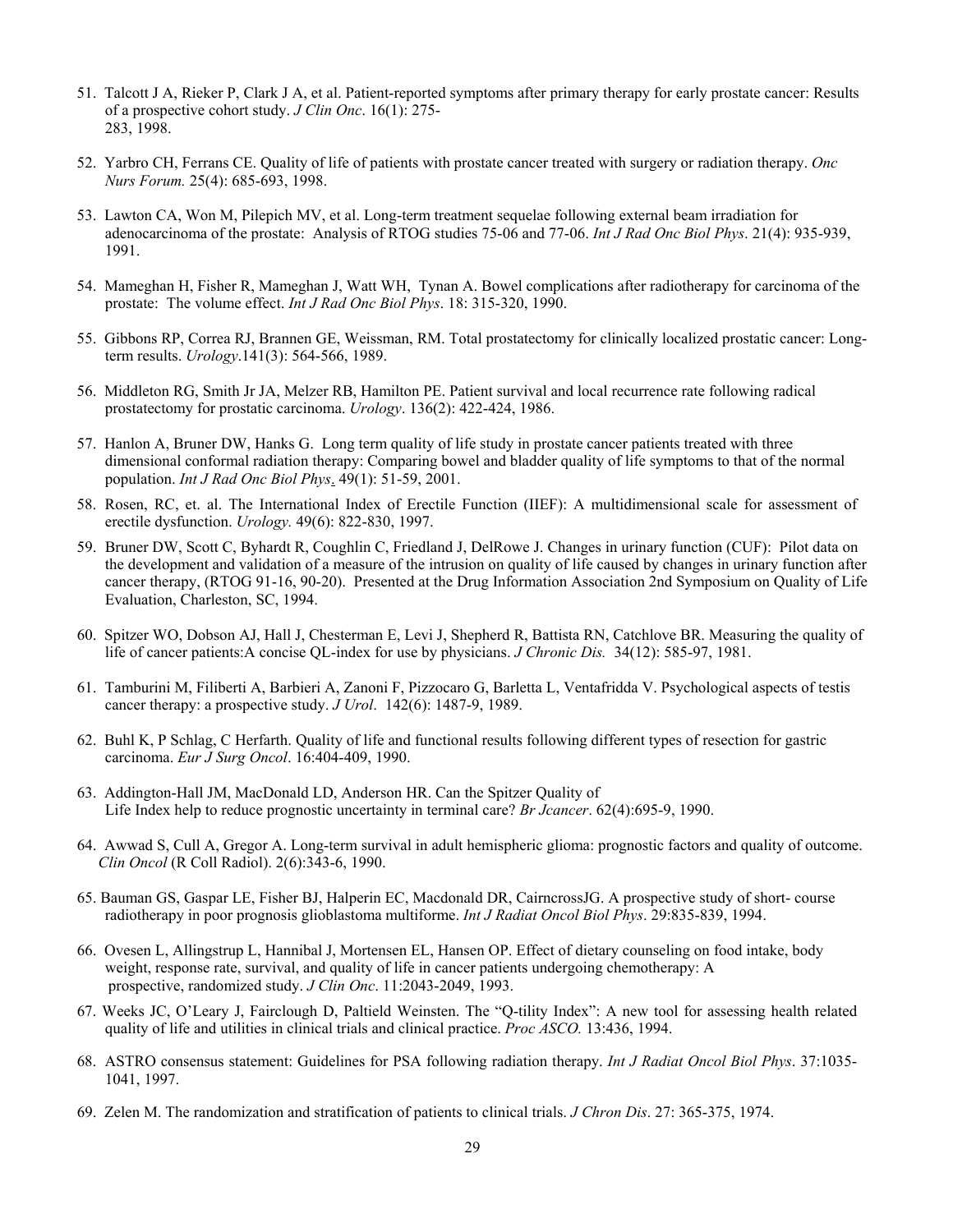51. Talcott J A, Rieker P, Clark J A, et al. Patient-reported symptoms after primary therapy for early prostate cancer: Results of a prospective cohort study. *J Clin Onc*. 16(1): 275-283, 1998.

52. Yarbro CH, Ferrans CE. Quality of life of patients with prostate cancer treated with surgery or radiation therapy. *Onc Nurs Forum.* 25(4): 685-693, 1998.

53. Lawton CA, Won M, Pilepich MV, et al. Long-term treatment sequelae following external beam irradiation for adenocarcinoma of the prostate: Analysis of RTOG studies 75-06 and 77-06. *Int J Rad Onc Biol Phys*. 21(4): 935-939, 1991.

54. Mameghan H, Fisher R, Mameghan J, Watt WH, Tynan A. Bowel complications after radiotherapy for carcinoma of the prostate: The volume effect. *Int J Rad Onc Biol Phys*. 18: 315-320, 1990.

55. Gibbons RP, Correa RJ, Brannen GE, Weissman, RM. Total prostatectomy for clinically localized prostatic cancer: Long-term results. *Urology*.141(3): 564-566, 1989.

56. Middleton RG, Smith Jr JA, Melzer RB, Hamilton PE. Patient survival and local recurrence rate following radical prostatectomy for prostatic carcinoma. *Urology*. 136(2): 422-424, 1986.

57. Hanlon A, Bruner DW, Hanks G. Long term quality of life study in prostate cancer patients treated with three dimensional conformal radiation therapy: Comparing bowel and bladder quality of life symptoms to that of the normal population. *Int J Rad Onc Biol Phys*. 49(1): 51-59, 2001.

58. Rosen, RC, et. al. The International Index of Erectile Function (IIEF): A multidimensional scale for assessment of erectile dysfunction. *Urology.* 49(6): 822-830, 1997.

59. Bruner DW, Scott C, Byhardt R, Coughlin C, Friedland J, DelRowe J. Changes in urinary function (CUF): Pilot data on the development and validation of a measure of the intrusion on quality of life caused by changes in urinary function after cancer therapy, (RTOG 91-16, 90-20). Presented at the Drug Information Association 2nd Symposium on Quality of Life Evaluation, Charleston, SC, 1994.

60. Spitzer WO, Dobson AJ, Hall J, Chesterman E, Levi J, Shepherd R, Battista RN, Catchlove BR. Measuring the quality of life of cancer patients:A concise QL-index for use by physicians. *J Chronic Dis.* 34(12): 585-97, 1981.

61. Tamburini M, Filiberti A, Barbieri A, Zanoni F, Pizzocaro G, Barletta L, Ventafridda V. Psychological aspects of testis cancer therapy: a prospective study. *J Urol*. 142(6): 1487-9, 1989.

62. Buhl K, P Schlag, C Herfarth. Quality of life and functional results following different types of resection for gastric carcinoma. *Eur J Surg Oncol*. 16:404-409, 1990.

63. Addington-Hall JM, MacDonald LD, Anderson HR. Can the Spitzer Quality of Life Index help to reduce prognostic uncertainty in terminal care? *Br Jcancer*. 62(4):695-9, 1990.

64. Awwad S, Cull A, Gregor A. Long-term survival in adult hemispheric glioma: prognostic factors and quality of outcome. *Clin Oncol* (R Coll Radiol). 2(6):343-6, 1990.

65. Bauman GS, Gaspar LE, Fisher BJ, Halperin EC, Macdonald DR, CairncrossJG. A prospective study of short- course radiotherapy in poor prognosis glioblastoma multiforme. *Int J Radiat Oncol Biol Phys*. 29:835-839, 1994.

66. Ovesen L, Allingstrup L, Hannibal J, Mortensen EL, Hansen OP. Effect of dietary counseling on food intake, body weight, response rate, survival, and quality of life in cancer patients undergoing chemotherapy: A prospective, randomized study. *J Clin Onc*. 11:2043-2049, 1993.

67. Weeks JC, O'Leary J, Fairclough D, Paltield Weinsten. The "Q-tility Index": A new tool for assessing health related quality of life and utilities in clinical trials and clinical practice. *Proc ASCO.* 13:436, 1994.

68. ASTRO consensus statement: Guidelines for PSA following radiation therapy. *Int J Radiat Oncol Biol Phys*. 37:1035-1041, 1997.

69. Zelen M. The randomization and stratification of patients to clinical trials. *J Chron Dis*. 27: 365-375, 1974.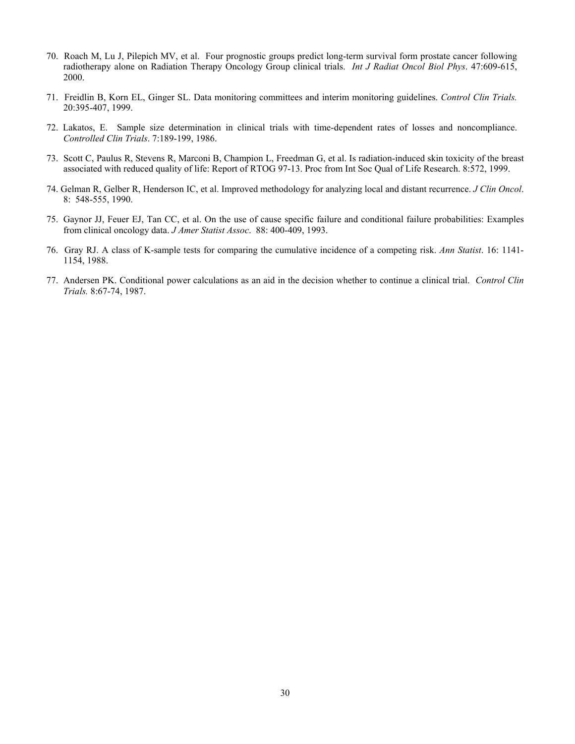70. Roach M, Lu J, Pilepich MV, et al. Four prognostic groups predict long-term survival form prostate cancer following radiotherapy alone on Radiation Therapy Oncology Group clinical trials. *Int J Radiat Oncol Biol Phys*. 47:609-615, 2000.

71. Freidlin B, Korn EL, Ginger SL. Data monitoring committees and interim monitoring guidelines. *Control Clin Trials.* 20:395-407, 1999.

72. Lakatos, E. Sample size determination in clinical trials with time-dependent rates of losses and noncompliance. *Controlled Clin Trials*. 7:189-199, 1986.

73. Scott C, Paulus R, Stevens R, Marconi B, Champion L, Freedman G, et al. Is radiation-induced skin toxicity of the breast associated with reduced quality of life: Report of RTOG 97-13. Proc from Int Soc Qual of Life Research. 8:572, 1999.

74. Gelman R, Gelber R, Henderson IC, et al. Improved methodology for analyzing local and distant recurrence. *J Clin Oncol*. 8: 548-555, 1990.

75. Gaynor JJ, Feuer EJ, Tan CC, et al. On the use of cause specific failure and conditional failure probabilities: Examples from clinical oncology data. *J Amer Statist Assoc*. 88: 400-409, 1993.

76. Gray RJ. A class of K-sample tests for comparing the cumulative incidence of a competing risk. *Ann Statist*. 16: 1141-1154, 1988.

77. Andersen PK. Conditional power calculations as an aid in the decision whether to continue a clinical trial. *Control Clin Trials.* 8:67-74, 1987.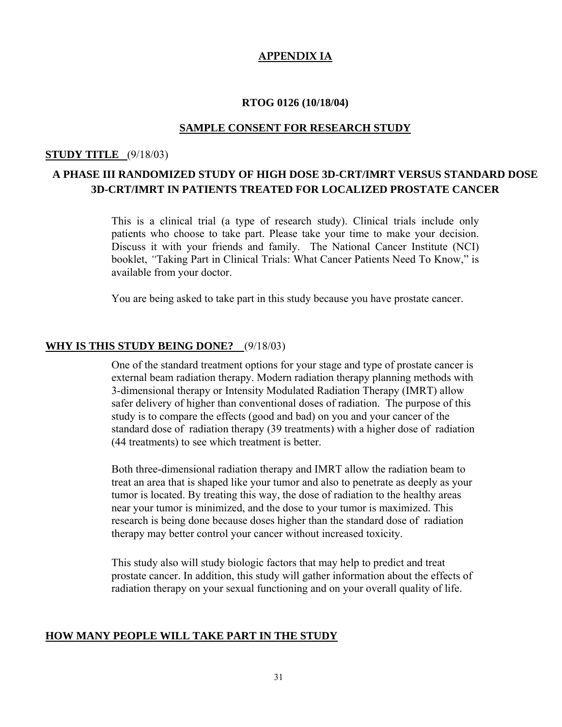## APPENDIX IA

**RTOG 0126 (10/18/04)**

**SAMPLE CONSENT FOR RESEARCH STUDY**

**STUDY TITLE** (9/18/03)

**A PHASE III RANDOMIZED STUDY OF HIGH DOSE 3D-CRT/IMRT VERSUS STANDARD DOSE 3D-CRT/IMRT IN PATIENTS TREATED FOR LOCALIZED PROSTATE CANCER**

This is a clinical trial (a type of research study). Clinical trials include only patients who choose to take part. Please take your time to make your decision. Discuss it with your friends and family. The National Cancer Institute (NCI) booklet, *"*Taking Part in Clinical Trials: What Cancer Patients Need To Know," is available from your doctor.

You are being asked to take part in this study because you have prostate cancer.

**WHY IS THIS STUDY BEING DONE?** (9/18/03)

One of the standard treatment options for your stage and type of prostate cancer is external beam radiation therapy. Modern radiation therapy planning methods with 3-dimensional therapy or Intensity Modulated Radiation Therapy (IMRT) allow safer delivery of higher than conventional doses of radiation. The purpose of this study is to compare the effects (good and bad) on you and your cancer of the standard dose of radiation therapy (39 treatments) with a higher dose of radiation (44 treatments) to see which treatment is better.

Both three-dimensional radiation therapy and IMRT allow the radiation beam to treat an area that is shaped like your tumor and also to penetrate as deeply as your tumor is located. By treating this way, the dose of radiation to the healthy areas near your tumor is minimized, and the dose to your tumor is maximized. This research is being done because doses higher than the standard dose of radiation therapy may better control your cancer without increased toxicity.

This study also will study biologic factors that may help to predict and treat prostate cancer. In addition, this study will gather information about the effects of radiation therapy on your sexual functioning and on your overall quality of life.

**HOW MANY PEOPLE WILL TAKE PART IN THE STUDY**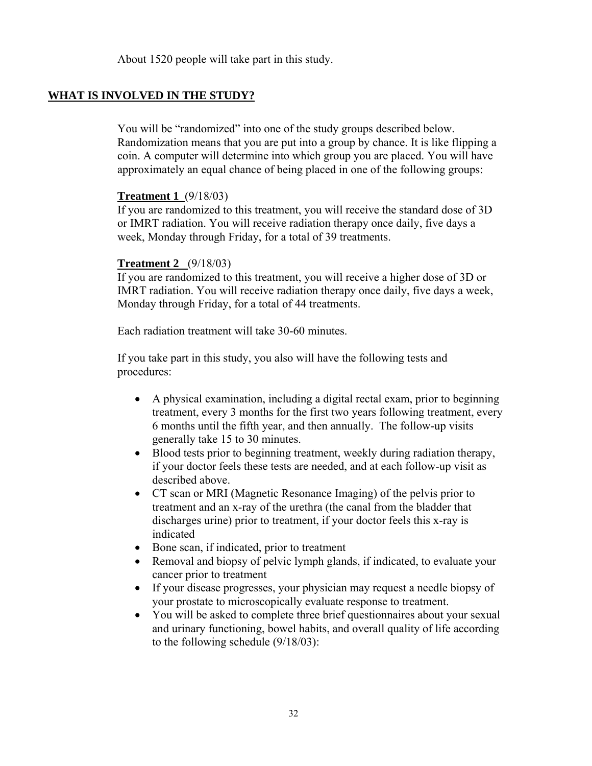About 1520 people will take part in this study.

## WHAT IS INVOLVED IN THE STUDY?

You will be "randomized" into one of the study groups described below. Randomization means that you are put into a group by chance. It is like flipping a coin. A computer will determine into which group you are placed. You will have approximately an equal chance of being placed in one of the following groups:

**Treatment 1** (9/18/03)
If you are randomized to this treatment, you will receive the standard dose of 3D or IMRT radiation. You will receive radiation therapy once daily, five days a week, Monday through Friday, for a total of 39 treatments.

**Treatment 2** (9/18/03)
If you are randomized to this treatment, you will receive a higher dose of 3D or IMRT radiation. You will receive radiation therapy once daily, five days a week, Monday through Friday, for a total of 44 treatments.

Each radiation treatment will take 30-60 minutes.

If you take part in this study, you also will have the following tests and procedures:

- A physical examination, including a digital rectal exam, prior to beginning treatment, every 3 months for the first two years following treatment, every 6 months until the fifth year, and then annually. The follow-up visits generally take 15 to 30 minutes.
- Blood tests prior to beginning treatment, weekly during radiation therapy, if your doctor feels these tests are needed, and at each follow-up visit as described above.
- CT scan or MRI (Magnetic Resonance Imaging) of the pelvis prior to treatment and an x-ray of the urethra (the canal from the bladder that discharges urine) prior to treatment, if your doctor feels this x-ray is indicated
- Bone scan, if indicated, prior to treatment
- Removal and biopsy of pelvic lymph glands, if indicated, to evaluate your cancer prior to treatment
- If your disease progresses, your physician may request a needle biopsy of your prostate to microscopically evaluate response to treatment.
- You will be asked to complete three brief questionnaires about your sexual and urinary functioning, bowel habits, and overall quality of life according to the following schedule (9/18/03):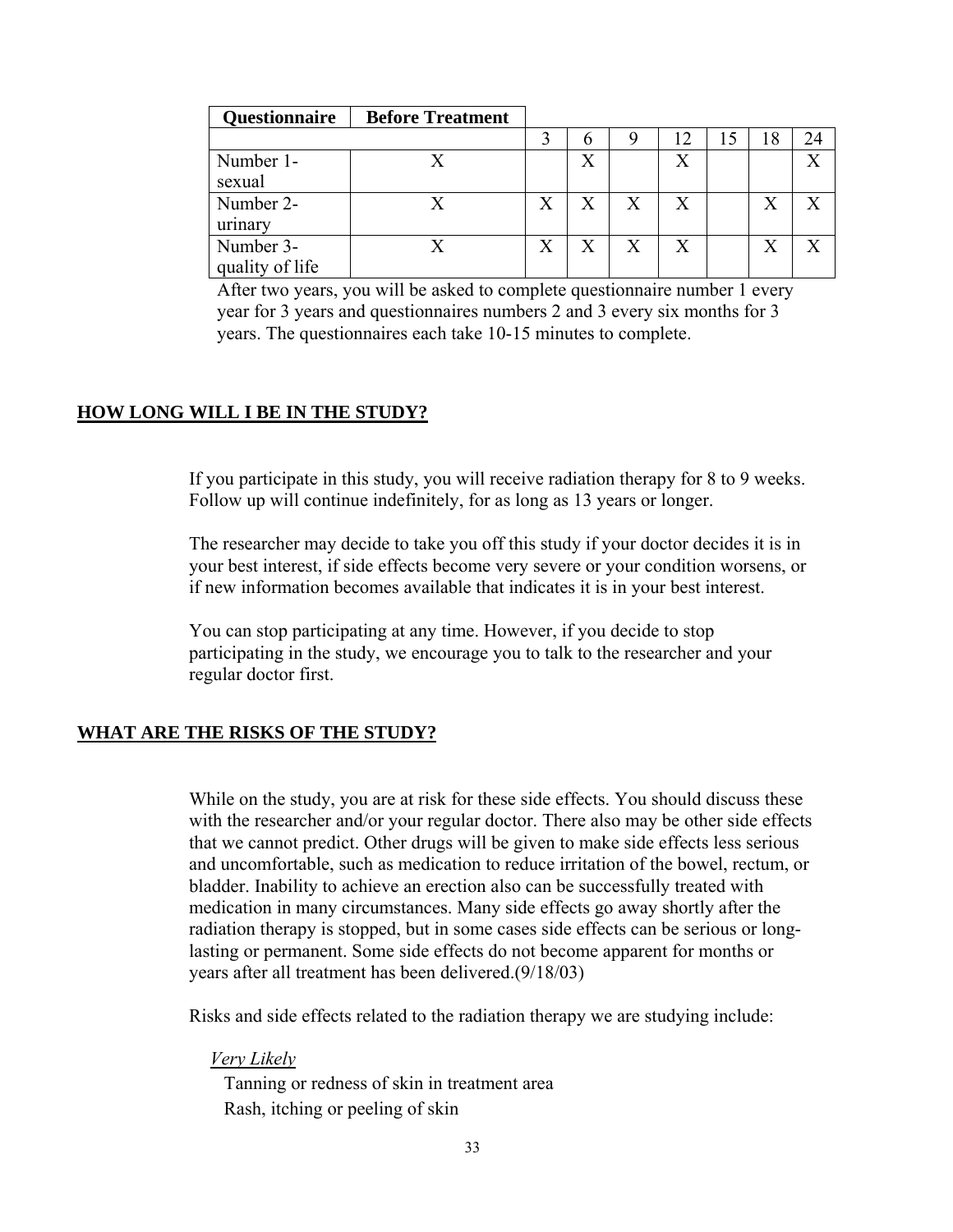| Questionnaire | Before Treatment | | | | | | | |
|---|---|---|---|---|---|---|---|---|
| | | 3 | 6 | 9 | 12 | 15 | 18 | 24 |
| Number 1- sexual | X | | X | | X | | | X |
| Number 2- urinary | X | X | X | X | X | | X | X |
| Number 3- quality of life | X | X | X | X | X | | X | X |

After two years, you will be asked to complete questionnaire number 1 every year for 3 years and questionnaires numbers 2 and 3 every six months for 3 years. The questionnaires each take 10-15 minutes to complete.

## HOW LONG WILL I BE IN THE STUDY?

If you participate in this study, you will receive radiation therapy for 8 to 9 weeks. Follow up will continue indefinitely, for as long as 13 years or longer.

The researcher may decide to take you off this study if your doctor decides it is in your best interest, if side effects become very severe or your condition worsens, or if new information becomes available that indicates it is in your best interest.

You can stop participating at any time. However, if you decide to stop participating in the study, we encourage you to talk to the researcher and your regular doctor first.

## WHAT ARE THE RISKS OF THE STUDY?

While on the study, you are at risk for these side effects. You should discuss these with the researcher and/or your regular doctor. There also may be other side effects that we cannot predict. Other drugs will be given to make side effects less serious and uncomfortable, such as medication to reduce irritation of the bowel, rectum, or bladder. Inability to achieve an erection also can be successfully treated with medication in many circumstances. Many side effects go away shortly after the radiation therapy is stopped, but in some cases side effects can be serious or long-lasting or permanent. Some side effects do not become apparent for months or years after all treatment has been delivered.(9/18/03)

Risks and side effects related to the radiation therapy we are studying include:

*Very Likely*

Tanning or redness of skin in treatment area
Rash, itching or peeling of skin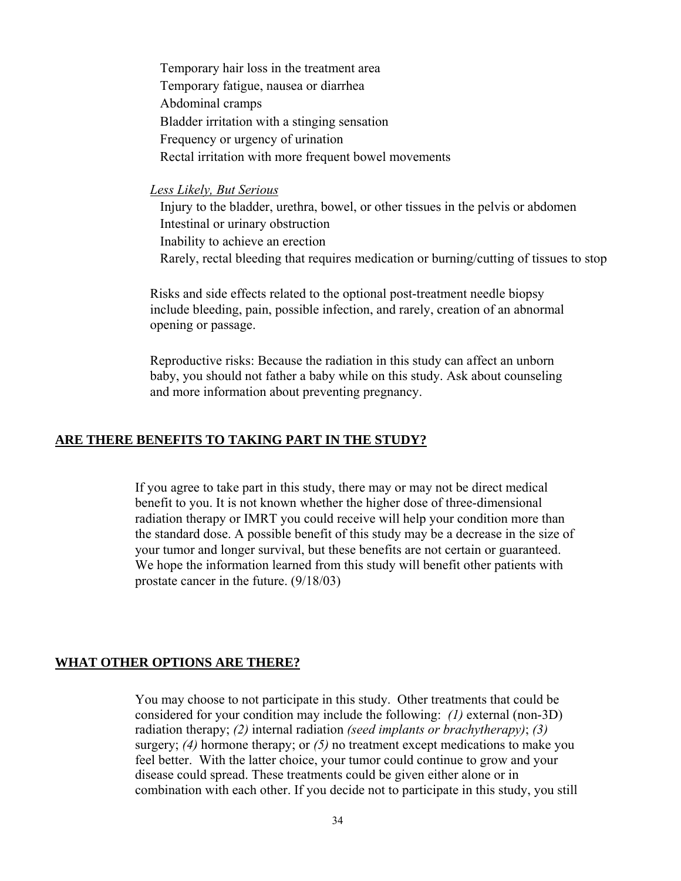Temporary hair loss in the treatment area
Temporary fatigue, nausea or diarrhea
Abdominal cramps
Bladder irritation with a stinging sensation
Frequency or urgency of urination
Rectal irritation with more frequent bowel movements

*Less Likely, But Serious*

Injury to the bladder, urethra, bowel, or other tissues in the pelvis or abdomen
Intestinal or urinary obstruction
Inability to achieve an erection
Rarely, rectal bleeding that requires medication or burning/cutting of tissues to stop

Risks and side effects related to the optional post-treatment needle biopsy include bleeding, pain, possible infection, and rarely, creation of an abnormal opening or passage.

Reproductive risks: Because the radiation in this study can affect an unborn baby, you should not father a baby while on this study. Ask about counseling and more information about preventing pregnancy.

## ARE THERE BENEFITS TO TAKING PART IN THE STUDY?

If you agree to take part in this study, there may or may not be direct medical benefit to you. It is not known whether the higher dose of three-dimensional radiation therapy or IMRT you could receive will help your condition more than the standard dose. A possible benefit of this study may be a decrease in the size of your tumor and longer survival, but these benefits are not certain or guaranteed. We hope the information learned from this study will benefit other patients with prostate cancer in the future. (9/18/03)

## WHAT OTHER OPTIONS ARE THERE?

You may choose to not participate in this study. Other treatments that could be considered for your condition may include the following: *(1)* external (non-3D) radiation therapy; *(2)* internal radiation *(seed implants or brachytherapy)*; *(3)* surgery; *(4)* hormone therapy; or *(5)* no treatment except medications to make you feel better. With the latter choice, your tumor could continue to grow and your disease could spread. These treatments could be given either alone or in combination with each other. If you decide not to participate in this study, you still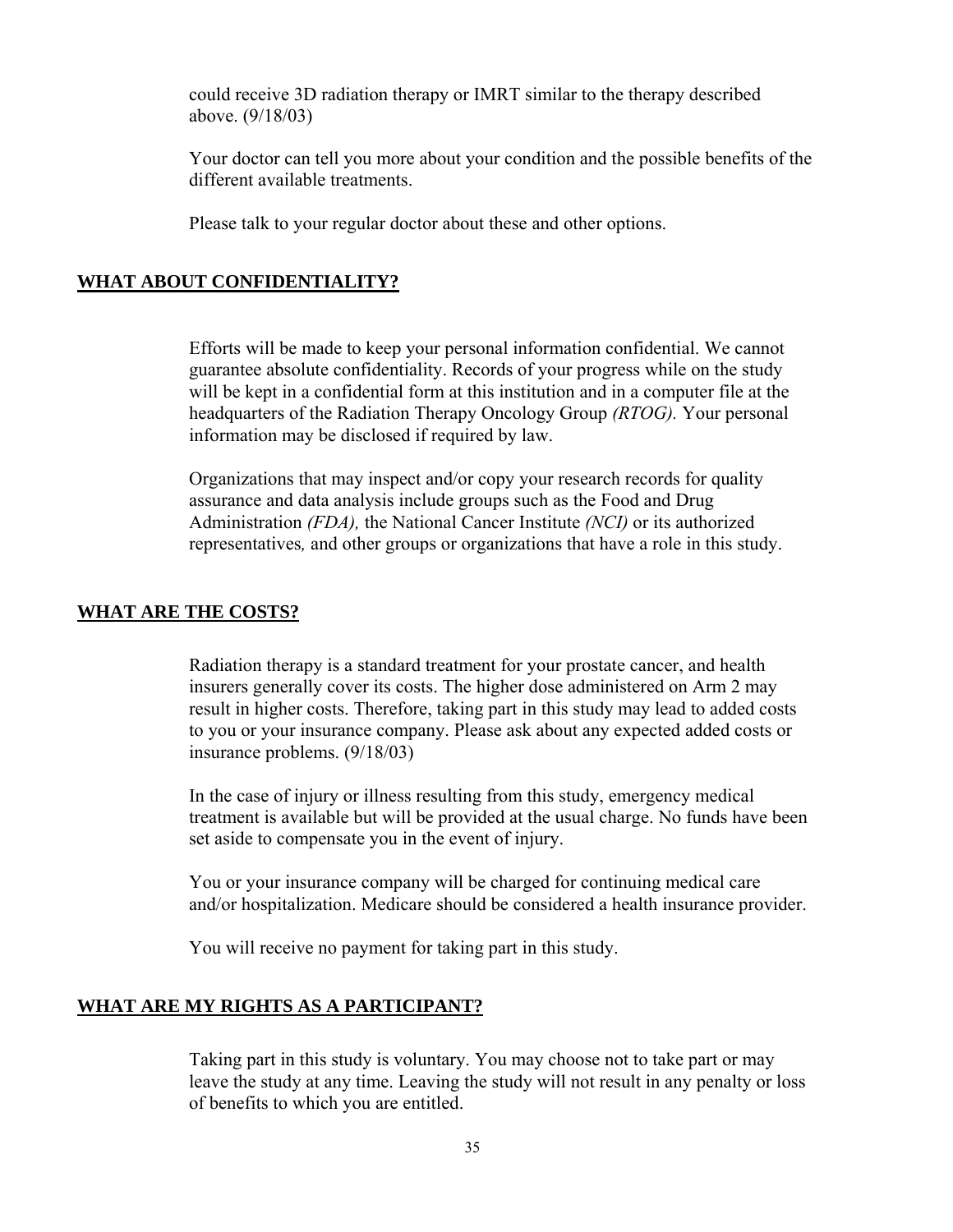could receive 3D radiation therapy or IMRT similar to the therapy described above. (9/18/03)

Your doctor can tell you more about your condition and the possible benefits of the different available treatments.

Please talk to your regular doctor about these and other options.

## WHAT ABOUT CONFIDENTIALITY?

Efforts will be made to keep your personal information confidential. We cannot guarantee absolute confidentiality. Records of your progress while on the study will be kept in a confidential form at this institution and in a computer file at the headquarters of the Radiation Therapy Oncology Group *(RTOG).* Your personal information may be disclosed if required by law.

Organizations that may inspect and/or copy your research records for quality assurance and data analysis include groups such as the Food and Drug Administration *(FDA),* the National Cancer Institute *(NCI)* or its authorized representatives, and other groups or organizations that have a role in this study.

## WHAT ARE THE COSTS?

Radiation therapy is a standard treatment for your prostate cancer, and health insurers generally cover its costs. The higher dose administered on Arm 2 may result in higher costs. Therefore, taking part in this study may lead to added costs to you or your insurance company. Please ask about any expected added costs or insurance problems. (9/18/03)

In the case of injury or illness resulting from this study, emergency medical treatment is available but will be provided at the usual charge. No funds have been set aside to compensate you in the event of injury.

You or your insurance company will be charged for continuing medical care and/or hospitalization. Medicare should be considered a health insurance provider.

You will receive no payment for taking part in this study.

## WHAT ARE MY RIGHTS AS A PARTICIPANT?

Taking part in this study is voluntary. You may choose not to take part or may leave the study at any time. Leaving the study will not result in any penalty or loss of benefits to which you are entitled.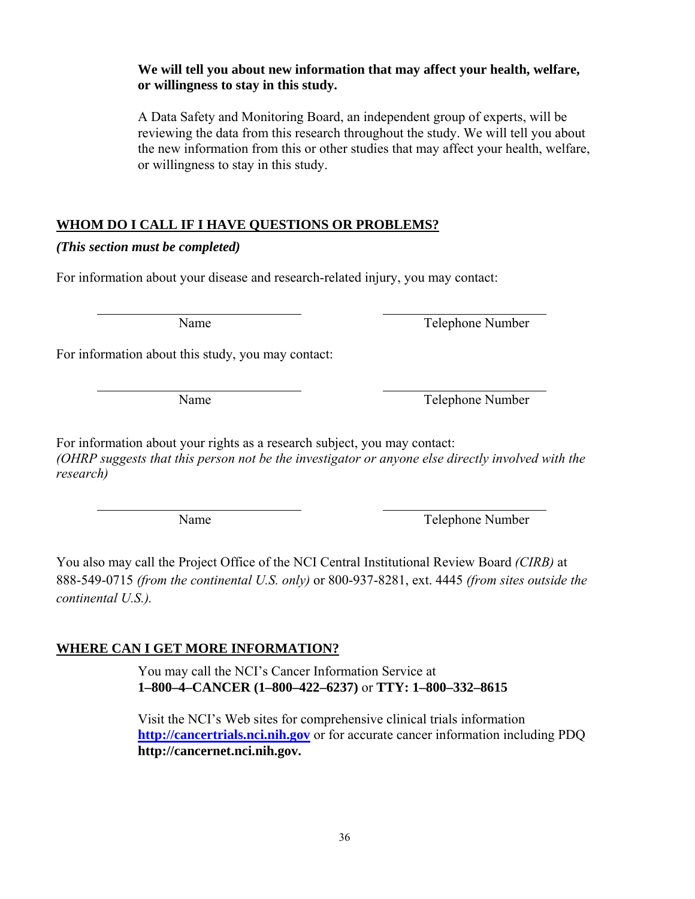**We will tell you about new information that may affect your health, welfare, or willingness to stay in this study.**

A Data Safety and Monitoring Board, an independent group of experts, will be reviewing the data from this research throughout the study. We will tell you about the new information from this or other studies that may affect your health, welfare, or willingness to stay in this study.

## WHOM DO I CALL IF I HAVE QUESTIONS OR PROBLEMS?

***(This section must be completed)***

For information about your disease and research-related injury, you may contact:

| Name | Telephone Number |
|---|---|
| | |

For information about this study, you may contact:

| Name | Telephone Number |
|---|---|
| | |

For information about your rights as a research subject, you may contact:
*(OHRP suggests that this person not be the investigator or anyone else directly involved with the research)*

| Name | Telephone Number |
|---|---|
| | |

You also may call the Project Office of the NCI Central Institutional Review Board *(CIRB)* at 888-549-0715 *(from the continental U.S. only)* or 800-937-8281, ext. 4445 *(from sites outside the continental U.S.).*

## WHERE CAN I GET MORE INFORMATION?

You may call the NCI's Cancer Information Service at **1–800–4–CANCER (1–800–422–6237)** or **TTY: 1–800–332–8615**

Visit the NCI's Web sites for comprehensive clinical trials information **http://cancertrials.nci.nih.gov** or for accurate cancer information including PDQ **http://cancernet.nci.nih.gov.**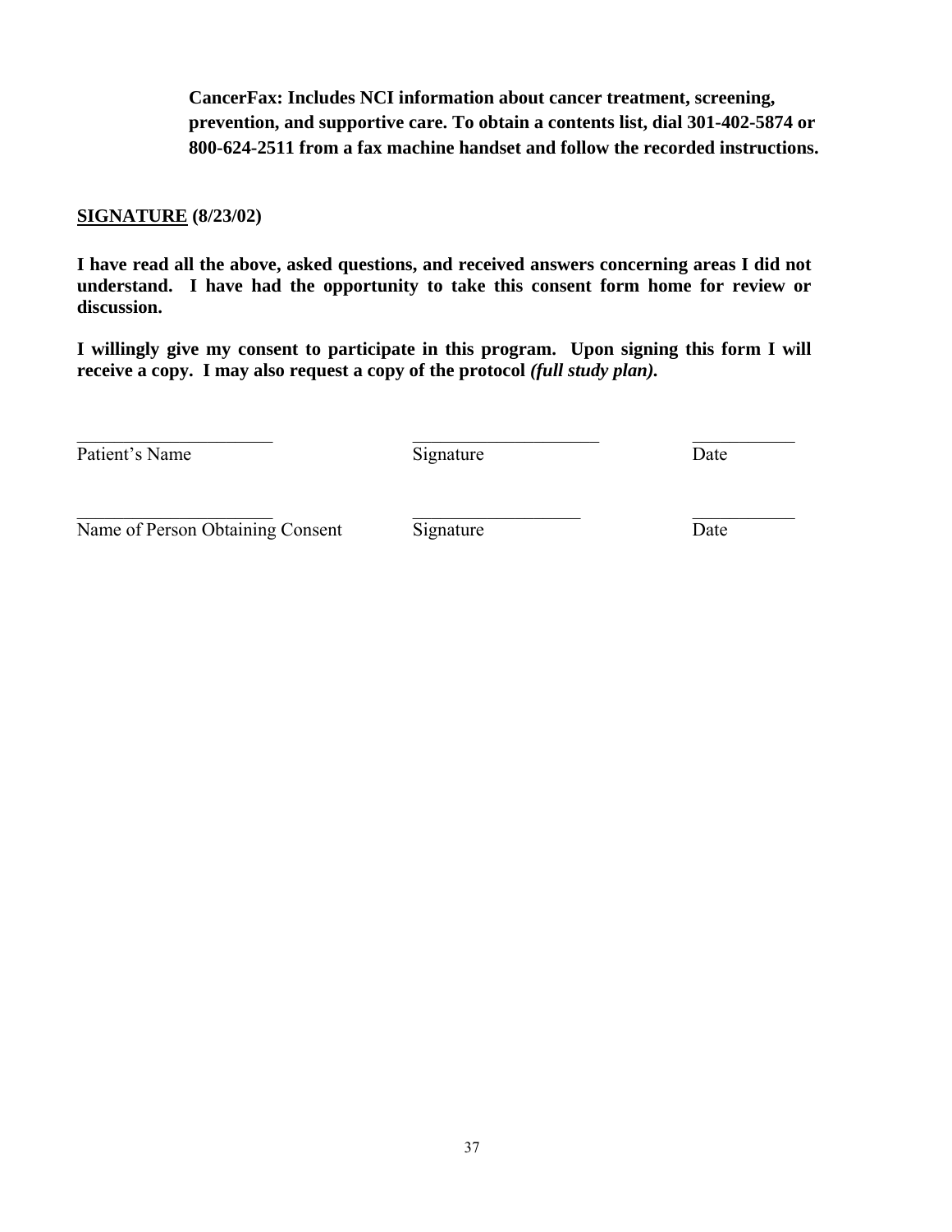**CancerFax: Includes NCI information about cancer treatment, screening, prevention, and supportive care. To obtain a contents list, dial 301-402-5874 or 800-624-2511 from a fax machine handset and follow the recorded instructions.**

**<u>SIGNATURE</u> (8/23/02)**

**I have read all the above, asked questions, and received answers concerning areas I did not understand. I have had the opportunity to take this consent form home for review or discussion.**

**I willingly give my consent to participate in this program. Upon signing this form I will receive a copy. I may also request a copy of the protocol *(full study plan).***

______________________ ______________________ ___________
Patient's Name Signature Date

______________________ ______________________ ___________
Name of Person Obtaining Consent Signature Date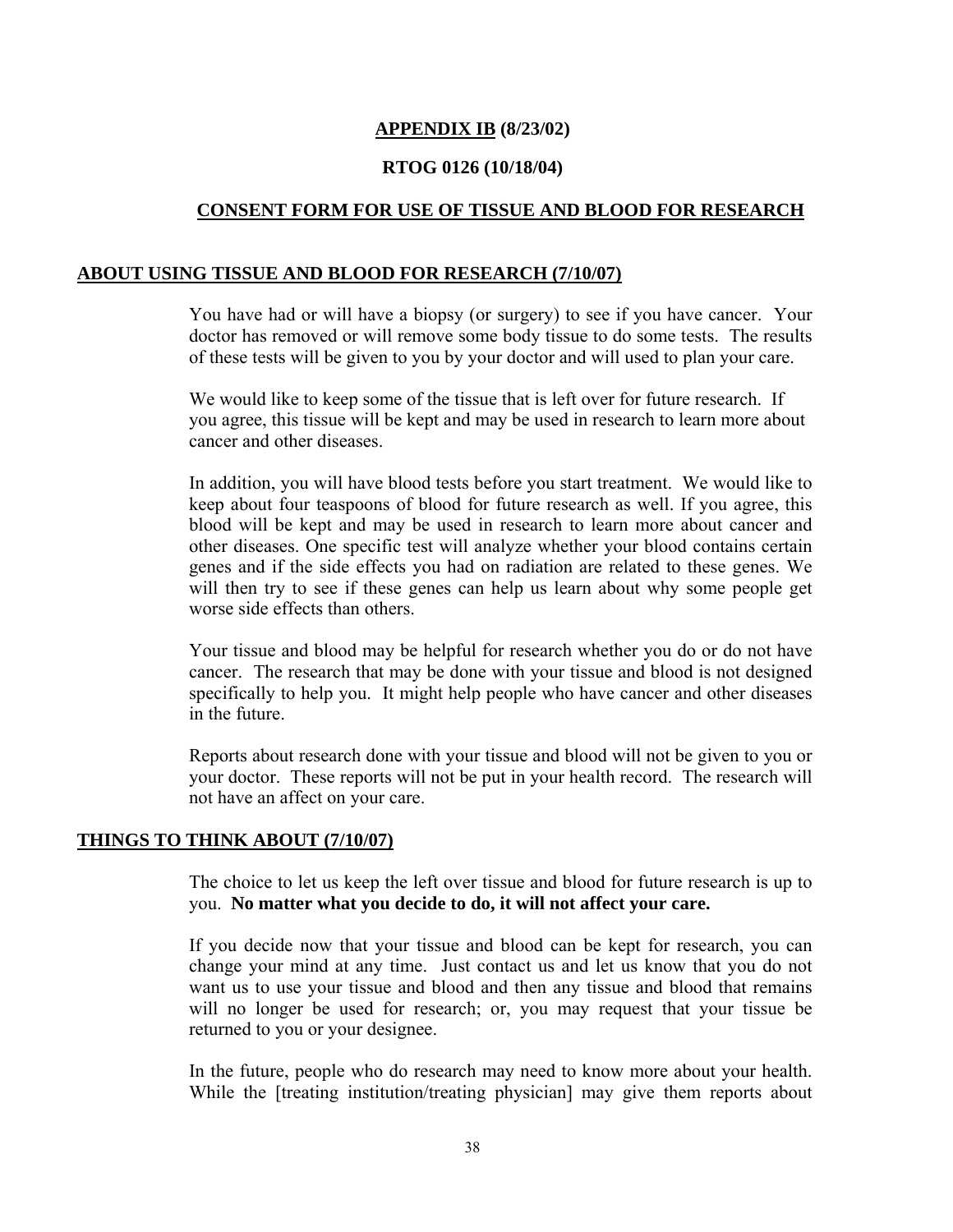**APPENDIX IB (8/23/02)**

**RTOG 0126 (10/18/04)**

## CONSENT FORM FOR USE OF TISSUE AND BLOOD FOR RESEARCH

### ABOUT USING TISSUE AND BLOOD FOR RESEARCH (7/10/07)

You have had or will have a biopsy (or surgery) to see if you have cancer. Your doctor has removed or will remove some body tissue to do some tests. The results of these tests will be given to you by your doctor and will used to plan your care.

We would like to keep some of the tissue that is left over for future research. If you agree, this tissue will be kept and may be used in research to learn more about cancer and other diseases.

In addition, you will have blood tests before you start treatment. We would like to keep about four teaspoons of blood for future research as well. If you agree, this blood will be kept and may be used in research to learn more about cancer and other diseases. One specific test will analyze whether your blood contains certain genes and if the side effects you had on radiation are related to these genes. We will then try to see if these genes can help us learn about why some people get worse side effects than others.

Your tissue and blood may be helpful for research whether you do or do not have cancer. The research that may be done with your tissue and blood is not designed specifically to help you. It might help people who have cancer and other diseases in the future.

Reports about research done with your tissue and blood will not be given to you or your doctor. These reports will not be put in your health record. The research will not have an affect on your care.

### THINGS TO THINK ABOUT (7/10/07)

The choice to let us keep the left over tissue and blood for future research is up to you. **No matter what you decide to do, it will not affect your care.**

If you decide now that your tissue and blood can be kept for research, you can change your mind at any time. Just contact us and let us know that you do not want us to use your tissue and blood and then any tissue and blood that remains will no longer be used for research; or, you may request that your tissue be returned to you or your designee.

In the future, people who do research may need to know more about your health. While the [treating institution/treating physician] may give them reports about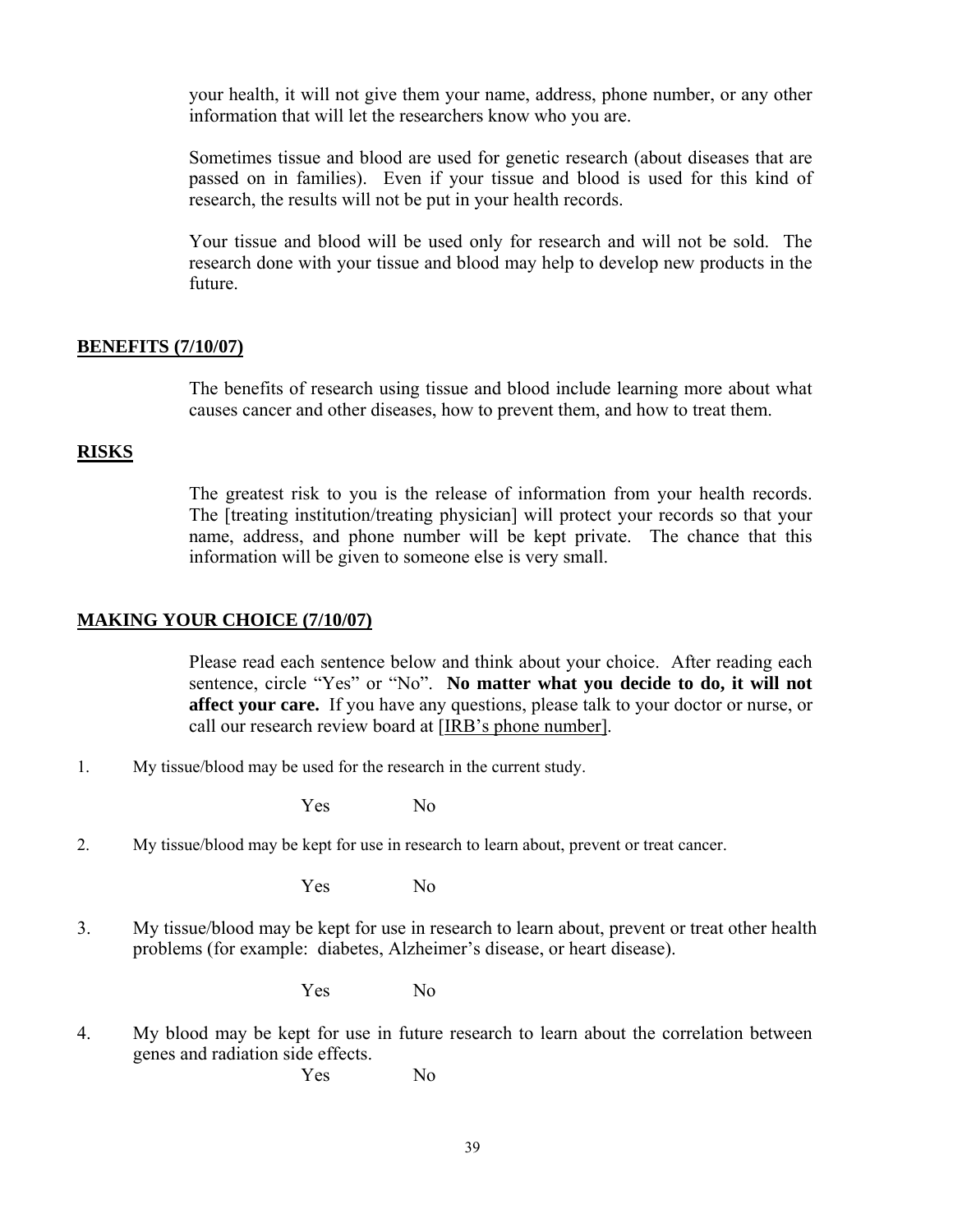your health, it will not give them your name, address, phone number, or any other information that will let the researchers know who you are.

Sometimes tissue and blood are used for genetic research (about diseases that are passed on in families). Even if your tissue and blood is used for this kind of research, the results will not be put in your health records.

Your tissue and blood will be used only for research and will not be sold. The research done with your tissue and blood may help to develop new products in the future.

## BENEFITS (7/10/07)

The benefits of research using tissue and blood include learning more about what causes cancer and other diseases, how to prevent them, and how to treat them.

## RISKS

The greatest risk to you is the release of information from your health records. The [treating institution/treating physician] will protect your records so that your name, address, and phone number will be kept private. The chance that this information will be given to someone else is very small.

## MAKING YOUR CHOICE (7/10/07)

Please read each sentence below and think about your choice. After reading each sentence, circle "Yes" or "No". **No matter what you decide to do, it will not affect your care.** If you have any questions, please talk to your doctor or nurse, or call our research review board at [IRB's phone number].

1. My tissue/blood may be used for the research in the current study.

   Yes No

2. My tissue/blood may be kept for use in research to learn about, prevent or treat cancer.

   Yes No

3. My tissue/blood may be kept for use in research to learn about, prevent or treat other health problems (for example: diabetes, Alzheimer's disease, or heart disease).

   Yes No

4. My blood may be kept for use in future research to learn about the correlation between genes and radiation side effects.

   Yes No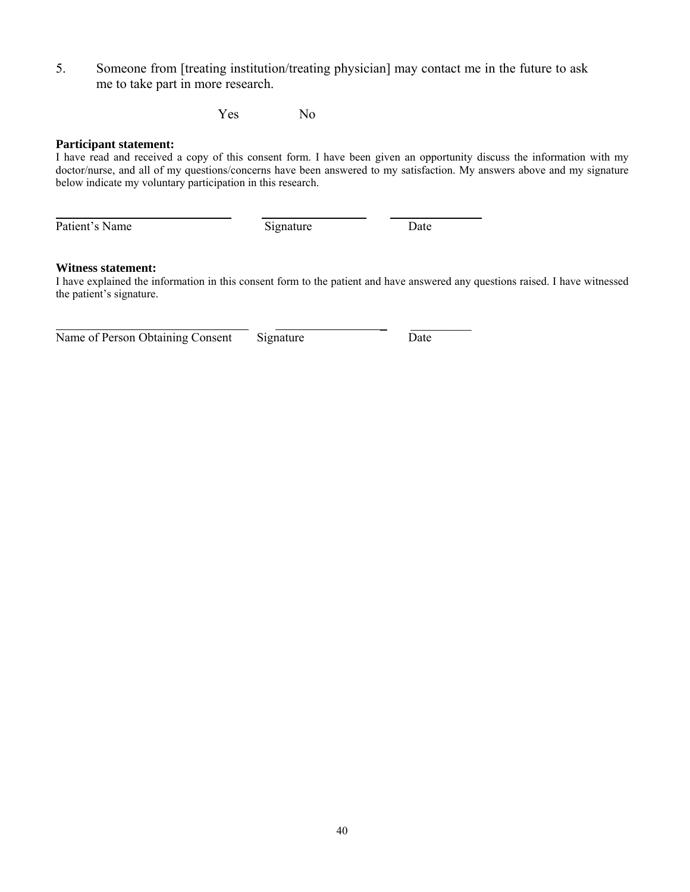5. Someone from [treating institution/treating physician] may contact me in the future to ask me to take part in more research.

Yes &nbsp;&nbsp;&nbsp;&nbsp;&nbsp;&nbsp;&nbsp;&nbsp; No

**Participant statement:**

I have read and received a copy of this consent form. I have been given an opportunity discuss the information with my doctor/nurse, and all of my questions/concerns have been answered to my satisfaction. My answers above and my signature below indicate my voluntary participation in this research.

______________________ &nbsp;&nbsp;&nbsp; ______________ &nbsp;&nbsp;&nbsp; ____________

Patient's Name &nbsp;&nbsp;&nbsp;&nbsp;&nbsp;&nbsp;&nbsp;&nbsp;&nbsp;&nbsp;&nbsp;&nbsp;&nbsp;&nbsp;&nbsp;&nbsp;&nbsp;&nbsp;&nbsp; Signature &nbsp;&nbsp;&nbsp;&nbsp;&nbsp;&nbsp;&nbsp;&nbsp;&nbsp;&nbsp; Date

**Witness statement:**

I have explained the information in this consent form to the patient and have answered any questions raised. I have witnessed the patient's signature.

______________________ &nbsp;&nbsp;&nbsp; ______________ &nbsp;&nbsp;&nbsp; ____________

Name of Person Obtaining Consent &nbsp;&nbsp;&nbsp; Signature &nbsp;&nbsp;&nbsp;&nbsp;&nbsp;&nbsp;&nbsp;&nbsp;&nbsp;&nbsp; Date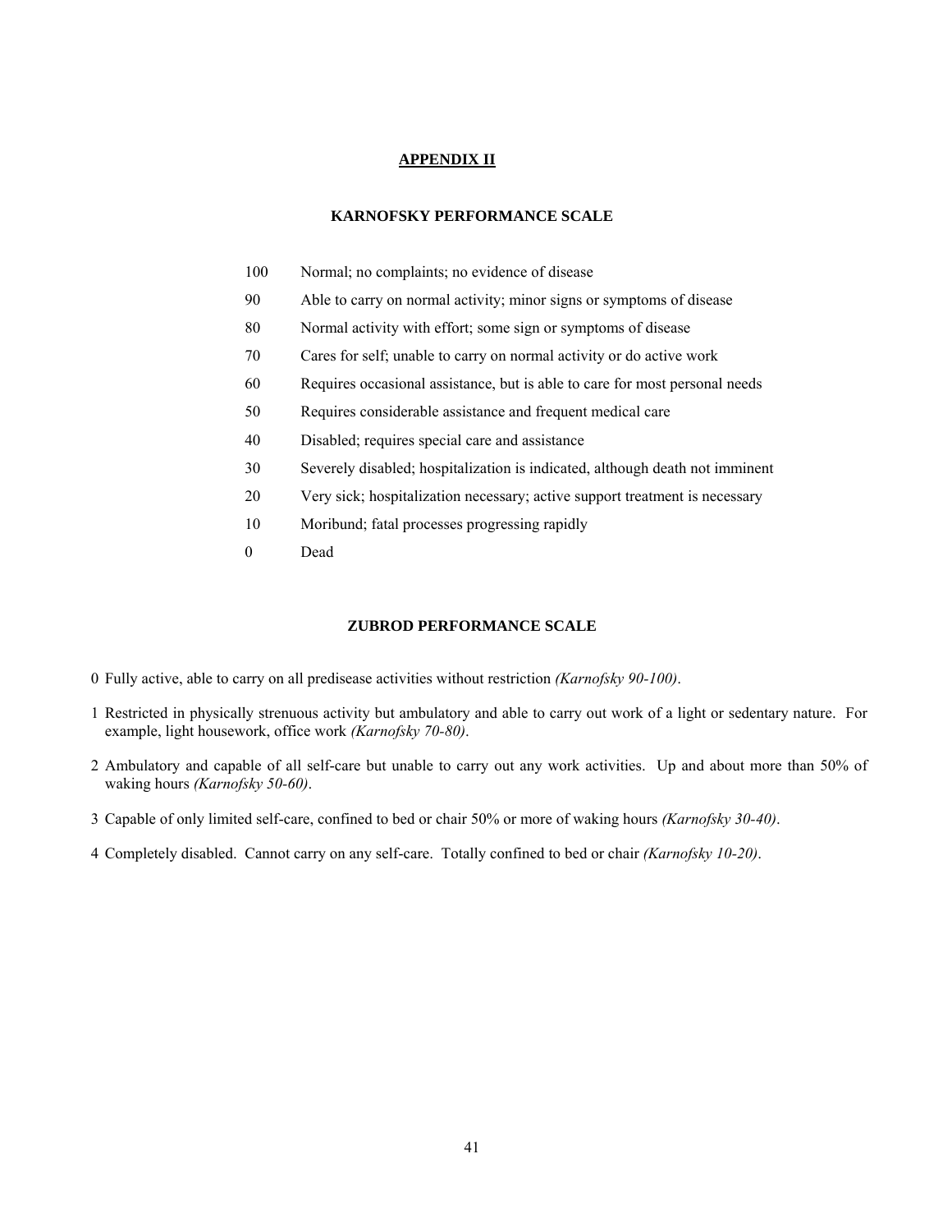## APPENDIX II

### KARNOFSKY PERFORMANCE SCALE

| | |
|---|---|
| 100 | Normal; no complaints; no evidence of disease |
| 90 | Able to carry on normal activity; minor signs or symptoms of disease |
| 80 | Normal activity with effort; some sign or symptoms of disease |
| 70 | Cares for self; unable to carry on normal activity or do active work |
| 60 | Requires occasional assistance, but is able to care for most personal needs |
| 50 | Requires considerable assistance and frequent medical care |
| 40 | Disabled; requires special care and assistance |
| 30 | Severely disabled; hospitalization is indicated, although death not imminent |
| 20 | Very sick; hospitalization necessary; active support treatment is necessary |
| 10 | Moribund; fatal processes progressing rapidly |
| 0 | Dead |

### ZUBROD PERFORMANCE SCALE

0 Fully active, able to carry on all predisease activities without restriction *(Karnofsky 90-100)*.

1 Restricted in physically strenuous activity but ambulatory and able to carry out work of a light or sedentary nature. For example, light housework, office work *(Karnofsky 70-80)*.

2 Ambulatory and capable of all self-care but unable to carry out any work activities. Up and about more than 50% of waking hours *(Karnofsky 50-60)*.

3 Capable of only limited self-care, confined to bed or chair 50% or more of waking hours *(Karnofsky 30-40)*.

4 Completely disabled. Cannot carry on any self-care. Totally confined to bed or chair *(Karnofsky 10-20)*.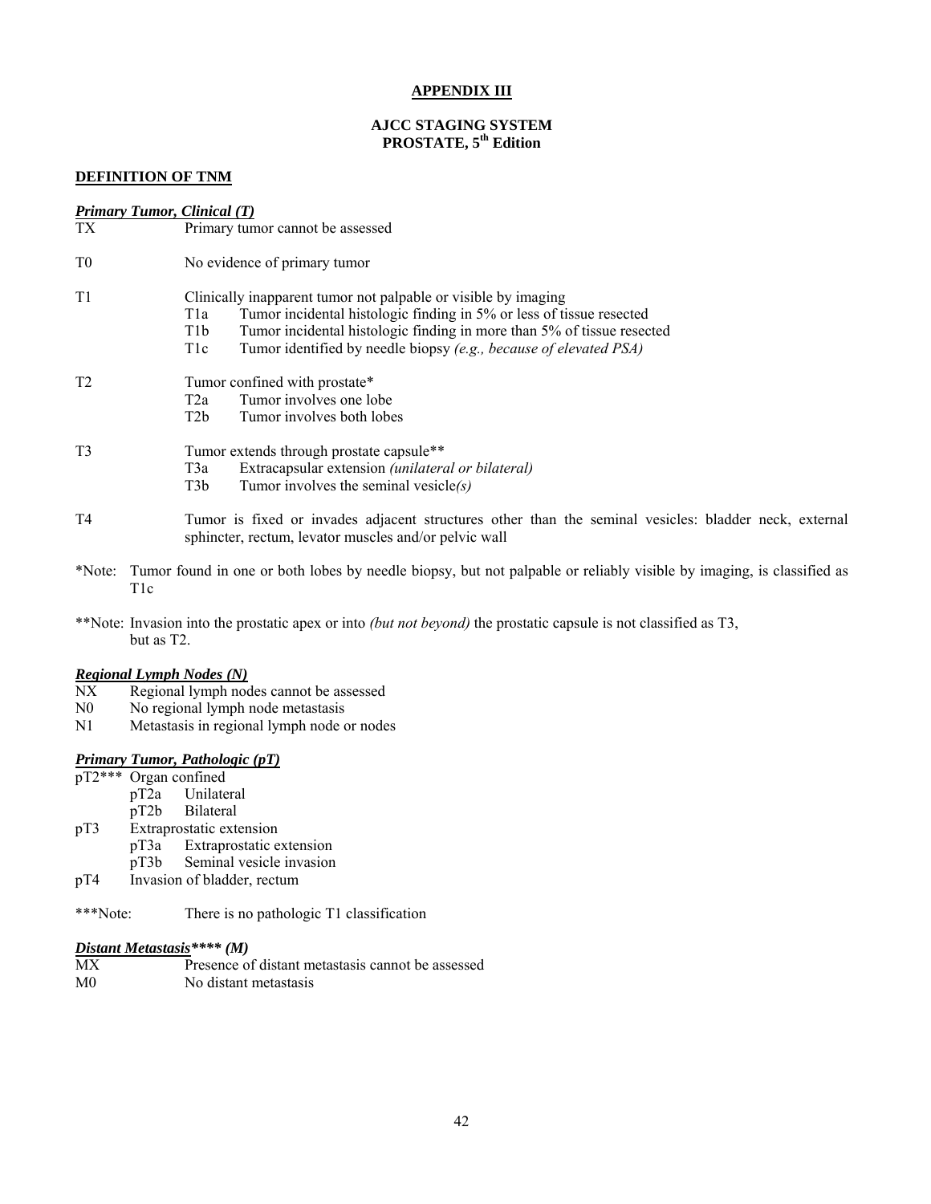# APPENDIX III

## AJCC STAGING SYSTEM
## PROSTATE, 5th Edition

### DEFINITION OF TNM

***Primary Tumor, Clinical (T)***

| | |
|---|---|
| TX | Primary tumor cannot be assessed |
| T0 | No evidence of primary tumor |
| T1 | Clinically inapparent tumor not palpable or visible by imaging |
| | T1a Tumor incidental histologic finding in 5% or less of tissue resected |
| | T1b Tumor incidental histologic finding in more than 5% of tissue resected |
| | T1c Tumor identified by needle biopsy *(e.g., because of elevated PSA)* |
| T2 | Tumor confined with prostate* |
| | T2a Tumor involves one lobe |
| | T2b Tumor involves both lobes |
| T3 | Tumor extends through prostate capsule** |
| | T3a Extracapsular extension *(unilateral or bilateral)* |
| | T3b Tumor involves the seminal vesicle*(s)* |
| T4 | Tumor is fixed or invades adjacent structures other than the seminal vesicles: bladder neck, external sphincter, rectum, levator muscles and/or pelvic wall |

*Note: Tumor found in one or both lobes by needle biopsy, but not palpable or reliably visible by imaging, is classified as T1c

**Note: Invasion into the prostatic apex or into *(but not beyond)* the prostatic capsule is not classified as T3, but as T2.

***Regional Lymph Nodes (N)***

| | |
|---|---|
| NX | Regional lymph nodes cannot be assessed |
| N0 | No regional lymph node metastasis |
| N1 | Metastasis in regional lymph node or nodes |

***Primary Tumor, Pathologic (pT)***

- pT2*** Organ confined
  - pT2a Unilateral
  - pT2b Bilateral
- pT3 Extraprostatic extension
  - pT3a Extraprostatic extension
  - pT3b Seminal vesicle invasion
- pT4 Invasion of bladder, rectum

***Note: There is no pathologic T1 classification

***Distant Metastasis\*\*\*\* (M)***

| | |
|---|---|
| MX | Presence of distant metastasis cannot be assessed |
| M0 | No distant metastasis |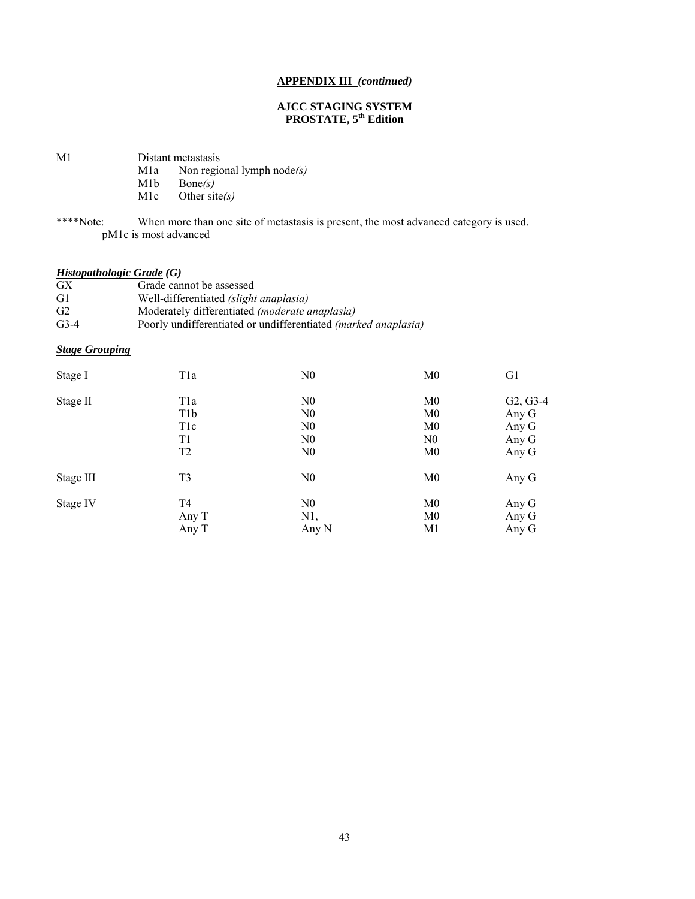**APPENDIX III** ***(continued)***

**AJCC STAGING SYSTEM**
**PROSTATE, 5th Edition**

M1 Distant metastasis

- M1a Non regional lymph node*(s)*
- M1b Bone*(s)*
- M1c Other site*(s)*

****Note: When more than one site of metastasis is present, the most advanced category is used. pM1c is most advanced

***Histopathologic Grade* (G)**

| | |
|---|---|
| GX | Grade cannot be assessed |
| G1 | Well-differentiated *(slight anaplasia)* |
| G2 | Moderately differentiated *(moderate anaplasia)* |
| G3-4 | Poorly undifferentiated or undifferentiated *(marked anaplasia)* |

***Stage Grouping***

| | | | | |
|---|---|---|---|---|
| Stage I | T1a | N0 | M0 | G1 |
| Stage II | T1a | N0 | M0 | G2, G3-4 |
| | T1b | N0 | M0 | Any G |
| | T1c | N0 | M0 | Any G |
| | T1 | N0 | N0 | Any G |
| | T2 | N0 | M0 | Any G |
| Stage III | T3 | N0 | M0 | Any G |
| Stage IV | T4 | N0 | M0 | Any G |
| | Any T | N1, | M0 | Any G |
| | Any T | Any N | M1 | Any G |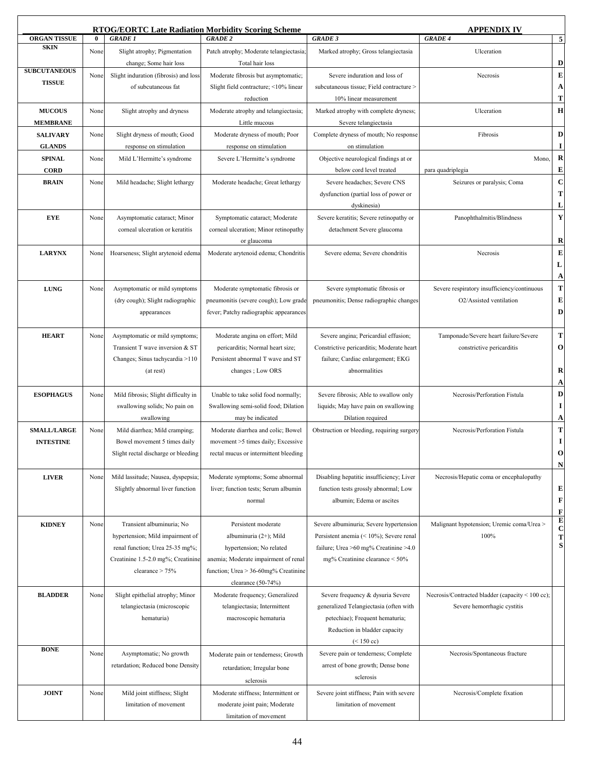## RTOG/EORTC Late Radiation Morbidity Scoring Scheme

**APPENDIX IV**

| ORGAN TISSUE | 0 | *GRADE 1* | *GRADE 2* | *GRADE 3* | *GRADE 4* | 5 |
|---|---|---|---|---|---|---|
| **SKIN** | None | Slight atrophy; Pigmentation change; Some hair loss | Patch atrophy; Moderate telangiectasia; Total hair loss | Marked atrophy; Gross telangiectasia | Ulceration | **DEATH DIRECTLY RELATED TO RADIATION EFFECTS** |
| **SUBCUTANEOUS TISSUE** | None | Slight induration (fibrosis) and loss of subcutaneous fat | Moderate fibrosis but asymptomatic; Slight field contracture; <10% linear reduction | Severe induration and loss of subcutaneous tissue; Field contracture > 10% linear measurement | Necrosis | |
| **MUCOUS MEMBRANE** | None | Slight atrophy and dryness | Moderate atrophy and telangiectasia; Little mucous | Marked atrophy with complete dryness; Severe telangiectasia | Ulceration | |
| **SALIVARY GLANDS** | None | Slight dryness of mouth; Good response on stimulation | Moderate dryness of mouth; Poor response on stimulation | Complete dryness of mouth; No response on stimulation | Fibrosis | |
| **SPINAL CORD** | None | Mild L'Hermitte's syndrome | Severe L'Hermitte's syndrome | Objective neurological findings at or below cord level treated | Mono, para quadriplegia | |
| **BRAIN** | None | Mild headache; Slight lethargy | Moderate headache; Great lethargy | Severe headaches; Severe CNS dysfunction (partial loss of power or dyskinesia) | Seizures or paralysis; Coma | |
| **EYE** | None | Asymptomatic cataract; Minor corneal ulceration or keratitis | Symptomatic cataract; Moderate corneal ulceration; Minor retinopathy or glaucoma | Severe keratitis; Severe retinopathy or detachment Severe glaucoma | Panophthalmitis/Blindness | |
| **LARYNX** | None | Hoarseness; Slight arytenoid edema | Moderate arytenoid edema; Chondritis | Severe edema; Severe chondritis | Necrosis | |
| **LUNG** | None | Asymptomatic or mild symptoms (dry cough); Slight radiographic appearances | Moderate symptomatic fibrosis or pneumonitis (severe cough); Low grade fever; Patchy radiographic appearances | Severe symptomatic fibrosis or pneumonitis; Dense radiographic changes | Severe respiratory insufficiency/continuous O2/Assisted ventilation | |
| **HEART** | None | Asymptomatic or mild symptoms; Transient T wave inversion & ST Changes; Sinus tachycardia >110 (at rest) | Moderate angina on effort; Mild pericarditis; Normal heart size; Persistent abnormal T wave and ST changes ; Low ORS | Severe angina; Pericardial effusion; Constrictive pericarditis; Moderate heart failure; Cardiac enlargement; EKG abnormalities | Tamponade/Severe heart failure/Severe constrictive pericarditis | |
| **ESOPHAGUS** | None | Mild fibrosis; Slight difficulty in swallowing solids; No pain on swallowing | Unable to take solid food normally; Swallowing semi-solid food; Dilation may be indicated | Severe fibrosis; Able to swallow only liquids; May have pain on swallowing Dilation required | Necrosis/Perforation Fistula | |
| **SMALL/LARGE INTESTINE** | None | Mild diarrhea; Mild cramping; Bowel movement 5 times daily Slight rectal discharge or bleeding | Moderate diarrhea and colic; Bowel movement >5 times daily; Excessive rectal mucus or intermittent bleeding | Obstruction or bleeding, requiring surgery | Necrosis/Perforation Fistula | |
| **LIVER** | None | Mild lassitude; Nausea, dyspepsia; Slightly abnormal liver function | Moderate symptoms; Some abnormal liver; function tests; Serum albumin normal | Disabling hepatitic insufficiency; Liver function tests grossly abnormal; Low albumin; Edema or ascites | Necrosis/Hepatic coma or encephalopathy | |
| **KIDNEY** | None | Transient albuminuria; No hypertension; Mild impairment of renal function; Urea 25-35 mg%; Creatinine 1.5-2.0 mg%; Creatinine clearance > 75% | Persistent moderate albuminuria (2+); Mild hypertension; No related anemia; Moderate impairment of renal function; Urea > 36-60mg% Creatinine clearance (50-74%) | Severe albuminuria; Severe hypertension Persistent anemia (< 10%); Severe renal failure; Urea >60 mg% Creatinine >4.0 mg% Creatinine clearance < 50% | Malignant hypotension; Uremic coma/Urea > 100% | |
| **BLADDER** | None | Slight epithelial atrophy; Minor telangiectasia (microscopic hematuria) | Moderate frequency; Generalized telangiectasia; Intermittent macroscopic hematuria | Severe frequency & dysuria Severe generalized Telangiectasia (often with petechiae); Frequent hematuria; Reduction in bladder capacity (< 150 cc) | Necrosis/Contracted bladder (capacity < 100 cc); Severe hemorrhagic cystitis | |
| **BONE** | None | Asymptomatic; No growth retardation; Reduced bone Density | Moderate pain or tenderness; Growth retardation; Irregular bone sclerosis | Severe pain or tenderness; Complete arrest of bone growth; Dense bone sclerosis | Necrosis/Spontaneous fracture | |
| **JOINT** | None | Mild joint stiffness; Slight limitation of movement | Moderate stiffness; Intermittent or moderate joint pain; Moderate limitation of movement | Severe joint stiffness; Pain with severe limitation of movement | Necrosis/Complete fixation | |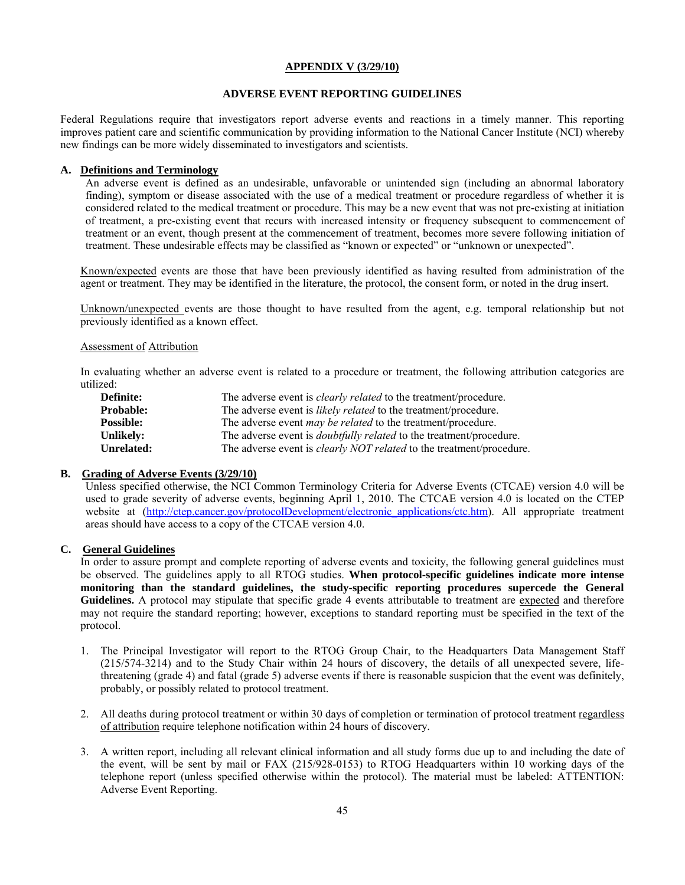## APPENDIX V (3/29/10)

### ADVERSE EVENT REPORTING GUIDELINES

Federal Regulations require that investigators report adverse events and reactions in a timely manner. This reporting improves patient care and scientific communication by providing information to the National Cancer Institute (NCI) whereby new findings can be more widely disseminated to investigators and scientists.

**A. Definitions and Terminology**

An adverse event is defined as an undesirable, unfavorable or unintended sign (including an abnormal laboratory finding), symptom or disease associated with the use of a medical treatment or procedure regardless of whether it is considered related to the medical treatment or procedure. This may be a new event that was not pre-existing at initiation of treatment, a pre-existing event that recurs with increased intensity or frequency subsequent to commencement of treatment or an event, though present at the commencement of treatment, becomes more severe following initiation of treatment. These undesirable effects may be classified as "known or expected" or "unknown or unexpected".

Known/expected events are those that have been previously identified as having resulted from administration of the agent or treatment. They may be identified in the literature, the protocol, the consent form, or noted in the drug insert.

Unknown/unexpected events are those thought to have resulted from the agent, e.g. temporal relationship but not previously identified as a known effect.

Assessment of Attribution

In evaluating whether an adverse event is related to a procedure or treatment, the following attribution categories are utilized:

| | |
|---|---|
| **Definite:** | The adverse event is *clearly related* to the treatment/procedure. |
| **Probable:** | The adverse event is *likely related* to the treatment/procedure. |
| **Possible:** | The adverse event *may be related* to the treatment/procedure. |
| **Unlikely:** | The adverse event is *doubtfully related* to the treatment/procedure. |
| **Unrelated:** | The adverse event is *clearly NOT related* to the treatment/procedure. |

**B. Grading of Adverse Events (3/29/10)**

Unless specified otherwise, the NCI Common Terminology Criteria for Adverse Events (CTCAE) version 4.0 will be used to grade severity of adverse events, beginning April 1, 2010. The CTCAE version 4.0 is located on the CTEP website at (http://ctep.cancer.gov/protocolDevelopment/electronic_applications/ctc.htm). All appropriate treatment areas should have access to a copy of the CTCAE version 4.0.

**C. General Guidelines**

In order to assure prompt and complete reporting of adverse events and toxicity, the following general guidelines must be observed. The guidelines apply to all RTOG studies. **When protocol-specific guidelines indicate more intense monitoring than the standard guidelines, the study-specific reporting procedures supercede the General Guidelines.** A protocol may stipulate that specific grade 4 events attributable to treatment are expected and therefore may not require the standard reporting; however, exceptions to standard reporting must be specified in the text of the protocol.

1. The Principal Investigator will report to the RTOG Group Chair, to the Headquarters Data Management Staff (215/574-3214) and to the Study Chair within 24 hours of discovery, the details of all unexpected severe, life-threatening (grade 4) and fatal (grade 5) adverse events if there is reasonable suspicion that the event was definitely, probably, or possibly related to protocol treatment.

2. All deaths during protocol treatment or within 30 days of completion or termination of protocol treatment regardless of attribution require telephone notification within 24 hours of discovery.

3. A written report, including all relevant clinical information and all study forms due up to and including the date of the event, will be sent by mail or FAX (215/928-0153) to RTOG Headquarters within 10 working days of the telephone report (unless specified otherwise within the protocol). The material must be labeled: ATTENTION: Adverse Event Reporting.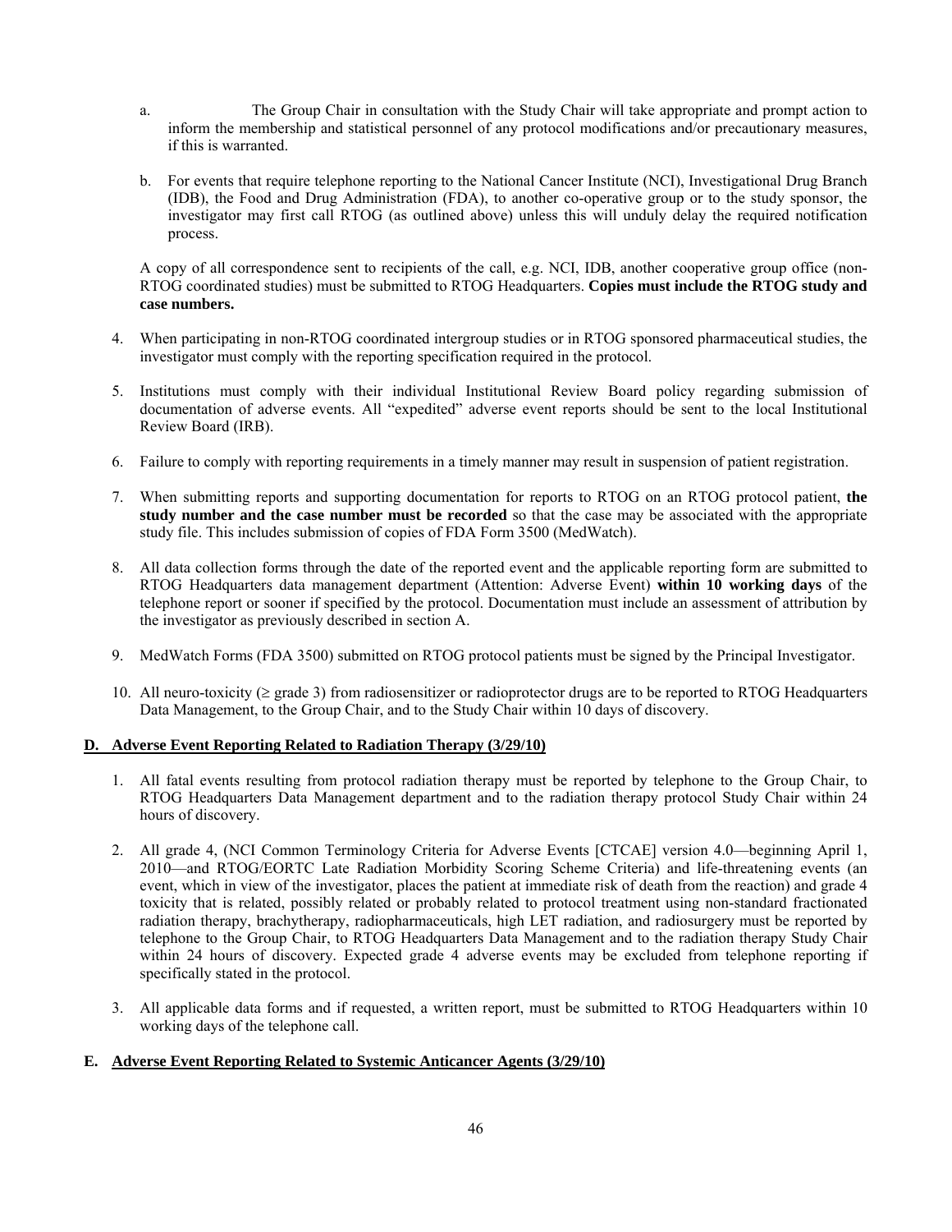a. The Group Chair in consultation with the Study Chair will take appropriate and prompt action to inform the membership and statistical personnel of any protocol modifications and/or precautionary measures, if this is warranted.

b. For events that require telephone reporting to the National Cancer Institute (NCI), Investigational Drug Branch (IDB), the Food and Drug Administration (FDA), to another co-operative group or to the study sponsor, the investigator may first call RTOG (as outlined above) unless this will unduly delay the required notification process.

A copy of all correspondence sent to recipients of the call, e.g. NCI, IDB, another cooperative group office (non-RTOG coordinated studies) must be submitted to RTOG Headquarters. **Copies must include the RTOG study and case numbers.**

4. When participating in non-RTOG coordinated intergroup studies or in RTOG sponsored pharmaceutical studies, the investigator must comply with the reporting specification required in the protocol.

5. Institutions must comply with their individual Institutional Review Board policy regarding submission of documentation of adverse events. All "expedited" adverse event reports should be sent to the local Institutional Review Board (IRB).

6. Failure to comply with reporting requirements in a timely manner may result in suspension of patient registration.

7. When submitting reports and supporting documentation for reports to RTOG on an RTOG protocol patient, **the study number and the case number must be recorded** so that the case may be associated with the appropriate study file. This includes submission of copies of FDA Form 3500 (MedWatch).

8. All data collection forms through the date of the reported event and the applicable reporting form are submitted to RTOG Headquarters data management department (Attention: Adverse Event) **within 10 working days** of the telephone report or sooner if specified by the protocol. Documentation must include an assessment of attribution by the investigator as previously described in section A.

9. MedWatch Forms (FDA 3500) submitted on RTOG protocol patients must be signed by the Principal Investigator.

10. All neuro-toxicity (≥ grade 3) from radiosensitizer or radioprotector drugs are to be reported to RTOG Headquarters Data Management, to the Group Chair, and to the Study Chair within 10 days of discovery.

**D. Adverse Event Reporting Related to Radiation Therapy (3/29/10)**

1. All fatal events resulting from protocol radiation therapy must be reported by telephone to the Group Chair, to RTOG Headquarters Data Management department and to the radiation therapy protocol Study Chair within 24 hours of discovery.

2. All grade 4, (NCI Common Terminology Criteria for Adverse Events [CTCAE] version 4.0—beginning April 1, 2010—and RTOG/EORTC Late Radiation Morbidity Scoring Scheme Criteria) and life-threatening events (an event, which in view of the investigator, places the patient at immediate risk of death from the reaction) and grade 4 toxicity that is related, possibly related or probably related to protocol treatment using non-standard fractionated radiation therapy, brachytherapy, radiopharmaceuticals, high LET radiation, and radiosurgery must be reported by telephone to the Group Chair, to RTOG Headquarters Data Management and to the radiation therapy Study Chair within 24 hours of discovery. Expected grade 4 adverse events may be excluded from telephone reporting if specifically stated in the protocol.

3. All applicable data forms and if requested, a written report, must be submitted to RTOG Headquarters within 10 working days of the telephone call.

**E. Adverse Event Reporting Related to Systemic Anticancer Agents (3/29/10)**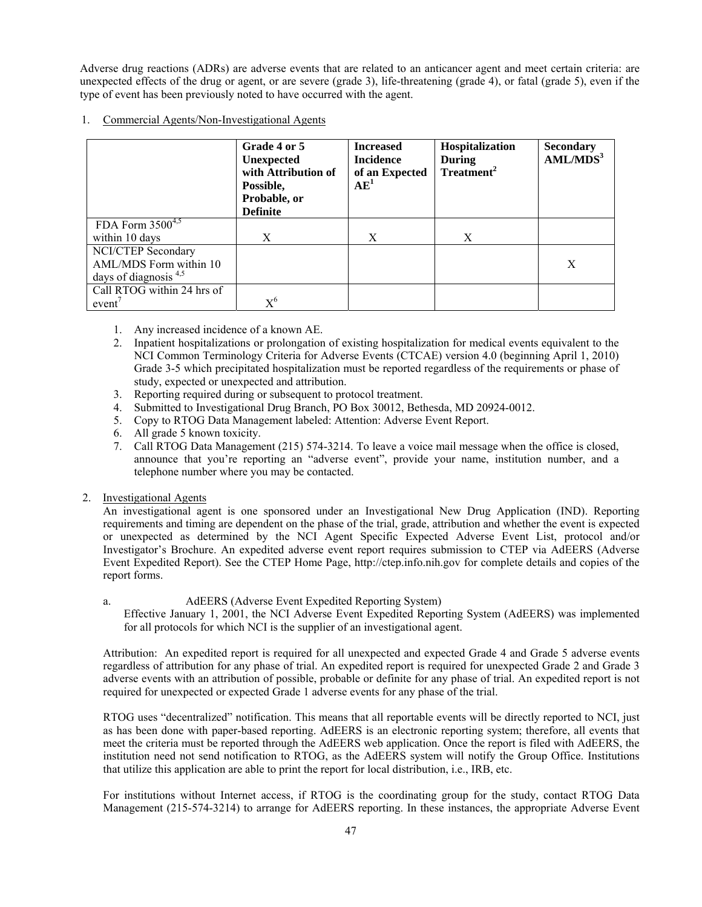Adverse drug reactions (ADRs) are adverse events that are related to an anticancer agent and meet certain criteria: are unexpected effects of the drug or agent, or are severe (grade 3), life-threatening (grade 4), or fatal (grade 5), even if the type of event has been previously noted to have occurred with the agent.

1. Commercial Agents/Non-Investigational Agents

| | Grade 4 or 5 Unexpected with Attribution of Possible, Probable, or Definite | Increased Incidence of an Expected AE[1] | Hospitalization During Treatment[2] | Secondary AML/MDS[3] |
|---|---|---|---|---|
| FDA Form 3500[4,5] within 10 days | X | X | X | |
| NCI/CTEP Secondary AML/MDS Form within 10 days of diagnosis [4,5] | | | | X |
| Call RTOG within 24 hrs of event[7] | X[6] | | | |

1. Any increased incidence of a known AE.
2. Inpatient hospitalizations or prolongation of existing hospitalization for medical events equivalent to the NCI Common Terminology Criteria for Adverse Events (CTCAE) version 4.0 (beginning April 1, 2010) Grade 3-5 which precipitated hospitalization must be reported regardless of the requirements or phase of study, expected or unexpected and attribution.
3. Reporting required during or subsequent to protocol treatment.
4. Submitted to Investigational Drug Branch, PO Box 30012, Bethesda, MD 20924-0012.
5. Copy to RTOG Data Management labeled: Attention: Adverse Event Report.
6. All grade 5 known toxicity.
7. Call RTOG Data Management (215) 574-3214. To leave a voice mail message when the office is closed, announce that you're reporting an "adverse event", provide your name, institution number, and a telephone number where you may be contacted.

2. Investigational Agents

An investigational agent is one sponsored under an Investigational New Drug Application (IND). Reporting requirements and timing are dependent on the phase of the trial, grade, attribution and whether the event is expected or unexpected as determined by the NCI Agent Specific Expected Adverse Event List, protocol and/or Investigator's Brochure. An expedited adverse event report requires submission to CTEP via AdEERS (Adverse Event Expedited Report). See the CTEP Home Page, http://ctep.info.nih.gov for complete details and copies of the report forms.

a. AdEERS (Adverse Event Expedited Reporting System)

Effective January 1, 2001, the NCI Adverse Event Expedited Reporting System (AdEERS) was implemented for all protocols for which NCI is the supplier of an investigational agent.

Attribution: An expedited report is required for all unexpected and expected Grade 4 and Grade 5 adverse events regardless of attribution for any phase of trial. An expedited report is required for unexpected Grade 2 and Grade 3 adverse events with an attribution of possible, probable or definite for any phase of trial. An expedited report is not required for unexpected or expected Grade 1 adverse events for any phase of the trial.

RTOG uses "decentralized" notification. This means that all reportable events will be directly reported to NCI, just as has been done with paper-based reporting. AdEERS is an electronic reporting system; therefore, all events that meet the criteria must be reported through the AdEERS web application. Once the report is filed with AdEERS, the institution need not send notification to RTOG, as the AdEERS system will notify the Group Office. Institutions that utilize this application are able to print the report for local distribution, i.e., IRB, etc.

For institutions without Internet access, if RTOG is the coordinating group for the study, contact RTOG Data Management (215-574-3214) to arrange for AdEERS reporting. In these instances, the appropriate Adverse Event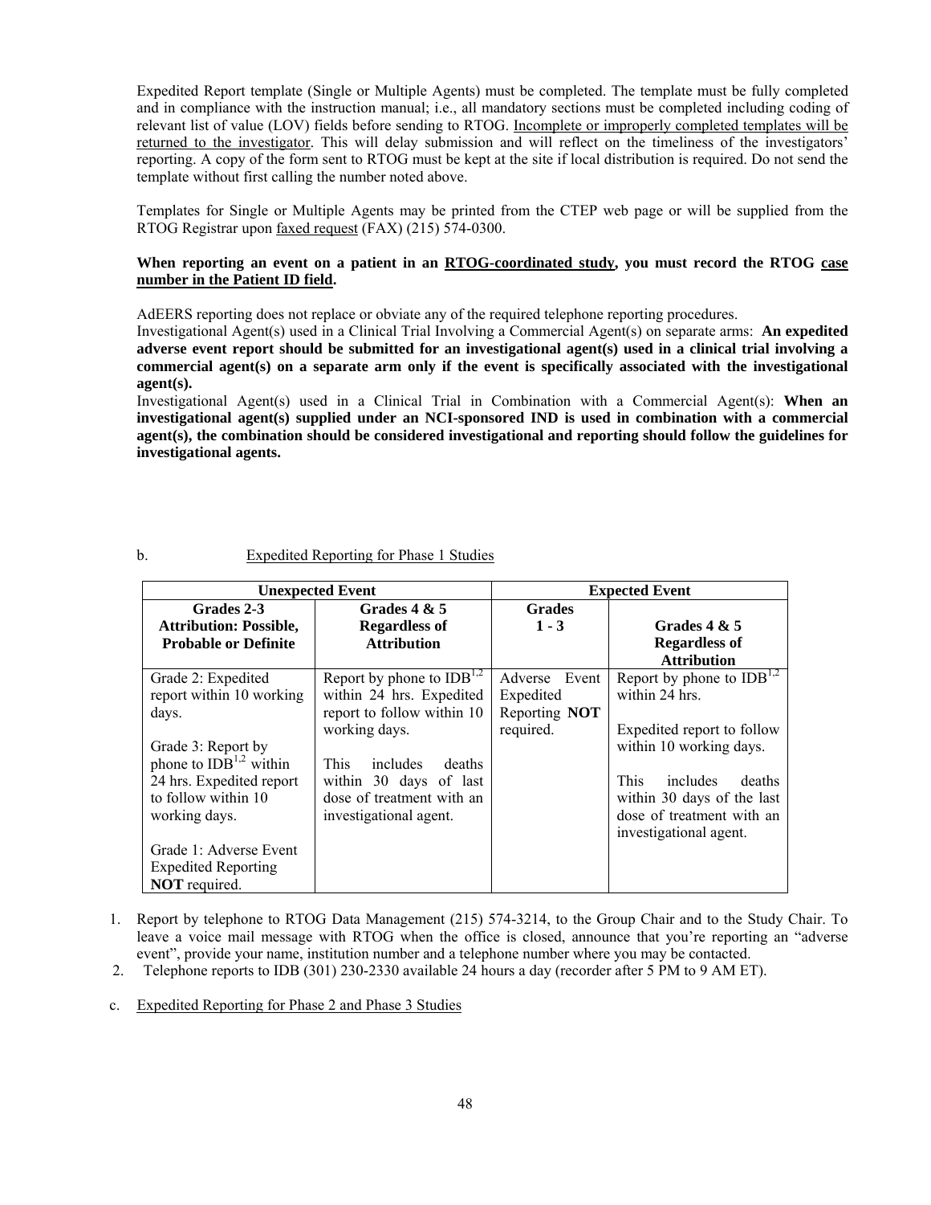Expedited Report template (Single or Multiple Agents) must be completed. The template must be fully completed and in compliance with the instruction manual; i.e., all mandatory sections must be completed including coding of relevant list of value (LOV) fields before sending to RTOG. Incomplete or improperly completed templates will be returned to the investigator. This will delay submission and will reflect on the timeliness of the investigators' reporting. A copy of the form sent to RTOG must be kept at the site if local distribution is required. Do not send the template without first calling the number noted above.

Templates for Single or Multiple Agents may be printed from the CTEP web page or will be supplied from the RTOG Registrar upon faxed request (FAX) (215) 574-0300.

**When reporting an event on a patient in an RTOG-coordinated study, you must record the RTOG case number in the Patient ID field.**

AdEERS reporting does not replace or obviate any of the required telephone reporting procedures.

Investigational Agent(s) used in a Clinical Trial Involving a Commercial Agent(s) on separate arms: **An expedited adverse event report should be submitted for an investigational agent(s) used in a clinical trial involving a commercial agent(s) on a separate arm only if the event is specifically associated with the investigational agent(s).**

Investigational Agent(s) used in a Clinical Trial in Combination with a Commercial Agent(s): **When an investigational agent(s) supplied under an NCI-sponsored IND is used in combination with a commercial agent(s), the combination should be considered investigational and reporting should follow the guidelines for investigational agents.**

b. Expedited Reporting for Phase 1 Studies

| Unexpected Event | | Expected Event | |
|---|---|---|---|
| **Grades 2-3 Attribution: Possible, Probable or Definite** | **Grades 4 & 5 Regardless of Attribution** | **Grades 1 - 3** | **Grades 4 & 5 Regardless of Attribution** |
| Grade 2: Expedited report within 10 working days.<br><br>Grade 3: Report by phone to IDB[1,2] within 24 hrs. Expedited report to follow within 10 working days.<br><br>Grade 1: Adverse Event Expedited Reporting **NOT** required. | Report by phone to IDB[1,2] within 24 hrs. Expedited report to follow within 10 working days.<br><br>This includes deaths within 30 days of last dose of treatment with an investigational agent. | Adverse Event Expedited Reporting **NOT** required. | Report by phone to IDB[1,2] within 24 hrs.<br><br>Expedited report to follow within 10 working days.<br><br>This includes deaths within 30 days of the last dose of treatment with an investigational agent. |

1. Report by telephone to RTOG Data Management (215) 574-3214, to the Group Chair and to the Study Chair. To leave a voice mail message with RTOG when the office is closed, announce that you're reporting an "adverse event", provide your name, institution number and a telephone number where you may be contacted.
2. Telephone reports to IDB (301) 230-2330 available 24 hours a day (recorder after 5 PM to 9 AM ET).

c. Expedited Reporting for Phase 2 and Phase 3 Studies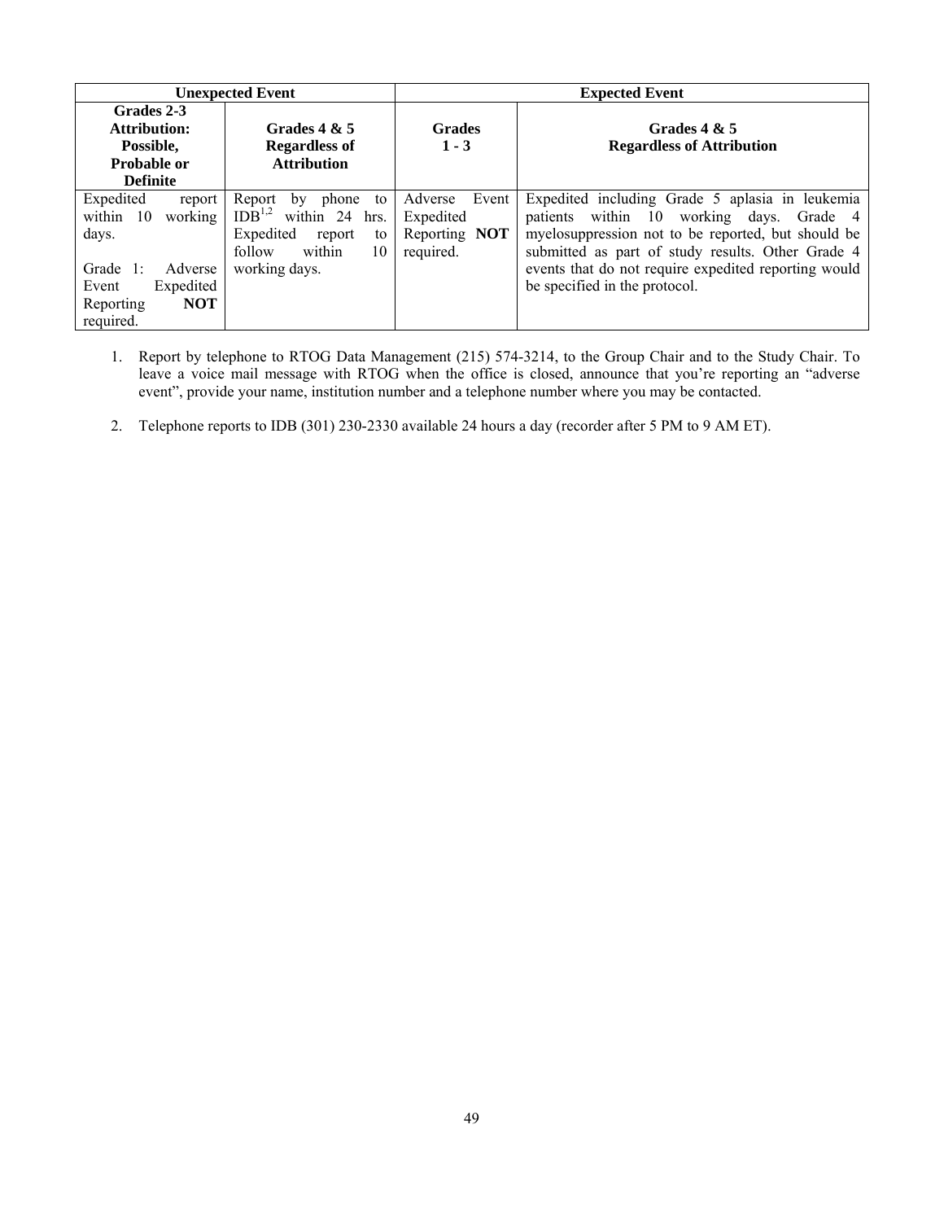| Unexpected Event | | Expected Event | |
|---|---|---|---|
| **Grades 2-3 Attribution: Possible, Probable or Definite** | **Grades 4 & 5 Regardless of Attribution** | **Grades 1 - 3** | **Grades 4 & 5 Regardless of Attribution** |
| Expedited report within 10 working days.<br><br>Grade 1: Adverse Event Expedited Reporting **NOT** required. | Report by phone to IDB[1,2] within 24 hrs. Expedited report to follow within 10 working days. | Adverse Event Expedited Reporting **NOT** required. | Expedited including Grade 5 aplasia in leukemia patients within 10 working days. Grade 4 myelosuppression not to be reported, but should be submitted as part of study results. Other Grade 4 events that do not require expedited reporting would be specified in the protocol. |

1. Report by telephone to RTOG Data Management (215) 574-3214, to the Group Chair and to the Study Chair. To leave a voice mail message with RTOG when the office is closed, announce that you're reporting an "adverse event", provide your name, institution number and a telephone number where you may be contacted.

2. Telephone reports to IDB (301) 230-2330 available 24 hours a day (recorder after 5 PM to 9 AM ET).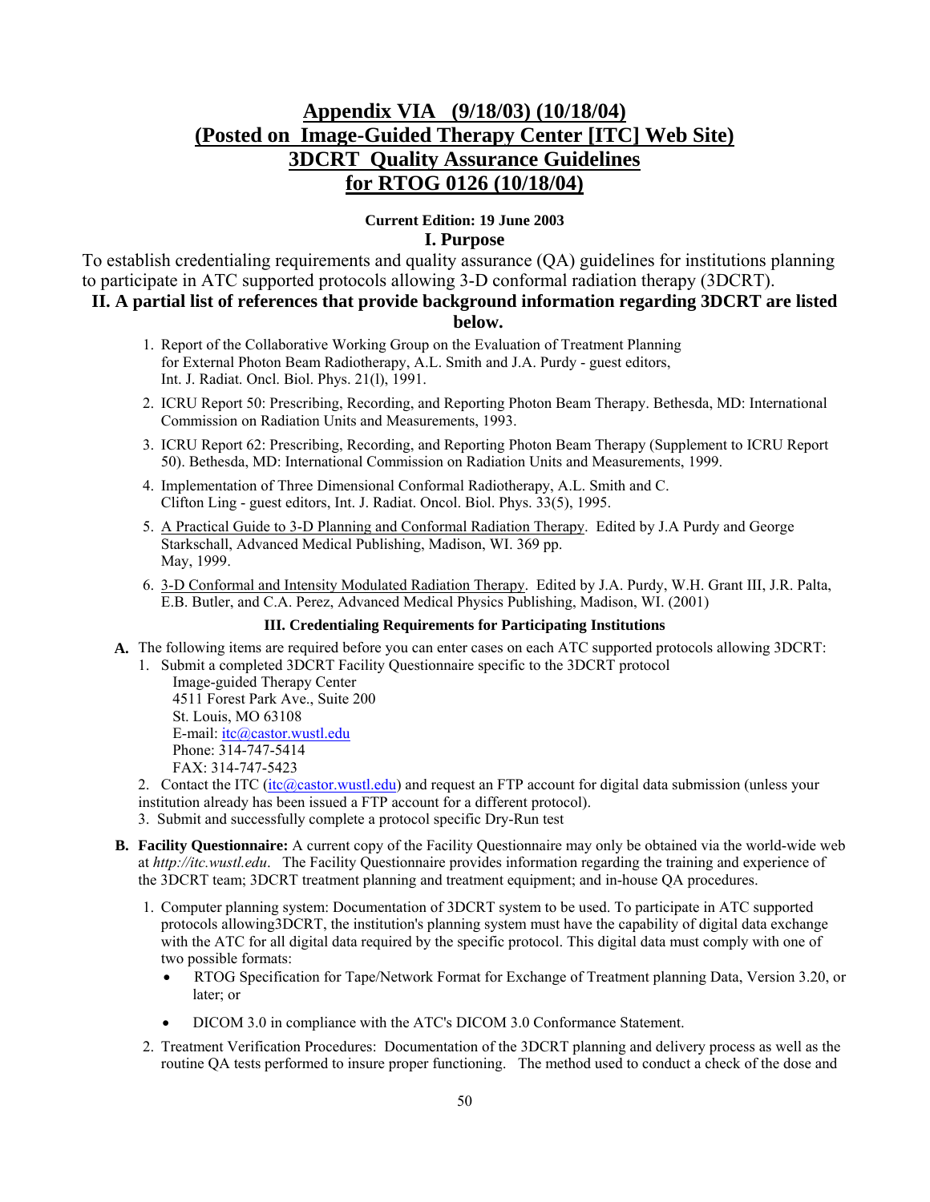# Appendix VIA (9/18/03) (10/18/04)
# (Posted on Image-Guided Therapy Center [ITC] Web Site)
# 3DCRT Quality Assurance Guidelines
# for RTOG 0126 (10/18/04)

**Current Edition: 19 June 2003**

## I. Purpose

To establish credentialing requirements and quality assurance (QA) guidelines for institutions planning to participate in ATC supported protocols allowing 3-D conformal radiation therapy (3DCRT).

## II. A partial list of references that provide background information regarding 3DCRT are listed below.

1. Report of the Collaborative Working Group on the Evaluation of Treatment Planning for External Photon Beam Radiotherapy, A.L. Smith and J.A. Purdy - guest editors, Int. J. Radiat. Oncl. Biol. Phys. 21(l), 1991.
2. ICRU Report 50: Prescribing, Recording, and Reporting Photon Beam Therapy. Bethesda, MD: International Commission on Radiation Units and Measurements, 1993.
3. ICRU Report 62: Prescribing, Recording, and Reporting Photon Beam Therapy (Supplement to ICRU Report 50). Bethesda, MD: International Commission on Radiation Units and Measurements, 1999.
4. Implementation of Three Dimensional Conformal Radiotherapy, A.L. Smith and C. Clifton Ling - guest editors, Int. J. Radiat. Oncol. Biol. Phys. 33(5), 1995.
5. A Practical Guide to 3-D Planning and Conformal Radiation Therapy. Edited by J.A Purdy and George Starkschall, Advanced Medical Publishing, Madison, WI. 369 pp. May, 1999.
6. 3-D Conformal and Intensity Modulated Radiation Therapy. Edited by J.A. Purdy, W.H. Grant III, J.R. Palta, E.B. Butler, and C.A. Perez, Advanced Medical Physics Publishing, Madison, WI. (2001)

### III. Credentialing Requirements for Participating Institutions

**A.** The following items are required before you can enter cases on each ATC supported protocols allowing 3DCRT:

1. Submit a completed 3DCRT Facility Questionnaire specific to the 3DCRT protocol
   Image-guided Therapy Center
   4511 Forest Park Ave., Suite 200
   St. Louis, MO 63108
   E-mail: itc@castor.wustl.edu
   Phone: 314-747-5414
   FAX: 314-747-5423
2. Contact the ITC (itc@castor.wustl.edu) and request an FTP account for digital data submission (unless your institution already has been issued a FTP account for a different protocol).
3. Submit and successfully complete a protocol specific Dry-Run test

**B. Facility Questionnaire:** A current copy of the Facility Questionnaire may only be obtained via the world-wide web at *http://itc.wustl.edu*. The Facility Questionnaire provides information regarding the training and experience of the 3DCRT team; 3DCRT treatment planning and treatment equipment; and in-house QA procedures.

1. Computer planning system: Documentation of 3DCRT system to be used. To participate in ATC supported protocols allowing3DCRT, the institution's planning system must have the capability of digital data exchange with the ATC for all digital data required by the specific protocol. This digital data must comply with one of two possible formats:
   - RTOG Specification for Tape/Network Format for Exchange of Treatment planning Data, Version 3.20, or later; or
   - DICOM 3.0 in compliance with the ATC's DICOM 3.0 Conformance Statement.
2. Treatment Verification Procedures: Documentation of the 3DCRT planning and delivery process as well as the routine QA tests performed to insure proper functioning. The method used to conduct a check of the dose and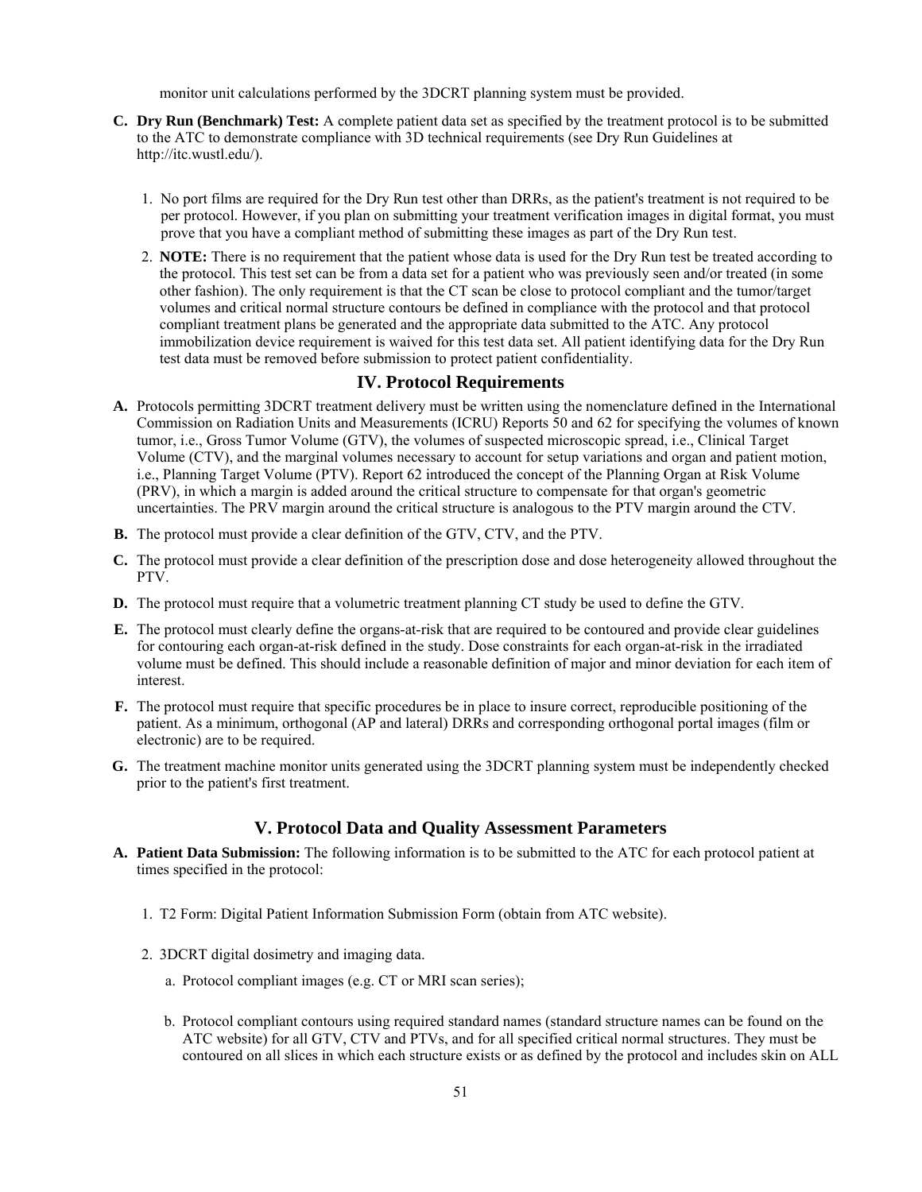monitor unit calculations performed by the 3DCRT planning system must be provided.

**C. Dry Run (Benchmark) Test:** A complete patient data set as specified by the treatment protocol is to be submitted to the ATC to demonstrate compliance with 3D technical requirements (see Dry Run Guidelines at http://itc.wustl.edu/).

1. No port films are required for the Dry Run test other than DRRs, as the patient's treatment is not required to be per protocol. However, if you plan on submitting your treatment verification images in digital format, you must prove that you have a compliant method of submitting these images as part of the Dry Run test.
2. **NOTE:** There is no requirement that the patient whose data is used for the Dry Run test be treated according to the protocol. This test set can be from a data set for a patient who was previously seen and/or treated (in some other fashion). The only requirement is that the CT scan be close to protocol compliant and the tumor/target volumes and critical normal structure contours be defined in compliance with the protocol and that protocol compliant treatment plans be generated and the appropriate data submitted to the ATC. Any protocol immobilization device requirement is waived for this test data set. All patient identifying data for the Dry Run test data must be removed before submission to protect patient confidentiality.

## IV. Protocol Requirements

**A.** Protocols permitting 3DCRT treatment delivery must be written using the nomenclature defined in the International Commission on Radiation Units and Measurements (ICRU) Reports 50 and 62 for specifying the volumes of known tumor, i.e., Gross Tumor Volume (GTV), the volumes of suspected microscopic spread, i.e., Clinical Target Volume (CTV), and the marginal volumes necessary to account for setup variations and organ and patient motion, i.e., Planning Target Volume (PTV). Report 62 introduced the concept of the Planning Organ at Risk Volume (PRV), in which a margin is added around the critical structure to compensate for that organ's geometric uncertainties. The PRV margin around the critical structure is analogous to the PTV margin around the CTV.

**B.** The protocol must provide a clear definition of the GTV, CTV, and the PTV.

**C.** The protocol must provide a clear definition of the prescription dose and dose heterogeneity allowed throughout the PTV.

**D.** The protocol must require that a volumetric treatment planning CT study be used to define the GTV.

**E.** The protocol must clearly define the organs-at-risk that are required to be contoured and provide clear guidelines for contouring each organ-at-risk defined in the study. Dose constraints for each organ-at-risk in the irradiated volume must be defined. This should include a reasonable definition of major and minor deviation for each item of interest.

**F.** The protocol must require that specific procedures be in place to insure correct, reproducible positioning of the patient. As a minimum, orthogonal (AP and lateral) DRRs and corresponding orthogonal portal images (film or electronic) are to be required.

**G.** The treatment machine monitor units generated using the 3DCRT planning system must be independently checked prior to the patient's first treatment.

## V. Protocol Data and Quality Assessment Parameters

**A. Patient Data Submission:** The following information is to be submitted to the ATC for each protocol patient at times specified in the protocol:

1. T2 Form: Digital Patient Information Submission Form (obtain from ATC website).
2. 3DCRT digital dosimetry and imaging data.
   a. Protocol compliant images (e.g. CT or MRI scan series);
   b. Protocol compliant contours using required standard names (standard structure names can be found on the ATC website) for all GTV, CTV and PTVs, and for all specified critical normal structures. They must be contoured on all slices in which each structure exists or as defined by the protocol and includes skin on ALL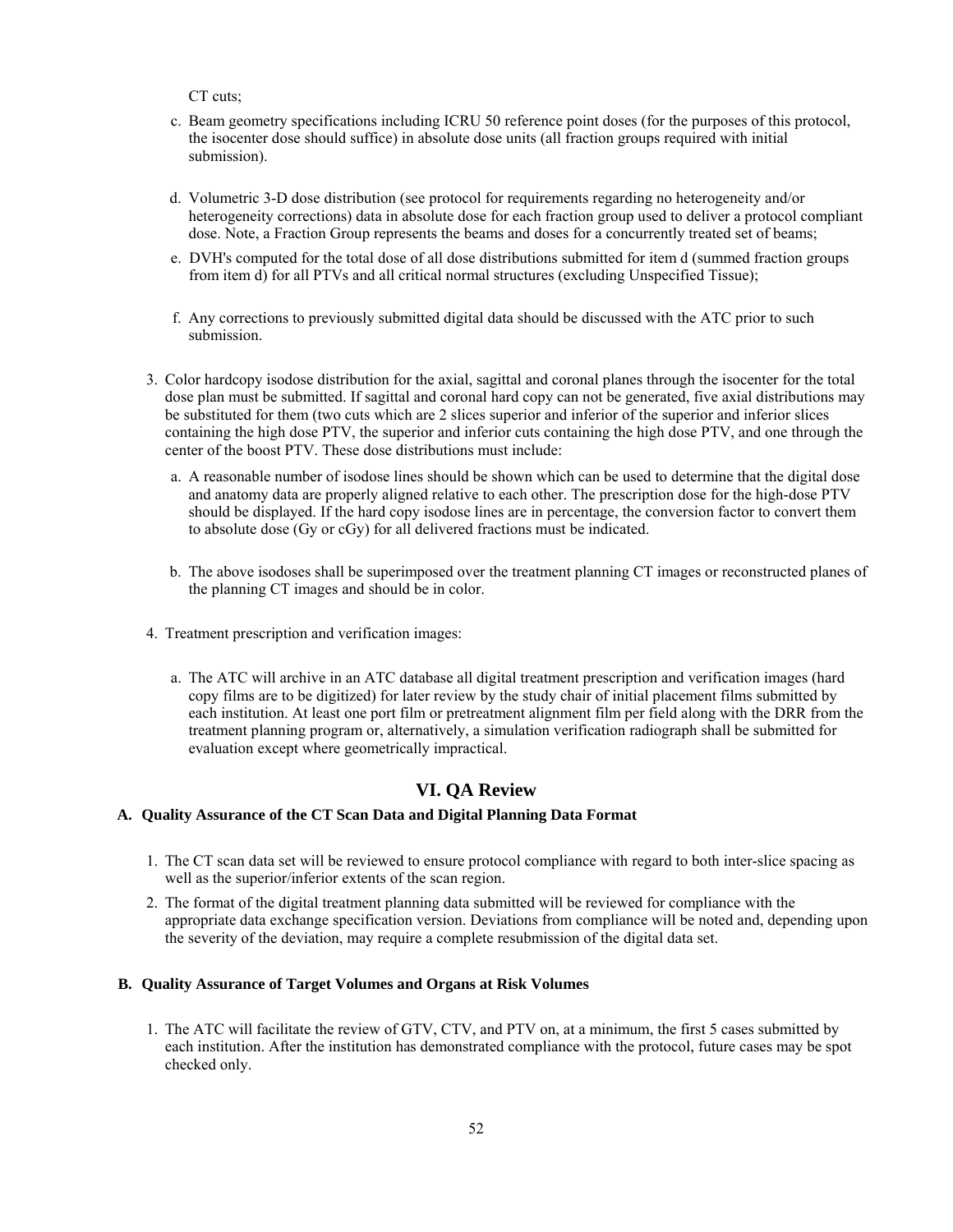CT cuts;

c. Beam geometry specifications including ICRU 50 reference point doses (for the purposes of this protocol, the isocenter dose should suffice) in absolute dose units (all fraction groups required with initial submission).

d. Volumetric 3-D dose distribution (see protocol for requirements regarding no heterogeneity and/or heterogeneity corrections) data in absolute dose for each fraction group used to deliver a protocol compliant dose. Note, a Fraction Group represents the beams and doses for a concurrently treated set of beams;

e. DVH's computed for the total dose of all dose distributions submitted for item d (summed fraction groups from item d) for all PTVs and all critical normal structures (excluding Unspecified Tissue);

f. Any corrections to previously submitted digital data should be discussed with the ATC prior to such submission.

3. Color hardcopy isodose distribution for the axial, sagittal and coronal planes through the isocenter for the total dose plan must be submitted. If sagittal and coronal hard copy can not be generated, five axial distributions may be substituted for them (two cuts which are 2 slices superior and inferior of the superior and inferior slices containing the high dose PTV, the superior and inferior cuts containing the high dose PTV, and one through the center of the boost PTV. These dose distributions must include:

   a. A reasonable number of isodose lines should be shown which can be used to determine that the digital dose and anatomy data are properly aligned relative to each other. The prescription dose for the high-dose PTV should be displayed. If the hard copy isodose lines are in percentage, the conversion factor to convert them to absolute dose (Gy or cGy) for all delivered fractions must be indicated.

   b. The above isodoses shall be superimposed over the treatment planning CT images or reconstructed planes of the planning CT images and should be in color.

4. Treatment prescription and verification images:

   a. The ATC will archive in an ATC database all digital treatment prescription and verification images (hard copy films are to be digitized) for later review by the study chair of initial placement films submitted by each institution. At least one port film or pretreatment alignment film per field along with the DRR from the treatment planning program or, alternatively, a simulation verification radiograph shall be submitted for evaluation except where geometrically impractical.

## VI. QA Review

### A. Quality Assurance of the CT Scan Data and Digital Planning Data Format

1. The CT scan data set will be reviewed to ensure protocol compliance with regard to both inter-slice spacing as well as the superior/inferior extents of the scan region.
2. The format of the digital treatment planning data submitted will be reviewed for compliance with the appropriate data exchange specification version. Deviations from compliance will be noted and, depending upon the severity of the deviation, may require a complete resubmission of the digital data set.

### B. Quality Assurance of Target Volumes and Organs at Risk Volumes

1. The ATC will facilitate the review of GTV, CTV, and PTV on, at a minimum, the first 5 cases submitted by each institution. After the institution has demonstrated compliance with the protocol, future cases may be spot checked only.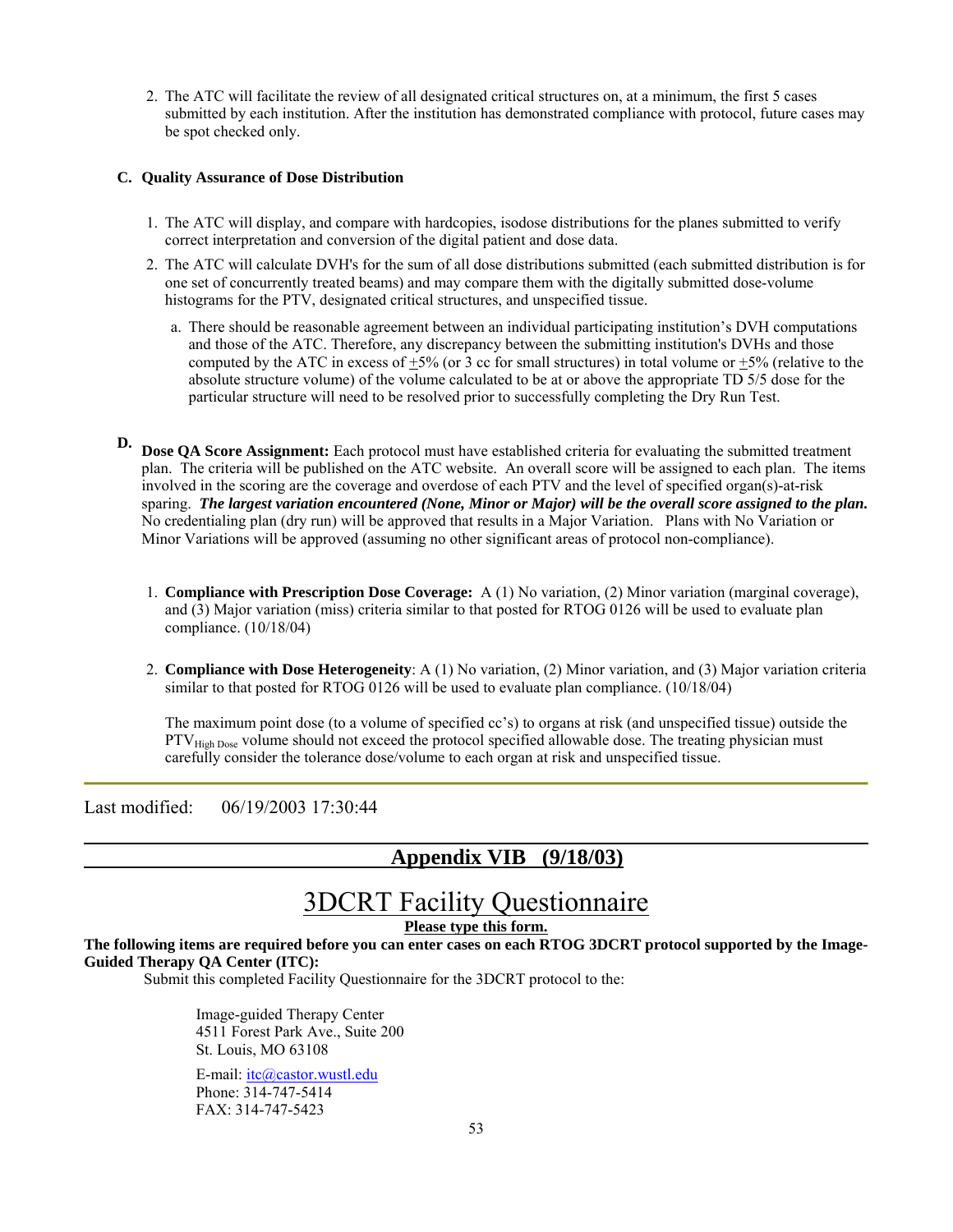2. The ATC will facilitate the review of all designated critical structures on, at a minimum, the first 5 cases submitted by each institution. After the institution has demonstrated compliance with protocol, future cases may be spot checked only.

**C. Quality Assurance of Dose Distribution**

1. The ATC will display, and compare with hardcopies, isodose distributions for the planes submitted to verify correct interpretation and conversion of the digital patient and dose data.
2. The ATC will calculate DVH's for the sum of all dose distributions submitted (each submitted distribution is for one set of concurrently treated beams) and may compare them with the digitally submitted dose-volume histograms for the PTV, designated critical structures, and unspecified tissue.
   a. There should be reasonable agreement between an individual participating institution's DVH computations and those of the ATC. Therefore, any discrepancy between the submitting institution's DVHs and those computed by the ATC in excess of ±5% (or 3 cc for small structures) in total volume or ±5% (relative to the absolute structure volume) of the volume calculated to be at or above the appropriate TD 5/5 dose for the particular structure will need to be resolved prior to successfully completing the Dry Run Test.

**D. Dose QA Score Assignment:** Each protocol must have established criteria for evaluating the submitted treatment plan. The criteria will be published on the ATC website. An overall score will be assigned to each plan. The items involved in the scoring are the coverage and overdose of each PTV and the level of specified organ(s)-at-risk sparing. ***The largest variation encountered (None, Minor or Major) will be the overall score assigned to the plan.*** No credentialing plan (dry run) will be approved that results in a Major Variation. Plans with No Variation or Minor Variations will be approved (assuming no other significant areas of protocol non-compliance).

1. **Compliance with Prescription Dose Coverage:** A (1) No variation, (2) Minor variation (marginal coverage), and (3) Major variation (miss) criteria similar to that posted for RTOG 0126 will be used to evaluate plan compliance. (10/18/04)

2. **Compliance with Dose Heterogeneity**: A (1) No variation, (2) Minor variation, and (3) Major variation criteria similar to that posted for RTOG 0126 will be used to evaluate plan compliance. (10/18/04)

   The maximum point dose (to a volume of specified cc's) to organs at risk (and unspecified tissue) outside the $PTV_{High\ Dose}$ volume should not exceed the protocol specified allowable dose. The treating physician must carefully consider the tolerance dose/volume to each organ at risk and unspecified tissue.

---

Last modified: 06/19/2003 17:30:44

## Appendix VIB (9/18/03)

# 3DCRT Facility Questionnaire

**Please type this form.**

**The following items are required before you can enter cases on each RTOG 3DCRT protocol supported by the Image-Guided Therapy QA Center (ITC):**

Submit this completed Facility Questionnaire for the 3DCRT protocol to the:

Image-guided Therapy Center
4511 Forest Park Ave., Suite 200
St. Louis, MO 63108

E-mail: itc@castor.wustl.edu
Phone: 314-747-5414
FAX: 314-747-5423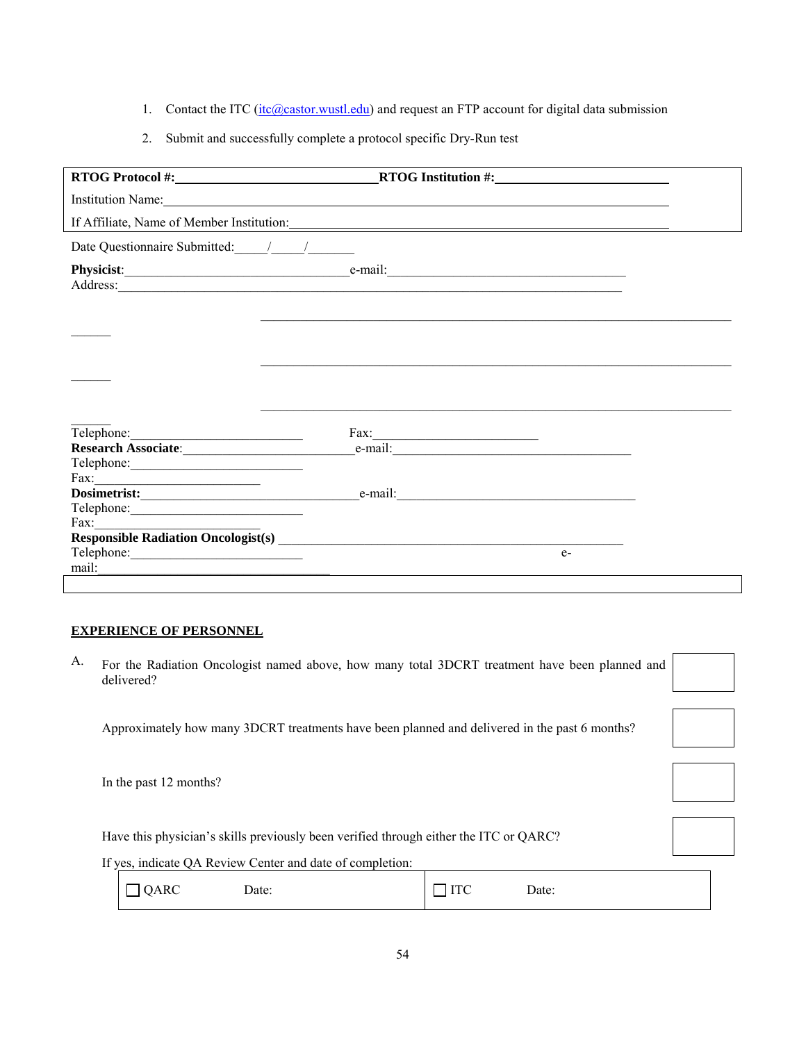1. Contact the ITC (itc@castor.wustl.edu) and request an FTP account for digital data submission

2. Submit and successfully complete a protocol specific Dry-Run test

**RTOG Protocol #:**\_\_\_\_\_\_\_\_\_\_\_\_\_\_\_\_\_\_\_\_\_\_\_\_\_\_\_\_\_\_ **RTOG Institution #:**\_\_\_\_\_\_\_\_\_\_\_\_\_\_\_\_\_\_\_\_\_\_\_\_\_\_

Institution Name:\_\_\_\_\_\_\_\_\_\_\_\_\_\_\_\_\_\_\_\_\_\_\_\_\_\_\_\_\_\_\_\_\_\_\_\_\_\_\_\_\_\_\_\_\_\_\_\_\_\_\_\_\_\_\_\_\_\_\_\_\_\_\_\_\_\_\_\_\_\_\_\_

If Affiliate, Name of Member Institution:\_\_\_\_\_\_\_\_\_\_\_\_\_\_\_\_\_\_\_\_\_\_\_\_\_\_\_\_\_\_\_\_\_\_\_\_\_\_\_\_\_\_\_\_\_\_\_\_\_\_\_\_\_\_

Date Questionnaire Submitted:\_\_\_\_\_/\_\_\_\_\_/\_\_\_\_\_\_\_

**Physicist**:\_\_\_\_\_\_\_\_\_\_\_\_\_\_\_\_\_\_\_\_\_\_\_\_\_\_\_\_\_\_\_\_\_\_\_e-mail:\_\_\_\_\_\_\_\_\_\_\_\_\_\_\_\_\_\_\_\_\_\_\_\_\_\_\_\_\_\_\_\_\_\_\_\_\_\_
Address:\_\_\_\_\_\_\_\_\_\_\_\_\_\_\_\_\_\_\_\_\_\_\_\_\_\_\_\_\_\_\_\_\_\_\_\_\_\_\_\_\_\_\_\_\_\_\_\_\_\_\_\_\_\_\_\_\_\_\_\_\_\_\_\_\_\_\_\_\_\_\_\_\_\_\_\_\_\_

\_\_\_\_\_\_\_\_\_\_\_\_\_\_\_\_\_\_\_\_\_\_\_\_\_\_\_\_\_\_\_\_\_\_\_\_\_\_\_\_\_\_\_\_\_\_\_\_\_\_\_\_\_\_\_\_\_\_\_\_\_\_\_\_\_\_\_\_\_\_\_\_\_\_\_\_\_\_\_\_\_\_\_\_\_\_\_\_\_\_\_\_\_

\_\_\_\_\_\_\_\_\_\_\_\_\_\_\_\_\_\_\_\_\_\_\_\_\_\_\_\_\_\_\_\_\_\_\_\_\_\_\_\_\_\_\_\_\_\_\_\_\_\_\_\_\_\_\_\_\_\_\_\_\_\_\_\_\_\_\_\_\_\_\_\_\_\_\_\_\_\_\_\_\_\_\_\_\_\_\_\_\_\_\_\_\_

\_\_\_\_\_\_\_\_\_\_\_\_\_\_\_\_\_\_\_\_\_\_\_\_\_\_\_\_\_\_\_\_\_\_\_\_\_\_\_\_\_\_\_\_\_\_\_\_\_\_\_\_\_\_\_\_\_\_\_\_\_\_\_\_\_\_\_\_\_\_\_\_\_\_\_\_\_\_\_\_\_\_\_\_\_\_\_\_\_\_\_\_\_

Telephone:\_\_\_\_\_\_\_\_\_\_\_\_\_\_\_\_\_\_\_\_\_\_\_\_\_\_\_ Fax:\_\_\_\_\_\_\_\_\_\_\_\_\_\_\_\_\_\_\_\_\_\_\_\_\_
**Research Associate**:\_\_\_\_\_\_\_\_\_\_\_\_\_\_\_\_\_\_\_\_\_\_\_\_\_\_e-mail:\_\_\_\_\_\_\_\_\_\_\_\_\_\_\_\_\_\_\_\_\_\_\_\_\_\_\_\_\_\_\_\_\_\_\_\_\_\_
Telephone:\_\_\_\_\_\_\_\_\_\_\_\_\_\_\_\_\_\_\_\_\_\_\_\_\_\_\_
Fax:\_\_\_\_\_\_\_\_\_\_\_\_\_\_\_\_\_\_\_\_\_\_\_\_\_
**Dosimetrist:**\_\_\_\_\_\_\_\_\_\_\_\_\_\_\_\_\_\_\_\_\_\_\_\_\_\_\_\_\_\_\_\_\_\_\_e-mail:\_\_\_\_\_\_\_\_\_\_\_\_\_\_\_\_\_\_\_\_\_\_\_\_\_\_\_\_\_\_\_\_\_\_\_\_\_\_
Telephone:\_\_\_\_\_\_\_\_\_\_\_\_\_\_\_\_\_\_\_\_\_\_\_\_\_\_\_
Fax:\_\_\_\_\_\_\_\_\_\_\_\_\_\_\_\_\_\_\_\_\_\_\_\_\_
**Responsible Radiation Oncologist(s)** \_\_\_\_\_\_\_\_\_\_\_\_\_\_\_\_\_\_\_\_\_\_\_\_\_\_\_\_\_\_\_\_\_\_\_\_\_\_\_\_\_\_\_\_\_\_\_\_\_\_\_\_\_\_
Telephone:\_\_\_\_\_\_\_\_\_\_\_\_\_\_\_\_\_\_\_\_\_\_\_\_\_\_\_ e-mail:\_\_\_\_\_\_\_\_\_\_\_\_\_\_\_\_\_\_\_\_\_\_\_\_\_\_\_\_\_\_\_\_\_\_\_\_\_

## EXPERIENCE OF PERSONNEL

A. For the Radiation Oncologist named above, how many total 3DCRT treatment have been planned and delivered? ☐

Approximately how many 3DCRT treatments have been planned and delivered in the past 6 months? ☐

In the past 12 months? ☐

Have this physician's skills previously been verified through either the ITC or QARC? ☐

If yes, indicate QA Review Center and date of completion:

| ☐ QARC Date: | ☐ ITC Date: |
|---|---|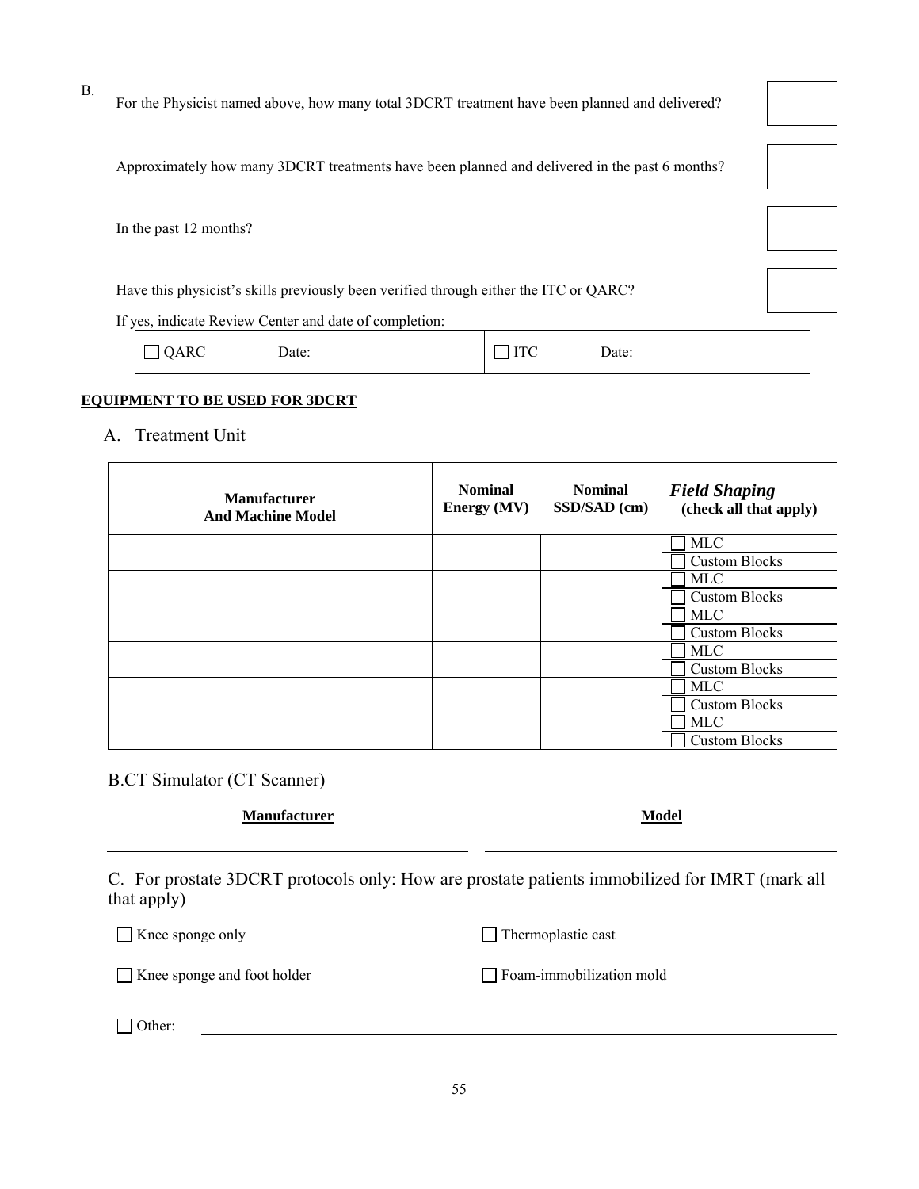B.

For the Physicist named above, how many total 3DCRT treatment have been planned and delivered? ☐

Approximately how many 3DCRT treatments have been planned and delivered in the past 6 months? ☐

In the past 12 months? ☐

Have this physicist's skills previously been verified through either the ITC or QARC? ☐

If yes, indicate Review Center and date of completion:

| ☐ QARC Date: | ☐ ITC Date: |
|---|---|

**EQUIPMENT TO BE USED FOR 3DCRT**

A. Treatment Unit

| Manufacturer And Machine Model | Nominal Energy (MV) | Nominal SSD/SAD (cm) | ***Field Shaping*** (check all that apply) |
|---|---|---|---|
| | | | ☐ MLC<br>☐ Custom Blocks |
| | | | ☐ MLC<br>☐ Custom Blocks |
| | | | ☐ MLC<br>☐ Custom Blocks |
| | | | ☐ MLC<br>☐ Custom Blocks |
| | | | ☐ MLC<br>☐ Custom Blocks |
| | | | ☐ MLC<br>☐ Custom Blocks |

B.CT Simulator (CT Scanner)

| **Manufacturer** | **Model** |
|---|---|
| | |

C. For prostate 3DCRT protocols only: How are prostate patients immobilized for IMRT (mark all that apply)

☐ Knee sponge only ☐ Thermoplastic cast

☐ Knee sponge and foot holder ☐ Foam-immobilization mold

☐ Other: ____________________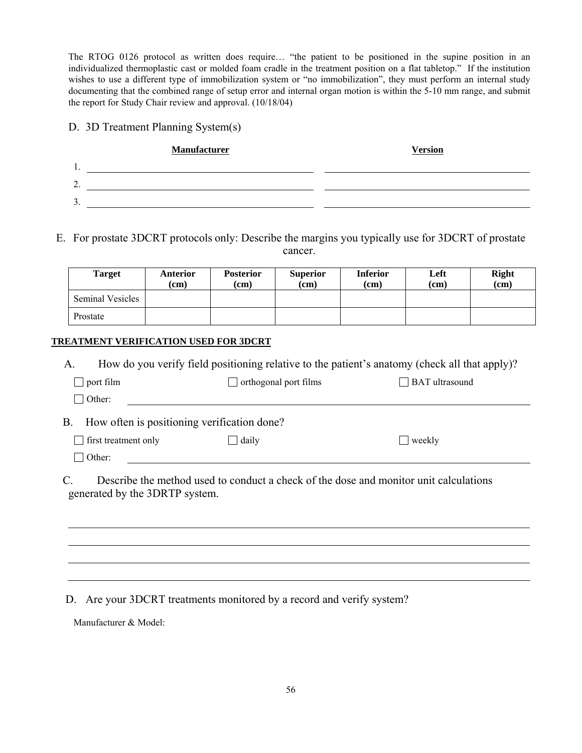The RTOG 0126 protocol as written does require… "the patient to be positioned in the supine position in an individualized thermoplastic cast or molded foam cradle in the treatment position on a flat tabletop." If the institution wishes to use a different type of immobilization system or "no immobilization", they must perform an internal study documenting that the combined range of setup error and internal organ motion is within the 5-10 mm range, and submit the report for Study Chair review and approval. (10/18/04)

D. 3D Treatment Planning System(s)

| | **Manufacturer** | **Version** |
|---|---|---|
| 1. | | |
| 2. | | |
| 3. | | |

E. For prostate 3DCRT protocols only: Describe the margins you typically use for 3DCRT of prostate cancer.

| Target | Anterior (cm) | Posterior (cm) | Superior (cm) | Inferior (cm) | Left (cm) | Right (cm) |
|---|---|---|---|---|---|---|
| Seminal Vesicles | | | | | | |
| Prostate | | | | | | |

**TREATMENT VERIFICATION USED FOR 3DCRT**

A. How do you verify field positioning relative to the patient's anatomy (check all that apply)?

☐ port film ☐ orthogonal port films ☐ BAT ultrasound

☐ Other: ______________________________

B. How often is positioning verification done?

☐ first treatment only ☐ daily ☐ weekly

☐ Other: ______________________________

C. Describe the method used to conduct a check of the dose and monitor unit calculations generated by the 3DRTP system.

______________________________

______________________________

______________________________

______________________________

D. Are your 3DCRT treatments monitored by a record and verify system?

Manufacturer & Model: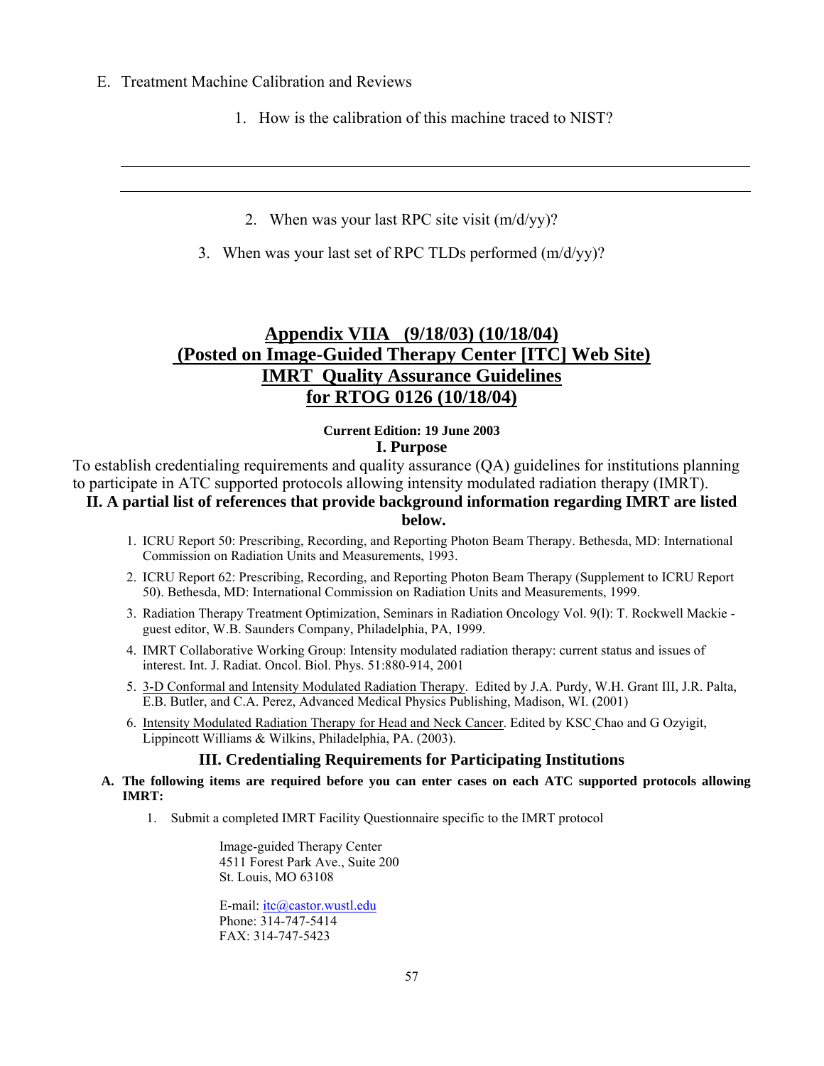E. Treatment Machine Calibration and Reviews

1. How is the calibration of this machine traced to NIST?

______________________________________________________________________

______________________________________________________________________

2. When was your last RPC site visit (m/d/yy)?

3. When was your last set of RPC TLDs performed (m/d/yy)?

# Appendix VIIA (9/18/03) (10/18/04) (Posted on Image-Guided Therapy Center [ITC] Web Site) IMRT Quality Assurance Guidelines for RTOG 0126 (10/18/04)

**Current Edition: 19 June 2003**

## I. Purpose

To establish credentialing requirements and quality assurance (QA) guidelines for institutions planning to participate in ATC supported protocols allowing intensity modulated radiation therapy (IMRT).

## II. A partial list of references that provide background information regarding IMRT are listed below.

1. ICRU Report 50: Prescribing, Recording, and Reporting Photon Beam Therapy. Bethesda, MD: International Commission on Radiation Units and Measurements, 1993.
2. ICRU Report 62: Prescribing, Recording, and Reporting Photon Beam Therapy (Supplement to ICRU Report 50). Bethesda, MD: International Commission on Radiation Units and Measurements, 1999.
3. Radiation Therapy Treatment Optimization, Seminars in Radiation Oncology Vol. 9(l): T. Rockwell Mackie - guest editor, W.B. Saunders Company, Philadelphia, PA, 1999.
4. IMRT Collaborative Working Group: Intensity modulated radiation therapy: current status and issues of interest. Int. J. Radiat. Oncol. Biol. Phys. 51:880-914, 2001
5. 3-D Conformal and Intensity Modulated Radiation Therapy. Edited by J.A. Purdy, W.H. Grant III, J.R. Palta, E.B. Butler, and C.A. Perez, Advanced Medical Physics Publishing, Madison, WI. (2001)
6. Intensity Modulated Radiation Therapy for Head and Neck Cancer. Edited by KSC Chao and G Ozyigit, Lippincott Williams & Wilkins, Philadelphia, PA. (2003).

## III. Credentialing Requirements for Participating Institutions

**A. The following items are required before you can enter cases on each ATC supported protocols allowing IMRT:**

1. Submit a completed IMRT Facility Questionnaire specific to the IMRT protocol

   Image-guided Therapy Center
   4511 Forest Park Ave., Suite 200
   St. Louis, MO 63108

   E-mail: itc@castor.wustl.edu
   Phone: 314-747-5414
   FAX: 314-747-5423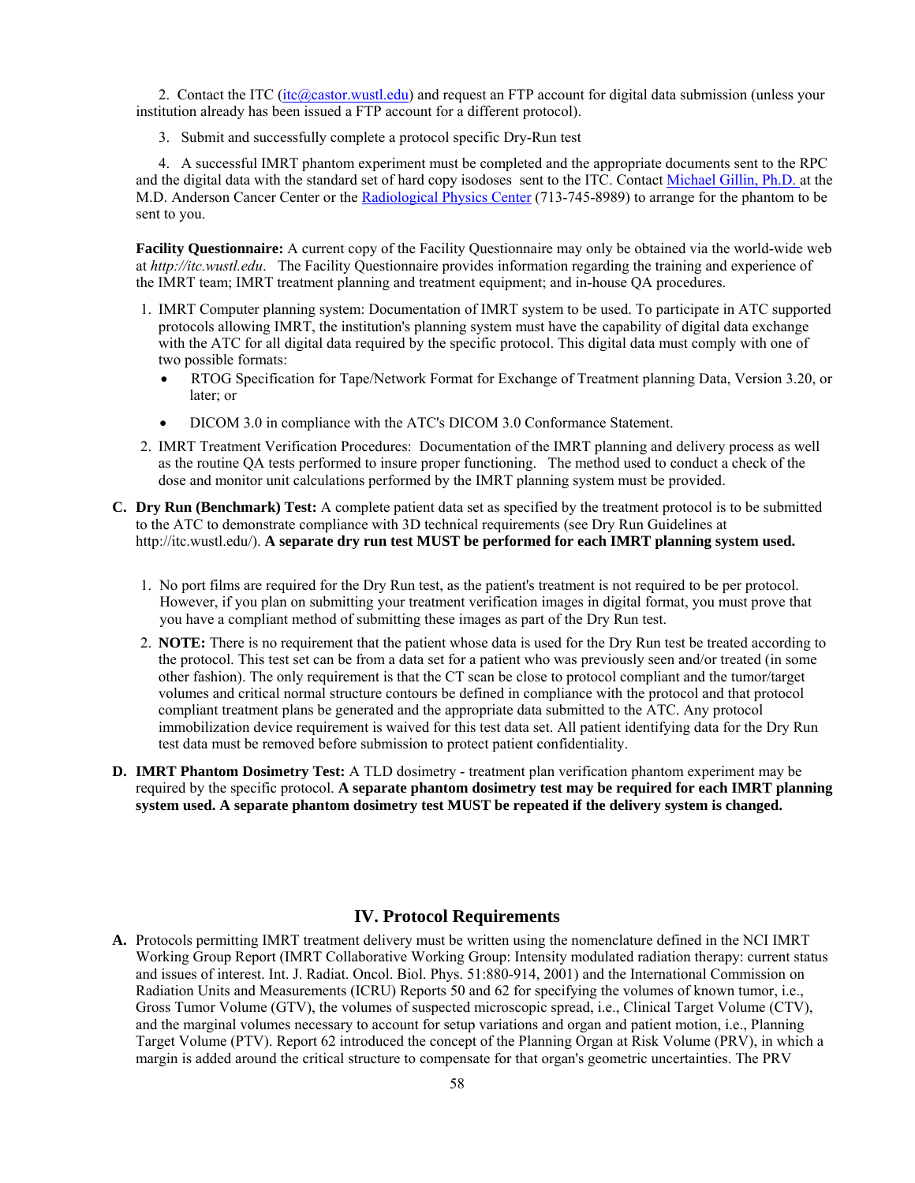2. Contact the ITC (itc@castor.wustl.edu) and request an FTP account for digital data submission (unless your institution already has been issued a FTP account for a different protocol).

3. Submit and successfully complete a protocol specific Dry-Run test

4. A successful IMRT phantom experiment must be completed and the appropriate documents sent to the RPC and the digital data with the standard set of hard copy isodoses sent to the ITC. Contact Michael Gillin, Ph.D. at the M.D. Anderson Cancer Center or the Radiological Physics Center (713-745-8989) to arrange for the phantom to be sent to you.

**Facility Questionnaire:** A current copy of the Facility Questionnaire may only be obtained via the world-wide web at *http://itc.wustl.edu*. The Facility Questionnaire provides information regarding the training and experience of the IMRT team; IMRT treatment planning and treatment equipment; and in-house QA procedures.

1. IMRT Computer planning system: Documentation of IMRT system to be used. To participate in ATC supported protocols allowing IMRT, the institution's planning system must have the capability of digital data exchange with the ATC for all digital data required by the specific protocol. This digital data must comply with one of two possible formats:
   - RTOG Specification for Tape/Network Format for Exchange of Treatment planning Data, Version 3.20, or later; or
   - DICOM 3.0 in compliance with the ATC's DICOM 3.0 Conformance Statement.
2. IMRT Treatment Verification Procedures: Documentation of the IMRT planning and delivery process as well as the routine QA tests performed to insure proper functioning. The method used to conduct a check of the dose and monitor unit calculations performed by the IMRT planning system must be provided.

**C. Dry Run (Benchmark) Test:** A complete patient data set as specified by the treatment protocol is to be submitted to the ATC to demonstrate compliance with 3D technical requirements (see Dry Run Guidelines at http://itc.wustl.edu/). **A separate dry run test MUST be performed for each IMRT planning system used.**

1. No port films are required for the Dry Run test, as the patient's treatment is not required to be per protocol. However, if you plan on submitting your treatment verification images in digital format, you must prove that you have a compliant method of submitting these images as part of the Dry Run test.
2. **NOTE:** There is no requirement that the patient whose data is used for the Dry Run test be treated according to the protocol. This test set can be from a data set for a patient who was previously seen and/or treated (in some other fashion). The only requirement is that the CT scan be close to protocol compliant and the tumor/target volumes and critical normal structure contours be defined in compliance with the protocol and that protocol compliant treatment plans be generated and the appropriate data submitted to the ATC. Any protocol immobilization device requirement is waived for this test data set. All patient identifying data for the Dry Run test data must be removed before submission to protect patient confidentiality.

**D. IMRT Phantom Dosimetry Test:** A TLD dosimetry - treatment plan verification phantom experiment may be required by the specific protocol. **A separate phantom dosimetry test may be required for each IMRT planning system used. A separate phantom dosimetry test MUST be repeated if the delivery system is changed.**

## IV. Protocol Requirements

**A.** Protocols permitting IMRT treatment delivery must be written using the nomenclature defined in the NCI IMRT Working Group Report (IMRT Collaborative Working Group: Intensity modulated radiation therapy: current status and issues of interest. Int. J. Radiat. Oncol. Biol. Phys. 51:880-914, 2001) and the International Commission on Radiation Units and Measurements (ICRU) Reports 50 and 62 for specifying the volumes of known tumor, i.e., Gross Tumor Volume (GTV), the volumes of suspected microscopic spread, i.e., Clinical Target Volume (CTV), and the marginal volumes necessary to account for setup variations and organ and patient motion, i.e., Planning Target Volume (PTV). Report 62 introduced the concept of the Planning Organ at Risk Volume (PRV), in which a margin is added around the critical structure to compensate for that organ's geometric uncertainties. The PRV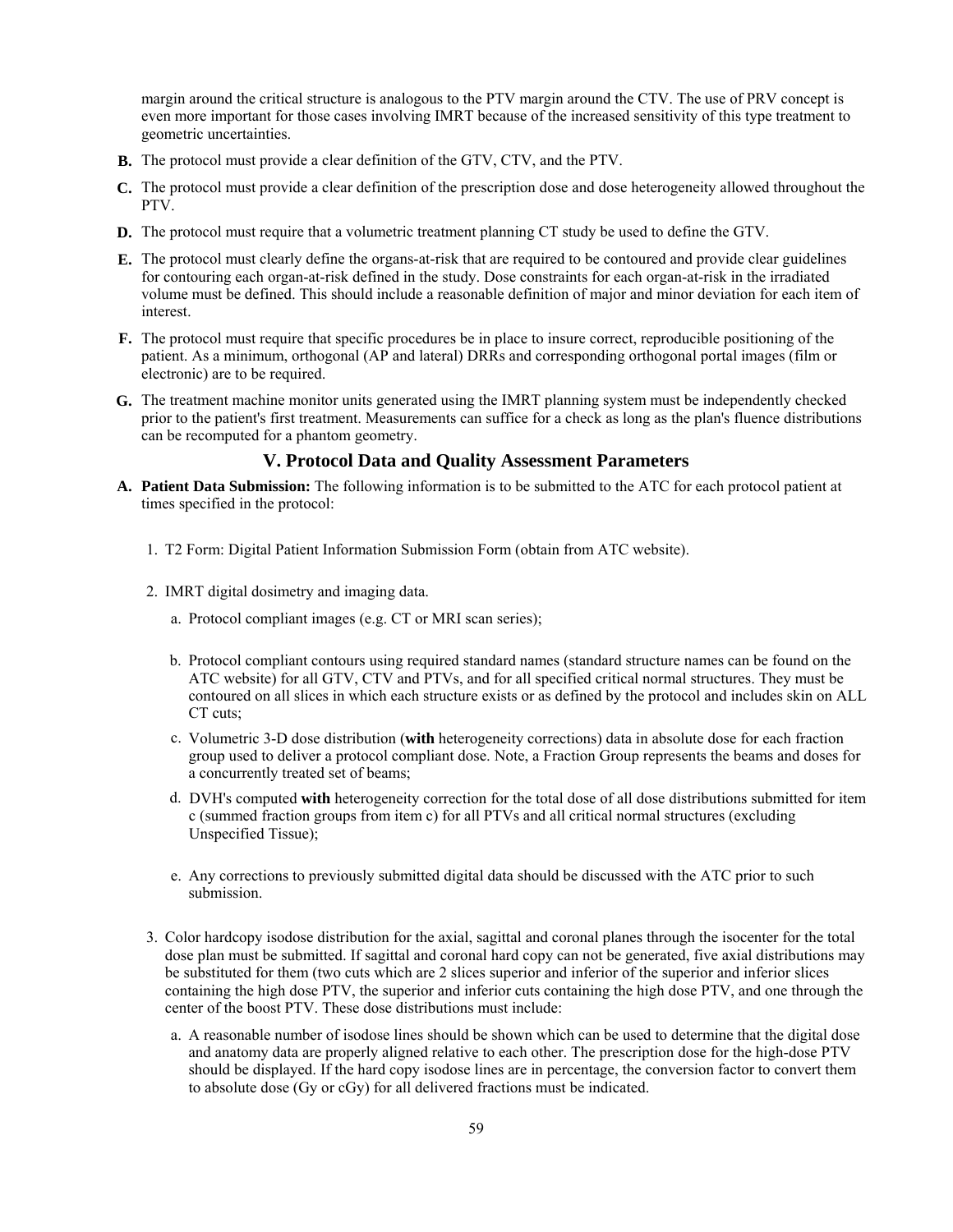margin around the critical structure is analogous to the PTV margin around the CTV. The use of PRV concept is even more important for those cases involving IMRT because of the increased sensitivity of this type treatment to geometric uncertainties.

**B.** The protocol must provide a clear definition of the GTV, CTV, and the PTV.

**C.** The protocol must provide a clear definition of the prescription dose and dose heterogeneity allowed throughout the PTV.

**D.** The protocol must require that a volumetric treatment planning CT study be used to define the GTV.

**E.** The protocol must clearly define the organs-at-risk that are required to be contoured and provide clear guidelines for contouring each organ-at-risk defined in the study. Dose constraints for each organ-at-risk in the irradiated volume must be defined. This should include a reasonable definition of major and minor deviation for each item of interest.

**F.** The protocol must require that specific procedures be in place to insure correct, reproducible positioning of the patient. As a minimum, orthogonal (AP and lateral) DRRs and corresponding orthogonal portal images (film or electronic) are to be required.

**G.** The treatment machine monitor units generated using the IMRT planning system must be independently checked prior to the patient's first treatment. Measurements can suffice for a check as long as the plan's fluence distributions can be recomputed for a phantom geometry.

## V. Protocol Data and Quality Assessment Parameters

**A. Patient Data Submission:** The following information is to be submitted to the ATC for each protocol patient at times specified in the protocol:

1. T2 Form: Digital Patient Information Submission Form (obtain from ATC website).

2. IMRT digital dosimetry and imaging data.

   a. Protocol compliant images (e.g. CT or MRI scan series);

   b. Protocol compliant contours using required standard names (standard structure names can be found on the ATC website) for all GTV, CTV and PTVs, and for all specified critical normal structures. They must be contoured on all slices in which each structure exists or as defined by the protocol and includes skin on ALL CT cuts;

   c. Volumetric 3-D dose distribution (**with** heterogeneity corrections) data in absolute dose for each fraction group used to deliver a protocol compliant dose. Note, a Fraction Group represents the beams and doses for a concurrently treated set of beams;

   d. DVH's computed **with** heterogeneity correction for the total dose of all dose distributions submitted for item c (summed fraction groups from item c) for all PTVs and all critical normal structures (excluding Unspecified Tissue);

   e. Any corrections to previously submitted digital data should be discussed with the ATC prior to such submission.

3. Color hardcopy isodose distribution for the axial, sagittal and coronal planes through the isocenter for the total dose plan must be submitted. If sagittal and coronal hard copy can not be generated, five axial distributions may be substituted for them (two cuts which are 2 slices superior and inferior of the superior and inferior slices containing the high dose PTV, the superior and inferior cuts containing the high dose PTV, and one through the center of the boost PTV. These dose distributions must include:

   a. A reasonable number of isodose lines should be shown which can be used to determine that the digital dose and anatomy data are properly aligned relative to each other. The prescription dose for the high-dose PTV should be displayed. If the hard copy isodose lines are in percentage, the conversion factor to convert them to absolute dose (Gy or cGy) for all delivered fractions must be indicated.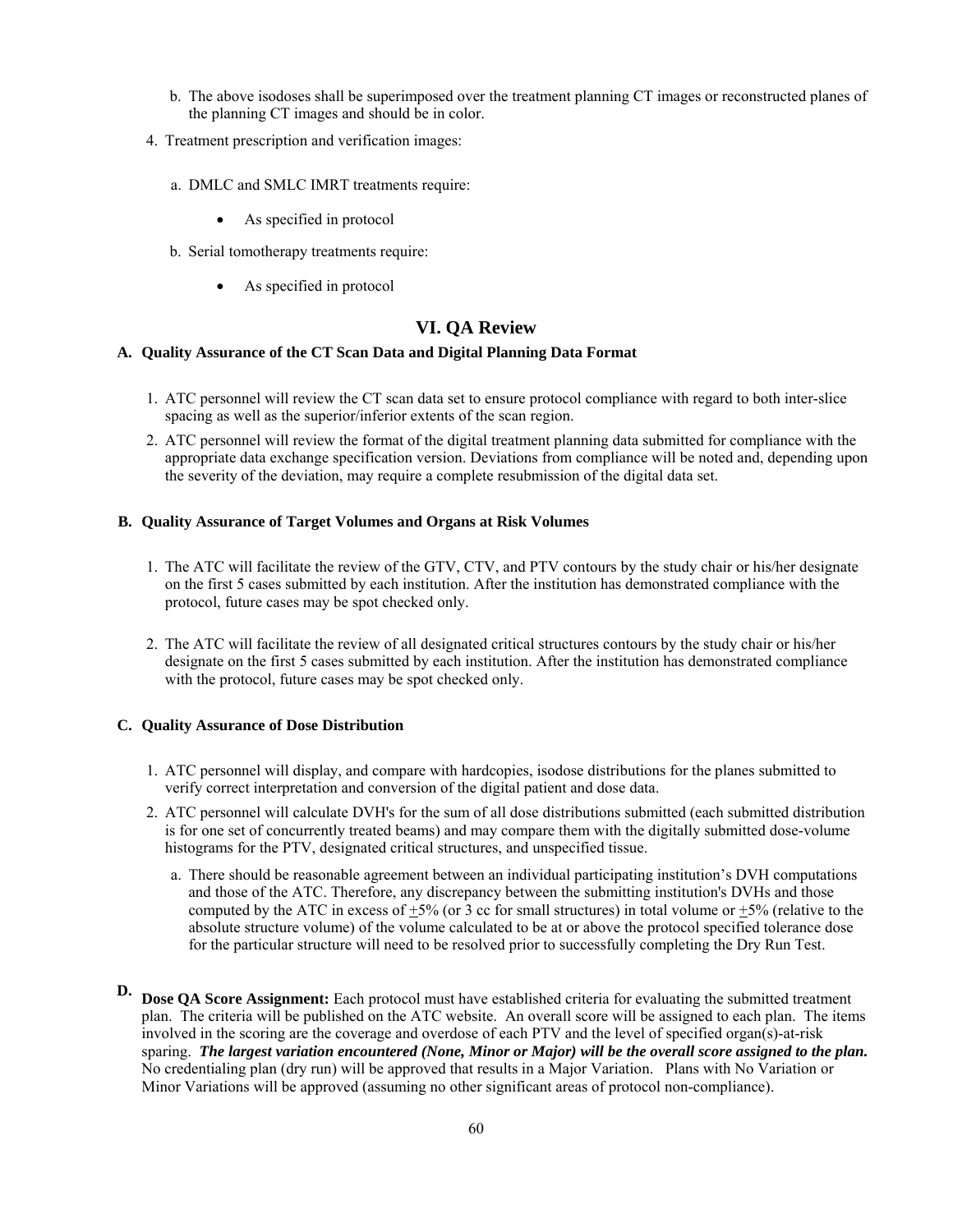b. The above isodoses shall be superimposed over the treatment planning CT images or reconstructed planes of the planning CT images and should be in color.

4. Treatment prescription and verification images:

   a. DMLC and SMLC IMRT treatments require:

      - As specified in protocol

   b. Serial tomotherapy treatments require:

      - As specified in protocol

## VI. QA Review

### A. Quality Assurance of the CT Scan Data and Digital Planning Data Format

1. ATC personnel will review the CT scan data set to ensure protocol compliance with regard to both inter-slice spacing as well as the superior/inferior extents of the scan region.
2. ATC personnel will review the format of the digital treatment planning data submitted for compliance with the appropriate data exchange specification version. Deviations from compliance will be noted and, depending upon the severity of the deviation, may require a complete resubmission of the digital data set.

### B. Quality Assurance of Target Volumes and Organs at Risk Volumes

1. The ATC will facilitate the review of the GTV, CTV, and PTV contours by the study chair or his/her designate on the first 5 cases submitted by each institution. After the institution has demonstrated compliance with the protocol, future cases may be spot checked only.

2. The ATC will facilitate the review of all designated critical structures contours by the study chair or his/her designate on the first 5 cases submitted by each institution. After the institution has demonstrated compliance with the protocol, future cases may be spot checked only.

### C. Quality Assurance of Dose Distribution

1. ATC personnel will display, and compare with hardcopies, isodose distributions for the planes submitted to verify correct interpretation and conversion of the digital patient and dose data.
2. ATC personnel will calculate DVH's for the sum of all dose distributions submitted (each submitted distribution is for one set of concurrently treated beams) and may compare them with the digitally submitted dose-volume histograms for the PTV, designated critical structures, and unspecified tissue.
   a. There should be reasonable agreement between an individual participating institution's DVH computations and those of the ATC. Therefore, any discrepancy between the submitting institution's DVHs and those computed by the ATC in excess of ±5% (or 3 cc for small structures) in total volume or ±5% (relative to the absolute structure volume) of the volume calculated to be at or above the protocol specified tolerance dose for the particular structure will need to be resolved prior to successfully completing the Dry Run Test.

**D. Dose QA Score Assignment:** Each protocol must have established criteria for evaluating the submitted treatment plan. The criteria will be published on the ATC website. An overall score will be assigned to each plan. The items involved in the scoring are the coverage and overdose of each PTV and the level of specified organ(s)-at-risk sparing. ***The largest variation encountered (None, Minor or Major) will be the overall score assigned to the plan.*** No credentialing plan (dry run) will be approved that results in a Major Variation. Plans with No Variation or Minor Variations will be approved (assuming no other significant areas of protocol non-compliance).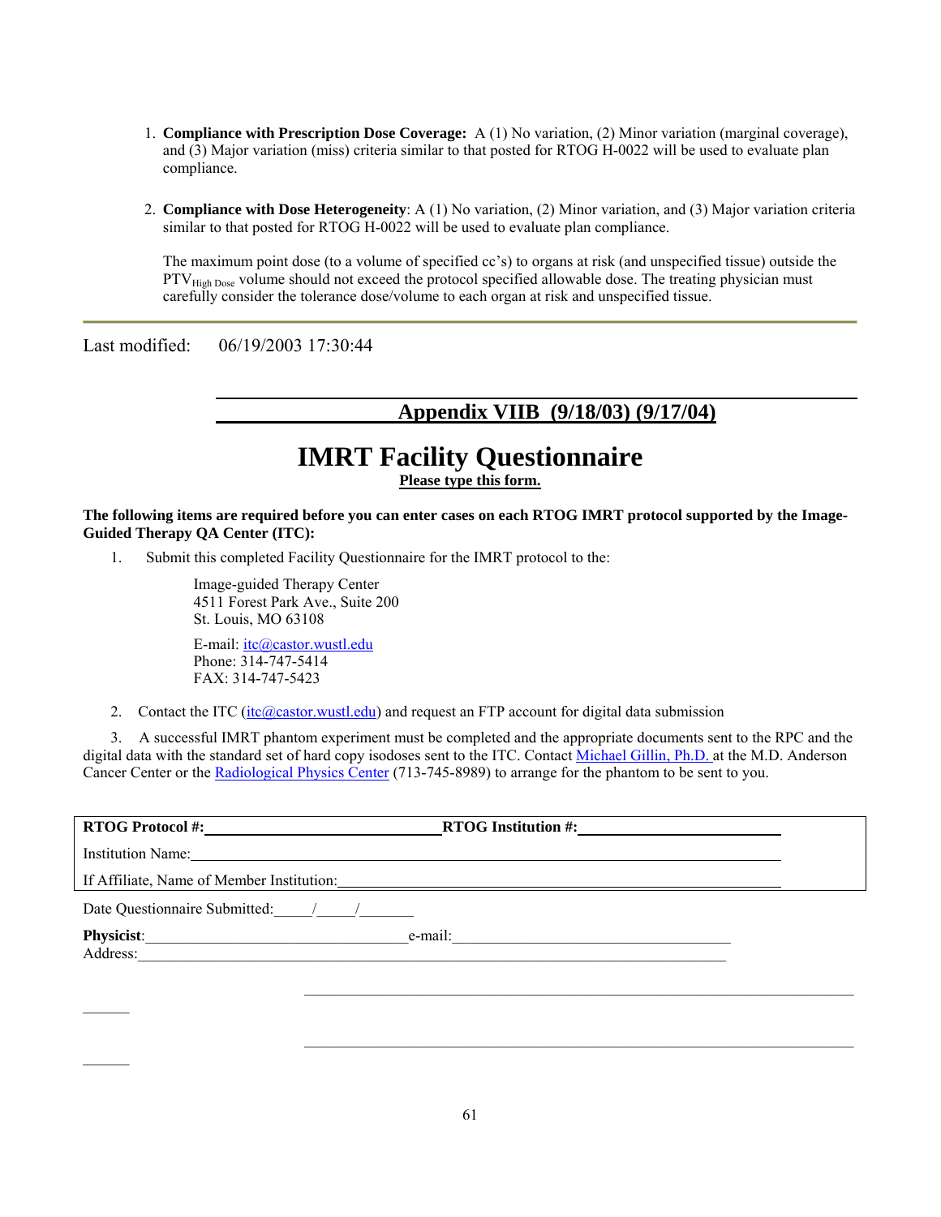1. **Compliance with Prescription Dose Coverage:** A (1) No variation, (2) Minor variation (marginal coverage), and (3) Major variation (miss) criteria similar to that posted for RTOG H-0022 will be used to evaluate plan compliance.

2. **Compliance with Dose Heterogeneity**: A (1) No variation, (2) Minor variation, and (3) Major variation criteria similar to that posted for RTOG H-0022 will be used to evaluate plan compliance.

   The maximum point dose (to a volume of specified cc's) to organs at risk (and unspecified tissue) outside the $PTV_{High\ Dose}$ volume should not exceed the protocol specified allowable dose. The treating physician must carefully consider the tolerance dose/volume to each organ at risk and unspecified tissue.

---

Last modified: 06/19/2003 17:30:44

## Appendix VIIB (9/18/03) (9/17/04)

# IMRT Facility Questionnaire

**Please type this form.**

**The following items are required before you can enter cases on each RTOG IMRT protocol supported by the Image-Guided Therapy QA Center (ITC):**

1. Submit this completed Facility Questionnaire for the IMRT protocol to the:

   Image-guided Therapy Center
   4511 Forest Park Ave., Suite 200
   St. Louis, MO 63108

   E-mail: itc@castor.wustl.edu
   Phone: 314-747-5414
   FAX: 314-747-5423

2. Contact the ITC (itc@castor.wustl.edu) and request an FTP account for digital data submission

3. A successful IMRT phantom experiment must be completed and the appropriate documents sent to the RPC and the digital data with the standard set of hard copy isodoses sent to the ITC. Contact Michael Gillin, Ph.D. at the M.D. Anderson Cancer Center or the Radiological Physics Center (713-745-8989) to arrange for the phantom to be sent to you.

**RTOG Protocol #:**______________________________ **RTOG Institution #:**________________________

Institution Name:____________________________________________________________________

If Affiliate, Name of Member Institution:____________________________________________________

Date Questionnaire Submitted:_____/_____/_______

**Physicist**:__________________________________e-mail:____________________________________
Address:________________________________________________________________________________

________________________________________________________________________________

________________________________________________________________________________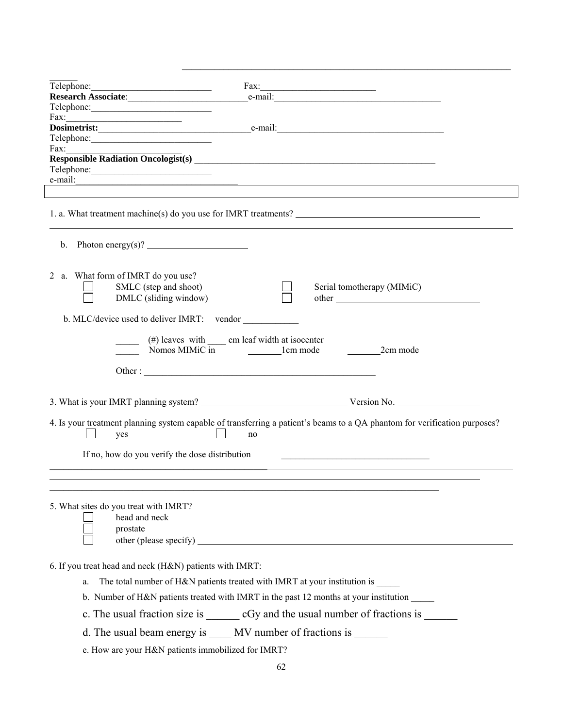______

Telephone:__________________________ Fax:________________________

**Research Associate**:_________________________e-mail:____________________________________

Telephone:__________________________

Fax:_________________________

**Dosimetrist:**_________________________________e-mail:____________________________________

Telephone:__________________________

Fax:_________________________

**Responsible Radiation Oncologist(s)** ___________________________________________________

Telephone:__________________________

e-mail:_________________________________

1. a. What treatment machine(s) do you use for IMRT treatments? ________________________________________

b. Photon energy(s)? ______________________

2 a. What form of IMRT do you use?

- ☐ SMLC (step and shoot)
- ☐ Serial tomotherapy (MIMiC)
- ☐ DMLC (sliding window)
- ☐ other ______________________________

b. MLC/device used to deliver IMRT: vendor ____________

_____ (#) leaves with ____ cm leaf width at isocenter

_____ Nomos MIMiC in _______1cm mode _______2cm mode

Other : ____________________________________________________

3. What is your IMRT planning system? ________________________________ Version No. __________________

4. Is your treatment planning system capable of transferring a patient's beams to a QA phantom for verification purposes?

- ☐ yes
- ☐ no

If no, how do you verify the dose distribution ________________________________

_____________________________________________________________________________________________

_____________________________________________________________________________________________

5. What sites do you treat with IMRT?

- ☐ head and neck
- ☐ prostate
- ☐ other (please specify) ______________________________________________________________

6. If you treat head and neck (H&N) patients with IMRT:

a. The total number of H&N patients treated with IMRT at your institution is _____

b. Number of H&N patients treated with IMRT in the past 12 months at your institution _____

c. The usual fraction size is ______ cGy and the usual number of fractions is ______

d. The usual beam energy is ____ MV number of fractions is ______

e. How are your H&N patients immobilized for IMRT?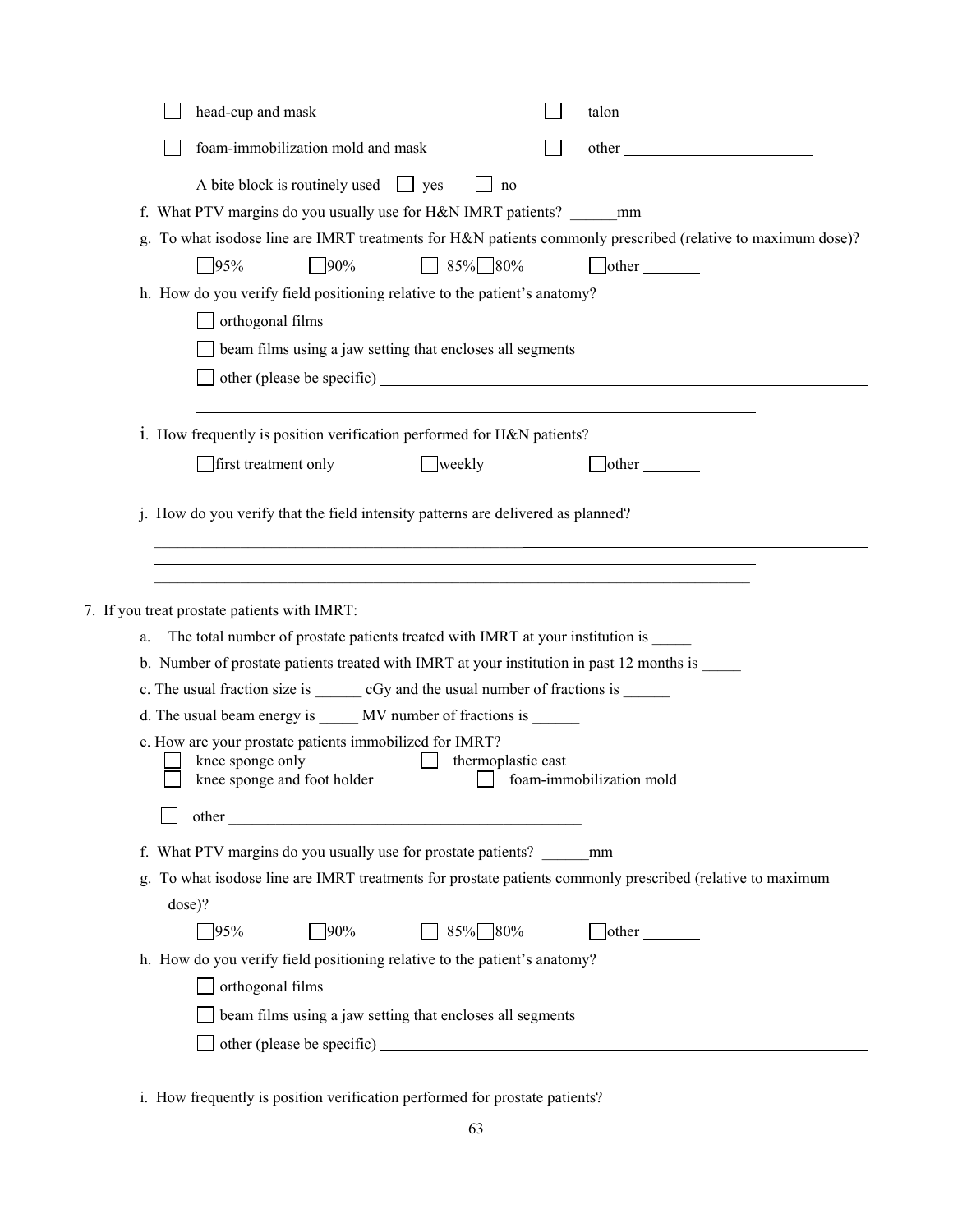- ☐ head-cup and mask ☐ talon
- ☐ foam-immobilization mold and mask ☐ other ______________________

A bite block is routinely used ☐ yes ☐ no

f. What PTV margins do you usually use for H&N IMRT patients? ______mm

g. To what isodose line are IMRT treatments for H&N patients commonly prescribed (relative to maximum dose)?

☐95% ☐90% ☐ 85% ☐80% ☐other _______

h. How do you verify field positioning relative to the patient's anatomy?

☐ orthogonal films

☐ beam films using a jaw setting that encloses all segments

☐ other (please be specific) ____________________________________________________________

____________________________________________________________

i. How frequently is position verification performed for H&N patients?

☐first treatment only ☐weekly ☐other _______

j. How do you verify that the field intensity patterns are delivered as planned?

____________________________________________________________

____________________________________________________________

____________________________________________________________

7. If you treat prostate patients with IMRT:

a. The total number of prostate patients treated with IMRT at your institution is _____

b. Number of prostate patients treated with IMRT at your institution in past 12 months is _____

c. The usual fraction size is ______ cGy and the usual number of fractions is ______

d. The usual beam energy is _____ MV number of fractions is ______

e. How are your prostate patients immobilized for IMRT?

- ☐ knee sponge only ☐ thermoplastic cast
- ☐ knee sponge and foot holder ☐ foam-immobilization mold
- ☐ other ____________________________________________

f. What PTV margins do you usually use for prostate patients? ______mm

g. To what isodose line are IMRT treatments for prostate patients commonly prescribed (relative to maximum dose)?

☐95% ☐90% ☐ 85% ☐80% ☐other _______

h. How do you verify field positioning relative to the patient's anatomy?

☐ orthogonal films

☐ beam films using a jaw setting that encloses all segments

☐ other (please be specific) ____________________________________________________________

____________________________________________________________

i. How frequently is position verification performed for prostate patients?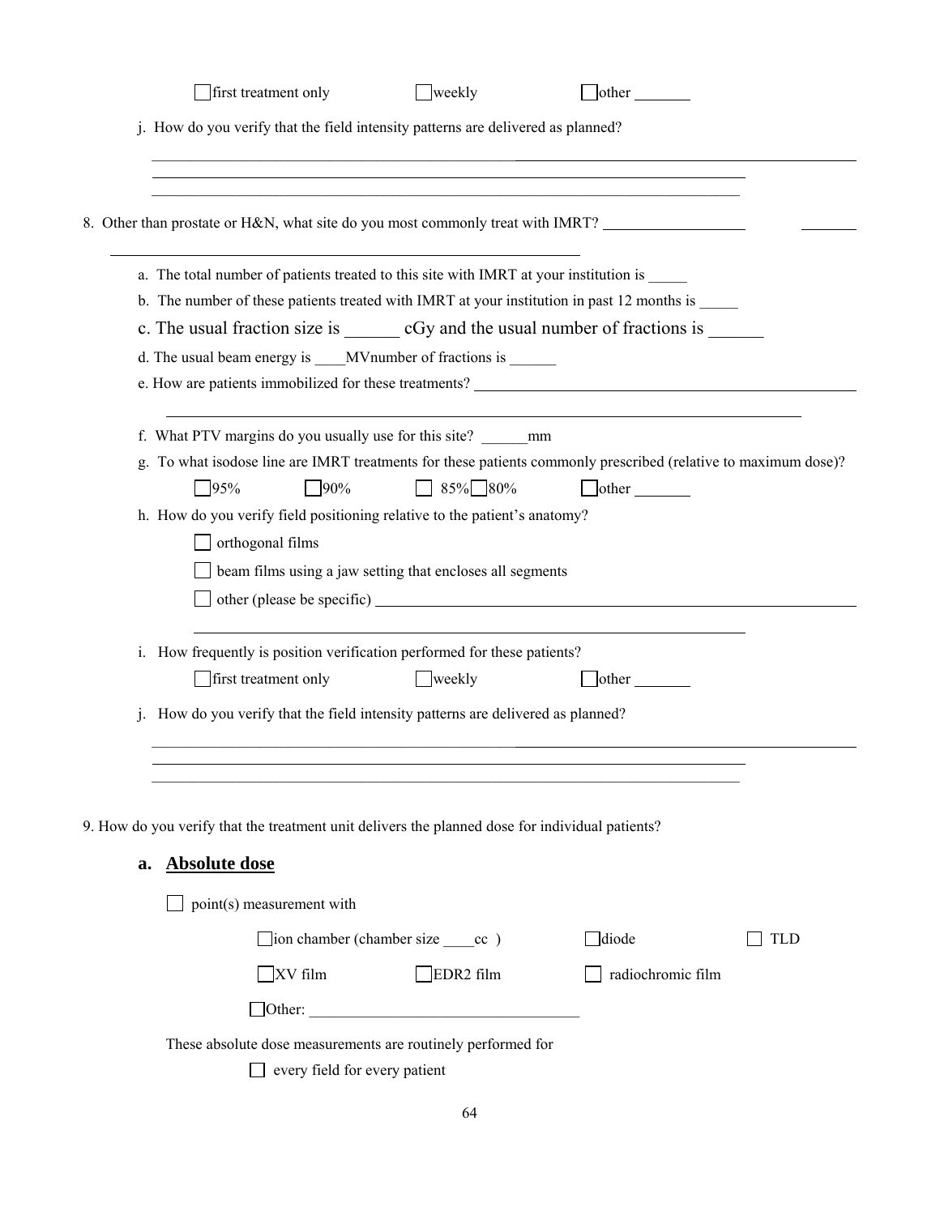☐ first treatment only ☐ weekly ☐ other _______

j. How do you verify that the field intensity patterns are delivered as planned?

_______________________________________________________________________________

_______________________________________________________________________________

_______________________________________________________________________________

8. Other than prostate or H&N, what site do you most commonly treat with IMRT? __________________ _______

_______________________________________________________________________________

a. The total number of patients treated to this site with IMRT at your institution is _____

b. The number of these patients treated with IMRT at your institution in past 12 months is _____

c. The usual fraction size is ______ cGy and the usual number of fractions is ______

d. The usual beam energy is ____MVnumber of fractions is ______

e. How are patients immobilized for these treatments? _______________________________________

_______________________________________________________________________________

f. What PTV margins do you usually use for this site? ______mm

g. To what isodose line are IMRT treatments for these patients commonly prescribed (relative to maximum dose)?

☐ 95% ☐ 90% ☐ 85% ☐ 80% ☐ other _______

h. How do you verify field positioning relative to the patient's anatomy?

☐ orthogonal films

☐ beam films using a jaw setting that encloses all segments

☐ other (please be specific) _______________________________________________________

_______________________________________________________________________________

i. How frequently is position verification performed for these patients?

☐ first treatment only ☐ weekly ☐ other _______

j. How do you verify that the field intensity patterns are delivered as planned?

_______________________________________________________________________________

_______________________________________________________________________________

_______________________________________________________________________________

9. How do you verify that the treatment unit delivers the planned dose for individual patients?

**a. Absolute dose**

☐ point(s) measurement with

☐ ion chamber (chamber size ____cc ) ☐ diode ☐ TLD

☐ XV film ☐ EDR2 film ☐ radiochromic film

☐ Other: __________________________________

These absolute dose measurements are routinely performed for

☐ every field for every patient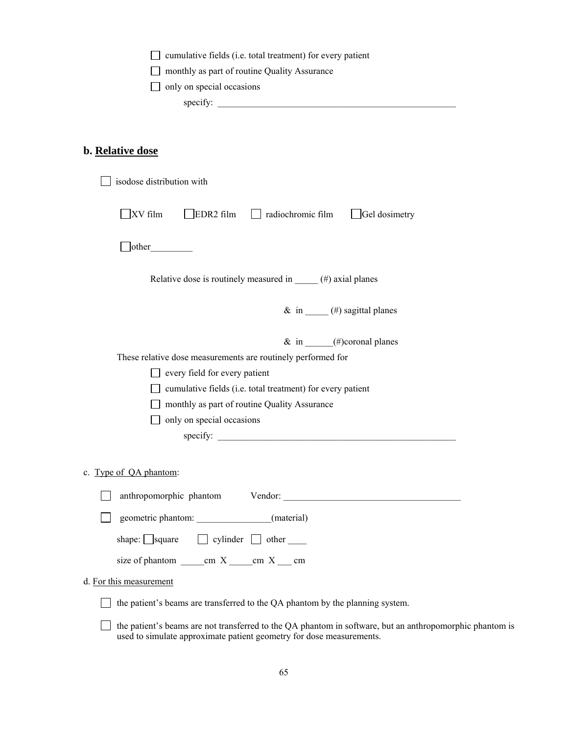- [ ] cumulative fields (i.e. total treatment) for every patient
- [ ] monthly as part of routine Quality Assurance
- [ ] only on special occasions

  specify: ____________________________________________________

## b. Relative dose

- [ ] isodose distribution with

  - [ ] XV film
  - [ ] EDR2 film
  - [ ] radiochromic film
  - [ ] Gel dosimetry
  - [ ] other_________

Relative dose is routinely measured in _____ (#) axial planes

& in _____ (#) sagittal planes

& in ______(#)coronal planes

These relative dose measurements are routinely performed for

- [ ] every field for every patient
- [ ] cumulative fields (i.e. total treatment) for every patient
- [ ] monthly as part of routine Quality Assurance
- [ ] only on special occasions

  specify: ____________________________________________________

c. Type of QA phantom:

- [ ] anthropomorphic phantom Vendor: ______________________________________
- [ ] geometric phantom: ________________(material)

shape: [ ] square [ ] cylinder [ ] other ____

size of phantom _____cm X _____cm X ___ cm

d. For this measurement

- [ ] the patient's beams are transferred to the QA phantom by the planning system.
- [ ] the patient's beams are not transferred to the QA phantom in software, but an anthropomorphic phantom is used to simulate approximate patient geometry for dose measurements.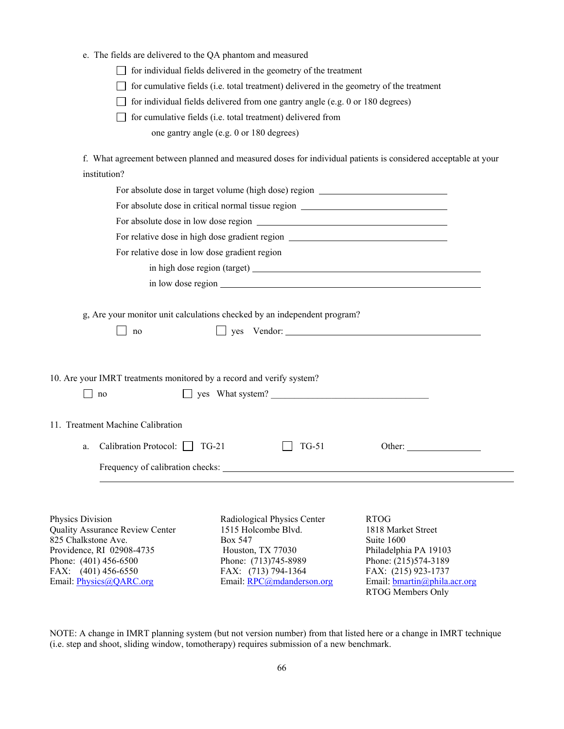e. The fields are delivered to the QA phantom and measured

- ☐ for individual fields delivered in the geometry of the treatment
- ☐ for cumulative fields (i.e. total treatment) delivered in the geometry of the treatment
- ☐ for individual fields delivered from one gantry angle (e.g. 0 or 180 degrees)
- ☐ for cumulative fields (i.e. total treatment) delivered from one gantry angle (e.g. 0 or 180 degrees)

f. What agreement between planned and measured doses for individual patients is considered acceptable at your institution?

For absolute dose in target volume (high dose) region ______________________

For absolute dose in critical normal tissue region ______________________

For absolute dose in low dose region ______________________

For relative dose in high dose gradient region ______________________

For relative dose in low dose gradient region

in high dose region (target) ______________________

in low dose region ______________________

g, Are your monitor unit calculations checked by an independent program?

☐ no ☐ yes Vendor: ______________________

10. Are your IMRT treatments monitored by a record and verify system?

☐ no ☐ yes What system? ______________________

11. Treatment Machine Calibration

a. Calibration Protocol: ☐ TG-21 ☐ TG-51 Other: ____________

Frequency of calibration checks: ______________________

______________________

Physics Division
Quality Assurance Review Center
825 Chalkstone Ave.
Providence, RI 02908-4735
Phone: (401) 456-6500
FAX: (401) 456-6550
Email: Physics@QARC.org

Radiological Physics Center
1515 Holcombe Blvd.
Box 547
Houston, TX 77030
Phone: (713)745-8989
FAX: (713) 794-1364
Email: RPC@mdanderson.org

RTOG
1818 Market Street
Suite 1600
Philadelphia PA 19103
Phone: (215)574-3189
FAX: (215) 923-1737
Email: bmartin@phila.acr.org
RTOG Members Only

NOTE: A change in IMRT planning system (but not version number) from that listed here or a change in IMRT technique (i.e. step and shoot, sliding window, tomotherapy) requires submission of a new benchmark.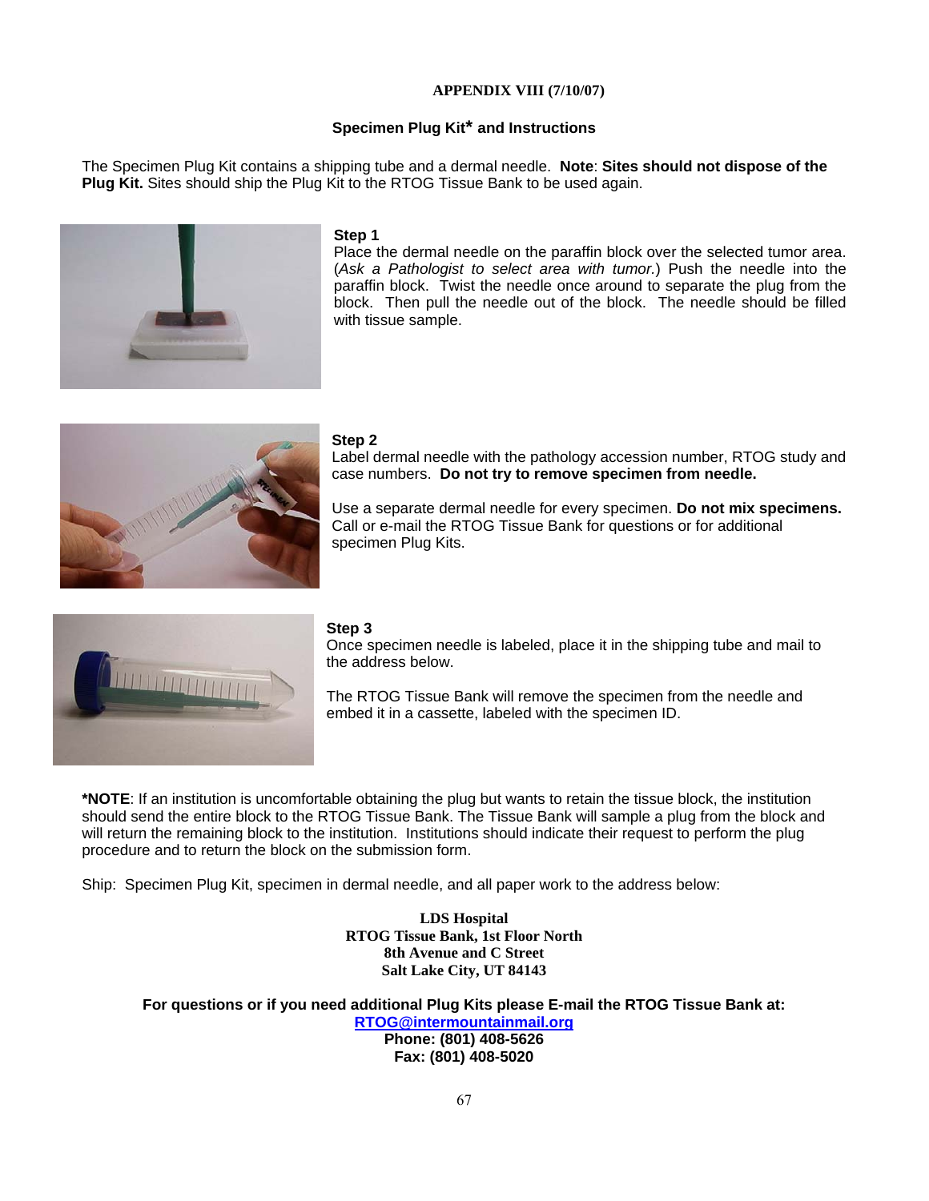## APPENDIX VIII (7/10/07)

### Specimen Plug Kit* and Instructions

The Specimen Plug Kit contains a shipping tube and a dermal needle. **Note**: **Sites should not dispose of the Plug Kit.** Sites should ship the Plug Kit to the RTOG Tissue Bank to be used again.

**Step 1**
Place the dermal needle on the paraffin block over the selected tumor area. (*Ask a Pathologist to select area with tumor.*) Push the needle into the paraffin block. Twist the needle once around to separate the plug from the block. Then pull the needle out of the block. The needle should be filled with tissue sample.

**Step 2**
Label dermal needle with the pathology accession number, RTOG study and case numbers. **Do not try to remove specimen from needle.**

Use a separate dermal needle for every specimen. **Do not mix specimens.** Call or e-mail the RTOG Tissue Bank for questions or for additional specimen Plug Kits.

**Step 3**
Once specimen needle is labeled, place it in the shipping tube and mail to the address below.

The RTOG Tissue Bank will remove the specimen from the needle and embed it in a cassette, labeled with the specimen ID.

***NOTE**: If an institution is uncomfortable obtaining the plug but wants to retain the tissue block, the institution should send the entire block to the RTOG Tissue Bank. The Tissue Bank will sample a plug from the block and will return the remaining block to the institution. Institutions should indicate their request to perform the plug procedure and to return the block on the submission form.

Ship: Specimen Plug Kit, specimen in dermal needle, and all paper work to the address below:

**LDS Hospital**
**RTOG Tissue Bank, 1st Floor North**
**8th Avenue and C Street**
**Salt Lake City, UT 84143**

**For questions or if you need additional Plug Kits please E-mail the RTOG Tissue Bank at:**
**RTOG@intermountainmail.org**
**Phone: (801) 408-5626**
**Fax: (801) 408-5020**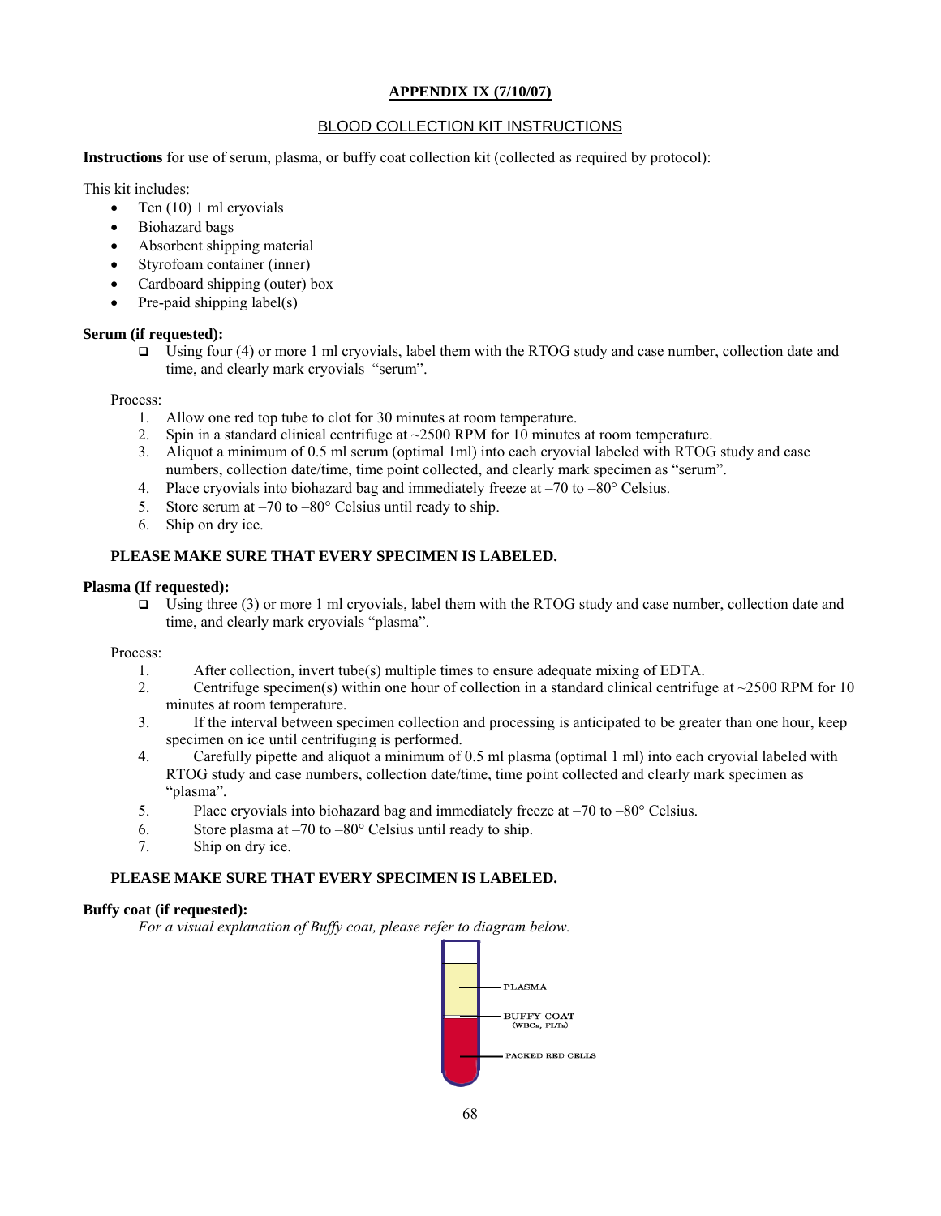## APPENDIX IX (7/10/07)

### BLOOD COLLECTION KIT INSTRUCTIONS

**Instructions** for use of serum, plasma, or buffy coat collection kit (collected as required by protocol):

This kit includes:

- Ten (10) 1 ml cryovials
- Biohazard bags
- Absorbent shipping material
- Styrofoam container (inner)
- Cardboard shipping (outer) box
- Pre-paid shipping label(s)

**Serum (if requested):**

- Using four (4) or more 1 ml cryovials, label them with the RTOG study and case number, collection date and time, and clearly mark cryovials "serum".

Process:

1. Allow one red top tube to clot for 30 minutes at room temperature.
2. Spin in a standard clinical centrifuge at ~2500 RPM for 10 minutes at room temperature.
3. Aliquot a minimum of 0.5 ml serum (optimal 1ml) into each cryovial labeled with RTOG study and case numbers, collection date/time, time point collected, and clearly mark specimen as "serum".
4. Place cryovials into biohazard bag and immediately freeze at –70 to –80° Celsius.
5. Store serum at –70 to –80° Celsius until ready to ship.
6. Ship on dry ice.

**PLEASE MAKE SURE THAT EVERY SPECIMEN IS LABELED.**

**Plasma (If requested):**

- Using three (3) or more 1 ml cryovials, label them with the RTOG study and case number, collection date and time, and clearly mark cryovials "plasma".

Process:

1. After collection, invert tube(s) multiple times to ensure adequate mixing of EDTA.
2. Centrifuge specimen(s) within one hour of collection in a standard clinical centrifuge at ~2500 RPM for 10 minutes at room temperature.
3. If the interval between specimen collection and processing is anticipated to be greater than one hour, keep specimen on ice until centrifuging is performed.
4. Carefully pipette and aliquot a minimum of 0.5 ml plasma (optimal 1 ml) into each cryovial labeled with RTOG study and case numbers, collection date/time, time point collected and clearly mark specimen as "plasma".
5. Place cryovials into biohazard bag and immediately freeze at –70 to –80° Celsius.
6. Store plasma at –70 to –80° Celsius until ready to ship.
7. Ship on dry ice.

**PLEASE MAKE SURE THAT EVERY SPECIMEN IS LABELED.**

**Buffy coat (if requested):**

*For a visual explanation of Buffy coat, please refer to diagram below.*

PLASMA

BUFFY COAT (WBCs, PLTs)

PACKED RED CELLS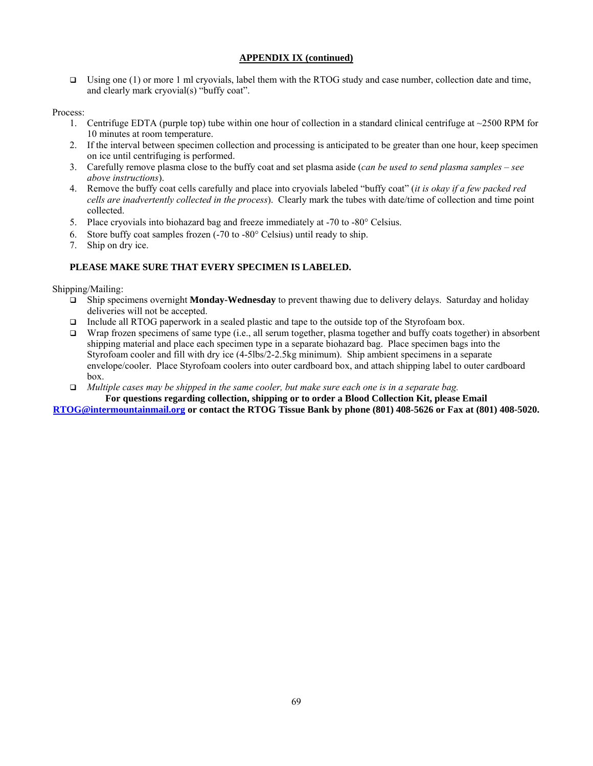**APPENDIX IX (continued)**

- Using one (1) or more 1 ml cryovials, label them with the RTOG study and case number, collection date and time, and clearly mark cryovial(s) "buffy coat".

Process:

1. Centrifuge EDTA (purple top) tube within one hour of collection in a standard clinical centrifuge at ~2500 RPM for 10 minutes at room temperature.
2. If the interval between specimen collection and processing is anticipated to be greater than one hour, keep specimen on ice until centrifuging is performed.
3. Carefully remove plasma close to the buffy coat and set plasma aside (*can be used to send plasma samples – see above instructions*).
4. Remove the buffy coat cells carefully and place into cryovials labeled "buffy coat" (*it is okay if a few packed red cells are inadvertently collected in the process*). Clearly mark the tubes with date/time of collection and time point collected.
5. Place cryovials into biohazard bag and freeze immediately at -70 to -80° Celsius.
6. Store buffy coat samples frozen (-70 to -80° Celsius) until ready to ship.
7. Ship on dry ice.

**PLEASE MAKE SURE THAT EVERY SPECIMEN IS LABELED.**

Shipping/Mailing:

- Ship specimens overnight **Monday-Wednesday** to prevent thawing due to delivery delays. Saturday and holiday deliveries will not be accepted.
- Include all RTOG paperwork in a sealed plastic and tape to the outside top of the Styrofoam box.
- Wrap frozen specimens of same type (i.e., all serum together, plasma together and buffy coats together) in absorbent shipping material and place each specimen type in a separate biohazard bag. Place specimen bags into the Styrofoam cooler and fill with dry ice (4-5lbs/2-2.5kg minimum). Ship ambient specimens in a separate envelope/cooler. Place Styrofoam coolers into outer cardboard box, and attach shipping label to outer cardboard box.
- *Multiple cases may be shipped in the same cooler, but make sure each one is in a separate bag.*

**For questions regarding collection, shipping or to order a Blood Collection Kit, please Email RTOG@intermountainmail.org or contact the RTOG Tissue Bank by phone (801) 408-5626 or Fax at (801) 408-5020.**